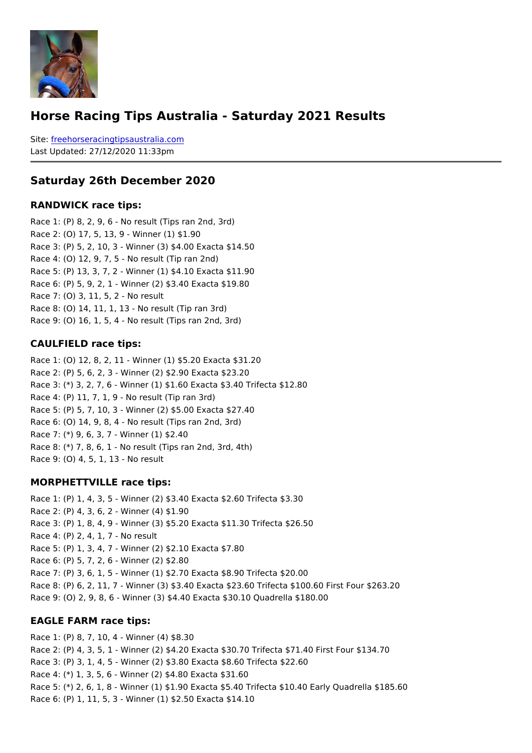# Horse Racing Tips Australia - Saturday 2021 Results

Site: freehorseracingtipsaustralia.com
Last Updated: 27/12/2020 11:33pm

## Saturday 26th December 2020

### RANDWICK race tips:

Race 1: (P) 8, 2, 9, 6 - No result (Tips ran 2nd, 3rd)
Race 2: (O) 17, 5, 13, 9 - Winner (1) $1.90
Race 3: (P) 5, 2, 10, 3 - Winner (3) $4.00 Exacta $14.50
Race 4: (O) 12, 9, 7, 5 - No result (Tip ran 2nd)
Race 5: (P) 13, 3, 7, 2 - Winner (1) $4.10 Exacta $11.90
Race 6: (P) 5, 9, 2, 1 - Winner (2) $3.40 Exacta $19.80
Race 7: (O) 3, 11, 5, 2 - No result
Race 8: (O) 14, 11, 1, 13 - No result (Tip ran 3rd)
Race 9: (O) 16, 1, 5, 4 - No result (Tips ran 2nd, 3rd)

### CAULFIELD race tips:

Race 1: (O) 12, 8, 2, 11 - Winner (1) $5.20 Exacta $31.20
Race 2: (P) 5, 6, 2, 3 - Winner (2) $2.90 Exacta $23.20
Race 3: (*) 3, 2, 7, 6 - Winner (1) $1.60 Exacta $3.40 Trifecta $12.80
Race 4: (P) 11, 7, 1, 9 - No result (Tip ran 3rd)
Race 5: (P) 5, 7, 10, 3 - Winner (2) $5.00 Exacta $27.40
Race 6: (O) 14, 9, 8, 4 - No result (Tips ran 2nd, 3rd)
Race 7: (*) 9, 6, 3, 7 - Winner (1) $2.40
Race 8: (*) 7, 8, 6, 1 - No result (Tips ran 2nd, 3rd, 4th)
Race 9: (O) 4, 5, 1, 13 - No result

### MORPHETTVILLE race tips:

Race 1: (P) 1, 4, 3, 5 - Winner (2) $3.40 Exacta $2.60 Trifecta $3.30
Race 2: (P) 4, 3, 6, 2 - Winner (4) $1.90
Race 3: (P) 1, 8, 4, 9 - Winner (3) $5.20 Exacta $11.30 Trifecta $26.50
Race 4: (P) 2, 4, 1, 7 - No result
Race 5: (P) 1, 3, 4, 7 - Winner (2) $2.10 Exacta $7.80
Race 6: (P) 5, 7, 2, 6 - Winner (2) $2.80
Race 7: (P) 3, 6, 1, 5 - Winner (1) $2.70 Exacta $8.90 Trifecta $20.00
Race 8: (P) 6, 2, 11, 7 - Winner (3) $3.40 Exacta $23.60 Trifecta $100.60 First Four $263.20
Race 9: (O) 2, 9, 8, 6 - Winner (3) $4.40 Exacta $30.10 Quadrella $180.00

### EAGLE FARM race tips:

Race 1: (P) 8, 7, 10, 4 - Winner (4) $8.30
Race 2: (P) 4, 3, 5, 1 - Winner (2) $4.20 Exacta $30.70 Trifecta $71.40 First Four $134.70
Race 3: (P) 3, 1, 4, 5 - Winner (2) $3.80 Exacta $8.60 Trifecta $22.60
Race 4: (*) 1, 3, 5, 6 - Winner (2) $4.80 Exacta $31.60
Race 5: (*) 2, 6, 1, 8 - Winner (1) $1.90 Exacta $5.40 Trifecta $10.40 Early Quadrella $185.60
Race 6: (P) 1, 11, 5, 3 - Winner (1) $2.50 Exacta $14.10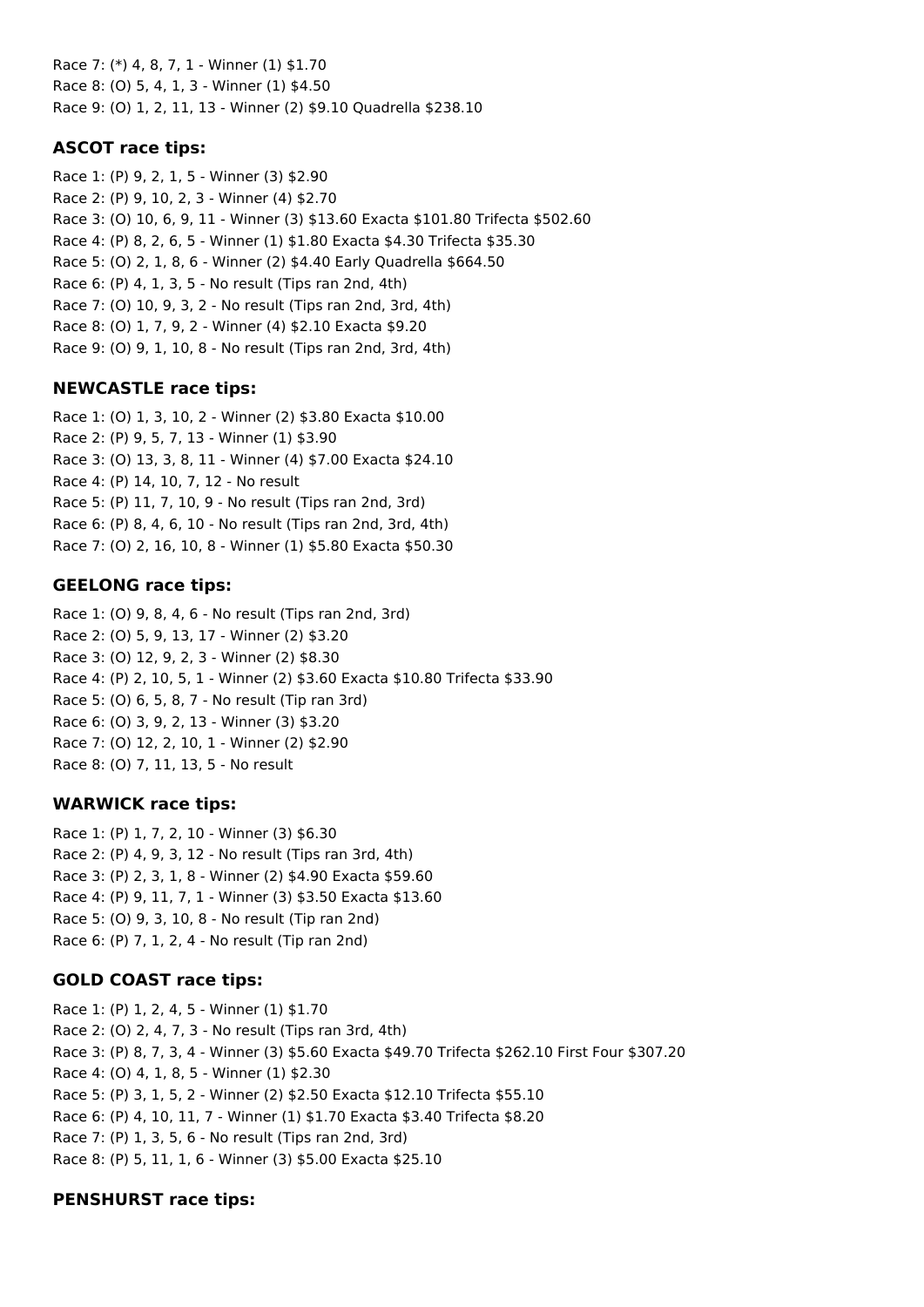Race 7: (*) 4, 8, 7, 1 - Winner (1) $1.70
Race 8: (O) 5, 4, 1, 3 - Winner (1) $4.50
Race 9: (O) 1, 2, 11, 13 - Winner (2) $9.10 Quadrella $238.10

### ASCOT race tips:

Race 1: (P) 9, 2, 1, 5 - Winner (3) $2.90
Race 2: (P) 9, 10, 2, 3 - Winner (4) $2.70
Race 3: (O) 10, 6, 9, 11 - Winner (3) $13.60 Exacta $101.80 Trifecta $502.60
Race 4: (P) 8, 2, 6, 5 - Winner (1) $1.80 Exacta $4.30 Trifecta $35.30
Race 5: (O) 2, 1, 8, 6 - Winner (2) $4.40 Early Quadrella $664.50
Race 6: (P) 4, 1, 3, 5 - No result (Tips ran 2nd, 4th)
Race 7: (O) 10, 9, 3, 2 - No result (Tips ran 2nd, 3rd, 4th)
Race 8: (O) 1, 7, 9, 2 - Winner (4) $2.10 Exacta $9.20
Race 9: (O) 9, 1, 10, 8 - No result (Tips ran 2nd, 3rd, 4th)

### NEWCASTLE race tips:

Race 1: (O) 1, 3, 10, 2 - Winner (2) $3.80 Exacta $10.00
Race 2: (P) 9, 5, 7, 13 - Winner (1) $3.90
Race 3: (O) 13, 3, 8, 11 - Winner (4) $7.00 Exacta $24.10
Race 4: (P) 14, 10, 7, 12 - No result
Race 5: (P) 11, 7, 10, 9 - No result (Tips ran 2nd, 3rd)
Race 6: (P) 8, 4, 6, 10 - No result (Tips ran 2nd, 3rd, 4th)
Race 7: (O) 2, 16, 10, 8 - Winner (1) $5.80 Exacta $50.30

### GEELONG race tips:

Race 1: (O) 9, 8, 4, 6 - No result (Tips ran 2nd, 3rd)
Race 2: (O) 5, 9, 13, 17 - Winner (2) $3.20
Race 3: (O) 12, 9, 2, 3 - Winner (2) $8.30
Race 4: (P) 2, 10, 5, 1 - Winner (2) $3.60 Exacta $10.80 Trifecta $33.90
Race 5: (O) 6, 5, 8, 7 - No result (Tip ran 3rd)
Race 6: (O) 3, 9, 2, 13 - Winner (3) $3.20
Race 7: (O) 12, 2, 10, 1 - Winner (2) $2.90
Race 8: (O) 7, 11, 13, 5 - No result

### WARWICK race tips:

Race 1: (P) 1, 7, 2, 10 - Winner (3) $6.30
Race 2: (P) 4, 9, 3, 12 - No result (Tips ran 3rd, 4th)
Race 3: (P) 2, 3, 1, 8 - Winner (2) $4.90 Exacta $59.60
Race 4: (P) 9, 11, 7, 1 - Winner (3) $3.50 Exacta $13.60
Race 5: (O) 9, 3, 10, 8 - No result (Tip ran 2nd)
Race 6: (P) 7, 1, 2, 4 - No result (Tip ran 2nd)

### GOLD COAST race tips:

Race 1: (P) 1, 2, 4, 5 - Winner (1) $1.70
Race 2: (O) 2, 4, 7, 3 - No result (Tips ran 3rd, 4th)
Race 3: (P) 8, 7, 3, 4 - Winner (3) $5.60 Exacta $49.70 Trifecta $262.10 First Four $307.20
Race 4: (O) 4, 1, 8, 5 - Winner (1) $2.30
Race 5: (P) 3, 1, 5, 2 - Winner (2) $2.50 Exacta $12.10 Trifecta $55.10
Race 6: (P) 4, 10, 11, 7 - Winner (1) $1.70 Exacta $3.40 Trifecta $8.20
Race 7: (P) 1, 3, 5, 6 - No result (Tips ran 2nd, 3rd)
Race 8: (P) 5, 11, 1, 6 - Winner (3) $5.00 Exacta $25.10

### PENSHURST race tips: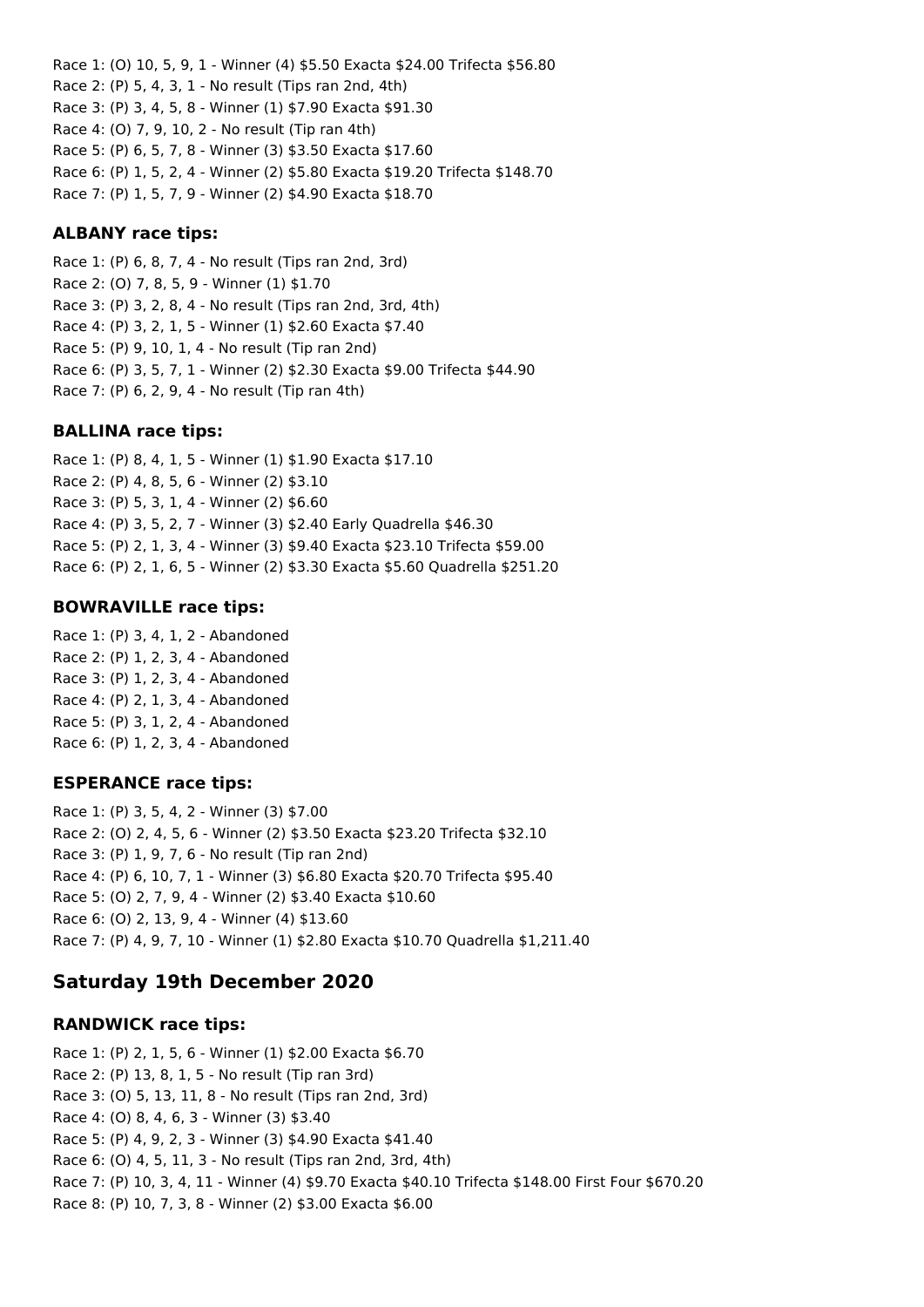Race 1: (O) 10, 5, 9, 1 - Winner (4) $5.50 Exacta $24.00 Trifecta $56.80
Race 2: (P) 5, 4, 3, 1 - No result (Tips ran 2nd, 4th)
Race 3: (P) 3, 4, 5, 8 - Winner (1) $7.90 Exacta $91.30
Race 4: (O) 7, 9, 10, 2 - No result (Tip ran 4th)
Race 5: (P) 6, 5, 7, 8 - Winner (3) $3.50 Exacta $17.60
Race 6: (P) 1, 5, 2, 4 - Winner (2) $5.80 Exacta $19.20 Trifecta $148.70
Race 7: (P) 1, 5, 7, 9 - Winner (2) $4.90 Exacta $18.70

### ALBANY race tips:

Race 1: (P) 6, 8, 7, 4 - No result (Tips ran 2nd, 3rd)
Race 2: (O) 7, 8, 5, 9 - Winner (1) $1.70
Race 3: (P) 3, 2, 8, 4 - No result (Tips ran 2nd, 3rd, 4th)
Race 4: (P) 3, 2, 1, 5 - Winner (1) $2.60 Exacta $7.40
Race 5: (P) 9, 10, 1, 4 - No result (Tip ran 2nd)
Race 6: (P) 3, 5, 7, 1 - Winner (2) $2.30 Exacta $9.00 Trifecta $44.90
Race 7: (P) 6, 2, 9, 4 - No result (Tip ran 4th)

### BALLINA race tips:

Race 1: (P) 8, 4, 1, 5 - Winner (1) $1.90 Exacta $17.10
Race 2: (P) 4, 8, 5, 6 - Winner (2) $3.10
Race 3: (P) 5, 3, 1, 4 - Winner (2) $6.60
Race 4: (P) 3, 5, 2, 7 - Winner (3) $2.40 Early Quadrella $46.30
Race 5: (P) 2, 1, 3, 4 - Winner (3) $9.40 Exacta $23.10 Trifecta $59.00
Race 6: (P) 2, 1, 6, 5 - Winner (2) $3.30 Exacta $5.60 Quadrella $251.20

### BOWRAVILLE race tips:

Race 1: (P) 3, 4, 1, 2 - Abandoned
Race 2: (P) 1, 2, 3, 4 - Abandoned
Race 3: (P) 1, 2, 3, 4 - Abandoned
Race 4: (P) 2, 1, 3, 4 - Abandoned
Race 5: (P) 3, 1, 2, 4 - Abandoned
Race 6: (P) 1, 2, 3, 4 - Abandoned

### ESPERANCE race tips:

Race 1: (P) 3, 5, 4, 2 - Winner (3) $7.00
Race 2: (O) 2, 4, 5, 6 - Winner (2) $3.50 Exacta $23.20 Trifecta $32.10
Race 3: (P) 1, 9, 7, 6 - No result (Tip ran 2nd)
Race 4: (P) 6, 10, 7, 1 - Winner (3) $6.80 Exacta $20.70 Trifecta $95.40
Race 5: (O) 2, 7, 9, 4 - Winner (2) $3.40 Exacta $10.60
Race 6: (O) 2, 13, 9, 4 - Winner (4) $13.60
Race 7: (P) 4, 9, 7, 10 - Winner (1) $2.80 Exacta $10.70 Quadrella $1,211.40

## Saturday 19th December 2020

### RANDWICK race tips:

Race 1: (P) 2, 1, 5, 6 - Winner (1) $2.00 Exacta $6.70
Race 2: (P) 13, 8, 1, 5 - No result (Tip ran 3rd)
Race 3: (O) 5, 13, 11, 8 - No result (Tips ran 2nd, 3rd)
Race 4: (O) 8, 4, 6, 3 - Winner (3) $3.40
Race 5: (P) 4, 9, 2, 3 - Winner (3) $4.90 Exacta $41.40
Race 6: (O) 4, 5, 11, 3 - No result (Tips ran 2nd, 3rd, 4th)
Race 7: (P) 10, 3, 4, 11 - Winner (4) $9.70 Exacta $40.10 Trifecta $148.00 First Four $670.20
Race 8: (P) 10, 7, 3, 8 - Winner (2) $3.00 Exacta $6.00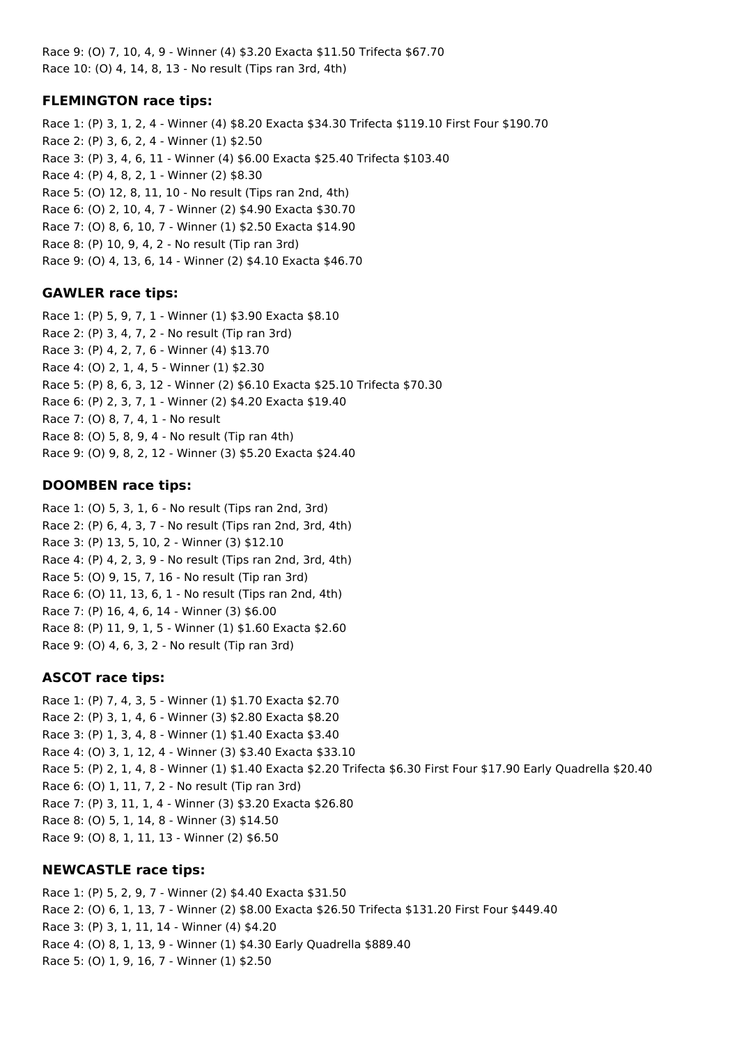Race 9: (O) 7, 10, 4, 9 - Winner (4) $3.20 Exacta $11.50 Trifecta $67.70
Race 10: (O) 4, 14, 8, 13 - No result (Tips ran 3rd, 4th)

### FLEMINGTON race tips:

Race 1: (P) 3, 1, 2, 4 - Winner (4) $8.20 Exacta $34.30 Trifecta $119.10 First Four $190.70
Race 2: (P) 3, 6, 2, 4 - Winner (1) $2.50
Race 3: (P) 3, 4, 6, 11 - Winner (4) $6.00 Exacta $25.40 Trifecta $103.40
Race 4: (P) 4, 8, 2, 1 - Winner (2) $8.30
Race 5: (O) 12, 8, 11, 10 - No result (Tips ran 2nd, 4th)
Race 6: (O) 2, 10, 4, 7 - Winner (2) $4.90 Exacta $30.70
Race 7: (O) 8, 6, 10, 7 - Winner (1) $2.50 Exacta $14.90
Race 8: (P) 10, 9, 4, 2 - No result (Tip ran 3rd)
Race 9: (O) 4, 13, 6, 14 - Winner (2) $4.10 Exacta $46.70

### GAWLER race tips:

Race 1: (P) 5, 9, 7, 1 - Winner (1) $3.90 Exacta $8.10
Race 2: (P) 3, 4, 7, 2 - No result (Tip ran 3rd)
Race 3: (P) 4, 2, 7, 6 - Winner (4) $13.70
Race 4: (O) 2, 1, 4, 5 - Winner (1) $2.30
Race 5: (P) 8, 6, 3, 12 - Winner (2) $6.10 Exacta $25.10 Trifecta $70.30
Race 6: (P) 2, 3, 7, 1 - Winner (2) $4.20 Exacta $19.40
Race 7: (O) 8, 7, 4, 1 - No result
Race 8: (O) 5, 8, 9, 4 - No result (Tip ran 4th)
Race 9: (O) 9, 8, 2, 12 - Winner (3) $5.20 Exacta $24.40

### DOOMBEN race tips:

Race 1: (O) 5, 3, 1, 6 - No result (Tips ran 2nd, 3rd)
Race 2: (P) 6, 4, 3, 7 - No result (Tips ran 2nd, 3rd, 4th)
Race 3: (P) 13, 5, 10, 2 - Winner (3) $12.10
Race 4: (P) 4, 2, 3, 9 - No result (Tips ran 2nd, 3rd, 4th)
Race 5: (O) 9, 15, 7, 16 - No result (Tip ran 3rd)
Race 6: (O) 11, 13, 6, 1 - No result (Tips ran 2nd, 4th)
Race 7: (P) 16, 4, 6, 14 - Winner (3) $6.00
Race 8: (P) 11, 9, 1, 5 - Winner (1) $1.60 Exacta $2.60
Race 9: (O) 4, 6, 3, 2 - No result (Tip ran 3rd)

### ASCOT race tips:

Race 1: (P) 7, 4, 3, 5 - Winner (1) $1.70 Exacta $2.70
Race 2: (P) 3, 1, 4, 6 - Winner (3) $2.80 Exacta $8.20
Race 3: (P) 1, 3, 4, 8 - Winner (1) $1.40 Exacta $3.40
Race 4: (O) 3, 1, 12, 4 - Winner (3) $3.40 Exacta $33.10
Race 5: (P) 2, 1, 4, 8 - Winner (1) $1.40 Exacta $2.20 Trifecta $6.30 First Four $17.90 Early Quadrella $20.40
Race 6: (O) 1, 11, 7, 2 - No result (Tip ran 3rd)
Race 7: (P) 3, 11, 1, 4 - Winner (3) $3.20 Exacta $26.80
Race 8: (O) 5, 1, 14, 8 - Winner (3) $14.50
Race 9: (O) 8, 1, 11, 13 - Winner (2) $6.50

### NEWCASTLE race tips:

Race 1: (P) 5, 2, 9, 7 - Winner (2) $4.40 Exacta $31.50
Race 2: (O) 6, 1, 13, 7 - Winner (2) $8.00 Exacta $26.50 Trifecta $131.20 First Four $449.40
Race 3: (P) 3, 1, 11, 14 - Winner (4) $4.20
Race 4: (O) 8, 1, 13, 9 - Winner (1) $4.30 Early Quadrella $889.40
Race 5: (O) 1, 9, 16, 7 - Winner (1) $2.50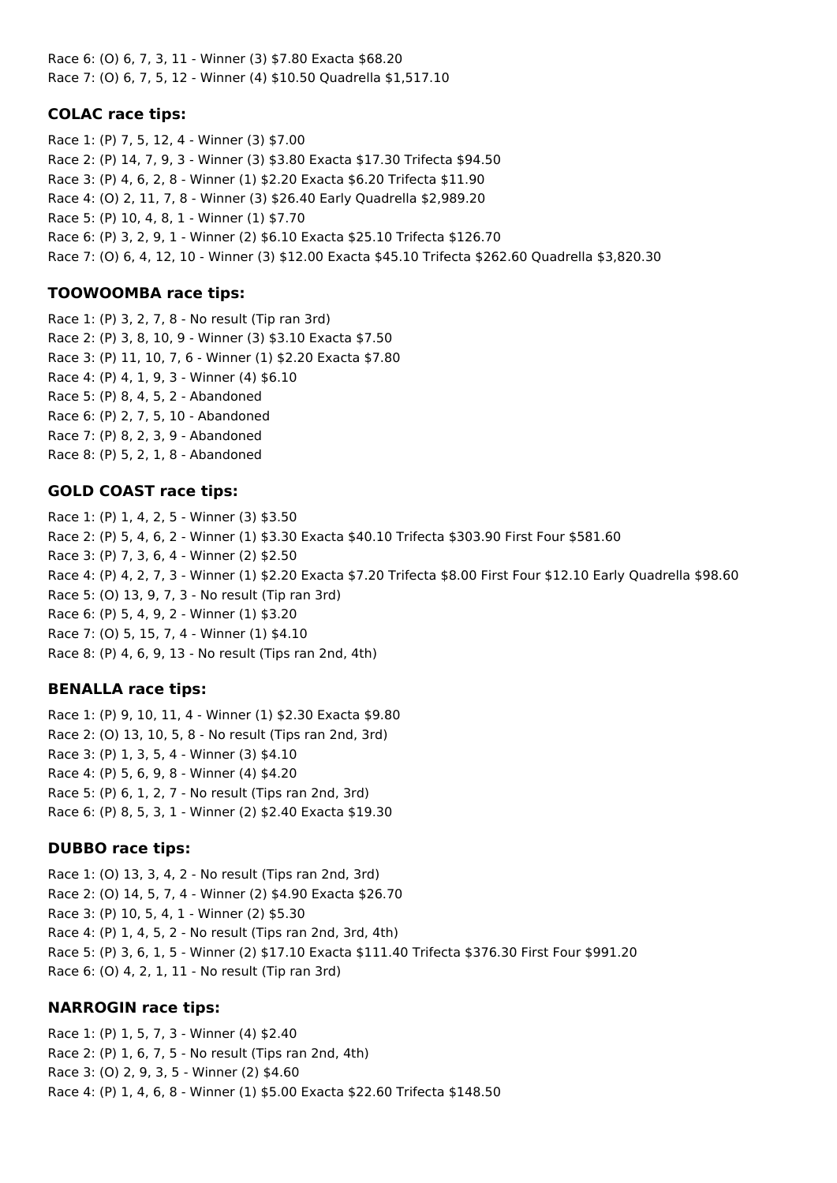Race 6: (O) 6, 7, 3, 11 - Winner (3) $7.80 Exacta $68.20
Race 7: (O) 6, 7, 5, 12 - Winner (4) $10.50 Quadrella $1,517.10

### COLAC race tips:

Race 1: (P) 7, 5, 12, 4 - Winner (3) $7.00
Race 2: (P) 14, 7, 9, 3 - Winner (3) $3.80 Exacta $17.30 Trifecta $94.50
Race 3: (P) 4, 6, 2, 8 - Winner (1) $2.20 Exacta $6.20 Trifecta $11.90
Race 4: (O) 2, 11, 7, 8 - Winner (3) $26.40 Early Quadrella $2,989.20
Race 5: (P) 10, 4, 8, 1 - Winner (1) $7.70
Race 6: (P) 3, 2, 9, 1 - Winner (2) $6.10 Exacta $25.10 Trifecta $126.70
Race 7: (O) 6, 4, 12, 10 - Winner (3) $12.00 Exacta $45.10 Trifecta $262.60 Quadrella $3,820.30

### TOOWOOMBA race tips:

Race 1: (P) 3, 2, 7, 8 - No result (Tip ran 3rd)
Race 2: (P) 3, 8, 10, 9 - Winner (3) $3.10 Exacta $7.50
Race 3: (P) 11, 10, 7, 6 - Winner (1) $2.20 Exacta $7.80
Race 4: (P) 4, 1, 9, 3 - Winner (4) $6.10
Race 5: (P) 8, 4, 5, 2 - Abandoned
Race 6: (P) 2, 7, 5, 10 - Abandoned
Race 7: (P) 8, 2, 3, 9 - Abandoned
Race 8: (P) 5, 2, 1, 8 - Abandoned

### GOLD COAST race tips:

Race 1: (P) 1, 4, 2, 5 - Winner (3) $3.50
Race 2: (P) 5, 4, 6, 2 - Winner (1) $3.30 Exacta $40.10 Trifecta $303.90 First Four $581.60
Race 3: (P) 7, 3, 6, 4 - Winner (2) $2.50
Race 4: (P) 4, 2, 7, 3 - Winner (1) $2.20 Exacta $7.20 Trifecta $8.00 First Four $12.10 Early Quadrella $98.60
Race 5: (O) 13, 9, 7, 3 - No result (Tip ran 3rd)
Race 6: (P) 5, 4, 9, 2 - Winner (1) $3.20
Race 7: (O) 5, 15, 7, 4 - Winner (1) $4.10
Race 8: (P) 4, 6, 9, 13 - No result (Tips ran 2nd, 4th)

### BENALLA race tips:

Race 1: (P) 9, 10, 11, 4 - Winner (1) $2.30 Exacta $9.80
Race 2: (O) 13, 10, 5, 8 - No result (Tips ran 2nd, 3rd)
Race 3: (P) 1, 3, 5, 4 - Winner (3) $4.10
Race 4: (P) 5, 6, 9, 8 - Winner (4) $4.20
Race 5: (P) 6, 1, 2, 7 - No result (Tips ran 2nd, 3rd)
Race 6: (P) 8, 5, 3, 1 - Winner (2) $2.40 Exacta $19.30

### DUBBO race tips:

Race 1: (O) 13, 3, 4, 2 - No result (Tips ran 2nd, 3rd)
Race 2: (O) 14, 5, 7, 4 - Winner (2) $4.90 Exacta $26.70
Race 3: (P) 10, 5, 4, 1 - Winner (2) $5.30
Race 4: (P) 1, 4, 5, 2 - No result (Tips ran 2nd, 3rd, 4th)
Race 5: (P) 3, 6, 1, 5 - Winner (2) $17.10 Exacta $111.40 Trifecta $376.30 First Four $991.20
Race 6: (O) 4, 2, 1, 11 - No result (Tip ran 3rd)

### NARROGIN race tips:

Race 1: (P) 1, 5, 7, 3 - Winner (4) $2.40
Race 2: (P) 1, 6, 7, 5 - No result (Tips ran 2nd, 4th)
Race 3: (O) 2, 9, 3, 5 - Winner (2) $4.60
Race 4: (P) 1, 4, 6, 8 - Winner (1) $5.00 Exacta $22.60 Trifecta $148.50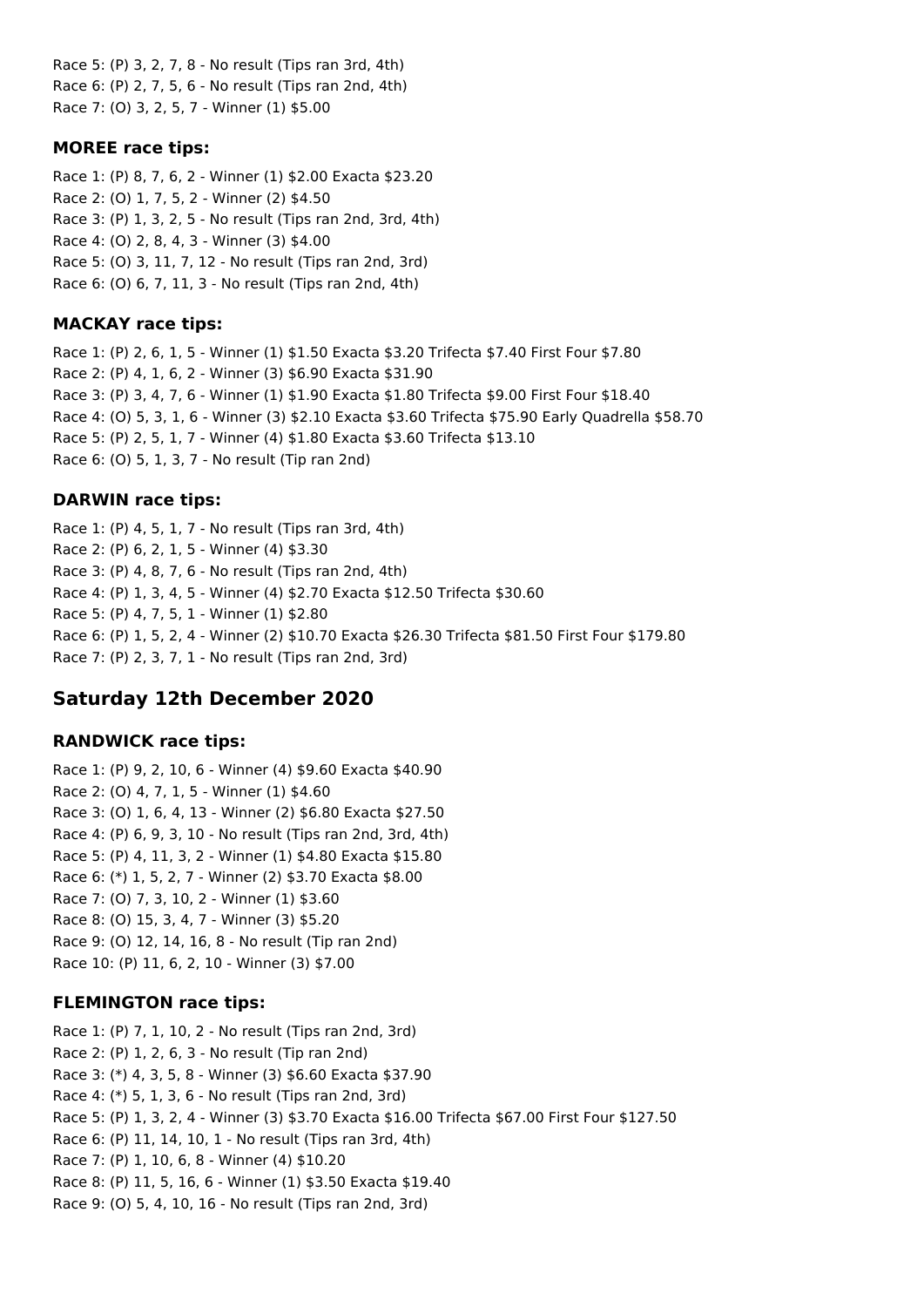Race 5: (P) 3, 2, 7, 8 - No result (Tips ran 3rd, 4th)
Race 6: (P) 2, 7, 5, 6 - No result (Tips ran 2nd, 4th)
Race 7: (O) 3, 2, 5, 7 - Winner (1) $5.00

### MOREE race tips:

Race 1: (P) 8, 7, 6, 2 - Winner (1) $2.00 Exacta $23.20
Race 2: (O) 1, 7, 5, 2 - Winner (2) $4.50
Race 3: (P) 1, 3, 2, 5 - No result (Tips ran 2nd, 3rd, 4th)
Race 4: (O) 2, 8, 4, 3 - Winner (3) $4.00
Race 5: (O) 3, 11, 7, 12 - No result (Tips ran 2nd, 3rd)
Race 6: (O) 6, 7, 11, 3 - No result (Tips ran 2nd, 4th)

### MACKAY race tips:

Race 1: (P) 2, 6, 1, 5 - Winner (1) $1.50 Exacta $3.20 Trifecta $7.40 First Four $7.80
Race 2: (P) 4, 1, 6, 2 - Winner (3) $6.90 Exacta $31.90
Race 3: (P) 3, 4, 7, 6 - Winner (1) $1.90 Exacta $1.80 Trifecta $9.00 First Four $18.40
Race 4: (O) 5, 3, 1, 6 - Winner (3) $2.10 Exacta $3.60 Trifecta $75.90 Early Quadrella $58.70
Race 5: (P) 2, 5, 1, 7 - Winner (4) $1.80 Exacta $3.60 Trifecta $13.10
Race 6: (O) 5, 1, 3, 7 - No result (Tip ran 2nd)

### DARWIN race tips:

Race 1: (P) 4, 5, 1, 7 - No result (Tips ran 3rd, 4th)
Race 2: (P) 6, 2, 1, 5 - Winner (4) $3.30
Race 3: (P) 4, 8, 7, 6 - No result (Tips ran 2nd, 4th)
Race 4: (P) 1, 3, 4, 5 - Winner (4) $2.70 Exacta $12.50 Trifecta $30.60
Race 5: (P) 4, 7, 5, 1 - Winner (1) $2.80
Race 6: (P) 1, 5, 2, 4 - Winner (2) $10.70 Exacta $26.30 Trifecta $81.50 First Four $179.80
Race 7: (P) 2, 3, 7, 1 - No result (Tips ran 2nd, 3rd)

## Saturday 12th December 2020

### RANDWICK race tips:

Race 1: (P) 9, 2, 10, 6 - Winner (4) $9.60 Exacta $40.90
Race 2: (O) 4, 7, 1, 5 - Winner (1) $4.60
Race 3: (O) 1, 6, 4, 13 - Winner (2) $6.80 Exacta $27.50
Race 4: (P) 6, 9, 3, 10 - No result (Tips ran 2nd, 3rd, 4th)
Race 5: (P) 4, 11, 3, 2 - Winner (1) $4.80 Exacta $15.80
Race 6: (*) 1, 5, 2, 7 - Winner (2) $3.70 Exacta $8.00
Race 7: (O) 7, 3, 10, 2 - Winner (1) $3.60
Race 8: (O) 15, 3, 4, 7 - Winner (3) $5.20
Race 9: (O) 12, 14, 16, 8 - No result (Tip ran 2nd)
Race 10: (P) 11, 6, 2, 10 - Winner (3) $7.00

### FLEMINGTON race tips:

Race 1: (P) 7, 1, 10, 2 - No result (Tips ran 2nd, 3rd)
Race 2: (P) 1, 2, 6, 3 - No result (Tip ran 2nd)
Race 3: (*) 4, 3, 5, 8 - Winner (3) $6.60 Exacta $37.90
Race 4: (*) 5, 1, 3, 6 - No result (Tips ran 2nd, 3rd)
Race 5: (P) 1, 3, 2, 4 - Winner (3) $3.70 Exacta $16.00 Trifecta $67.00 First Four $127.50
Race 6: (P) 11, 14, 10, 1 - No result (Tips ran 3rd, 4th)
Race 7: (P) 1, 10, 6, 8 - Winner (4) $10.20
Race 8: (P) 11, 5, 16, 6 - Winner (1) $3.50 Exacta $19.40
Race 9: (O) 5, 4, 10, 16 - No result (Tips ran 2nd, 3rd)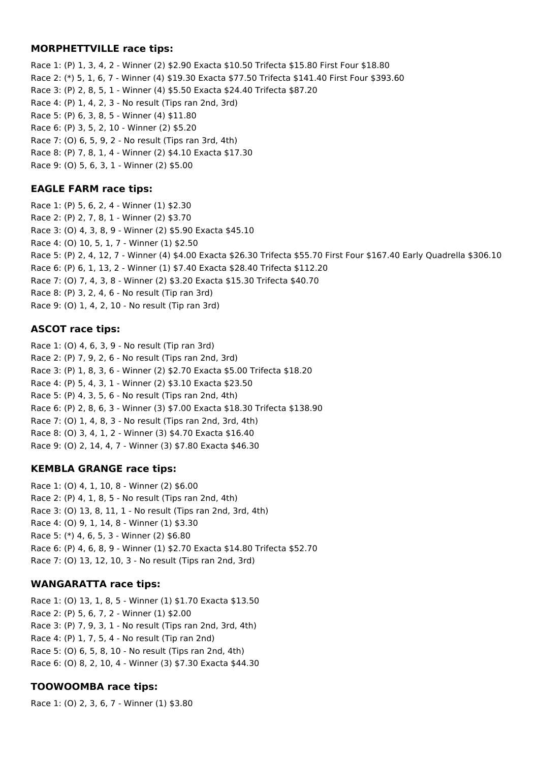#### MORPHETTVILLE race tips:

Race 1: (P) 1, 3, 4, 2 - Winner (2) $2.90 Exacta $10.50 Trifecta $15.80 First Four $18.80
Race 2: (*) 5, 1, 6, 7 - Winner (4) $19.30 Exacta $77.50 Trifecta $141.40 First Four $393.60
Race 3: (P) 2, 8, 5, 1 - Winner (4) $5.50 Exacta $24.40 Trifecta $87.20
Race 4: (P) 1, 4, 2, 3 - No result (Tips ran 2nd, 3rd)
Race 5: (P) 6, 3, 8, 5 - Winner (4) $11.80
Race 6: (P) 3, 5, 2, 10 - Winner (2) $5.20
Race 7: (O) 6, 5, 9, 2 - No result (Tips ran 3rd, 4th)
Race 8: (P) 7, 8, 1, 4 - Winner (2) $4.10 Exacta $17.30
Race 9: (O) 5, 6, 3, 1 - Winner (2) $5.00

#### EAGLE FARM race tips:

Race 1: (P) 5, 6, 2, 4 - Winner (1) $2.30
Race 2: (P) 2, 7, 8, 1 - Winner (2) $3.70
Race 3: (O) 4, 3, 8, 9 - Winner (2) $5.90 Exacta $45.10
Race 4: (O) 10, 5, 1, 7 - Winner (1) $2.50
Race 5: (P) 2, 4, 12, 7 - Winner (4) $4.00 Exacta $26.30 Trifecta $55.70 First Four $167.40 Early Quadrella $306.10
Race 6: (P) 6, 1, 13, 2 - Winner (1) $7.40 Exacta $28.40 Trifecta $112.20
Race 7: (O) 7, 4, 3, 8 - Winner (2) $3.20 Exacta $15.30 Trifecta $40.70
Race 8: (P) 3, 2, 4, 6 - No result (Tip ran 3rd)
Race 9: (O) 1, 4, 2, 10 - No result (Tip ran 3rd)

#### ASCOT race tips:

Race 1: (O) 4, 6, 3, 9 - No result (Tip ran 3rd)
Race 2: (P) 7, 9, 2, 6 - No result (Tips ran 2nd, 3rd)
Race 3: (P) 1, 8, 3, 6 - Winner (2) $2.70 Exacta $5.00 Trifecta $18.20
Race 4: (P) 5, 4, 3, 1 - Winner (2) $3.10 Exacta $23.50
Race 5: (P) 4, 3, 5, 6 - No result (Tips ran 2nd, 4th)
Race 6: (P) 2, 8, 6, 3 - Winner (3) $7.00 Exacta $18.30 Trifecta $138.90
Race 7: (O) 1, 4, 8, 3 - No result (Tips ran 2nd, 3rd, 4th)
Race 8: (O) 3, 4, 1, 2 - Winner (3) $4.70 Exacta $16.40
Race 9: (O) 2, 14, 4, 7 - Winner (3) $7.80 Exacta $46.30

#### KEMBLA GRANGE race tips:

Race 1: (O) 4, 1, 10, 8 - Winner (2) $6.00
Race 2: (P) 4, 1, 8, 5 - No result (Tips ran 2nd, 4th)
Race 3: (O) 13, 8, 11, 1 - No result (Tips ran 2nd, 3rd, 4th)
Race 4: (O) 9, 1, 14, 8 - Winner (1) $3.30
Race 5: (*) 4, 6, 5, 3 - Winner (2) $6.80
Race 6: (P) 4, 6, 8, 9 - Winner (1) $2.70 Exacta $14.80 Trifecta $52.70
Race 7: (O) 13, 12, 10, 3 - No result (Tips ran 2nd, 3rd)

#### WANGARATTA race tips:

Race 1: (O) 13, 1, 8, 5 - Winner (1) $1.70 Exacta $13.50
Race 2: (P) 5, 6, 7, 2 - Winner (1) $2.00
Race 3: (P) 7, 9, 3, 1 - No result (Tips ran 2nd, 3rd, 4th)
Race 4: (P) 1, 7, 5, 4 - No result (Tip ran 2nd)
Race 5: (O) 6, 5, 8, 10 - No result (Tips ran 2nd, 4th)
Race 6: (O) 8, 2, 10, 4 - Winner (3) $7.30 Exacta $44.30

#### TOOWOOMBA race tips:

Race 1: (O) 2, 3, 6, 7 - Winner (1) $3.80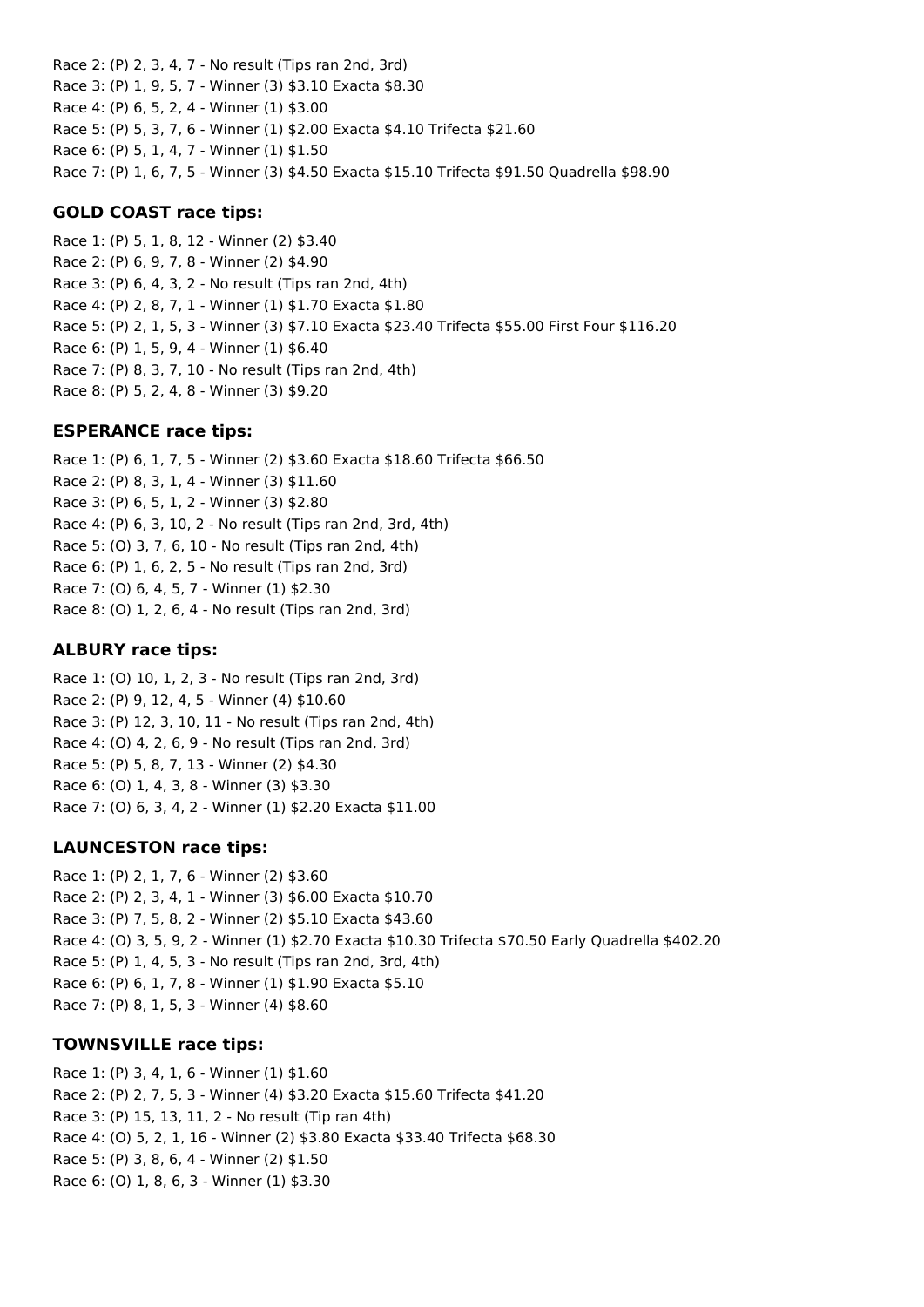Race 2: (P) 2, 3, 4, 7 - No result (Tips ran 2nd, 3rd)
Race 3: (P) 1, 9, 5, 7 - Winner (3) $3.10 Exacta $8.30
Race 4: (P) 6, 5, 2, 4 - Winner (1) $3.00
Race 5: (P) 5, 3, 7, 6 - Winner (1) $2.00 Exacta $4.10 Trifecta $21.60
Race 6: (P) 5, 1, 4, 7 - Winner (1) $1.50
Race 7: (P) 1, 6, 7, 5 - Winner (3) $4.50 Exacta $15.10 Trifecta $91.50 Quadrella $98.90

### GOLD COAST race tips:

Race 1: (P) 5, 1, 8, 12 - Winner (2) $3.40
Race 2: (P) 6, 9, 7, 8 - Winner (2) $4.90
Race 3: (P) 6, 4, 3, 2 - No result (Tips ran 2nd, 4th)
Race 4: (P) 2, 8, 7, 1 - Winner (1) $1.70 Exacta $1.80
Race 5: (P) 2, 1, 5, 3 - Winner (3) $7.10 Exacta $23.40 Trifecta $55.00 First Four $116.20
Race 6: (P) 1, 5, 9, 4 - Winner (1) $6.40
Race 7: (P) 8, 3, 7, 10 - No result (Tips ran 2nd, 4th)
Race 8: (P) 5, 2, 4, 8 - Winner (3) $9.20

### ESPERANCE race tips:

Race 1: (P) 6, 1, 7, 5 - Winner (2) $3.60 Exacta $18.60 Trifecta $66.50
Race 2: (P) 8, 3, 1, 4 - Winner (3) $11.60
Race 3: (P) 6, 5, 1, 2 - Winner (3) $2.80
Race 4: (P) 6, 3, 10, 2 - No result (Tips ran 2nd, 3rd, 4th)
Race 5: (O) 3, 7, 6, 10 - No result (Tips ran 2nd, 4th)
Race 6: (P) 1, 6, 2, 5 - No result (Tips ran 2nd, 3rd)
Race 7: (O) 6, 4, 5, 7 - Winner (1) $2.30
Race 8: (O) 1, 2, 6, 4 - No result (Tips ran 2nd, 3rd)

### ALBURY race tips:

Race 1: (O) 10, 1, 2, 3 - No result (Tips ran 2nd, 3rd)
Race 2: (P) 9, 12, 4, 5 - Winner (4) $10.60
Race 3: (P) 12, 3, 10, 11 - No result (Tips ran 2nd, 4th)
Race 4: (O) 4, 2, 6, 9 - No result (Tips ran 2nd, 3rd)
Race 5: (P) 5, 8, 7, 13 - Winner (2) $4.30
Race 6: (O) 1, 4, 3, 8 - Winner (3) $3.30
Race 7: (O) 6, 3, 4, 2 - Winner (1) $2.20 Exacta $11.00

### LAUNCESTON race tips:

Race 1: (P) 2, 1, 7, 6 - Winner (2) $3.60
Race 2: (P) 2, 3, 4, 1 - Winner (3) $6.00 Exacta $10.70
Race 3: (P) 7, 5, 8, 2 - Winner (2) $5.10 Exacta $43.60
Race 4: (O) 3, 5, 9, 2 - Winner (1) $2.70 Exacta $10.30 Trifecta $70.50 Early Quadrella $402.20
Race 5: (P) 1, 4, 5, 3 - No result (Tips ran 2nd, 3rd, 4th)
Race 6: (P) 6, 1, 7, 8 - Winner (1) $1.90 Exacta $5.10
Race 7: (P) 8, 1, 5, 3 - Winner (4) $8.60

### TOWNSVILLE race tips:

Race 1: (P) 3, 4, 1, 6 - Winner (1) $1.60
Race 2: (P) 2, 7, 5, 3 - Winner (4) $3.20 Exacta $15.60 Trifecta $41.20
Race 3: (P) 15, 13, 11, 2 - No result (Tip ran 4th)
Race 4: (O) 5, 2, 1, 16 - Winner (2) $3.80 Exacta $33.40 Trifecta $68.30
Race 5: (P) 3, 8, 6, 4 - Winner (2) $1.50
Race 6: (O) 1, 8, 6, 3 - Winner (1) $3.30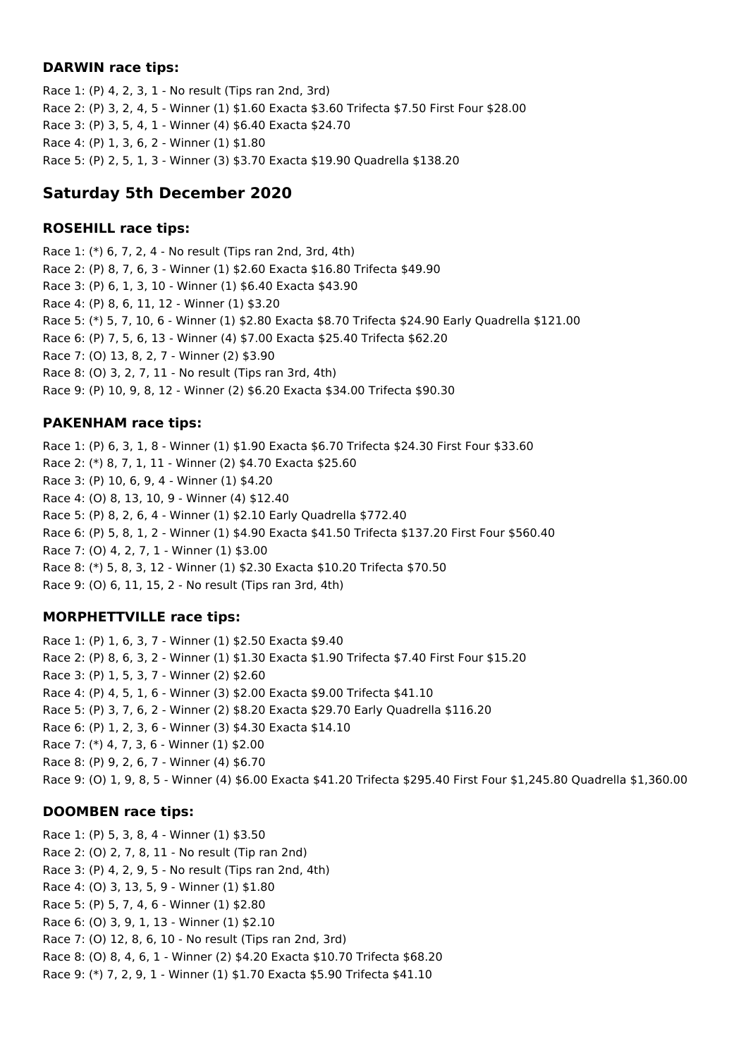### DARWIN race tips:

Race 1: (P) 4, 2, 3, 1 - No result (Tips ran 2nd, 3rd)
Race 2: (P) 3, 2, 4, 5 - Winner (1) $1.60 Exacta $3.60 Trifecta $7.50 First Four $28.00
Race 3: (P) 3, 5, 4, 1 - Winner (4) $6.40 Exacta $24.70
Race 4: (P) 1, 3, 6, 2 - Winner (1) $1.80
Race 5: (P) 2, 5, 1, 3 - Winner (3) $3.70 Exacta $19.90 Quadrella $138.20

## Saturday 5th December 2020

### ROSEHILL race tips:

Race 1: (*) 6, 7, 2, 4 - No result (Tips ran 2nd, 3rd, 4th)
Race 2: (P) 8, 7, 6, 3 - Winner (1) $2.60 Exacta $16.80 Trifecta $49.90
Race 3: (P) 6, 1, 3, 10 - Winner (1) $6.40 Exacta $43.90
Race 4: (P) 8, 6, 11, 12 - Winner (1) $3.20
Race 5: (*) 5, 7, 10, 6 - Winner (1) $2.80 Exacta $8.70 Trifecta $24.90 Early Quadrella $121.00
Race 6: (P) 7, 5, 6, 13 - Winner (4) $7.00 Exacta $25.40 Trifecta $62.20
Race 7: (O) 13, 8, 2, 7 - Winner (2) $3.90
Race 8: (O) 3, 2, 7, 11 - No result (Tips ran 3rd, 4th)
Race 9: (P) 10, 9, 8, 12 - Winner (2) $6.20 Exacta $34.00 Trifecta $90.30

### PAKENHAM race tips:

Race 1: (P) 6, 3, 1, 8 - Winner (1) $1.90 Exacta $6.70 Trifecta $24.30 First Four $33.60
Race 2: (*) 8, 7, 1, 11 - Winner (2) $4.70 Exacta $25.60
Race 3: (P) 10, 6, 9, 4 - Winner (1) $4.20
Race 4: (O) 8, 13, 10, 9 - Winner (4) $12.40
Race 5: (P) 8, 2, 6, 4 - Winner (1) $2.10 Early Quadrella $772.40
Race 6: (P) 5, 8, 1, 2 - Winner (1) $4.90 Exacta $41.50 Trifecta $137.20 First Four $560.40
Race 7: (O) 4, 2, 7, 1 - Winner (1) $3.00
Race 8: (*) 5, 8, 3, 12 - Winner (1) $2.30 Exacta $10.20 Trifecta $70.50
Race 9: (O) 6, 11, 15, 2 - No result (Tips ran 3rd, 4th)

### MORPHETTVILLE race tips:

Race 1: (P) 1, 6, 3, 7 - Winner (1) $2.50 Exacta $9.40
Race 2: (P) 8, 6, 3, 2 - Winner (1) $1.30 Exacta $1.90 Trifecta $7.40 First Four $15.20
Race 3: (P) 1, 5, 3, 7 - Winner (2) $2.60
Race 4: (P) 4, 5, 1, 6 - Winner (3) $2.00 Exacta $9.00 Trifecta $41.10
Race 5: (P) 3, 7, 6, 2 - Winner (2) $8.20 Exacta $29.70 Early Quadrella $116.20
Race 6: (P) 1, 2, 3, 6 - Winner (3) $4.30 Exacta $14.10
Race 7: (*) 4, 7, 3, 6 - Winner (1) $2.00
Race 8: (P) 9, 2, 6, 7 - Winner (4) $6.70
Race 9: (O) 1, 9, 8, 5 - Winner (4) $6.00 Exacta $41.20 Trifecta $295.40 First Four $1,245.80 Quadrella $1,360.00

### DOOMBEN race tips:

Race 1: (P) 5, 3, 8, 4 - Winner (1) $3.50
Race 2: (O) 2, 7, 8, 11 - No result (Tip ran 2nd)
Race 3: (P) 4, 2, 9, 5 - No result (Tips ran 2nd, 4th)
Race 4: (O) 3, 13, 5, 9 - Winner (1) $1.80
Race 5: (P) 5, 7, 4, 6 - Winner (1) $2.80
Race 6: (O) 3, 9, 1, 13 - Winner (1) $2.10
Race 7: (O) 12, 8, 6, 10 - No result (Tips ran 2nd, 3rd)
Race 8: (O) 8, 4, 6, 1 - Winner (2) $4.20 Exacta $10.70 Trifecta $68.20
Race 9: (*) 7, 2, 9, 1 - Winner (1) $1.70 Exacta $5.90 Trifecta $41.10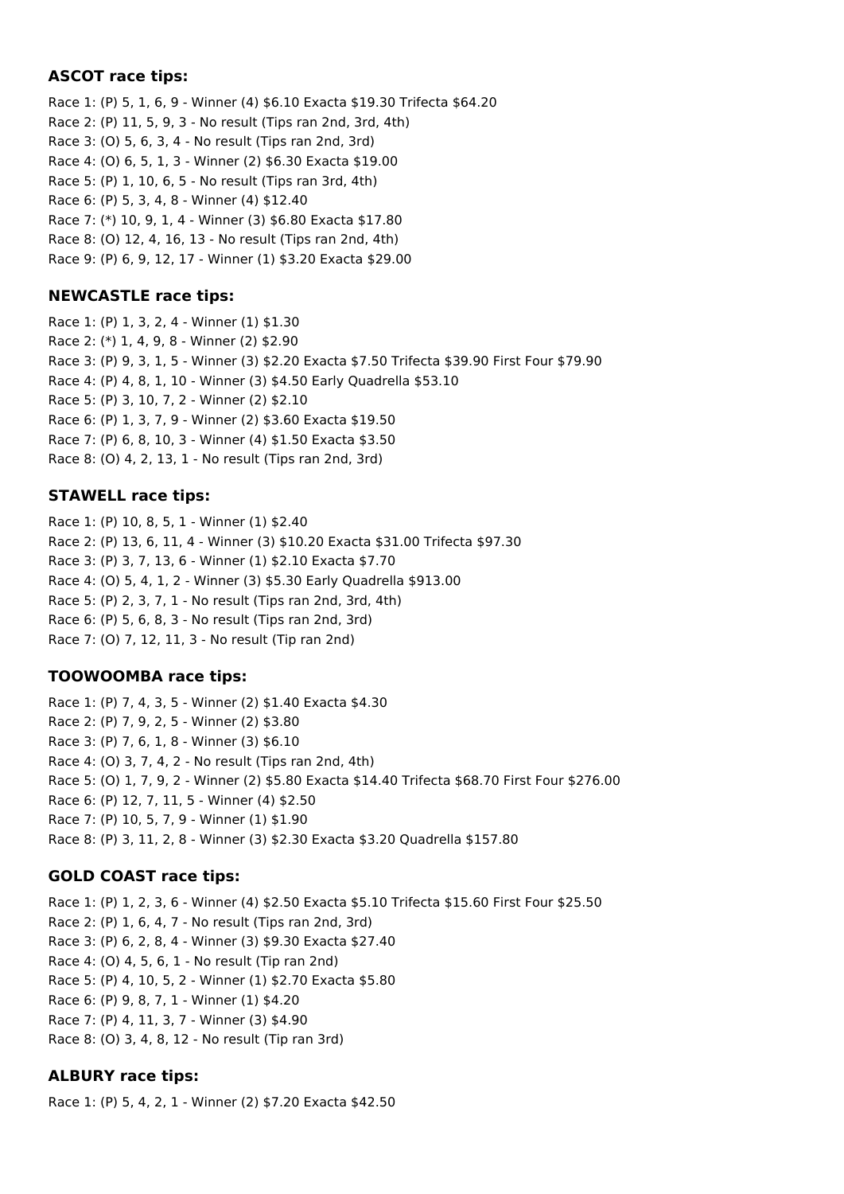### ASCOT race tips:

Race 1: (P) 5, 1, 6, 9 - Winner (4) $6.10 Exacta $19.30 Trifecta $64.20
Race 2: (P) 11, 5, 9, 3 - No result (Tips ran 2nd, 3rd, 4th)
Race 3: (O) 5, 6, 3, 4 - No result (Tips ran 2nd, 3rd)
Race 4: (O) 6, 5, 1, 3 - Winner (2) $6.30 Exacta $19.00
Race 5: (P) 1, 10, 6, 5 - No result (Tips ran 3rd, 4th)
Race 6: (P) 5, 3, 4, 8 - Winner (4) $12.40
Race 7: (*) 10, 9, 1, 4 - Winner (3) $6.80 Exacta $17.80
Race 8: (O) 12, 4, 16, 13 - No result (Tips ran 2nd, 4th)
Race 9: (P) 6, 9, 12, 17 - Winner (1) $3.20 Exacta $29.00

### NEWCASTLE race tips:

Race 1: (P) 1, 3, 2, 4 - Winner (1) $1.30
Race 2: (*) 1, 4, 9, 8 - Winner (2) $2.90
Race 3: (P) 9, 3, 1, 5 - Winner (3) $2.20 Exacta $7.50 Trifecta $39.90 First Four $79.90
Race 4: (P) 4, 8, 1, 10 - Winner (3) $4.50 Early Quadrella $53.10
Race 5: (P) 3, 10, 7, 2 - Winner (2) $2.10
Race 6: (P) 1, 3, 7, 9 - Winner (2) $3.60 Exacta $19.50
Race 7: (P) 6, 8, 10, 3 - Winner (4) $1.50 Exacta $3.50
Race 8: (O) 4, 2, 13, 1 - No result (Tips ran 2nd, 3rd)

### STAWELL race tips:

Race 1: (P) 10, 8, 5, 1 - Winner (1) $2.40
Race 2: (P) 13, 6, 11, 4 - Winner (3) $10.20 Exacta $31.00 Trifecta $97.30
Race 3: (P) 3, 7, 13, 6 - Winner (1) $2.10 Exacta $7.70
Race 4: (O) 5, 4, 1, 2 - Winner (3) $5.30 Early Quadrella $913.00
Race 5: (P) 2, 3, 7, 1 - No result (Tips ran 2nd, 3rd, 4th)
Race 6: (P) 5, 6, 8, 3 - No result (Tips ran 2nd, 3rd)
Race 7: (O) 7, 12, 11, 3 - No result (Tip ran 2nd)

### TOOWOOMBA race tips:

Race 1: (P) 7, 4, 3, 5 - Winner (2) $1.40 Exacta $4.30
Race 2: (P) 7, 9, 2, 5 - Winner (2) $3.80
Race 3: (P) 7, 6, 1, 8 - Winner (3) $6.10
Race 4: (O) 3, 7, 4, 2 - No result (Tips ran 2nd, 4th)
Race 5: (O) 1, 7, 9, 2 - Winner (2) $5.80 Exacta $14.40 Trifecta $68.70 First Four $276.00
Race 6: (P) 12, 7, 11, 5 - Winner (4) $2.50
Race 7: (P) 10, 5, 7, 9 - Winner (1) $1.90
Race 8: (P) 3, 11, 2, 8 - Winner (3) $2.30 Exacta $3.20 Quadrella $157.80

### GOLD COAST race tips:

Race 1: (P) 1, 2, 3, 6 - Winner (4) $2.50 Exacta $5.10 Trifecta $15.60 First Four $25.50
Race 2: (P) 1, 6, 4, 7 - No result (Tips ran 2nd, 3rd)
Race 3: (P) 6, 2, 8, 4 - Winner (3) $9.30 Exacta $27.40
Race 4: (O) 4, 5, 6, 1 - No result (Tip ran 2nd)
Race 5: (P) 4, 10, 5, 2 - Winner (1) $2.70 Exacta $5.80
Race 6: (P) 9, 8, 7, 1 - Winner (1) $4.20
Race 7: (P) 4, 11, 3, 7 - Winner (3) $4.90
Race 8: (O) 3, 4, 8, 12 - No result (Tip ran 3rd)

### ALBURY race tips:

Race 1: (P) 5, 4, 2, 1 - Winner (2) $7.20 Exacta $42.50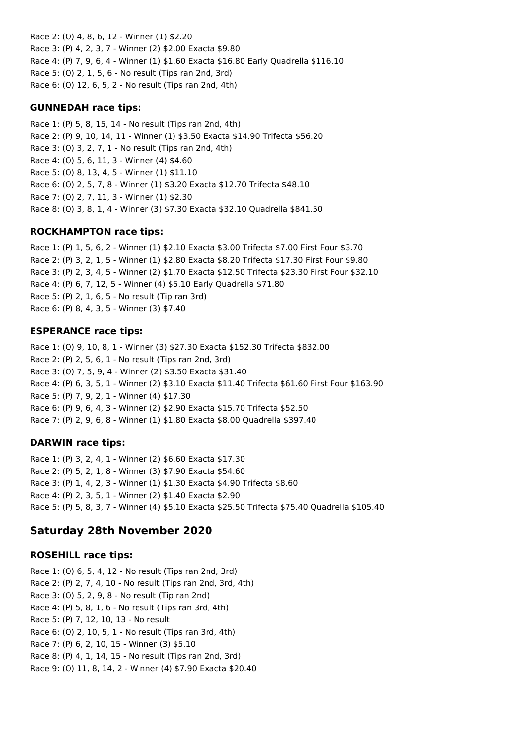Race 2: (O) 4, 8, 6, 12 - Winner (1) $2.20
Race 3: (P) 4, 2, 3, 7 - Winner (2) $2.00 Exacta $9.80
Race 4: (P) 7, 9, 6, 4 - Winner (1) $1.60 Exacta $16.80 Early Quadrella $116.10
Race 5: (O) 2, 1, 5, 6 - No result (Tips ran 2nd, 3rd)
Race 6: (O) 12, 6, 5, 2 - No result (Tips ran 2nd, 4th)

### GUNNEDAH race tips:

Race 1: (P) 5, 8, 15, 14 - No result (Tips ran 2nd, 4th)
Race 2: (P) 9, 10, 14, 11 - Winner (1) $3.50 Exacta $14.90 Trifecta $56.20
Race 3: (O) 3, 2, 7, 1 - No result (Tips ran 2nd, 4th)
Race 4: (O) 5, 6, 11, 3 - Winner (4) $4.60
Race 5: (O) 8, 13, 4, 5 - Winner (1) $11.10
Race 6: (O) 2, 5, 7, 8 - Winner (1) $3.20 Exacta $12.70 Trifecta $48.10
Race 7: (O) 2, 7, 11, 3 - Winner (1) $2.30
Race 8: (O) 3, 8, 1, 4 - Winner (3) $7.30 Exacta $32.10 Quadrella $841.50

### ROCKHAMPTON race tips:

Race 1: (P) 1, 5, 6, 2 - Winner (1) $2.10 Exacta $3.00 Trifecta $7.00 First Four $3.70
Race 2: (P) 3, 2, 1, 5 - Winner (1) $2.80 Exacta $8.20 Trifecta $17.30 First Four $9.80
Race 3: (P) 2, 3, 4, 5 - Winner (2) $1.70 Exacta $12.50 Trifecta $23.30 First Four $32.10
Race 4: (P) 6, 7, 12, 5 - Winner (4) $5.10 Early Quadrella $71.80
Race 5: (P) 2, 1, 6, 5 - No result (Tip ran 3rd)
Race 6: (P) 8, 4, 3, 5 - Winner (3) $7.40

### ESPERANCE race tips:

Race 1: (O) 9, 10, 8, 1 - Winner (3) $27.30 Exacta $152.30 Trifecta $832.00
Race 2: (P) 2, 5, 6, 1 - No result (Tips ran 2nd, 3rd)
Race 3: (O) 7, 5, 9, 4 - Winner (2) $3.50 Exacta $31.40
Race 4: (P) 6, 3, 5, 1 - Winner (2) $3.10 Exacta $11.40 Trifecta $61.60 First Four $163.90
Race 5: (P) 7, 9, 2, 1 - Winner (4) $17.30
Race 6: (P) 9, 6, 4, 3 - Winner (2) $2.90 Exacta $15.70 Trifecta $52.50
Race 7: (P) 2, 9, 6, 8 - Winner (1) $1.80 Exacta $8.00 Quadrella $397.40

### DARWIN race tips:

Race 1: (P) 3, 2, 4, 1 - Winner (2) $6.60 Exacta $17.30
Race 2: (P) 5, 2, 1, 8 - Winner (3) $7.90 Exacta $54.60
Race 3: (P) 1, 4, 2, 3 - Winner (1) $1.30 Exacta $4.90 Trifecta $8.60
Race 4: (P) 2, 3, 5, 1 - Winner (2) $1.40 Exacta $2.90
Race 5: (P) 5, 8, 3, 7 - Winner (4) $5.10 Exacta $25.50 Trifecta $75.40 Quadrella $105.40

## Saturday 28th November 2020

### ROSEHILL race tips:

Race 1: (O) 6, 5, 4, 12 - No result (Tips ran 2nd, 3rd)
Race 2: (P) 2, 7, 4, 10 - No result (Tips ran 2nd, 3rd, 4th)
Race 3: (O) 5, 2, 9, 8 - No result (Tip ran 2nd)
Race 4: (P) 5, 8, 1, 6 - No result (Tips ran 3rd, 4th)
Race 5: (P) 7, 12, 10, 13 - No result
Race 6: (O) 2, 10, 5, 1 - No result (Tips ran 3rd, 4th)
Race 7: (P) 6, 2, 10, 15 - Winner (3) $5.10
Race 8: (P) 4, 1, 14, 15 - No result (Tips ran 2nd, 3rd)
Race 9: (O) 11, 8, 14, 2 - Winner (4) $7.90 Exacta $20.40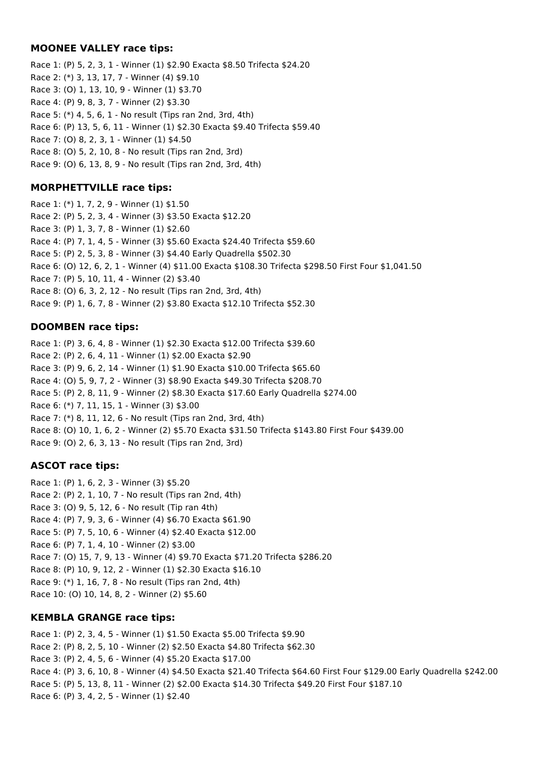### MOONEE VALLEY race tips:

Race 1: (P) 5, 2, 3, 1 - Winner (1) $2.90 Exacta $8.50 Trifecta $24.20
Race 2: (*) 3, 13, 17, 7 - Winner (4) $9.10
Race 3: (O) 1, 13, 10, 9 - Winner (1) $3.70
Race 4: (P) 9, 8, 3, 7 - Winner (2) $3.30
Race 5: (*) 4, 5, 6, 1 - No result (Tips ran 2nd, 3rd, 4th)
Race 6: (P) 13, 5, 6, 11 - Winner (1) $2.30 Exacta $9.40 Trifecta $59.40
Race 7: (O) 8, 2, 3, 1 - Winner (1) $4.50
Race 8: (O) 5, 2, 10, 8 - No result (Tips ran 2nd, 3rd)
Race 9: (O) 6, 13, 8, 9 - No result (Tips ran 2nd, 3rd, 4th)

### MORPHETTVILLE race tips:

Race 1: (*) 1, 7, 2, 9 - Winner (1) $1.50
Race 2: (P) 5, 2, 3, 4 - Winner (3) $3.50 Exacta $12.20
Race 3: (P) 1, 3, 7, 8 - Winner (1) $2.60
Race 4: (P) 7, 1, 4, 5 - Winner (3) $5.60 Exacta $24.40 Trifecta $59.60
Race 5: (P) 2, 5, 3, 8 - Winner (3) $4.40 Early Quadrella $502.30
Race 6: (O) 12, 6, 2, 1 - Winner (4) $11.00 Exacta $108.30 Trifecta $298.50 First Four $1,041.50
Race 7: (P) 5, 10, 11, 4 - Winner (2) $3.40
Race 8: (O) 6, 3, 2, 12 - No result (Tips ran 2nd, 3rd, 4th)
Race 9: (P) 1, 6, 7, 8 - Winner (2) $3.80 Exacta $12.10 Trifecta $52.30

### DOOMBEN race tips:

Race 1: (P) 3, 6, 4, 8 - Winner (1) $2.30 Exacta $12.00 Trifecta $39.60
Race 2: (P) 2, 6, 4, 11 - Winner (1) $2.00 Exacta $2.90
Race 3: (P) 9, 6, 2, 14 - Winner (1) $1.90 Exacta $10.00 Trifecta $65.60
Race 4: (O) 5, 9, 7, 2 - Winner (3) $8.90 Exacta $49.30 Trifecta $208.70
Race 5: (P) 2, 8, 11, 9 - Winner (2) $8.30 Exacta $17.60 Early Quadrella $274.00
Race 6: (*) 7, 11, 15, 1 - Winner (3) $3.00
Race 7: (*) 8, 11, 12, 6 - No result (Tips ran 2nd, 3rd, 4th)
Race 8: (O) 10, 1, 6, 2 - Winner (2) $5.70 Exacta $31.50 Trifecta $143.80 First Four $439.00
Race 9: (O) 2, 6, 3, 13 - No result (Tips ran 2nd, 3rd)

### ASCOT race tips:

Race 1: (P) 1, 6, 2, 3 - Winner (3) $5.20
Race 2: (P) 2, 1, 10, 7 - No result (Tips ran 2nd, 4th)
Race 3: (O) 9, 5, 12, 6 - No result (Tip ran 4th)
Race 4: (P) 7, 9, 3, 6 - Winner (4) $6.70 Exacta $61.90
Race 5: (P) 7, 5, 10, 6 - Winner (4) $2.40 Exacta $12.00
Race 6: (P) 7, 1, 4, 10 - Winner (2) $3.00
Race 7: (O) 15, 7, 9, 13 - Winner (4) $9.70 Exacta $71.20 Trifecta $286.20
Race 8: (P) 10, 9, 12, 2 - Winner (1) $2.30 Exacta $16.10
Race 9: (*) 1, 16, 7, 8 - No result (Tips ran 2nd, 4th)
Race 10: (O) 10, 14, 8, 2 - Winner (2) $5.60

### KEMBLA GRANGE race tips:

Race 1: (P) 2, 3, 4, 5 - Winner (1) $1.50 Exacta $5.00 Trifecta $9.90
Race 2: (P) 8, 2, 5, 10 - Winner (2) $2.50 Exacta $4.80 Trifecta $62.30
Race 3: (P) 2, 4, 5, 6 - Winner (4) $5.20 Exacta $17.00
Race 4: (P) 3, 6, 10, 8 - Winner (4) $4.50 Exacta $21.40 Trifecta $64.60 First Four $129.00 Early Quadrella $242.00
Race 5: (P) 5, 13, 8, 11 - Winner (2) $2.00 Exacta $14.30 Trifecta $49.20 First Four $187.10
Race 6: (P) 3, 4, 2, 5 - Winner (1) $2.40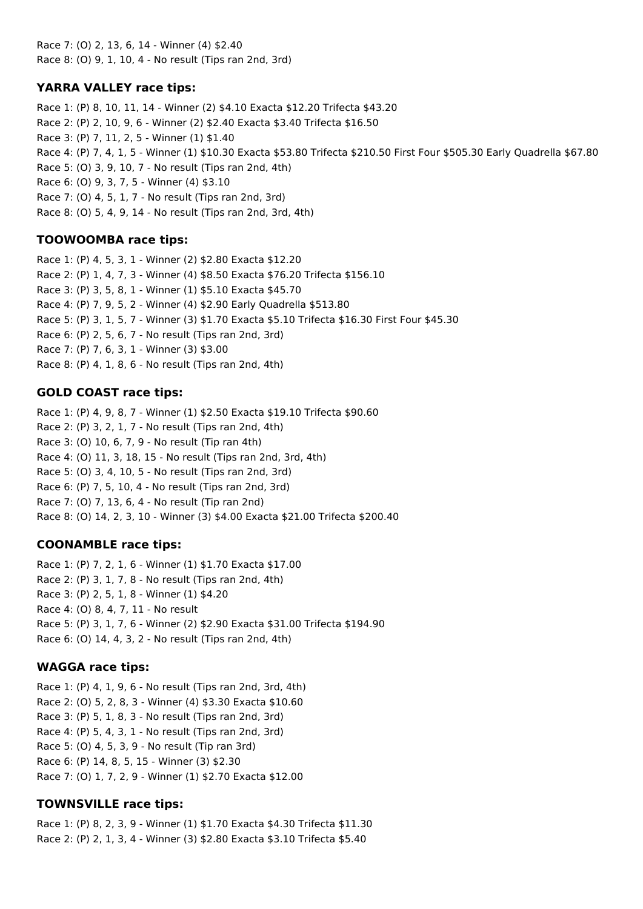Race 7: (O) 2, 13, 6, 14 - Winner (4) $2.40
Race 8: (O) 9, 1, 10, 4 - No result (Tips ran 2nd, 3rd)

### YARRA VALLEY race tips:

Race 1: (P) 8, 10, 11, 14 - Winner (2) $4.10 Exacta $12.20 Trifecta $43.20
Race 2: (P) 2, 10, 9, 6 - Winner (2) $2.40 Exacta $3.40 Trifecta $16.50
Race 3: (P) 7, 11, 2, 5 - Winner (1) $1.40
Race 4: (P) 7, 4, 1, 5 - Winner (1) $10.30 Exacta $53.80 Trifecta $210.50 First Four $505.30 Early Quadrella $67.80
Race 5: (O) 3, 9, 10, 7 - No result (Tips ran 2nd, 4th)
Race 6: (O) 9, 3, 7, 5 - Winner (4) $3.10
Race 7: (O) 4, 5, 1, 7 - No result (Tips ran 2nd, 3rd)
Race 8: (O) 5, 4, 9, 14 - No result (Tips ran 2nd, 3rd, 4th)

### TOOWOOMBA race tips:

Race 1: (P) 4, 5, 3, 1 - Winner (2) $2.80 Exacta $12.20
Race 2: (P) 1, 4, 7, 3 - Winner (4) $8.50 Exacta $76.20 Trifecta $156.10
Race 3: (P) 3, 5, 8, 1 - Winner (1) $5.10 Exacta $45.70
Race 4: (P) 7, 9, 5, 2 - Winner (4) $2.90 Early Quadrella $513.80
Race 5: (P) 3, 1, 5, 7 - Winner (3) $1.70 Exacta $5.10 Trifecta $16.30 First Four $45.30
Race 6: (P) 2, 5, 6, 7 - No result (Tips ran 2nd, 3rd)
Race 7: (P) 7, 6, 3, 1 - Winner (3) $3.00
Race 8: (P) 4, 1, 8, 6 - No result (Tips ran 2nd, 4th)

### GOLD COAST race tips:

Race 1: (P) 4, 9, 8, 7 - Winner (1) $2.50 Exacta $19.10 Trifecta $90.60
Race 2: (P) 3, 2, 1, 7 - No result (Tips ran 2nd, 4th)
Race 3: (O) 10, 6, 7, 9 - No result (Tip ran 4th)
Race 4: (O) 11, 3, 18, 15 - No result (Tips ran 2nd, 3rd, 4th)
Race 5: (O) 3, 4, 10, 5 - No result (Tips ran 2nd, 3rd)
Race 6: (P) 7, 5, 10, 4 - No result (Tips ran 2nd, 3rd)
Race 7: (O) 7, 13, 6, 4 - No result (Tip ran 2nd)
Race 8: (O) 14, 2, 3, 10 - Winner (3) $4.00 Exacta $21.00 Trifecta $200.40

### COONAMBLE race tips:

Race 1: (P) 7, 2, 1, 6 - Winner (1) $1.70 Exacta $17.00
Race 2: (P) 3, 1, 7, 8 - No result (Tips ran 2nd, 4th)
Race 3: (P) 2, 5, 1, 8 - Winner (1) $4.20
Race 4: (O) 8, 4, 7, 11 - No result
Race 5: (P) 3, 1, 7, 6 - Winner (2) $2.90 Exacta $31.00 Trifecta $194.90
Race 6: (O) 14, 4, 3, 2 - No result (Tips ran 2nd, 4th)

### WAGGA race tips:

Race 1: (P) 4, 1, 9, 6 - No result (Tips ran 2nd, 3rd, 4th)
Race 2: (O) 5, 2, 8, 3 - Winner (4) $3.30 Exacta $10.60
Race 3: (P) 5, 1, 8, 3 - No result (Tips ran 2nd, 3rd)
Race 4: (P) 5, 4, 3, 1 - No result (Tips ran 2nd, 3rd)
Race 5: (O) 4, 5, 3, 9 - No result (Tip ran 3rd)
Race 6: (P) 14, 8, 5, 15 - Winner (3) $2.30
Race 7: (O) 1, 7, 2, 9 - Winner (1) $2.70 Exacta $12.00

### TOWNSVILLE race tips:

Race 1: (P) 8, 2, 3, 9 - Winner (1) $1.70 Exacta $4.30 Trifecta $11.30
Race 2: (P) 2, 1, 3, 4 - Winner (3) $2.80 Exacta $3.10 Trifecta $5.40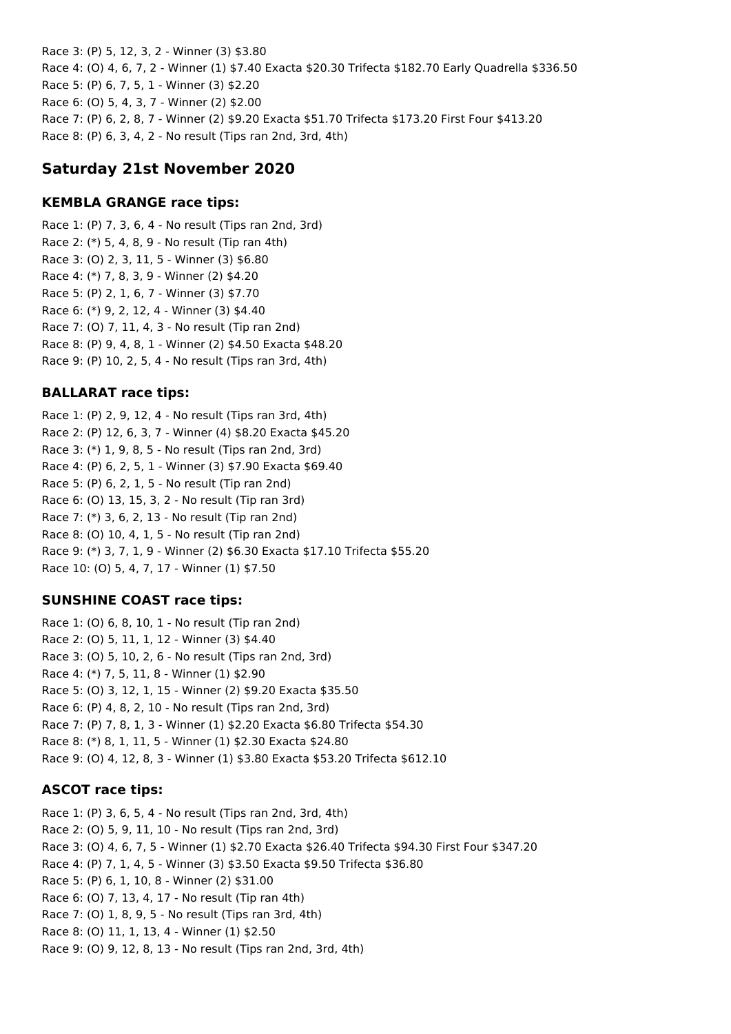Race 3: (P) 5, 12, 3, 2 - Winner (3) $3.80
Race 4: (O) 4, 6, 7, 2 - Winner (1) $7.40 Exacta $20.30 Trifecta $182.70 Early Quadrella $336.50
Race 5: (P) 6, 7, 5, 1 - Winner (3) $2.20
Race 6: (O) 5, 4, 3, 7 - Winner (2) $2.00
Race 7: (P) 6, 2, 8, 7 - Winner (2) $9.20 Exacta $51.70 Trifecta $173.20 First Four $413.20
Race 8: (P) 6, 3, 4, 2 - No result (Tips ran 2nd, 3rd, 4th)

## Saturday 21st November 2020

### KEMBLA GRANGE race tips:

Race 1: (P) 7, 3, 6, 4 - No result (Tips ran 2nd, 3rd)
Race 2: (*) 5, 4, 8, 9 - No result (Tip ran 4th)
Race 3: (O) 2, 3, 11, 5 - Winner (3) $6.80
Race 4: (*) 7, 8, 3, 9 - Winner (2) $4.20
Race 5: (P) 2, 1, 6, 7 - Winner (3) $7.70
Race 6: (*) 9, 2, 12, 4 - Winner (3) $4.40
Race 7: (O) 7, 11, 4, 3 - No result (Tip ran 2nd)
Race 8: (P) 9, 4, 8, 1 - Winner (2) $4.50 Exacta $48.20
Race 9: (P) 10, 2, 5, 4 - No result (Tips ran 3rd, 4th)

### BALLARAT race tips:

Race 1: (P) 2, 9, 12, 4 - No result (Tips ran 3rd, 4th)
Race 2: (P) 12, 6, 3, 7 - Winner (4) $8.20 Exacta $45.20
Race 3: (*) 1, 9, 8, 5 - No result (Tips ran 2nd, 3rd)
Race 4: (P) 6, 2, 5, 1 - Winner (3) $7.90 Exacta $69.40
Race 5: (P) 6, 2, 1, 5 - No result (Tip ran 2nd)
Race 6: (O) 13, 15, 3, 2 - No result (Tip ran 3rd)
Race 7: (*) 3, 6, 2, 13 - No result (Tip ran 2nd)
Race 8: (O) 10, 4, 1, 5 - No result (Tip ran 2nd)
Race 9: (*) 3, 7, 1, 9 - Winner (2) $6.30 Exacta $17.10 Trifecta $55.20
Race 10: (O) 5, 4, 7, 17 - Winner (1) $7.50

### SUNSHINE COAST race tips:

Race 1: (O) 6, 8, 10, 1 - No result (Tip ran 2nd)
Race 2: (O) 5, 11, 1, 12 - Winner (3) $4.40
Race 3: (O) 5, 10, 2, 6 - No result (Tips ran 2nd, 3rd)
Race 4: (*) 7, 5, 11, 8 - Winner (1) $2.90
Race 5: (O) 3, 12, 1, 15 - Winner (2) $9.20 Exacta $35.50
Race 6: (P) 4, 8, 2, 10 - No result (Tips ran 2nd, 3rd)
Race 7: (P) 7, 8, 1, 3 - Winner (1) $2.20 Exacta $6.80 Trifecta $54.30
Race 8: (*) 8, 1, 11, 5 - Winner (1) $2.30 Exacta $24.80
Race 9: (O) 4, 12, 8, 3 - Winner (1) $3.80 Exacta $53.20 Trifecta $612.10

### ASCOT race tips:

Race 1: (P) 3, 6, 5, 4 - No result (Tips ran 2nd, 3rd, 4th)
Race 2: (O) 5, 9, 11, 10 - No result (Tips ran 2nd, 3rd)
Race 3: (O) 4, 6, 7, 5 - Winner (1) $2.70 Exacta $26.40 Trifecta $94.30 First Four $347.20
Race 4: (P) 7, 1, 4, 5 - Winner (3) $3.50 Exacta $9.50 Trifecta $36.80
Race 5: (P) 6, 1, 10, 8 - Winner (2) $31.00
Race 6: (O) 7, 13, 4, 17 - No result (Tip ran 4th)
Race 7: (O) 1, 8, 9, 5 - No result (Tips ran 3rd, 4th)
Race 8: (O) 11, 1, 13, 4 - Winner (1) $2.50
Race 9: (O) 9, 12, 8, 13 - No result (Tips ran 2nd, 3rd, 4th)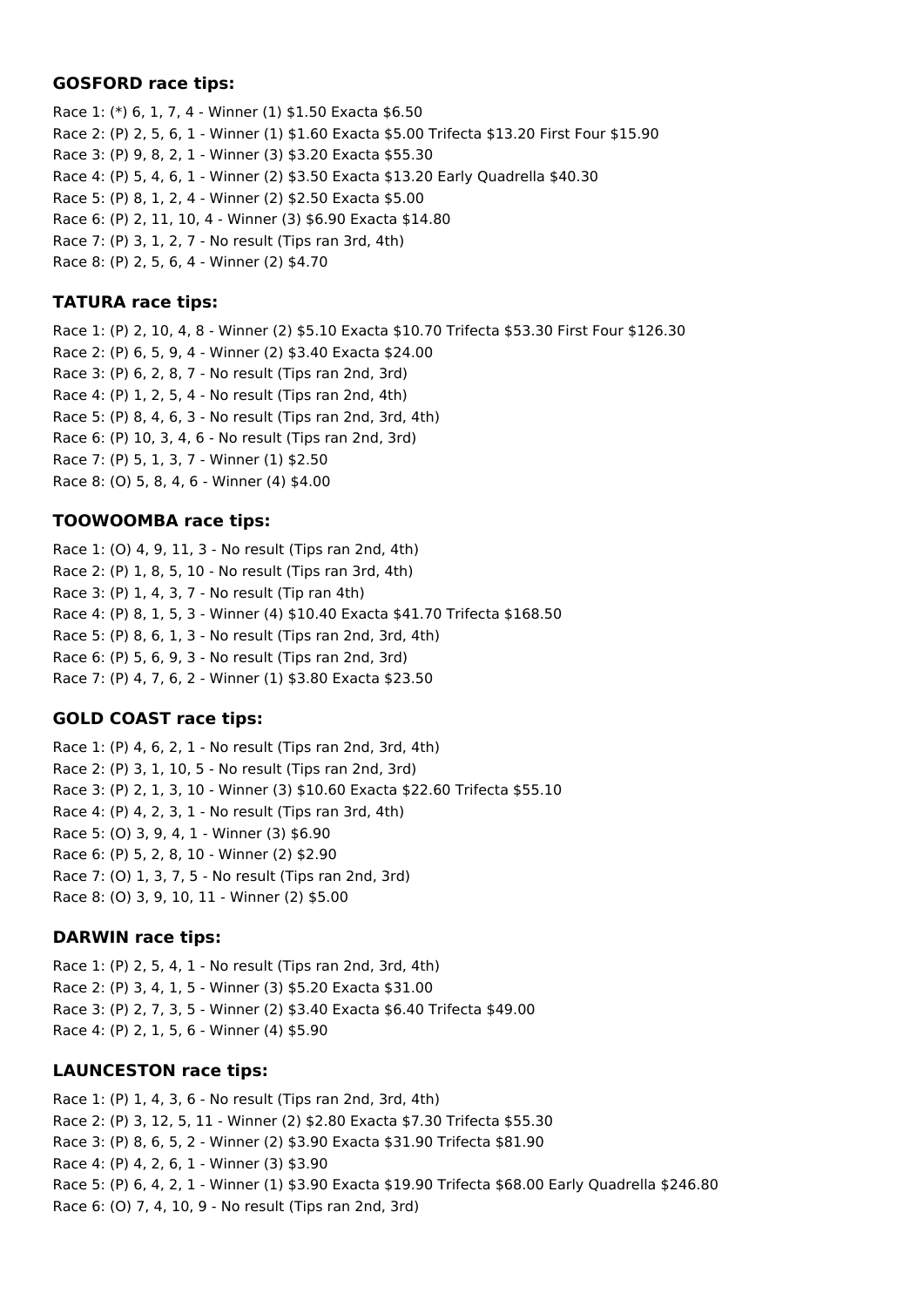### GOSFORD race tips:

Race 1: (*) 6, 1, 7, 4 - Winner (1) $1.50 Exacta $6.50
Race 2: (P) 2, 5, 6, 1 - Winner (1) $1.60 Exacta $5.00 Trifecta $13.20 First Four $15.90
Race 3: (P) 9, 8, 2, 1 - Winner (3) $3.20 Exacta $55.30
Race 4: (P) 5, 4, 6, 1 - Winner (2) $3.50 Exacta $13.20 Early Quadrella $40.30
Race 5: (P) 8, 1, 2, 4 - Winner (2) $2.50 Exacta $5.00
Race 6: (P) 2, 11, 10, 4 - Winner (3) $6.90 Exacta $14.80
Race 7: (P) 3, 1, 2, 7 - No result (Tips ran 3rd, 4th)
Race 8: (P) 2, 5, 6, 4 - Winner (2) $4.70

### TATURA race tips:

Race 1: (P) 2, 10, 4, 8 - Winner (2) $5.10 Exacta $10.70 Trifecta $53.30 First Four $126.30
Race 2: (P) 6, 5, 9, 4 - Winner (2) $3.40 Exacta $24.00
Race 3: (P) 6, 2, 8, 7 - No result (Tips ran 2nd, 3rd)
Race 4: (P) 1, 2, 5, 4 - No result (Tips ran 2nd, 4th)
Race 5: (P) 8, 4, 6, 3 - No result (Tips ran 2nd, 3rd, 4th)
Race 6: (P) 10, 3, 4, 6 - No result (Tips ran 2nd, 3rd)
Race 7: (P) 5, 1, 3, 7 - Winner (1) $2.50
Race 8: (O) 5, 8, 4, 6 - Winner (4) $4.00

### TOOWOOMBA race tips:

Race 1: (O) 4, 9, 11, 3 - No result (Tips ran 2nd, 4th)
Race 2: (P) 1, 8, 5, 10 - No result (Tips ran 3rd, 4th)
Race 3: (P) 1, 4, 3, 7 - No result (Tip ran 4th)
Race 4: (P) 8, 1, 5, 3 - Winner (4) $10.40 Exacta $41.70 Trifecta $168.50
Race 5: (P) 8, 6, 1, 3 - No result (Tips ran 2nd, 3rd, 4th)
Race 6: (P) 5, 6, 9, 3 - No result (Tips ran 2nd, 3rd)
Race 7: (P) 4, 7, 6, 2 - Winner (1) $3.80 Exacta $23.50

### GOLD COAST race tips:

Race 1: (P) 4, 6, 2, 1 - No result (Tips ran 2nd, 3rd, 4th)
Race 2: (P) 3, 1, 10, 5 - No result (Tips ran 2nd, 3rd)
Race 3: (P) 2, 1, 3, 10 - Winner (3) $10.60 Exacta $22.60 Trifecta $55.10
Race 4: (P) 4, 2, 3, 1 - No result (Tips ran 3rd, 4th)
Race 5: (O) 3, 9, 4, 1 - Winner (3) $6.90
Race 6: (P) 5, 2, 8, 10 - Winner (2) $2.90
Race 7: (O) 1, 3, 7, 5 - No result (Tips ran 2nd, 3rd)
Race 8: (O) 3, 9, 10, 11 - Winner (2) $5.00

### DARWIN race tips:

Race 1: (P) 2, 5, 4, 1 - No result (Tips ran 2nd, 3rd, 4th)
Race 2: (P) 3, 4, 1, 5 - Winner (3) $5.20 Exacta $31.00
Race 3: (P) 2, 7, 3, 5 - Winner (2) $3.40 Exacta $6.40 Trifecta $49.00
Race 4: (P) 2, 1, 5, 6 - Winner (4) $5.90

### LAUNCESTON race tips:

Race 1: (P) 1, 4, 3, 6 - No result (Tips ran 2nd, 3rd, 4th)
Race 2: (P) 3, 12, 5, 11 - Winner (2) $2.80 Exacta $7.30 Trifecta $55.30
Race 3: (P) 8, 6, 5, 2 - Winner (2) $3.90 Exacta $31.90 Trifecta $81.90
Race 4: (P) 4, 2, 6, 1 - Winner (3) $3.90
Race 5: (P) 6, 4, 2, 1 - Winner (1) $3.90 Exacta $19.90 Trifecta $68.00 Early Quadrella $246.80
Race 6: (O) 7, 4, 10, 9 - No result (Tips ran 2nd, 3rd)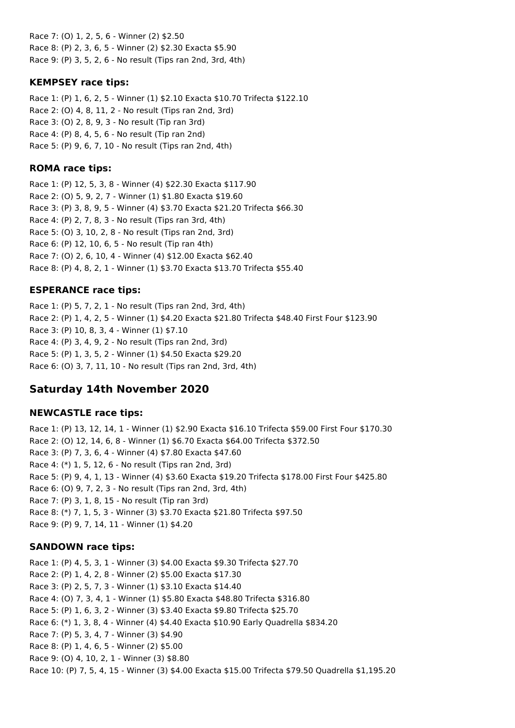Race 7: (O) 1, 2, 5, 6 - Winner (2) $2.50
Race 8: (P) 2, 3, 6, 5 - Winner (2) $2.30 Exacta $5.90
Race 9: (P) 3, 5, 2, 6 - No result (Tips ran 2nd, 3rd, 4th)

### KEMPSEY race tips:

Race 1: (P) 1, 6, 2, 5 - Winner (1) $2.10 Exacta $10.70 Trifecta $122.10
Race 2: (O) 4, 8, 11, 2 - No result (Tips ran 2nd, 3rd)
Race 3: (O) 2, 8, 9, 3 - No result (Tip ran 3rd)
Race 4: (P) 8, 4, 5, 6 - No result (Tip ran 2nd)
Race 5: (P) 9, 6, 7, 10 - No result (Tips ran 2nd, 4th)

### ROMA race tips:

Race 1: (P) 12, 5, 3, 8 - Winner (4) $22.30 Exacta $117.90
Race 2: (O) 5, 9, 2, 7 - Winner (1) $1.80 Exacta $19.60
Race 3: (P) 3, 8, 9, 5 - Winner (4) $3.70 Exacta $21.20 Trifecta $66.30
Race 4: (P) 2, 7, 8, 3 - No result (Tips ran 3rd, 4th)
Race 5: (O) 3, 10, 2, 8 - No result (Tips ran 2nd, 3rd)
Race 6: (P) 12, 10, 6, 5 - No result (Tip ran 4th)
Race 7: (O) 2, 6, 10, 4 - Winner (4) $12.00 Exacta $62.40
Race 8: (P) 4, 8, 2, 1 - Winner (1) $3.70 Exacta $13.70 Trifecta $55.40

### ESPERANCE race tips:

Race 1: (P) 5, 7, 2, 1 - No result (Tips ran 2nd, 3rd, 4th)
Race 2: (P) 1, 4, 2, 5 - Winner (1) $4.20 Exacta $21.80 Trifecta $48.40 First Four $123.90
Race 3: (P) 10, 8, 3, 4 - Winner (1) $7.10
Race 4: (P) 3, 4, 9, 2 - No result (Tips ran 2nd, 3rd)
Race 5: (P) 1, 3, 5, 2 - Winner (1) $4.50 Exacta $29.20
Race 6: (O) 3, 7, 11, 10 - No result (Tips ran 2nd, 3rd, 4th)

## Saturday 14th November 2020

### NEWCASTLE race tips:

Race 1: (P) 13, 12, 14, 1 - Winner (1) $2.90 Exacta $16.10 Trifecta $59.00 First Four $170.30
Race 2: (O) 12, 14, 6, 8 - Winner (1) $6.70 Exacta $64.00 Trifecta $372.50
Race 3: (P) 7, 3, 6, 4 - Winner (4) $7.80 Exacta $47.60
Race 4: (*) 1, 5, 12, 6 - No result (Tips ran 2nd, 3rd)
Race 5: (P) 9, 4, 1, 13 - Winner (4) $3.60 Exacta $19.20 Trifecta $178.00 First Four $425.80
Race 6: (O) 9, 7, 2, 3 - No result (Tips ran 2nd, 3rd, 4th)
Race 7: (P) 3, 1, 8, 15 - No result (Tip ran 3rd)
Race 8: (*) 7, 1, 5, 3 - Winner (3) $3.70 Exacta $21.80 Trifecta $97.50
Race 9: (P) 9, 7, 14, 11 - Winner (1) $4.20

### SANDOWN race tips:

Race 1: (P) 4, 5, 3, 1 - Winner (3) $4.00 Exacta $9.30 Trifecta $27.70
Race 2: (P) 1, 4, 2, 8 - Winner (2) $5.00 Exacta $17.30
Race 3: (P) 2, 5, 7, 3 - Winner (1) $3.10 Exacta $14.40
Race 4: (O) 7, 3, 4, 1 - Winner (1) $5.80 Exacta $48.80 Trifecta $316.80
Race 5: (P) 1, 6, 3, 2 - Winner (3) $3.40 Exacta $9.80 Trifecta $25.70
Race 6: (*) 1, 3, 8, 4 - Winner (4) $4.40 Exacta $10.90 Early Quadrella $834.20
Race 7: (P) 5, 3, 4, 7 - Winner (3) $4.90
Race 8: (P) 1, 4, 6, 5 - Winner (2) $5.00
Race 9: (O) 4, 10, 2, 1 - Winner (3) $8.80
Race 10: (P) 7, 5, 4, 15 - Winner (3) $4.00 Exacta $15.00 Trifecta $79.50 Quadrella $1,195.20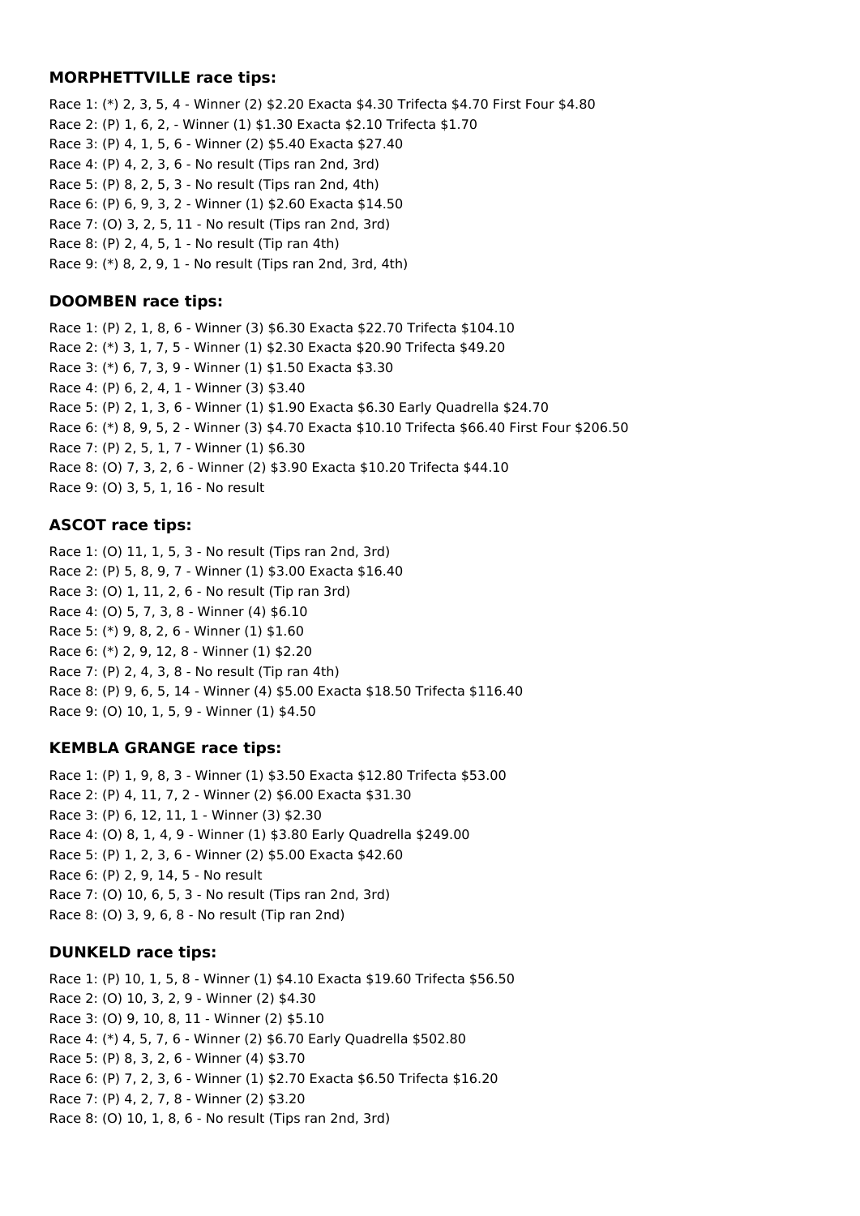### MORPHETTVILLE race tips:

Race 1: (*) 2, 3, 5, 4 - Winner (2) $2.20 Exacta $4.30 Trifecta $4.70 First Four $4.80
Race 2: (P) 1, 6, 2, - Winner (1) $1.30 Exacta $2.10 Trifecta $1.70
Race 3: (P) 4, 1, 5, 6 - Winner (2) $5.40 Exacta $27.40
Race 4: (P) 4, 2, 3, 6 - No result (Tips ran 2nd, 3rd)
Race 5: (P) 8, 2, 5, 3 - No result (Tips ran 2nd, 4th)
Race 6: (P) 6, 9, 3, 2 - Winner (1) $2.60 Exacta $14.50
Race 7: (O) 3, 2, 5, 11 - No result (Tips ran 2nd, 3rd)
Race 8: (P) 2, 4, 5, 1 - No result (Tip ran 4th)
Race 9: (*) 8, 2, 9, 1 - No result (Tips ran 2nd, 3rd, 4th)

### DOOMBEN race tips:

Race 1: (P) 2, 1, 8, 6 - Winner (3) $6.30 Exacta $22.70 Trifecta $104.10
Race 2: (*) 3, 1, 7, 5 - Winner (1) $2.30 Exacta $20.90 Trifecta $49.20
Race 3: (*) 6, 7, 3, 9 - Winner (1) $1.50 Exacta $3.30
Race 4: (P) 6, 2, 4, 1 - Winner (3) $3.40
Race 5: (P) 2, 1, 3, 6 - Winner (1) $1.90 Exacta $6.30 Early Quadrella $24.70
Race 6: (*) 8, 9, 5, 2 - Winner (3) $4.70 Exacta $10.10 Trifecta $66.40 First Four $206.50
Race 7: (P) 2, 5, 1, 7 - Winner (1) $6.30
Race 8: (O) 7, 3, 2, 6 - Winner (2) $3.90 Exacta $10.20 Trifecta $44.10
Race 9: (O) 3, 5, 1, 16 - No result

### ASCOT race tips:

Race 1: (O) 11, 1, 5, 3 - No result (Tips ran 2nd, 3rd)
Race 2: (P) 5, 8, 9, 7 - Winner (1) $3.00 Exacta $16.40
Race 3: (O) 1, 11, 2, 6 - No result (Tip ran 3rd)
Race 4: (O) 5, 7, 3, 8 - Winner (4) $6.10
Race 5: (*) 9, 8, 2, 6 - Winner (1) $1.60
Race 6: (*) 2, 9, 12, 8 - Winner (1) $2.20
Race 7: (P) 2, 4, 3, 8 - No result (Tip ran 4th)
Race 8: (P) 9, 6, 5, 14 - Winner (4) $5.00 Exacta $18.50 Trifecta $116.40
Race 9: (O) 10, 1, 5, 9 - Winner (1) $4.50

### KEMBLA GRANGE race tips:

Race 1: (P) 1, 9, 8, 3 - Winner (1) $3.50 Exacta $12.80 Trifecta $53.00
Race 2: (P) 4, 11, 7, 2 - Winner (2) $6.00 Exacta $31.30
Race 3: (P) 6, 12, 11, 1 - Winner (3) $2.30
Race 4: (O) 8, 1, 4, 9 - Winner (1) $3.80 Early Quadrella $249.00
Race 5: (P) 1, 2, 3, 6 - Winner (2) $5.00 Exacta $42.60
Race 6: (P) 2, 9, 14, 5 - No result
Race 7: (O) 10, 6, 5, 3 - No result (Tips ran 2nd, 3rd)
Race 8: (O) 3, 9, 6, 8 - No result (Tip ran 2nd)

### DUNKELD race tips:

Race 1: (P) 10, 1, 5, 8 - Winner (1) $4.10 Exacta $19.60 Trifecta $56.50
Race 2: (O) 10, 3, 2, 9 - Winner (2) $4.30
Race 3: (O) 9, 10, 8, 11 - Winner (2) $5.10
Race 4: (*) 4, 5, 7, 6 - Winner (2) $6.70 Early Quadrella $502.80
Race 5: (P) 8, 3, 2, 6 - Winner (4) $3.70
Race 6: (P) 7, 2, 3, 6 - Winner (1) $2.70 Exacta $6.50 Trifecta $16.20
Race 7: (P) 4, 2, 7, 8 - Winner (2) $3.20
Race 8: (O) 10, 1, 8, 6 - No result (Tips ran 2nd, 3rd)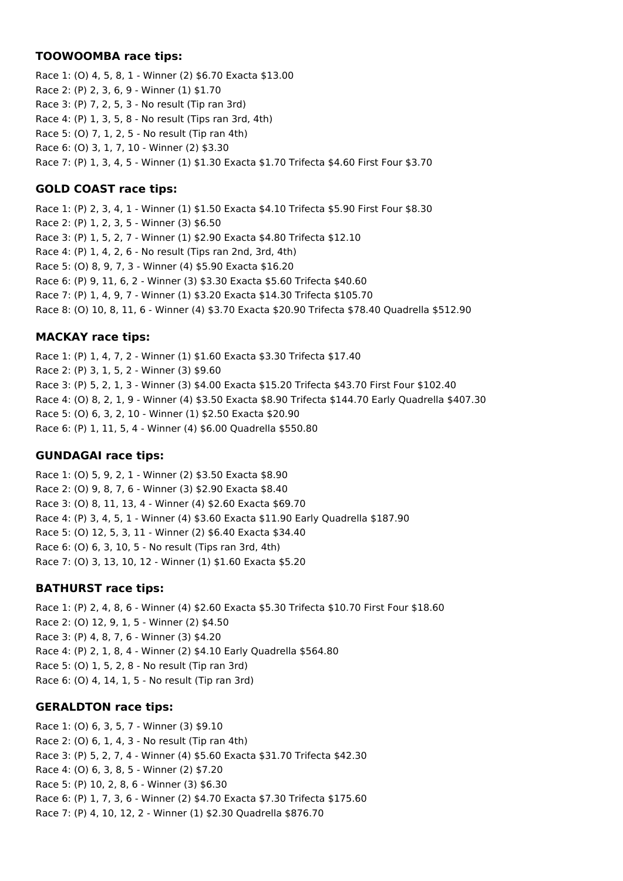### TOOWOOMBA race tips:

Race 1: (O) 4, 5, 8, 1 - Winner (2) $6.70 Exacta $13.00
Race 2: (P) 2, 3, 6, 9 - Winner (1) $1.70
Race 3: (P) 7, 2, 5, 3 - No result (Tip ran 3rd)
Race 4: (P) 1, 3, 5, 8 - No result (Tips ran 3rd, 4th)
Race 5: (O) 7, 1, 2, 5 - No result (Tip ran 4th)
Race 6: (O) 3, 1, 7, 10 - Winner (2) $3.30
Race 7: (P) 1, 3, 4, 5 - Winner (1) $1.30 Exacta $1.70 Trifecta $4.60 First Four $3.70

### GOLD COAST race tips:

Race 1: (P) 2, 3, 4, 1 - Winner (1) $1.50 Exacta $4.10 Trifecta $5.90 First Four $8.30
Race 2: (P) 1, 2, 3, 5 - Winner (3) $6.50
Race 3: (P) 1, 5, 2, 7 - Winner (1) $2.90 Exacta $4.80 Trifecta $12.10
Race 4: (P) 1, 4, 2, 6 - No result (Tips ran 2nd, 3rd, 4th)
Race 5: (O) 8, 9, 7, 3 - Winner (4) $5.90 Exacta $16.20
Race 6: (P) 9, 11, 6, 2 - Winner (3) $3.30 Exacta $5.60 Trifecta $40.60
Race 7: (P) 1, 4, 9, 7 - Winner (1) $3.20 Exacta $14.30 Trifecta $105.70
Race 8: (O) 10, 8, 11, 6 - Winner (4) $3.70 Exacta $20.90 Trifecta $78.40 Quadrella $512.90

### MACKAY race tips:

Race 1: (P) 1, 4, 7, 2 - Winner (1) $1.60 Exacta $3.30 Trifecta $17.40
Race 2: (P) 3, 1, 5, 2 - Winner (3) $9.60
Race 3: (P) 5, 2, 1, 3 - Winner (3) $4.00 Exacta $15.20 Trifecta $43.70 First Four $102.40
Race 4: (O) 8, 2, 1, 9 - Winner (4) $3.50 Exacta $8.90 Trifecta $144.70 Early Quadrella $407.30
Race 5: (O) 6, 3, 2, 10 - Winner (1) $2.50 Exacta $20.90
Race 6: (P) 1, 11, 5, 4 - Winner (4) $6.00 Quadrella $550.80

### GUNDAGAI race tips:

Race 1: (O) 5, 9, 2, 1 - Winner (2) $3.50 Exacta $8.90
Race 2: (O) 9, 8, 7, 6 - Winner (3) $2.90 Exacta $8.40
Race 3: (O) 8, 11, 13, 4 - Winner (4) $2.60 Exacta $69.70
Race 4: (P) 3, 4, 5, 1 - Winner (4) $3.60 Exacta $11.90 Early Quadrella $187.90
Race 5: (O) 12, 5, 3, 11 - Winner (2) $6.40 Exacta $34.40
Race 6: (O) 6, 3, 10, 5 - No result (Tips ran 3rd, 4th)
Race 7: (O) 3, 13, 10, 12 - Winner (1) $1.60 Exacta $5.20

### BATHURST race tips:

Race 1: (P) 2, 4, 8, 6 - Winner (4) $2.60 Exacta $5.30 Trifecta $10.70 First Four $18.60
Race 2: (O) 12, 9, 1, 5 - Winner (2) $4.50
Race 3: (P) 4, 8, 7, 6 - Winner (3) $4.20
Race 4: (P) 2, 1, 8, 4 - Winner (2) $4.10 Early Quadrella $564.80
Race 5: (O) 1, 5, 2, 8 - No result (Tip ran 3rd)
Race 6: (O) 4, 14, 1, 5 - No result (Tip ran 3rd)

### GERALDTON race tips:

Race 1: (O) 6, 3, 5, 7 - Winner (3) $9.10
Race 2: (O) 6, 1, 4, 3 - No result (Tip ran 4th)
Race 3: (P) 5, 2, 7, 4 - Winner (4) $5.60 Exacta $31.70 Trifecta $42.30
Race 4: (O) 6, 3, 8, 5 - Winner (2) $7.20
Race 5: (P) 10, 2, 8, 6 - Winner (3) $6.30
Race 6: (P) 1, 7, 3, 6 - Winner (2) $4.70 Exacta $7.30 Trifecta $175.60
Race 7: (P) 4, 10, 12, 2 - Winner (1) $2.30 Quadrella $876.70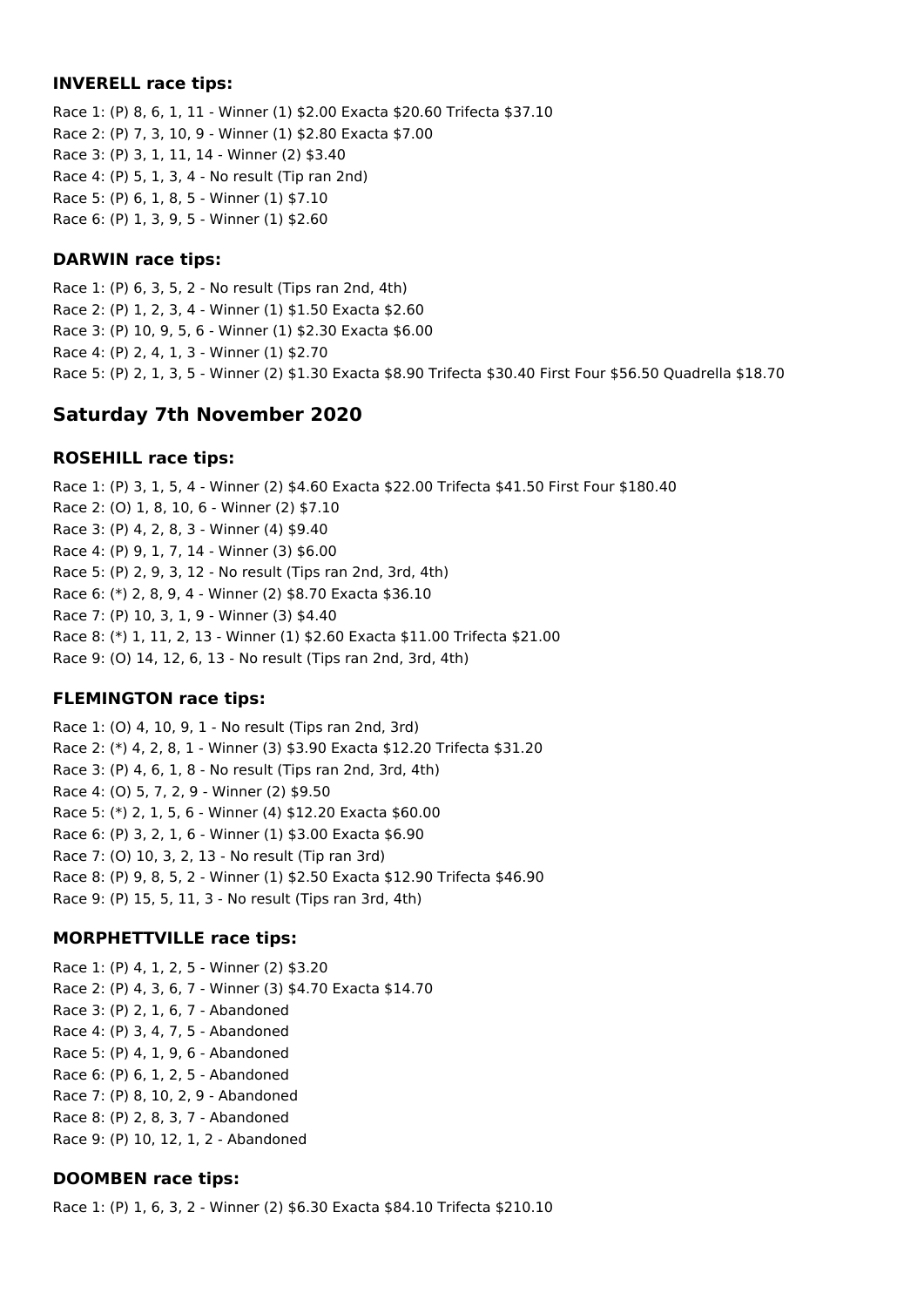### INVERELL race tips:

Race 1: (P) 8, 6, 1, 11 - Winner (1) $2.00 Exacta $20.60 Trifecta $37.10
Race 2: (P) 7, 3, 10, 9 - Winner (1) $2.80 Exacta $7.00
Race 3: (P) 3, 1, 11, 14 - Winner (2) $3.40
Race 4: (P) 5, 1, 3, 4 - No result (Tip ran 2nd)
Race 5: (P) 6, 1, 8, 5 - Winner (1) $7.10
Race 6: (P) 1, 3, 9, 5 - Winner (1) $2.60

### DARWIN race tips:

Race 1: (P) 6, 3, 5, 2 - No result (Tips ran 2nd, 4th)
Race 2: (P) 1, 2, 3, 4 - Winner (1) $1.50 Exacta $2.60
Race 3: (P) 10, 9, 5, 6 - Winner (1) $2.30 Exacta $6.00
Race 4: (P) 2, 4, 1, 3 - Winner (1) $2.70
Race 5: (P) 2, 1, 3, 5 - Winner (2) $1.30 Exacta $8.90 Trifecta $30.40 First Four $56.50 Quadrella $18.70

## Saturday 7th November 2020

### ROSEHILL race tips:

Race 1: (P) 3, 1, 5, 4 - Winner (2) $4.60 Exacta $22.00 Trifecta $41.50 First Four $180.40
Race 2: (O) 1, 8, 10, 6 - Winner (2) $7.10
Race 3: (P) 4, 2, 8, 3 - Winner (4) $9.40
Race 4: (P) 9, 1, 7, 14 - Winner (3) $6.00
Race 5: (P) 2, 9, 3, 12 - No result (Tips ran 2nd, 3rd, 4th)
Race 6: (*) 2, 8, 9, 4 - Winner (2) $8.70 Exacta $36.10
Race 7: (P) 10, 3, 1, 9 - Winner (3) $4.40
Race 8: (*) 1, 11, 2, 13 - Winner (1) $2.60 Exacta $11.00 Trifecta $21.00
Race 9: (O) 14, 12, 6, 13 - No result (Tips ran 2nd, 3rd, 4th)

### FLEMINGTON race tips:

Race 1: (O) 4, 10, 9, 1 - No result (Tips ran 2nd, 3rd)
Race 2: (*) 4, 2, 8, 1 - Winner (3) $3.90 Exacta $12.20 Trifecta $31.20
Race 3: (P) 4, 6, 1, 8 - No result (Tips ran 2nd, 3rd, 4th)
Race 4: (O) 5, 7, 2, 9 - Winner (2) $9.50
Race 5: (*) 2, 1, 5, 6 - Winner (4) $12.20 Exacta $60.00
Race 6: (P) 3, 2, 1, 6 - Winner (1) $3.00 Exacta $6.90
Race 7: (O) 10, 3, 2, 13 - No result (Tip ran 3rd)
Race 8: (P) 9, 8, 5, 2 - Winner (1) $2.50 Exacta $12.90 Trifecta $46.90
Race 9: (P) 15, 5, 11, 3 - No result (Tips ran 3rd, 4th)

### MORPHETTVILLE race tips:

Race 1: (P) 4, 1, 2, 5 - Winner (2) $3.20
Race 2: (P) 4, 3, 6, 7 - Winner (3) $4.70 Exacta $14.70
Race 3: (P) 2, 1, 6, 7 - Abandoned
Race 4: (P) 3, 4, 7, 5 - Abandoned
Race 5: (P) 4, 1, 9, 6 - Abandoned
Race 6: (P) 6, 1, 2, 5 - Abandoned
Race 7: (P) 8, 10, 2, 9 - Abandoned
Race 8: (P) 2, 8, 3, 7 - Abandoned
Race 9: (P) 10, 12, 1, 2 - Abandoned

### DOOMBEN race tips:

Race 1: (P) 1, 6, 3, 2 - Winner (2) $6.30 Exacta $84.10 Trifecta $210.10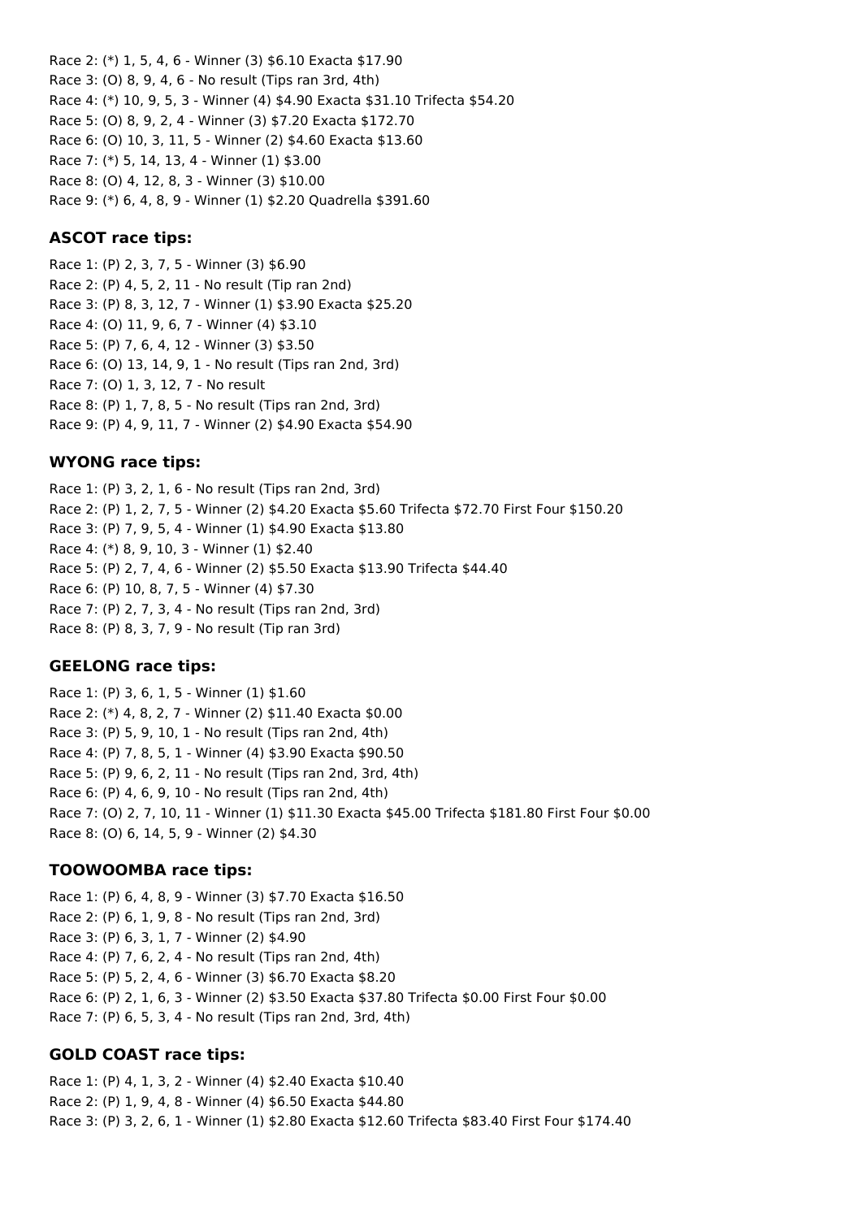Race 2: (*) 1, 5, 4, 6 - Winner (3) $6.10 Exacta $17.90
Race 3: (O) 8, 9, 4, 6 - No result (Tips ran 3rd, 4th)
Race 4: (*) 10, 9, 5, 3 - Winner (4) $4.90 Exacta $31.10 Trifecta $54.20
Race 5: (O) 8, 9, 2, 4 - Winner (3) $7.20 Exacta $172.70
Race 6: (O) 10, 3, 11, 5 - Winner (2) $4.60 Exacta $13.60
Race 7: (*) 5, 14, 13, 4 - Winner (1) $3.00
Race 8: (O) 4, 12, 8, 3 - Winner (3) $10.00
Race 9: (*) 6, 4, 8, 9 - Winner (1) $2.20 Quadrella $391.60

### ASCOT race tips:

Race 1: (P) 2, 3, 7, 5 - Winner (3) $6.90
Race 2: (P) 4, 5, 2, 11 - No result (Tip ran 2nd)
Race 3: (P) 8, 3, 12, 7 - Winner (1) $3.90 Exacta $25.20
Race 4: (O) 11, 9, 6, 7 - Winner (4) $3.10
Race 5: (P) 7, 6, 4, 12 - Winner (3) $3.50
Race 6: (O) 13, 14, 9, 1 - No result (Tips ran 2nd, 3rd)
Race 7: (O) 1, 3, 12, 7 - No result
Race 8: (P) 1, 7, 8, 5 - No result (Tips ran 2nd, 3rd)
Race 9: (P) 4, 9, 11, 7 - Winner (2) $4.90 Exacta $54.90

### WYONG race tips:

Race 1: (P) 3, 2, 1, 6 - No result (Tips ran 2nd, 3rd)
Race 2: (P) 1, 2, 7, 5 - Winner (2) $4.20 Exacta $5.60 Trifecta $72.70 First Four $150.20
Race 3: (P) 7, 9, 5, 4 - Winner (1) $4.90 Exacta $13.80
Race 4: (*) 8, 9, 10, 3 - Winner (1) $2.40
Race 5: (P) 2, 7, 4, 6 - Winner (2) $5.50 Exacta $13.90 Trifecta $44.40
Race 6: (P) 10, 8, 7, 5 - Winner (4) $7.30
Race 7: (P) 2, 7, 3, 4 - No result (Tips ran 2nd, 3rd)
Race 8: (P) 8, 3, 7, 9 - No result (Tip ran 3rd)

### GEELONG race tips:

Race 1: (P) 3, 6, 1, 5 - Winner (1) $1.60
Race 2: (*) 4, 8, 2, 7 - Winner (2) $11.40 Exacta $0.00
Race 3: (P) 5, 9, 10, 1 - No result (Tips ran 2nd, 4th)
Race 4: (P) 7, 8, 5, 1 - Winner (4) $3.90 Exacta $90.50
Race 5: (P) 9, 6, 2, 11 - No result (Tips ran 2nd, 3rd, 4th)
Race 6: (P) 4, 6, 9, 10 - No result (Tips ran 2nd, 4th)
Race 7: (O) 2, 7, 10, 11 - Winner (1) $11.30 Exacta $45.00 Trifecta $181.80 First Four $0.00
Race 8: (O) 6, 14, 5, 9 - Winner (2) $4.30

### TOOWOOMBA race tips:

Race 1: (P) 6, 4, 8, 9 - Winner (3) $7.70 Exacta $16.50
Race 2: (P) 6, 1, 9, 8 - No result (Tips ran 2nd, 3rd)
Race 3: (P) 6, 3, 1, 7 - Winner (2) $4.90
Race 4: (P) 7, 6, 2, 4 - No result (Tips ran 2nd, 4th)
Race 5: (P) 5, 2, 4, 6 - Winner (3) $6.70 Exacta $8.20
Race 6: (P) 2, 1, 6, 3 - Winner (2) $3.50 Exacta $37.80 Trifecta $0.00 First Four $0.00
Race 7: (P) 6, 5, 3, 4 - No result (Tips ran 2nd, 3rd, 4th)

### GOLD COAST race tips:

Race 1: (P) 4, 1, 3, 2 - Winner (4) $2.40 Exacta $10.40
Race 2: (P) 1, 9, 4, 8 - Winner (4) $6.50 Exacta $44.80
Race 3: (P) 3, 2, 6, 1 - Winner (1) $2.80 Exacta $12.60 Trifecta $83.40 First Four $174.40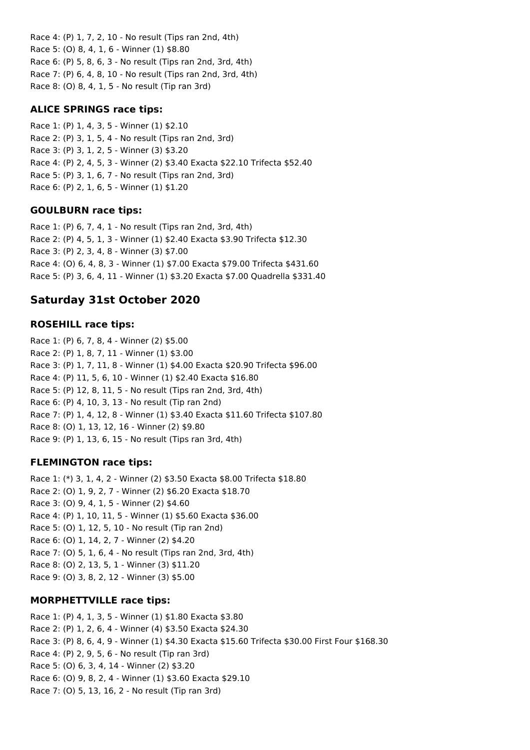Race 4: (P) 1, 7, 2, 10 - No result (Tips ran 2nd, 4th)
Race 5: (O) 8, 4, 1, 6 - Winner (1) $8.80
Race 6: (P) 5, 8, 6, 3 - No result (Tips ran 2nd, 3rd, 4th)
Race 7: (P) 6, 4, 8, 10 - No result (Tips ran 2nd, 3rd, 4th)
Race 8: (O) 8, 4, 1, 5 - No result (Tip ran 3rd)

### ALICE SPRINGS race tips:

Race 1: (P) 1, 4, 3, 5 - Winner (1) $2.10
Race 2: (P) 3, 1, 5, 4 - No result (Tips ran 2nd, 3rd)
Race 3: (P) 3, 1, 2, 5 - Winner (3) $3.20
Race 4: (P) 2, 4, 5, 3 - Winner (2) $3.40 Exacta $22.10 Trifecta $52.40
Race 5: (P) 3, 1, 6, 7 - No result (Tips ran 2nd, 3rd)
Race 6: (P) 2, 1, 6, 5 - Winner (1) $1.20

### GOULBURN race tips:

Race 1: (P) 6, 7, 4, 1 - No result (Tips ran 2nd, 3rd, 4th)
Race 2: (P) 4, 5, 1, 3 - Winner (1) $2.40 Exacta $3.90 Trifecta $12.30
Race 3: (P) 2, 3, 4, 8 - Winner (3) $7.00
Race 4: (O) 6, 4, 8, 3 - Winner (1) $7.00 Exacta $79.00 Trifecta $431.60
Race 5: (P) 3, 6, 4, 11 - Winner (1) $3.20 Exacta $7.00 Quadrella $331.40

## Saturday 31st October 2020

### ROSEHILL race tips:

Race 1: (P) 6, 7, 8, 4 - Winner (2) $5.00
Race 2: (P) 1, 8, 7, 11 - Winner (1) $3.00
Race 3: (P) 1, 7, 11, 8 - Winner (1) $4.00 Exacta $20.90 Trifecta $96.00
Race 4: (P) 11, 5, 6, 10 - Winner (1) $2.40 Exacta $16.80
Race 5: (P) 12, 8, 11, 5 - No result (Tips ran 2nd, 3rd, 4th)
Race 6: (P) 4, 10, 3, 13 - No result (Tip ran 2nd)
Race 7: (P) 1, 4, 12, 8 - Winner (1) $3.40 Exacta $11.60 Trifecta $107.80
Race 8: (O) 1, 13, 12, 16 - Winner (2) $9.80
Race 9: (P) 1, 13, 6, 15 - No result (Tips ran 3rd, 4th)

### FLEMINGTON race tips:

Race 1: (*) 3, 1, 4, 2 - Winner (2) $3.50 Exacta $8.00 Trifecta $18.80
Race 2: (O) 1, 9, 2, 7 - Winner (2) $6.20 Exacta $18.70
Race 3: (O) 9, 4, 1, 5 - Winner (2) $4.60
Race 4: (P) 1, 10, 11, 5 - Winner (1) $5.60 Exacta $36.00
Race 5: (O) 1, 12, 5, 10 - No result (Tip ran 2nd)
Race 6: (O) 1, 14, 2, 7 - Winner (2) $4.20
Race 7: (O) 5, 1, 6, 4 - No result (Tips ran 2nd, 3rd, 4th)
Race 8: (O) 2, 13, 5, 1 - Winner (3) $11.20
Race 9: (O) 3, 8, 2, 12 - Winner (3) $5.00

### MORPHETTVILLE race tips:

Race 1: (P) 4, 1, 3, 5 - Winner (1) $1.80 Exacta $3.80
Race 2: (P) 1, 2, 6, 4 - Winner (4) $3.50 Exacta $24.30
Race 3: (P) 8, 6, 4, 9 - Winner (1) $4.30 Exacta $15.60 Trifecta $30.00 First Four $168.30
Race 4: (P) 2, 9, 5, 6 - No result (Tip ran 3rd)
Race 5: (O) 6, 3, 4, 14 - Winner (2) $3.20
Race 6: (O) 9, 8, 2, 4 - Winner (1) $3.60 Exacta $29.10
Race 7: (O) 5, 13, 16, 2 - No result (Tip ran 3rd)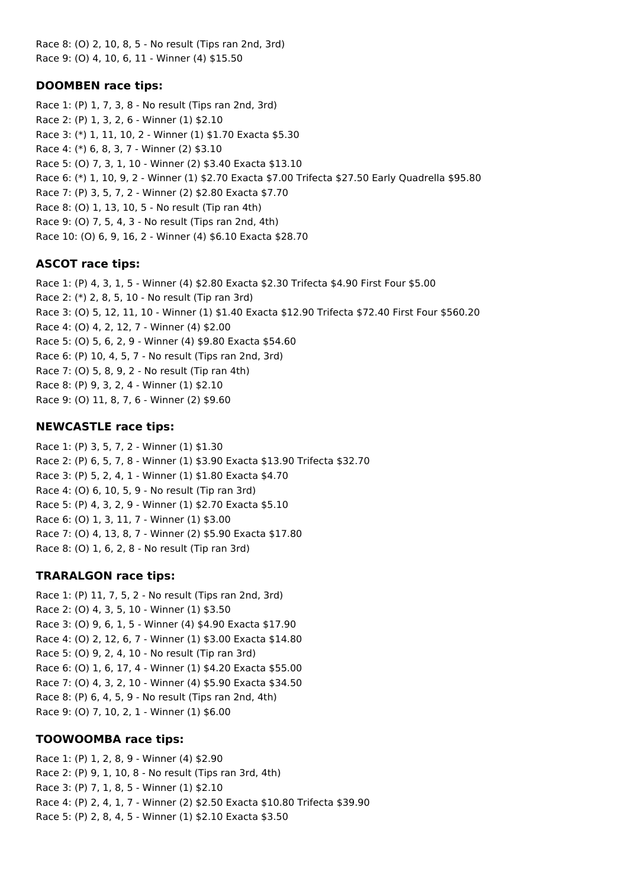Race 8: (O) 2, 10, 8, 5 - No result (Tips ran 2nd, 3rd)
Race 9: (O) 4, 10, 6, 11 - Winner (4) $15.50

### DOOMBEN race tips:

Race 1: (P) 1, 7, 3, 8 - No result (Tips ran 2nd, 3rd)
Race 2: (P) 1, 3, 2, 6 - Winner (1) $2.10
Race 3: (*) 1, 11, 10, 2 - Winner (1) $1.70 Exacta $5.30
Race 4: (*) 6, 8, 3, 7 - Winner (2) $3.10
Race 5: (O) 7, 3, 1, 10 - Winner (2) $3.40 Exacta $13.10
Race 6: (*) 1, 10, 9, 2 - Winner (1) $2.70 Exacta $7.00 Trifecta $27.50 Early Quadrella $95.80
Race 7: (P) 3, 5, 7, 2 - Winner (2) $2.80 Exacta $7.70
Race 8: (O) 1, 13, 10, 5 - No result (Tip ran 4th)
Race 9: (O) 7, 5, 4, 3 - No result (Tips ran 2nd, 4th)
Race 10: (O) 6, 9, 16, 2 - Winner (4) $6.10 Exacta $28.70

### ASCOT race tips:

Race 1: (P) 4, 3, 1, 5 - Winner (4) $2.80 Exacta $2.30 Trifecta $4.90 First Four $5.00
Race 2: (*) 2, 8, 5, 10 - No result (Tip ran 3rd)
Race 3: (O) 5, 12, 11, 10 - Winner (1) $1.40 Exacta $12.90 Trifecta $72.40 First Four $560.20
Race 4: (O) 4, 2, 12, 7 - Winner (4) $2.00
Race 5: (O) 5, 6, 2, 9 - Winner (4) $9.80 Exacta $54.60
Race 6: (P) 10, 4, 5, 7 - No result (Tips ran 2nd, 3rd)
Race 7: (O) 5, 8, 9, 2 - No result (Tip ran 4th)
Race 8: (P) 9, 3, 2, 4 - Winner (1) $2.10
Race 9: (O) 11, 8, 7, 6 - Winner (2) $9.60

### NEWCASTLE race tips:

Race 1: (P) 3, 5, 7, 2 - Winner (1) $1.30
Race 2: (P) 6, 5, 7, 8 - Winner (1) $3.90 Exacta $13.90 Trifecta $32.70
Race 3: (P) 5, 2, 4, 1 - Winner (1) $1.80 Exacta $4.70
Race 4: (O) 6, 10, 5, 9 - No result (Tip ran 3rd)
Race 5: (P) 4, 3, 2, 9 - Winner (1) $2.70 Exacta $5.10
Race 6: (O) 1, 3, 11, 7 - Winner (1) $3.00
Race 7: (O) 4, 13, 8, 7 - Winner (2) $5.90 Exacta $17.80
Race 8: (O) 1, 6, 2, 8 - No result (Tip ran 3rd)

### TRARALGON race tips:

Race 1: (P) 11, 7, 5, 2 - No result (Tips ran 2nd, 3rd)
Race 2: (O) 4, 3, 5, 10 - Winner (1) $3.50
Race 3: (O) 9, 6, 1, 5 - Winner (4) $4.90 Exacta $17.90
Race 4: (O) 2, 12, 6, 7 - Winner (1) $3.00 Exacta $14.80
Race 5: (O) 9, 2, 4, 10 - No result (Tip ran 3rd)
Race 6: (O) 1, 6, 17, 4 - Winner (1) $4.20 Exacta $55.00
Race 7: (O) 4, 3, 2, 10 - Winner (4) $5.90 Exacta $34.50
Race 8: (P) 6, 4, 5, 9 - No result (Tips ran 2nd, 4th)
Race 9: (O) 7, 10, 2, 1 - Winner (1) $6.00

### TOOWOOMBA race tips:

Race 1: (P) 1, 2, 8, 9 - Winner (4) $2.90
Race 2: (P) 9, 1, 10, 8 - No result (Tips ran 3rd, 4th)
Race 3: (P) 7, 1, 8, 5 - Winner (1) $2.10
Race 4: (P) 2, 4, 1, 7 - Winner (2) $2.50 Exacta $10.80 Trifecta $39.90
Race 5: (P) 2, 8, 4, 5 - Winner (1) $2.10 Exacta $3.50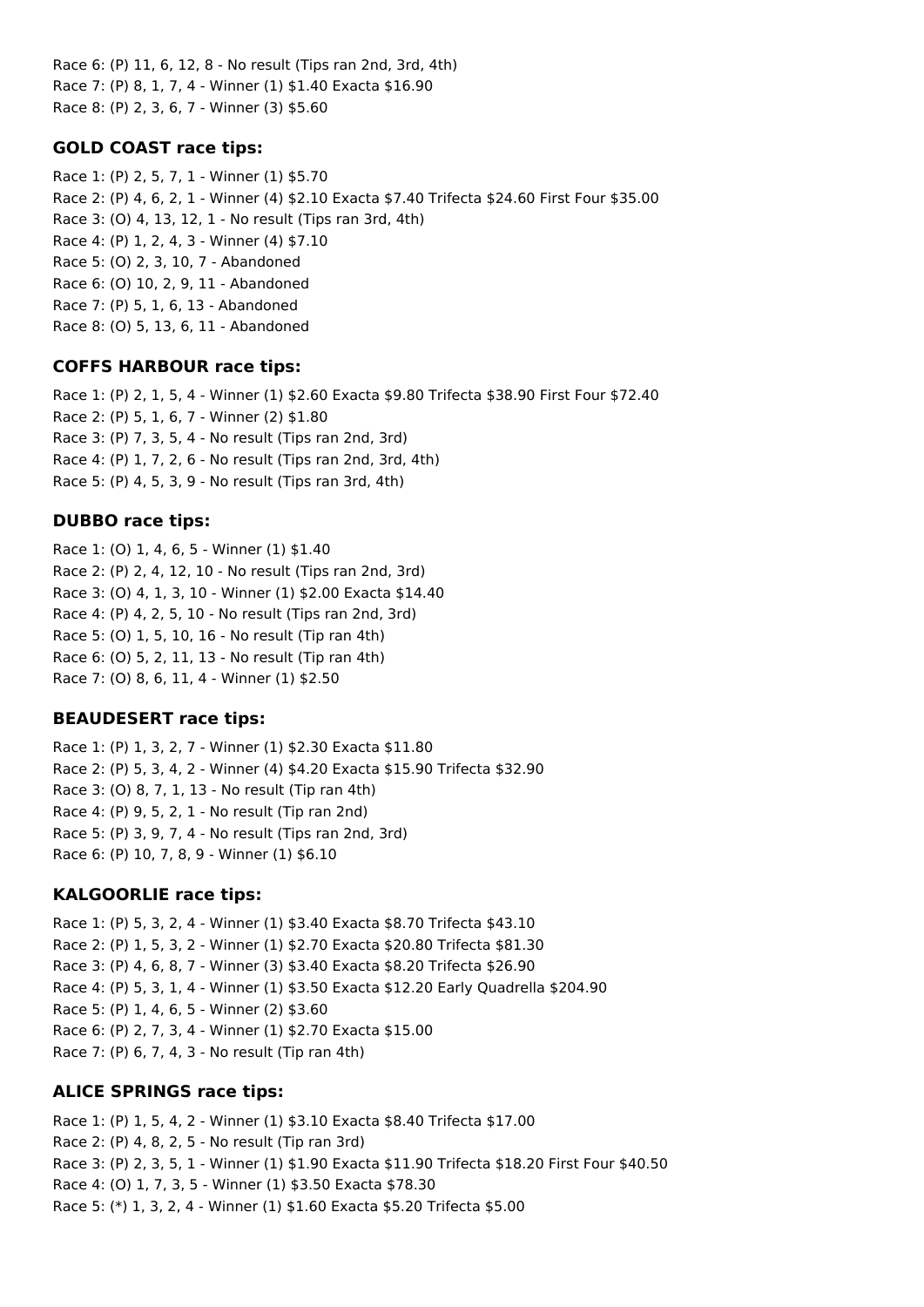Race 6: (P) 11, 6, 12, 8 - No result (Tips ran 2nd, 3rd, 4th)
Race 7: (P) 8, 1, 7, 4 - Winner (1) $1.40 Exacta $16.90
Race 8: (P) 2, 3, 6, 7 - Winner (3) $5.60

### GOLD COAST race tips:

Race 1: (P) 2, 5, 7, 1 - Winner (1) $5.70
Race 2: (P) 4, 6, 2, 1 - Winner (4) $2.10 Exacta $7.40 Trifecta $24.60 First Four $35.00
Race 3: (O) 4, 13, 12, 1 - No result (Tips ran 3rd, 4th)
Race 4: (P) 1, 2, 4, 3 - Winner (4) $7.10
Race 5: (O) 2, 3, 10, 7 - Abandoned
Race 6: (O) 10, 2, 9, 11 - Abandoned
Race 7: (P) 5, 1, 6, 13 - Abandoned
Race 8: (O) 5, 13, 6, 11 - Abandoned

### COFFS HARBOUR race tips:

Race 1: (P) 2, 1, 5, 4 - Winner (1) $2.60 Exacta $9.80 Trifecta $38.90 First Four $72.40
Race 2: (P) 5, 1, 6, 7 - Winner (2) $1.80
Race 3: (P) 7, 3, 5, 4 - No result (Tips ran 2nd, 3rd)
Race 4: (P) 1, 7, 2, 6 - No result (Tips ran 2nd, 3rd, 4th)
Race 5: (P) 4, 5, 3, 9 - No result (Tips ran 3rd, 4th)

### DUBBO race tips:

Race 1: (O) 1, 4, 6, 5 - Winner (1) $1.40
Race 2: (P) 2, 4, 12, 10 - No result (Tips ran 2nd, 3rd)
Race 3: (O) 4, 1, 3, 10 - Winner (1) $2.00 Exacta $14.40
Race 4: (P) 4, 2, 5, 10 - No result (Tips ran 2nd, 3rd)
Race 5: (O) 1, 5, 10, 16 - No result (Tip ran 4th)
Race 6: (O) 5, 2, 11, 13 - No result (Tip ran 4th)
Race 7: (O) 8, 6, 11, 4 - Winner (1) $2.50

### BEAUDESERT race tips:

Race 1: (P) 1, 3, 2, 7 - Winner (1) $2.30 Exacta $11.80
Race 2: (P) 5, 3, 4, 2 - Winner (4) $4.20 Exacta $15.90 Trifecta $32.90
Race 3: (O) 8, 7, 1, 13 - No result (Tip ran 4th)
Race 4: (P) 9, 5, 2, 1 - No result (Tip ran 2nd)
Race 5: (P) 3, 9, 7, 4 - No result (Tips ran 2nd, 3rd)
Race 6: (P) 10, 7, 8, 9 - Winner (1) $6.10

### KALGOORLIE race tips:

Race 1: (P) 5, 3, 2, 4 - Winner (1) $3.40 Exacta $8.70 Trifecta $43.10
Race 2: (P) 1, 5, 3, 2 - Winner (1) $2.70 Exacta $20.80 Trifecta $81.30
Race 3: (P) 4, 6, 8, 7 - Winner (3) $3.40 Exacta $8.20 Trifecta $26.90
Race 4: (P) 5, 3, 1, 4 - Winner (1) $3.50 Exacta $12.20 Early Quadrella $204.90
Race 5: (P) 1, 4, 6, 5 - Winner (2) $3.60
Race 6: (P) 2, 7, 3, 4 - Winner (1) $2.70 Exacta $15.00
Race 7: (P) 6, 7, 4, 3 - No result (Tip ran 4th)

### ALICE SPRINGS race tips:

Race 1: (P) 1, 5, 4, 2 - Winner (1) $3.10 Exacta $8.40 Trifecta $17.00
Race 2: (P) 4, 8, 2, 5 - No result (Tip ran 3rd)
Race 3: (P) 2, 3, 5, 1 - Winner (1) $1.90 Exacta $11.90 Trifecta $18.20 First Four $40.50
Race 4: (O) 1, 7, 3, 5 - Winner (1) $3.50 Exacta $78.30
Race 5: (*) 1, 3, 2, 4 - Winner (1) $1.60 Exacta $5.20 Trifecta $5.00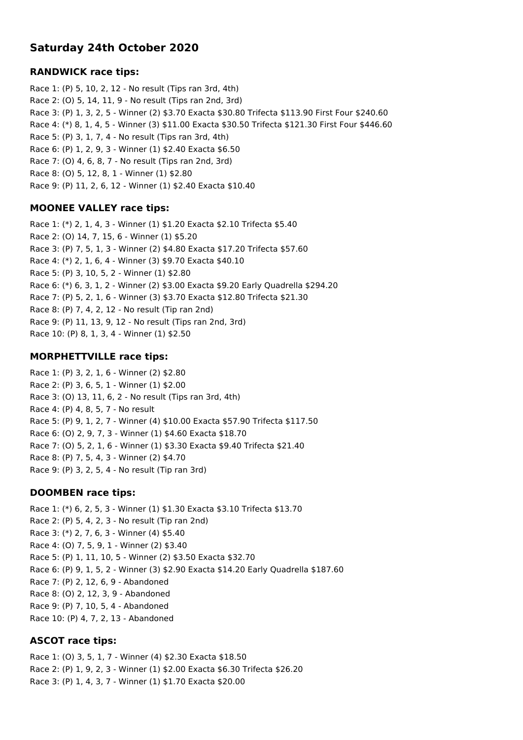## Saturday 24th October 2020

### RANDWICK race tips:

Race 1: (P) 5, 10, 2, 12 - No result (Tips ran 3rd, 4th)
Race 2: (O) 5, 14, 11, 9 - No result (Tips ran 2nd, 3rd)
Race 3: (P) 1, 3, 2, 5 - Winner (2) $3.70 Exacta $30.80 Trifecta $113.90 First Four $240.60
Race 4: (*) 8, 1, 4, 5 - Winner (3) $11.00 Exacta $30.50 Trifecta $121.30 First Four $446.60
Race 5: (P) 3, 1, 7, 4 - No result (Tips ran 3rd, 4th)
Race 6: (P) 1, 2, 9, 3 - Winner (1) $2.40 Exacta $6.50
Race 7: (O) 4, 6, 8, 7 - No result (Tips ran 2nd, 3rd)
Race 8: (O) 5, 12, 8, 1 - Winner (1) $2.80
Race 9: (P) 11, 2, 6, 12 - Winner (1) $2.40 Exacta $10.40

### MOONEE VALLEY race tips:

Race 1: (*) 2, 1, 4, 3 - Winner (1) $1.20 Exacta $2.10 Trifecta $5.40
Race 2: (O) 14, 7, 15, 6 - Winner (1) $5.20
Race 3: (P) 7, 5, 1, 3 - Winner (2) $4.80 Exacta $17.20 Trifecta $57.60
Race 4: (*) 2, 1, 6, 4 - Winner (3) $9.70 Exacta $40.10
Race 5: (P) 3, 10, 5, 2 - Winner (1) $2.80
Race 6: (*) 6, 3, 1, 2 - Winner (2) $3.00 Exacta $9.20 Early Quadrella $294.20
Race 7: (P) 5, 2, 1, 6 - Winner (3) $3.70 Exacta $12.80 Trifecta $21.30
Race 8: (P) 7, 4, 2, 12 - No result (Tip ran 2nd)
Race 9: (P) 11, 13, 9, 12 - No result (Tips ran 2nd, 3rd)
Race 10: (P) 8, 1, 3, 4 - Winner (1) $2.50

### MORPHETTVILLE race tips:

Race 1: (P) 3, 2, 1, 6 - Winner (2) $2.80
Race 2: (P) 3, 6, 5, 1 - Winner (1) $2.00
Race 3: (O) 13, 11, 6, 2 - No result (Tips ran 3rd, 4th)
Race 4: (P) 4, 8, 5, 7 - No result
Race 5: (P) 9, 1, 2, 7 - Winner (4) $10.00 Exacta $57.90 Trifecta $117.50
Race 6: (O) 2, 9, 7, 3 - Winner (1) $4.60 Exacta $18.70
Race 7: (O) 5, 2, 1, 6 - Winner (1) $3.30 Exacta $9.40 Trifecta $21.40
Race 8: (P) 7, 5, 4, 3 - Winner (2) $4.70
Race 9: (P) 3, 2, 5, 4 - No result (Tip ran 3rd)

### DOOMBEN race tips:

Race 1: (*) 6, 2, 5, 3 - Winner (1) $1.30 Exacta $3.10 Trifecta $13.70
Race 2: (P) 5, 4, 2, 3 - No result (Tip ran 2nd)
Race 3: (*) 2, 7, 6, 3 - Winner (4) $5.40
Race 4: (O) 7, 5, 9, 1 - Winner (2) $3.40
Race 5: (P) 1, 11, 10, 5 - Winner (2) $3.50 Exacta $32.70
Race 6: (P) 9, 1, 5, 2 - Winner (3) $2.90 Exacta $14.20 Early Quadrella $187.60
Race 7: (P) 2, 12, 6, 9 - Abandoned
Race 8: (O) 2, 12, 3, 9 - Abandoned
Race 9: (P) 7, 10, 5, 4 - Abandoned
Race 10: (P) 4, 7, 2, 13 - Abandoned

### ASCOT race tips:

Race 1: (O) 3, 5, 1, 7 - Winner (4) $2.30 Exacta $18.50
Race 2: (P) 1, 9, 2, 3 - Winner (1) $2.00 Exacta $6.30 Trifecta $26.20
Race 3: (P) 1, 4, 3, 7 - Winner (1) $1.70 Exacta $20.00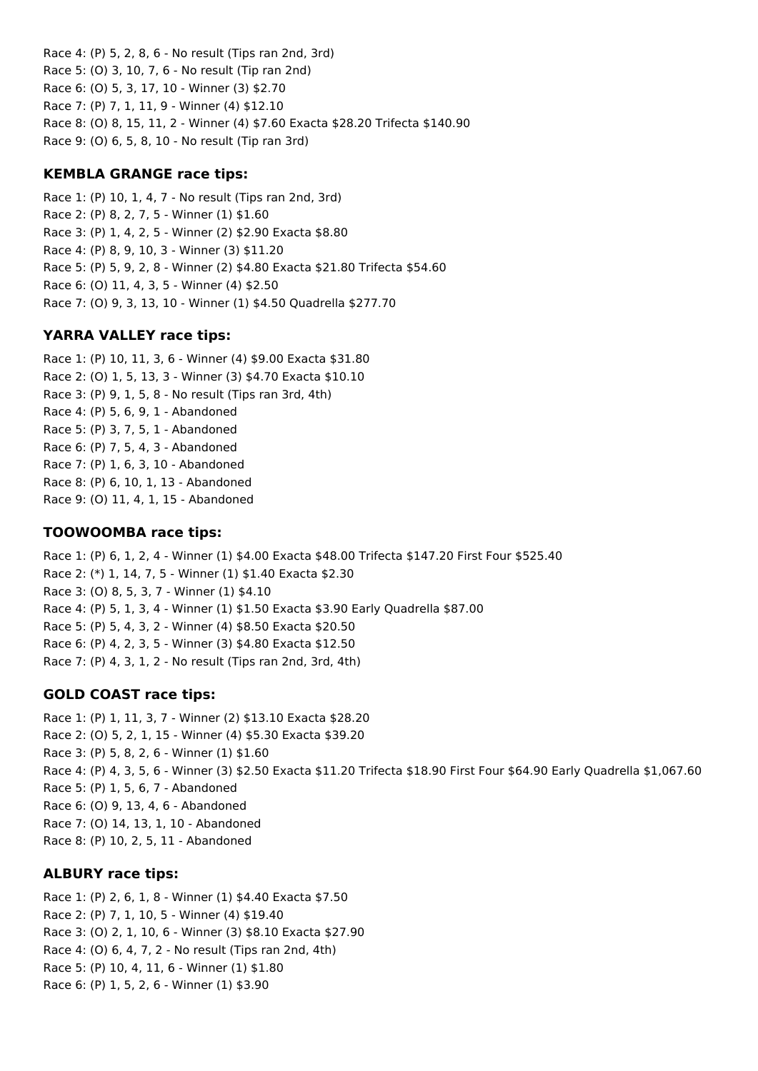Race 4: (P) 5, 2, 8, 6 - No result (Tips ran 2nd, 3rd)
Race 5: (O) 3, 10, 7, 6 - No result (Tip ran 2nd)
Race 6: (O) 5, 3, 17, 10 - Winner (3) $2.70
Race 7: (P) 7, 1, 11, 9 - Winner (4) $12.10
Race 8: (O) 8, 15, 11, 2 - Winner (4) $7.60 Exacta $28.20 Trifecta $140.90
Race 9: (O) 6, 5, 8, 10 - No result (Tip ran 3rd)

### KEMBLA GRANGE race tips:

Race 1: (P) 10, 1, 4, 7 - No result (Tips ran 2nd, 3rd)
Race 2: (P) 8, 2, 7, 5 - Winner (1) $1.60
Race 3: (P) 1, 4, 2, 5 - Winner (2) $2.90 Exacta $8.80
Race 4: (P) 8, 9, 10, 3 - Winner (3) $11.20
Race 5: (P) 5, 9, 2, 8 - Winner (2) $4.80 Exacta $21.80 Trifecta $54.60
Race 6: (O) 11, 4, 3, 5 - Winner (4) $2.50
Race 7: (O) 9, 3, 13, 10 - Winner (1) $4.50 Quadrella $277.70

### YARRA VALLEY race tips:

Race 1: (P) 10, 11, 3, 6 - Winner (4) $9.00 Exacta $31.80
Race 2: (O) 1, 5, 13, 3 - Winner (3) $4.70 Exacta $10.10
Race 3: (P) 9, 1, 5, 8 - No result (Tips ran 3rd, 4th)
Race 4: (P) 5, 6, 9, 1 - Abandoned
Race 5: (P) 3, 7, 5, 1 - Abandoned
Race 6: (P) 7, 5, 4, 3 - Abandoned
Race 7: (P) 1, 6, 3, 10 - Abandoned
Race 8: (P) 6, 10, 1, 13 - Abandoned
Race 9: (O) 11, 4, 1, 15 - Abandoned

### TOOWOOMBA race tips:

Race 1: (P) 6, 1, 2, 4 - Winner (1) $4.00 Exacta $48.00 Trifecta $147.20 First Four $525.40
Race 2: (*) 1, 14, 7, 5 - Winner (1) $1.40 Exacta $2.30
Race 3: (O) 8, 5, 3, 7 - Winner (1) $4.10
Race 4: (P) 5, 1, 3, 4 - Winner (1) $1.50 Exacta $3.90 Early Quadrella $87.00
Race 5: (P) 5, 4, 3, 2 - Winner (4) $8.50 Exacta $20.50
Race 6: (P) 4, 2, 3, 5 - Winner (3) $4.80 Exacta $12.50
Race 7: (P) 4, 3, 1, 2 - No result (Tips ran 2nd, 3rd, 4th)

### GOLD COAST race tips:

Race 1: (P) 1, 11, 3, 7 - Winner (2) $13.10 Exacta $28.20
Race 2: (O) 5, 2, 1, 15 - Winner (4) $5.30 Exacta $39.20
Race 3: (P) 5, 8, 2, 6 - Winner (1) $1.60
Race 4: (P) 4, 3, 5, 6 - Winner (3) $2.50 Exacta $11.20 Trifecta $18.90 First Four $64.90 Early Quadrella $1,067.60
Race 5: (P) 1, 5, 6, 7 - Abandoned
Race 6: (O) 9, 13, 4, 6 - Abandoned
Race 7: (O) 14, 13, 1, 10 - Abandoned
Race 8: (P) 10, 2, 5, 11 - Abandoned

### ALBURY race tips:

Race 1: (P) 2, 6, 1, 8 - Winner (1) $4.40 Exacta $7.50
Race 2: (P) 7, 1, 10, 5 - Winner (4) $19.40
Race 3: (O) 2, 1, 10, 6 - Winner (3) $8.10 Exacta $27.90
Race 4: (O) 6, 4, 7, 2 - No result (Tips ran 2nd, 4th)
Race 5: (P) 10, 4, 11, 6 - Winner (1) $1.80
Race 6: (P) 1, 5, 2, 6 - Winner (1) $3.90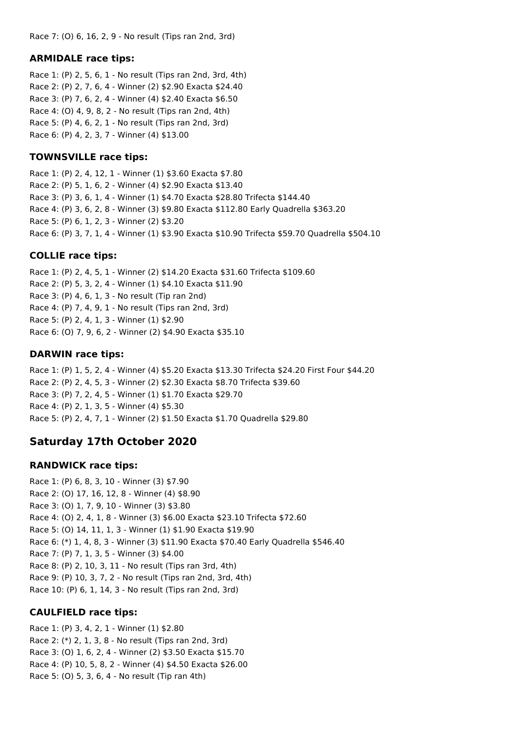Race 7: (O) 6, 16, 2, 9 - No result (Tips ran 2nd, 3rd)

### ARMIDALE race tips:

Race 1: (P) 2, 5, 6, 1 - No result (Tips ran 2nd, 3rd, 4th)
Race 2: (P) 2, 7, 6, 4 - Winner (2) $2.90 Exacta $24.40
Race 3: (P) 7, 6, 2, 4 - Winner (4) $2.40 Exacta $6.50
Race 4: (O) 4, 9, 8, 2 - No result (Tips ran 2nd, 4th)
Race 5: (P) 4, 6, 2, 1 - No result (Tips ran 2nd, 3rd)
Race 6: (P) 4, 2, 3, 7 - Winner (4) $13.00

### TOWNSVILLE race tips:

Race 1: (P) 2, 4, 12, 1 - Winner (1) $3.60 Exacta $7.80
Race 2: (P) 5, 1, 6, 2 - Winner (4) $2.90 Exacta $13.40
Race 3: (P) 3, 6, 1, 4 - Winner (1) $4.70 Exacta $28.80 Trifecta $144.40
Race 4: (P) 3, 6, 2, 8 - Winner (3) $9.80 Exacta $112.80 Early Quadrella $363.20
Race 5: (P) 6, 1, 2, 3 - Winner (2) $3.20
Race 6: (P) 3, 7, 1, 4 - Winner (1) $3.90 Exacta $10.90 Trifecta $59.70 Quadrella $504.10

### COLLIE race tips:

Race 1: (P) 2, 4, 5, 1 - Winner (2) $14.20 Exacta $31.60 Trifecta $109.60
Race 2: (P) 5, 3, 2, 4 - Winner (1) $4.10 Exacta $11.90
Race 3: (P) 4, 6, 1, 3 - No result (Tip ran 2nd)
Race 4: (P) 7, 4, 9, 1 - No result (Tips ran 2nd, 3rd)
Race 5: (P) 2, 4, 1, 3 - Winner (1) $2.90
Race 6: (O) 7, 9, 6, 2 - Winner (2) $4.90 Exacta $35.10

### DARWIN race tips:

Race 1: (P) 1, 5, 2, 4 - Winner (4) $5.20 Exacta $13.30 Trifecta $24.20 First Four $44.20
Race 2: (P) 2, 4, 5, 3 - Winner (2) $2.30 Exacta $8.70 Trifecta $39.60
Race 3: (P) 7, 2, 4, 5 - Winner (1) $1.70 Exacta $29.70
Race 4: (P) 2, 1, 3, 5 - Winner (4) $5.30
Race 5: (P) 2, 4, 7, 1 - Winner (2) $1.50 Exacta $1.70 Quadrella $29.80

## Saturday 17th October 2020

### RANDWICK race tips:

Race 1: (P) 6, 8, 3, 10 - Winner (3) $7.90
Race 2: (O) 17, 16, 12, 8 - Winner (4) $8.90
Race 3: (O) 1, 7, 9, 10 - Winner (3) $3.80
Race 4: (O) 2, 4, 1, 8 - Winner (3) $6.00 Exacta $23.10 Trifecta $72.60
Race 5: (O) 14, 11, 1, 3 - Winner (1) $1.90 Exacta $19.90
Race 6: (*) 1, 4, 8, 3 - Winner (3) $11.90 Exacta $70.40 Early Quadrella $546.40
Race 7: (P) 7, 1, 3, 5 - Winner (3) $4.00
Race 8: (P) 2, 10, 3, 11 - No result (Tips ran 3rd, 4th)
Race 9: (P) 10, 3, 7, 2 - No result (Tips ran 2nd, 3rd, 4th)
Race 10: (P) 6, 1, 14, 3 - No result (Tips ran 2nd, 3rd)

### CAULFIELD race tips:

Race 1: (P) 3, 4, 2, 1 - Winner (1) $2.80
Race 2: (*) 2, 1, 3, 8 - No result (Tips ran 2nd, 3rd)
Race 3: (O) 1, 6, 2, 4 - Winner (2) $3.50 Exacta $15.70
Race 4: (P) 10, 5, 8, 2 - Winner (4) $4.50 Exacta $26.00
Race 5: (O) 5, 3, 6, 4 - No result (Tip ran 4th)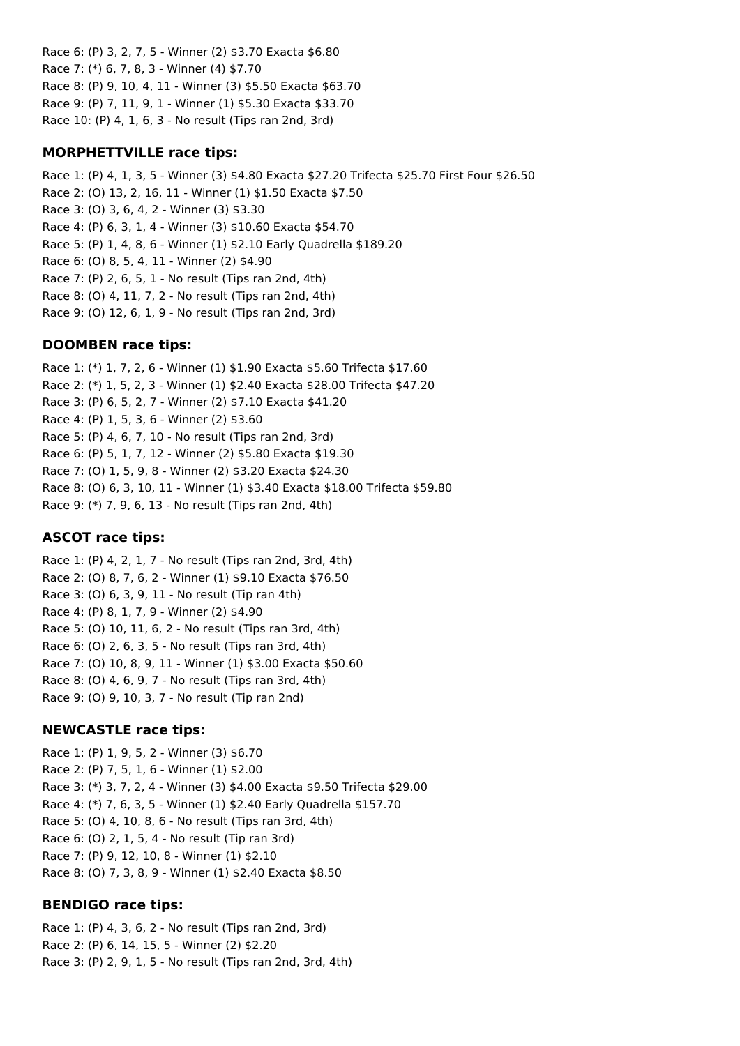Race 6: (P) 3, 2, 7, 5 - Winner (2) $3.70 Exacta $6.80
Race 7: (*) 6, 7, 8, 3 - Winner (4) $7.70
Race 8: (P) 9, 10, 4, 11 - Winner (3) $5.50 Exacta $63.70
Race 9: (P) 7, 11, 9, 1 - Winner (1) $5.30 Exacta $33.70
Race 10: (P) 4, 1, 6, 3 - No result (Tips ran 2nd, 3rd)

### MORPHETTVILLE race tips:

Race 1: (P) 4, 1, 3, 5 - Winner (3) $4.80 Exacta $27.20 Trifecta $25.70 First Four $26.50
Race 2: (O) 13, 2, 16, 11 - Winner (1) $1.50 Exacta $7.50
Race 3: (O) 3, 6, 4, 2 - Winner (3) $3.30
Race 4: (P) 6, 3, 1, 4 - Winner (3) $10.60 Exacta $54.70
Race 5: (P) 1, 4, 8, 6 - Winner (1) $2.10 Early Quadrella $189.20
Race 6: (O) 8, 5, 4, 11 - Winner (2) $4.90
Race 7: (P) 2, 6, 5, 1 - No result (Tips ran 2nd, 4th)
Race 8: (O) 4, 11, 7, 2 - No result (Tips ran 2nd, 4th)
Race 9: (O) 12, 6, 1, 9 - No result (Tips ran 2nd, 3rd)

### DOOMBEN race tips:

Race 1: (*) 1, 7, 2, 6 - Winner (1) $1.90 Exacta $5.60 Trifecta $17.60
Race 2: (*) 1, 5, 2, 3 - Winner (1) $2.40 Exacta $28.00 Trifecta $47.20
Race 3: (P) 6, 5, 2, 7 - Winner (2) $7.10 Exacta $41.20
Race 4: (P) 1, 5, 3, 6 - Winner (2) $3.60
Race 5: (P) 4, 6, 7, 10 - No result (Tips ran 2nd, 3rd)
Race 6: (P) 5, 1, 7, 12 - Winner (2) $5.80 Exacta $19.30
Race 7: (O) 1, 5, 9, 8 - Winner (2) $3.20 Exacta $24.30
Race 8: (O) 6, 3, 10, 11 - Winner (1) $3.40 Exacta $18.00 Trifecta $59.80
Race 9: (*) 7, 9, 6, 13 - No result (Tips ran 2nd, 4th)

### ASCOT race tips:

Race 1: (P) 4, 2, 1, 7 - No result (Tips ran 2nd, 3rd, 4th)
Race 2: (O) 8, 7, 6, 2 - Winner (1) $9.10 Exacta $76.50
Race 3: (O) 6, 3, 9, 11 - No result (Tip ran 4th)
Race 4: (P) 8, 1, 7, 9 - Winner (2) $4.90
Race 5: (O) 10, 11, 6, 2 - No result (Tips ran 3rd, 4th)
Race 6: (O) 2, 6, 3, 5 - No result (Tips ran 3rd, 4th)
Race 7: (O) 10, 8, 9, 11 - Winner (1) $3.00 Exacta $50.60
Race 8: (O) 4, 6, 9, 7 - No result (Tips ran 3rd, 4th)
Race 9: (O) 9, 10, 3, 7 - No result (Tip ran 2nd)

### NEWCASTLE race tips:

Race 1: (P) 1, 9, 5, 2 - Winner (3) $6.70
Race 2: (P) 7, 5, 1, 6 - Winner (1) $2.00
Race 3: (*) 3, 7, 2, 4 - Winner (3) $4.00 Exacta $9.50 Trifecta $29.00
Race 4: (*) 7, 6, 3, 5 - Winner (1) $2.40 Early Quadrella $157.70
Race 5: (O) 4, 10, 8, 6 - No result (Tips ran 3rd, 4th)
Race 6: (O) 2, 1, 5, 4 - No result (Tip ran 3rd)
Race 7: (P) 9, 12, 10, 8 - Winner (1) $2.10
Race 8: (O) 7, 3, 8, 9 - Winner (1) $2.40 Exacta $8.50

### BENDIGO race tips:

Race 1: (P) 4, 3, 6, 2 - No result (Tips ran 2nd, 3rd)
Race 2: (P) 6, 14, 15, 5 - Winner (2) $2.20
Race 3: (P) 2, 9, 1, 5 - No result (Tips ran 2nd, 3rd, 4th)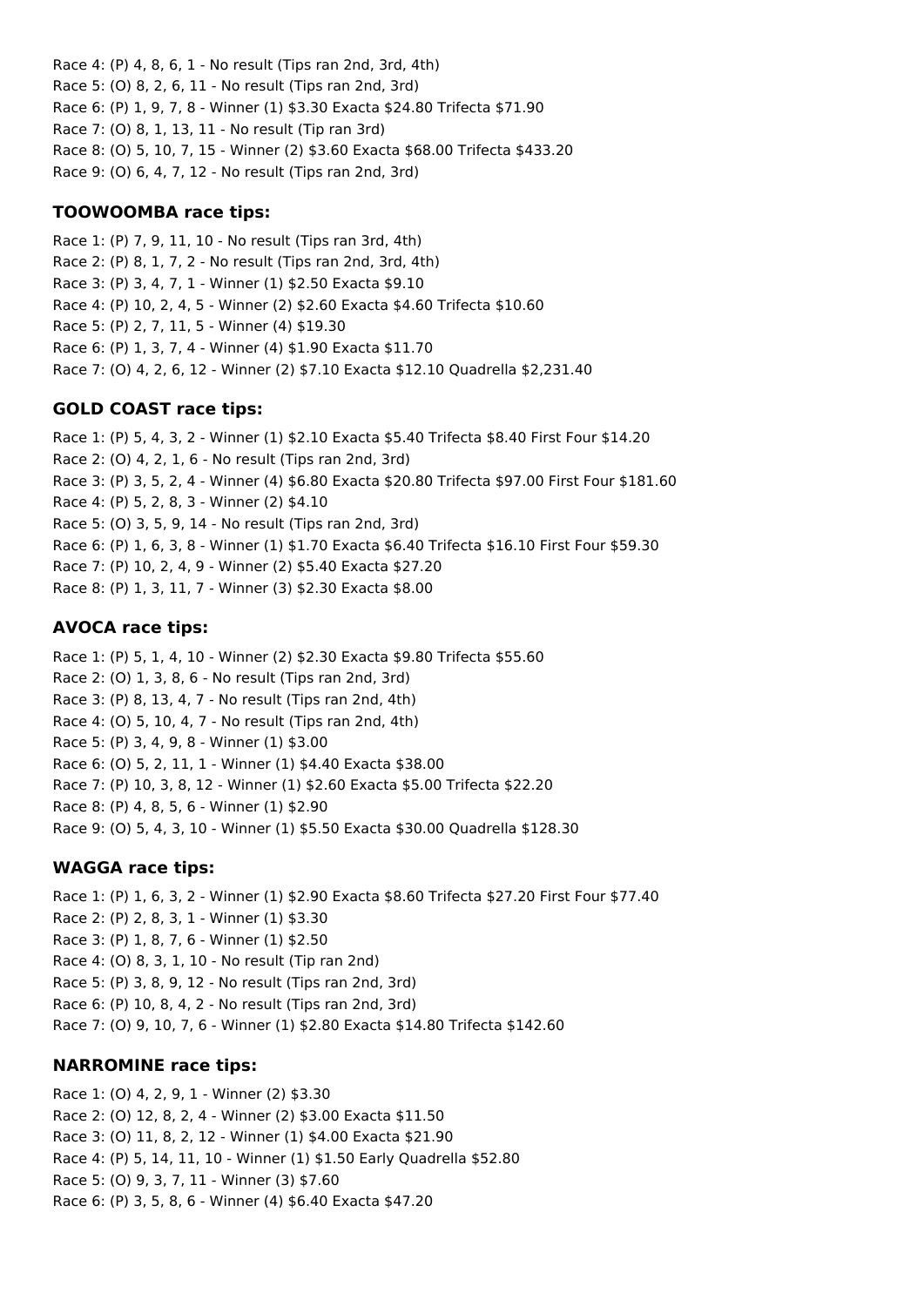Race 4: (P) 4, 8, 6, 1 - No result (Tips ran 2nd, 3rd, 4th)
Race 5: (O) 8, 2, 6, 11 - No result (Tips ran 2nd, 3rd)
Race 6: (P) 1, 9, 7, 8 - Winner (1) $3.30 Exacta $24.80 Trifecta $71.90
Race 7: (O) 8, 1, 13, 11 - No result (Tip ran 3rd)
Race 8: (O) 5, 10, 7, 15 - Winner (2) $3.60 Exacta $68.00 Trifecta $433.20
Race 9: (O) 6, 4, 7, 12 - No result (Tips ran 2nd, 3rd)

### TOOWOOMBA race tips:

Race 1: (P) 7, 9, 11, 10 - No result (Tips ran 3rd, 4th)
Race 2: (P) 8, 1, 7, 2 - No result (Tips ran 2nd, 3rd, 4th)
Race 3: (P) 3, 4, 7, 1 - Winner (1) $2.50 Exacta $9.10
Race 4: (P) 10, 2, 4, 5 - Winner (2) $2.60 Exacta $4.60 Trifecta $10.60
Race 5: (P) 2, 7, 11, 5 - Winner (4) $19.30
Race 6: (P) 1, 3, 7, 4 - Winner (4) $1.90 Exacta $11.70
Race 7: (O) 4, 2, 6, 12 - Winner (2) $7.10 Exacta $12.10 Quadrella $2,231.40

### GOLD COAST race tips:

Race 1: (P) 5, 4, 3, 2 - Winner (1) $2.10 Exacta $5.40 Trifecta $8.40 First Four $14.20
Race 2: (O) 4, 2, 1, 6 - No result (Tips ran 2nd, 3rd)
Race 3: (P) 3, 5, 2, 4 - Winner (4) $6.80 Exacta $20.80 Trifecta $97.00 First Four $181.60
Race 4: (P) 5, 2, 8, 3 - Winner (2) $4.10
Race 5: (O) 3, 5, 9, 14 - No result (Tips ran 2nd, 3rd)
Race 6: (P) 1, 6, 3, 8 - Winner (1) $1.70 Exacta $6.40 Trifecta $16.10 First Four $59.30
Race 7: (P) 10, 2, 4, 9 - Winner (2) $5.40 Exacta $27.20
Race 8: (P) 1, 3, 11, 7 - Winner (3) $2.30 Exacta $8.00

### AVOCA race tips:

Race 1: (P) 5, 1, 4, 10 - Winner (2) $2.30 Exacta $9.80 Trifecta $55.60
Race 2: (O) 1, 3, 8, 6 - No result (Tips ran 2nd, 3rd)
Race 3: (P) 8, 13, 4, 7 - No result (Tips ran 2nd, 4th)
Race 4: (O) 5, 10, 4, 7 - No result (Tips ran 2nd, 4th)
Race 5: (P) 3, 4, 9, 8 - Winner (1) $3.00
Race 6: (O) 5, 2, 11, 1 - Winner (1) $4.40 Exacta $38.00
Race 7: (P) 10, 3, 8, 12 - Winner (1) $2.60 Exacta $5.00 Trifecta $22.20
Race 8: (P) 4, 8, 5, 6 - Winner (1) $2.90
Race 9: (O) 5, 4, 3, 10 - Winner (1) $5.50 Exacta $30.00 Quadrella $128.30

### WAGGA race tips:

Race 1: (P) 1, 6, 3, 2 - Winner (1) $2.90 Exacta $8.60 Trifecta $27.20 First Four $77.40
Race 2: (P) 2, 8, 3, 1 - Winner (1) $3.30
Race 3: (P) 1, 8, 7, 6 - Winner (1) $2.50
Race 4: (O) 8, 3, 1, 10 - No result (Tip ran 2nd)
Race 5: (P) 3, 8, 9, 12 - No result (Tips ran 2nd, 3rd)
Race 6: (P) 10, 8, 4, 2 - No result (Tips ran 2nd, 3rd)
Race 7: (O) 9, 10, 7, 6 - Winner (1) $2.80 Exacta $14.80 Trifecta $142.60

### NARROMINE race tips:

Race 1: (O) 4, 2, 9, 1 - Winner (2) $3.30
Race 2: (O) 12, 8, 2, 4 - Winner (2) $3.00 Exacta $11.50
Race 3: (O) 11, 8, 2, 12 - Winner (1) $4.00 Exacta $21.90
Race 4: (P) 5, 14, 11, 10 - Winner (1) $1.50 Early Quadrella $52.80
Race 5: (O) 9, 3, 7, 11 - Winner (3) $7.60
Race 6: (P) 3, 5, 8, 6 - Winner (4) $6.40 Exacta $47.20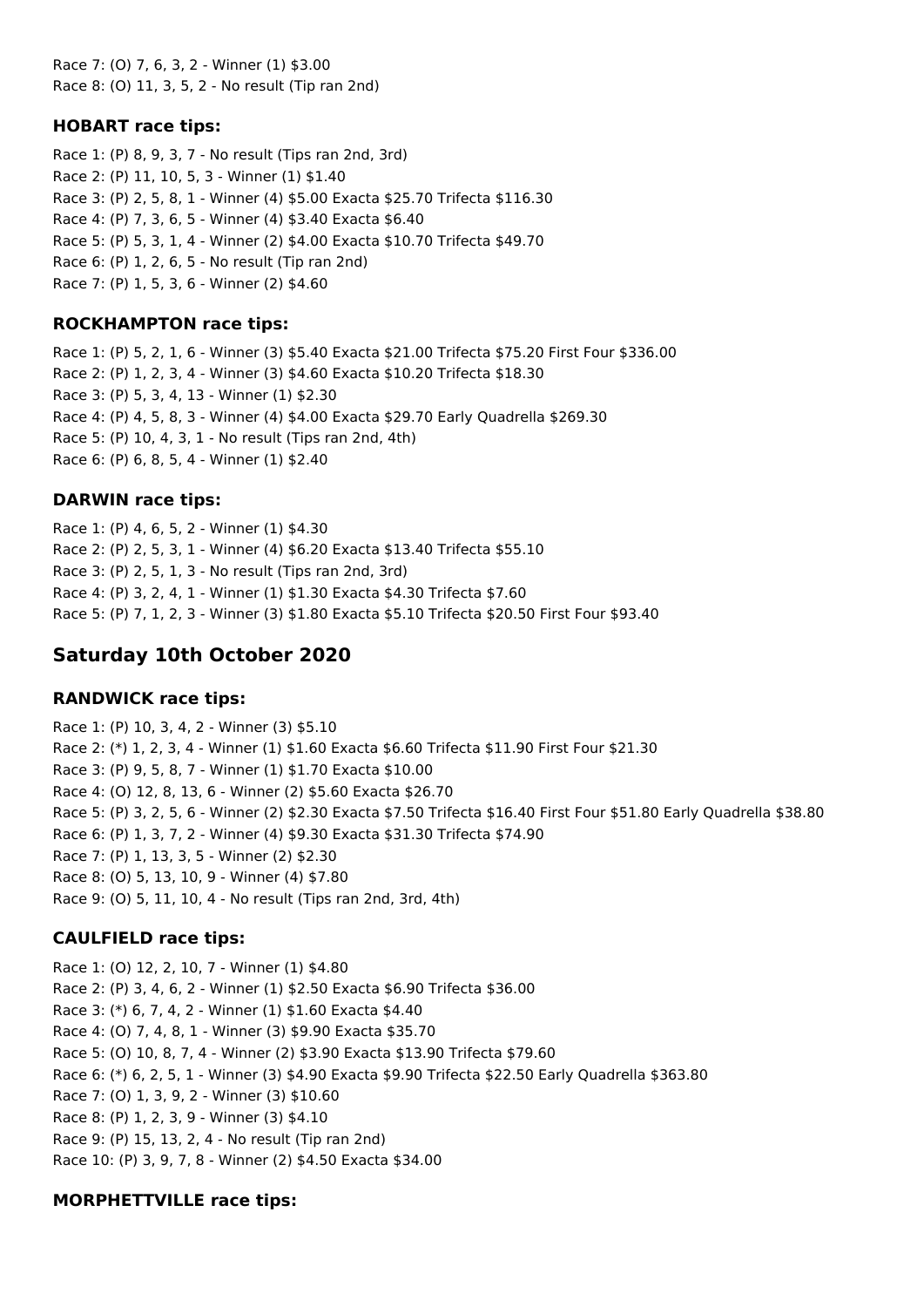Race 7: (O) 7, 6, 3, 2 - Winner (1) $3.00
Race 8: (O) 11, 3, 5, 2 - No result (Tip ran 2nd)

### HOBART race tips:

Race 1: (P) 8, 9, 3, 7 - No result (Tips ran 2nd, 3rd)
Race 2: (P) 11, 10, 5, 3 - Winner (1) $1.40
Race 3: (P) 2, 5, 8, 1 - Winner (4) $5.00 Exacta $25.70 Trifecta $116.30
Race 4: (P) 7, 3, 6, 5 - Winner (4) $3.40 Exacta $6.40
Race 5: (P) 5, 3, 1, 4 - Winner (2) $4.00 Exacta $10.70 Trifecta $49.70
Race 6: (P) 1, 2, 6, 5 - No result (Tip ran 2nd)
Race 7: (P) 1, 5, 3, 6 - Winner (2) $4.60

### ROCKHAMPTON race tips:

Race 1: (P) 5, 2, 1, 6 - Winner (3) $5.40 Exacta $21.00 Trifecta $75.20 First Four $336.00
Race 2: (P) 1, 2, 3, 4 - Winner (3) $4.60 Exacta $10.20 Trifecta $18.30
Race 3: (P) 5, 3, 4, 13 - Winner (1) $2.30
Race 4: (P) 4, 5, 8, 3 - Winner (4) $4.00 Exacta $29.70 Early Quadrella $269.30
Race 5: (P) 10, 4, 3, 1 - No result (Tips ran 2nd, 4th)
Race 6: (P) 6, 8, 5, 4 - Winner (1) $2.40

### DARWIN race tips:

Race 1: (P) 4, 6, 5, 2 - Winner (1) $4.30
Race 2: (P) 2, 5, 3, 1 - Winner (4) $6.20 Exacta $13.40 Trifecta $55.10
Race 3: (P) 2, 5, 1, 3 - No result (Tips ran 2nd, 3rd)
Race 4: (P) 3, 2, 4, 1 - Winner (1) $1.30 Exacta $4.30 Trifecta $7.60
Race 5: (P) 7, 1, 2, 3 - Winner (3) $1.80 Exacta $5.10 Trifecta $20.50 First Four $93.40

## Saturday 10th October 2020

### RANDWICK race tips:

Race 1: (P) 10, 3, 4, 2 - Winner (3) $5.10
Race 2: (*) 1, 2, 3, 4 - Winner (1) $1.60 Exacta $6.60 Trifecta $11.90 First Four $21.30
Race 3: (P) 9, 5, 8, 7 - Winner (1) $1.70 Exacta $10.00
Race 4: (O) 12, 8, 13, 6 - Winner (2) $5.60 Exacta $26.70
Race 5: (P) 3, 2, 5, 6 - Winner (2) $2.30 Exacta $7.50 Trifecta $16.40 First Four $51.80 Early Quadrella $38.80
Race 6: (P) 1, 3, 7, 2 - Winner (4) $9.30 Exacta $31.30 Trifecta $74.90
Race 7: (P) 1, 13, 3, 5 - Winner (2) $2.30
Race 8: (O) 5, 13, 10, 9 - Winner (4) $7.80
Race 9: (O) 5, 11, 10, 4 - No result (Tips ran 2nd, 3rd, 4th)

### CAULFIELD race tips:

Race 1: (O) 12, 2, 10, 7 - Winner (1) $4.80
Race 2: (P) 3, 4, 6, 2 - Winner (1) $2.50 Exacta $6.90 Trifecta $36.00
Race 3: (*) 6, 7, 4, 2 - Winner (1) $1.60 Exacta $4.40
Race 4: (O) 7, 4, 8, 1 - Winner (3) $9.90 Exacta $35.70
Race 5: (O) 10, 8, 7, 4 - Winner (2) $3.90 Exacta $13.90 Trifecta $79.60
Race 6: (*) 6, 2, 5, 1 - Winner (3) $4.90 Exacta $9.90 Trifecta $22.50 Early Quadrella $363.80
Race 7: (O) 1, 3, 9, 2 - Winner (3) $10.60
Race 8: (P) 1, 2, 3, 9 - Winner (3) $4.10
Race 9: (P) 15, 13, 2, 4 - No result (Tip ran 2nd)
Race 10: (P) 3, 9, 7, 8 - Winner (2) $4.50 Exacta $34.00

### MORPHETTVILLE race tips: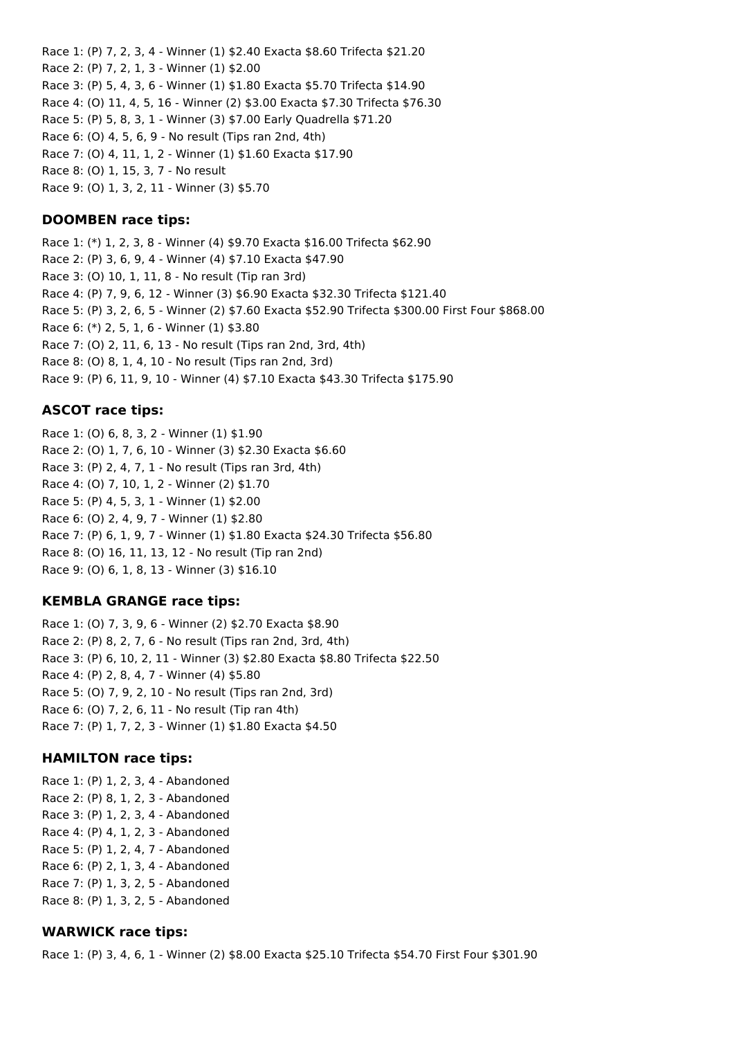Race 1: (P) 7, 2, 3, 4 - Winner (1) $2.40 Exacta $8.60 Trifecta $21.20
Race 2: (P) 7, 2, 1, 3 - Winner (1) $2.00
Race 3: (P) 5, 4, 3, 6 - Winner (1) $1.80 Exacta $5.70 Trifecta $14.90
Race 4: (O) 11, 4, 5, 16 - Winner (2) $3.00 Exacta $7.30 Trifecta $76.30
Race 5: (P) 5, 8, 3, 1 - Winner (3) $7.00 Early Quadrella $71.20
Race 6: (O) 4, 5, 6, 9 - No result (Tips ran 2nd, 4th)
Race 7: (O) 4, 11, 1, 2 - Winner (1) $1.60 Exacta $17.90
Race 8: (O) 1, 15, 3, 7 - No result
Race 9: (O) 1, 3, 2, 11 - Winner (3) $5.70

### DOOMBEN race tips:

Race 1: (*) 1, 2, 3, 8 - Winner (4) $9.70 Exacta $16.00 Trifecta $62.90
Race 2: (P) 3, 6, 9, 4 - Winner (4) $7.10 Exacta $47.90
Race 3: (O) 10, 1, 11, 8 - No result (Tip ran 3rd)
Race 4: (P) 7, 9, 6, 12 - Winner (3) $6.90 Exacta $32.30 Trifecta $121.40
Race 5: (P) 3, 2, 6, 5 - Winner (2) $7.60 Exacta $52.90 Trifecta $300.00 First Four $868.00
Race 6: (*) 2, 5, 1, 6 - Winner (1) $3.80
Race 7: (O) 2, 11, 6, 13 - No result (Tips ran 2nd, 3rd, 4th)
Race 8: (O) 8, 1, 4, 10 - No result (Tips ran 2nd, 3rd)
Race 9: (P) 6, 11, 9, 10 - Winner (4) $7.10 Exacta $43.30 Trifecta $175.90

### ASCOT race tips:

Race 1: (O) 6, 8, 3, 2 - Winner (1) $1.90
Race 2: (O) 1, 7, 6, 10 - Winner (3) $2.30 Exacta $6.60
Race 3: (P) 2, 4, 7, 1 - No result (Tips ran 3rd, 4th)
Race 4: (O) 7, 10, 1, 2 - Winner (2) $1.70
Race 5: (P) 4, 5, 3, 1 - Winner (1) $2.00
Race 6: (O) 2, 4, 9, 7 - Winner (1) $2.80
Race 7: (P) 6, 1, 9, 7 - Winner (1) $1.80 Exacta $24.30 Trifecta $56.80
Race 8: (O) 16, 11, 13, 12 - No result (Tip ran 2nd)
Race 9: (O) 6, 1, 8, 13 - Winner (3) $16.10

### KEMBLA GRANGE race tips:

Race 1: (O) 7, 3, 9, 6 - Winner (2) $2.70 Exacta $8.90
Race 2: (P) 8, 2, 7, 6 - No result (Tips ran 2nd, 3rd, 4th)
Race 3: (P) 6, 10, 2, 11 - Winner (3) $2.80 Exacta $8.80 Trifecta $22.50
Race 4: (P) 2, 8, 4, 7 - Winner (4) $5.80
Race 5: (O) 7, 9, 2, 10 - No result (Tips ran 2nd, 3rd)
Race 6: (O) 7, 2, 6, 11 - No result (Tip ran 4th)
Race 7: (P) 1, 7, 2, 3 - Winner (1) $1.80 Exacta $4.50

### HAMILTON race tips:

Race 1: (P) 1, 2, 3, 4 - Abandoned
Race 2: (P) 8, 1, 2, 3 - Abandoned
Race 3: (P) 1, 2, 3, 4 - Abandoned
Race 4: (P) 4, 1, 2, 3 - Abandoned
Race 5: (P) 1, 2, 4, 7 - Abandoned
Race 6: (P) 2, 1, 3, 4 - Abandoned
Race 7: (P) 1, 3, 2, 5 - Abandoned
Race 8: (P) 1, 3, 2, 5 - Abandoned

### WARWICK race tips:

Race 1: (P) 3, 4, 6, 1 - Winner (2) $8.00 Exacta $25.10 Trifecta $54.70 First Four $301.90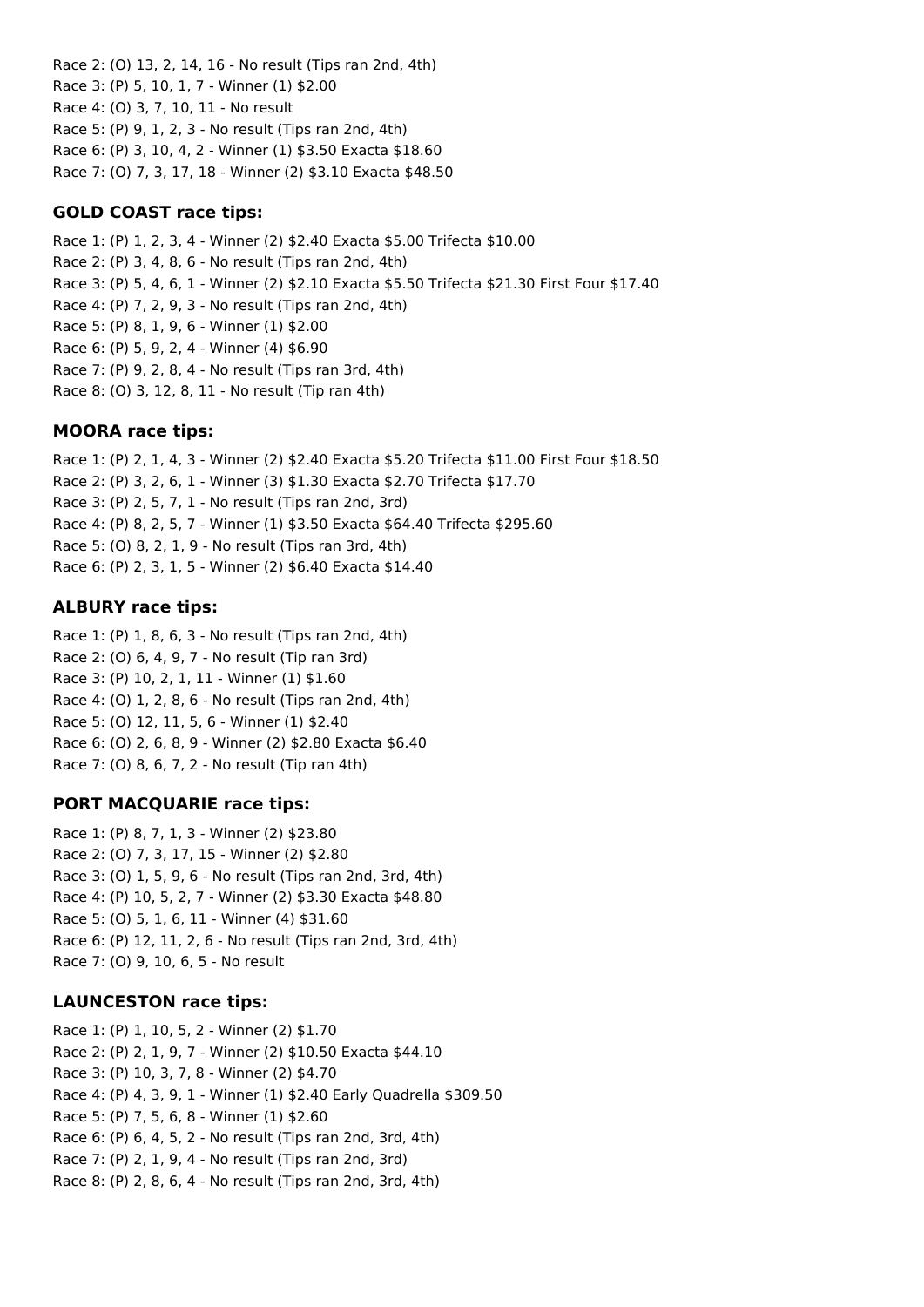Race 2: (O) 13, 2, 14, 16 - No result (Tips ran 2nd, 4th)
Race 3: (P) 5, 10, 1, 7 - Winner (1) $2.00
Race 4: (O) 3, 7, 10, 11 - No result
Race 5: (P) 9, 1, 2, 3 - No result (Tips ran 2nd, 4th)
Race 6: (P) 3, 10, 4, 2 - Winner (1) $3.50 Exacta $18.60
Race 7: (O) 7, 3, 17, 18 - Winner (2) $3.10 Exacta $48.50

### GOLD COAST race tips:

Race 1: (P) 1, 2, 3, 4 - Winner (2) $2.40 Exacta $5.00 Trifecta $10.00
Race 2: (P) 3, 4, 8, 6 - No result (Tips ran 2nd, 4th)
Race 3: (P) 5, 4, 6, 1 - Winner (2) $2.10 Exacta $5.50 Trifecta $21.30 First Four $17.40
Race 4: (P) 7, 2, 9, 3 - No result (Tips ran 2nd, 4th)
Race 5: (P) 8, 1, 9, 6 - Winner (1) $2.00
Race 6: (P) 5, 9, 2, 4 - Winner (4) $6.90
Race 7: (P) 9, 2, 8, 4 - No result (Tips ran 3rd, 4th)
Race 8: (O) 3, 12, 8, 11 - No result (Tip ran 4th)

### MOORA race tips:

Race 1: (P) 2, 1, 4, 3 - Winner (2) $2.40 Exacta $5.20 Trifecta $11.00 First Four $18.50
Race 2: (P) 3, 2, 6, 1 - Winner (3) $1.30 Exacta $2.70 Trifecta $17.70
Race 3: (P) 2, 5, 7, 1 - No result (Tips ran 2nd, 3rd)
Race 4: (P) 8, 2, 5, 7 - Winner (1) $3.50 Exacta $64.40 Trifecta $295.60
Race 5: (O) 8, 2, 1, 9 - No result (Tips ran 3rd, 4th)
Race 6: (P) 2, 3, 1, 5 - Winner (2) $6.40 Exacta $14.40

### ALBURY race tips:

Race 1: (P) 1, 8, 6, 3 - No result (Tips ran 2nd, 4th)
Race 2: (O) 6, 4, 9, 7 - No result (Tip ran 3rd)
Race 3: (P) 10, 2, 1, 11 - Winner (1) $1.60
Race 4: (O) 1, 2, 8, 6 - No result (Tips ran 2nd, 4th)
Race 5: (O) 12, 11, 5, 6 - Winner (1) $2.40
Race 6: (O) 2, 6, 8, 9 - Winner (2) $2.80 Exacta $6.40
Race 7: (O) 8, 6, 7, 2 - No result (Tip ran 4th)

### PORT MACQUARIE race tips:

Race 1: (P) 8, 7, 1, 3 - Winner (2) $23.80
Race 2: (O) 7, 3, 17, 15 - Winner (2) $2.80
Race 3: (O) 1, 5, 9, 6 - No result (Tips ran 2nd, 3rd, 4th)
Race 4: (P) 10, 5, 2, 7 - Winner (2) $3.30 Exacta $48.80
Race 5: (O) 5, 1, 6, 11 - Winner (4) $31.60
Race 6: (P) 12, 11, 2, 6 - No result (Tips ran 2nd, 3rd, 4th)
Race 7: (O) 9, 10, 6, 5 - No result

### LAUNCESTON race tips:

Race 1: (P) 1, 10, 5, 2 - Winner (2) $1.70
Race 2: (P) 2, 1, 9, 7 - Winner (2) $10.50 Exacta $44.10
Race 3: (P) 10, 3, 7, 8 - Winner (2) $4.70
Race 4: (P) 4, 3, 9, 1 - Winner (1) $2.40 Early Quadrella $309.50
Race 5: (P) 7, 5, 6, 8 - Winner (1) $2.60
Race 6: (P) 6, 4, 5, 2 - No result (Tips ran 2nd, 3rd, 4th)
Race 7: (P) 2, 1, 9, 4 - No result (Tips ran 2nd, 3rd)
Race 8: (P) 2, 8, 6, 4 - No result (Tips ran 2nd, 3rd, 4th)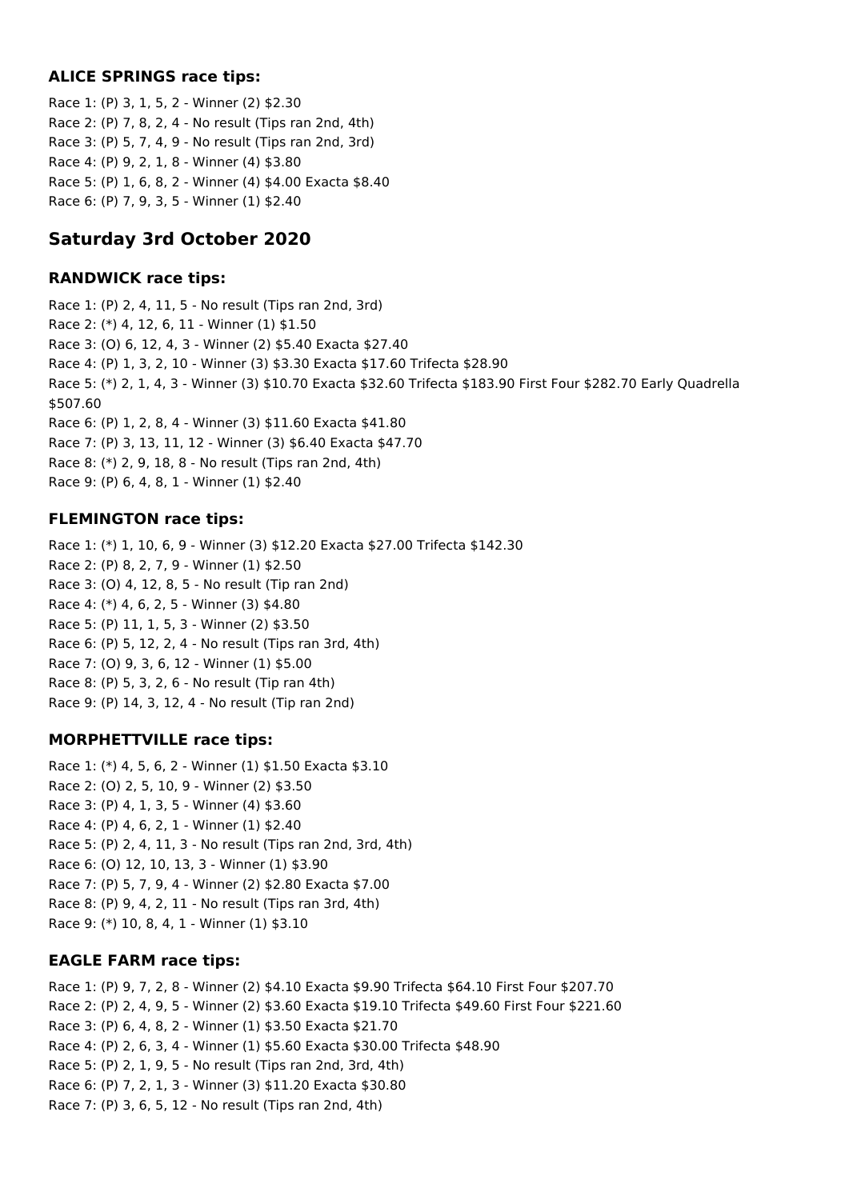### ALICE SPRINGS race tips:

Race 1: (P) 3, 1, 5, 2 - Winner (2) $2.30
Race 2: (P) 7, 8, 2, 4 - No result (Tips ran 2nd, 4th)
Race 3: (P) 5, 7, 4, 9 - No result (Tips ran 2nd, 3rd)
Race 4: (P) 9, 2, 1, 8 - Winner (4) $3.80
Race 5: (P) 1, 6, 8, 2 - Winner (4) $4.00 Exacta $8.40
Race 6: (P) 7, 9, 3, 5 - Winner (1) $2.40

## Saturday 3rd October 2020

### RANDWICK race tips:

Race 1: (P) 2, 4, 11, 5 - No result (Tips ran 2nd, 3rd)
Race 2: (*) 4, 12, 6, 11 - Winner (1) $1.50
Race 3: (O) 6, 12, 4, 3 - Winner (2) $5.40 Exacta $27.40
Race 4: (P) 1, 3, 2, 10 - Winner (3) $3.30 Exacta $17.60 Trifecta $28.90
Race 5: (*) 2, 1, 4, 3 - Winner (3) $10.70 Exacta $32.60 Trifecta $183.90 First Four $282.70 Early Quadrella $507.60
Race 6: (P) 1, 2, 8, 4 - Winner (3) $11.60 Exacta $41.80
Race 7: (P) 3, 13, 11, 12 - Winner (3) $6.40 Exacta $47.70
Race 8: (*) 2, 9, 18, 8 - No result (Tips ran 2nd, 4th)
Race 9: (P) 6, 4, 8, 1 - Winner (1) $2.40

### FLEMINGTON race tips:

Race 1: (*) 1, 10, 6, 9 - Winner (3) $12.20 Exacta $27.00 Trifecta $142.30
Race 2: (P) 8, 2, 7, 9 - Winner (1) $2.50
Race 3: (O) 4, 12, 8, 5 - No result (Tip ran 2nd)
Race 4: (*) 4, 6, 2, 5 - Winner (3) $4.80
Race 5: (P) 11, 1, 5, 3 - Winner (2) $3.50
Race 6: (P) 5, 12, 2, 4 - No result (Tips ran 3rd, 4th)
Race 7: (O) 9, 3, 6, 12 - Winner (1) $5.00
Race 8: (P) 5, 3, 2, 6 - No result (Tip ran 4th)
Race 9: (P) 14, 3, 12, 4 - No result (Tip ran 2nd)

### MORPHETTVILLE race tips:

Race 1: (*) 4, 5, 6, 2 - Winner (1) $1.50 Exacta $3.10
Race 2: (O) 2, 5, 10, 9 - Winner (2) $3.50
Race 3: (P) 4, 1, 3, 5 - Winner (4) $3.60
Race 4: (P) 4, 6, 2, 1 - Winner (1) $2.40
Race 5: (P) 2, 4, 11, 3 - No result (Tips ran 2nd, 3rd, 4th)
Race 6: (O) 12, 10, 13, 3 - Winner (1) $3.90
Race 7: (P) 5, 7, 9, 4 - Winner (2) $2.80 Exacta $7.00
Race 8: (P) 9, 4, 2, 11 - No result (Tips ran 3rd, 4th)
Race 9: (*) 10, 8, 4, 1 - Winner (1) $3.10

### EAGLE FARM race tips:

Race 1: (P) 9, 7, 2, 8 - Winner (2) $4.10 Exacta $9.90 Trifecta $64.10 First Four $207.70
Race 2: (P) 2, 4, 9, 5 - Winner (2) $3.60 Exacta $19.10 Trifecta $49.60 First Four $221.60
Race 3: (P) 6, 4, 8, 2 - Winner (1) $3.50 Exacta $21.70
Race 4: (P) 2, 6, 3, 4 - Winner (1) $5.60 Exacta $30.00 Trifecta $48.90
Race 5: (P) 2, 1, 9, 5 - No result (Tips ran 2nd, 3rd, 4th)
Race 6: (P) 7, 2, 1, 3 - Winner (3) $11.20 Exacta $30.80
Race 7: (P) 3, 6, 5, 12 - No result (Tips ran 2nd, 4th)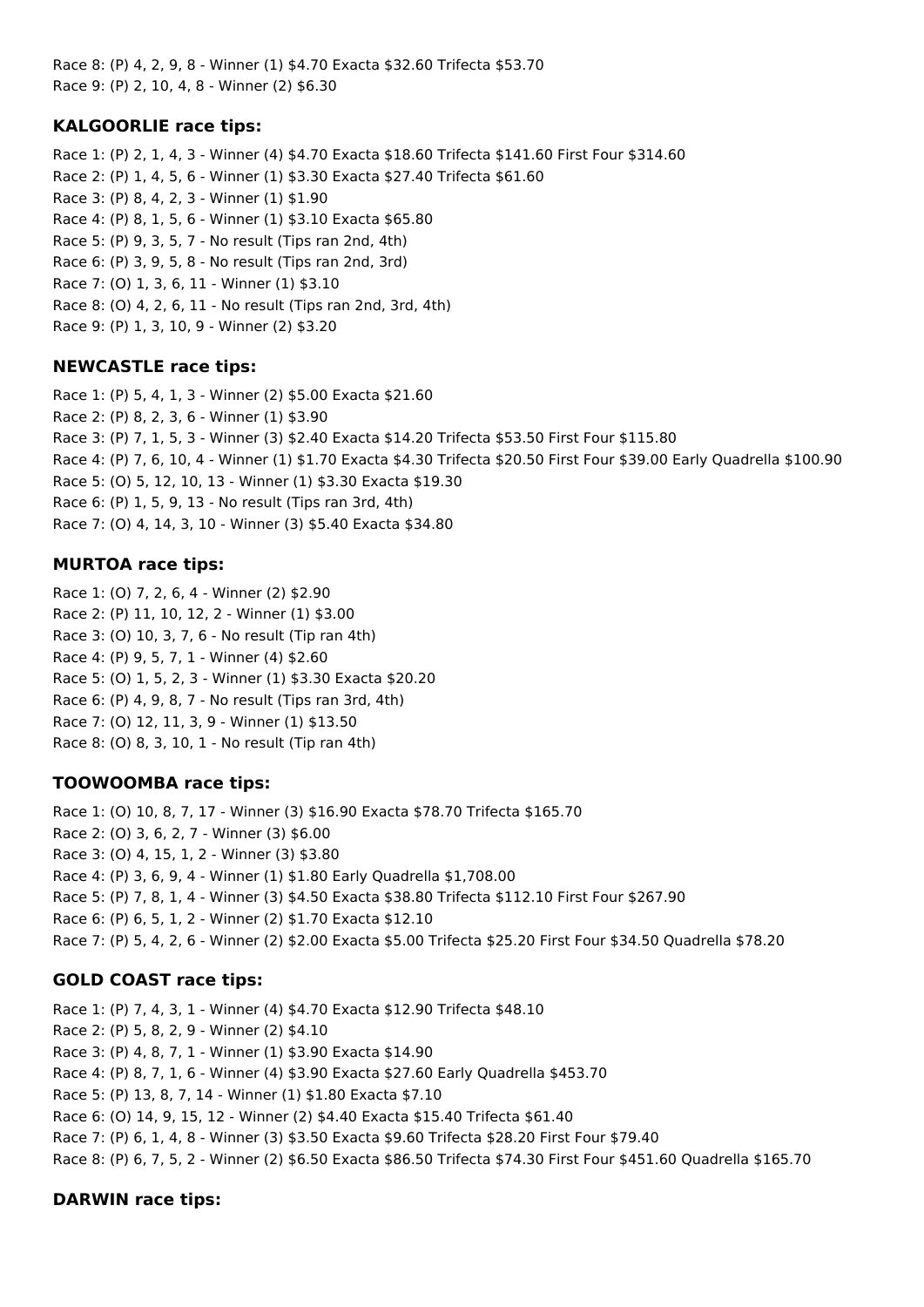Race 8: (P) 4, 2, 9, 8 - Winner (1) $4.70 Exacta $32.60 Trifecta $53.70
Race 9: (P) 2, 10, 4, 8 - Winner (2) $6.30

### KALGOORLIE race tips:

Race 1: (P) 2, 1, 4, 3 - Winner (4) $4.70 Exacta $18.60 Trifecta $141.60 First Four $314.60
Race 2: (P) 1, 4, 5, 6 - Winner (1) $3.30 Exacta $27.40 Trifecta $61.60
Race 3: (P) 8, 4, 2, 3 - Winner (1) $1.90
Race 4: (P) 8, 1, 5, 6 - Winner (1) $3.10 Exacta $65.80
Race 5: (P) 9, 3, 5, 7 - No result (Tips ran 2nd, 4th)
Race 6: (P) 3, 9, 5, 8 - No result (Tips ran 2nd, 3rd)
Race 7: (O) 1, 3, 6, 11 - Winner (1) $3.10
Race 8: (O) 4, 2, 6, 11 - No result (Tips ran 2nd, 3rd, 4th)
Race 9: (P) 1, 3, 10, 9 - Winner (2) $3.20

### NEWCASTLE race tips:

Race 1: (P) 5, 4, 1, 3 - Winner (2) $5.00 Exacta $21.60
Race 2: (P) 8, 2, 3, 6 - Winner (1) $3.90
Race 3: (P) 7, 1, 5, 3 - Winner (3) $2.40 Exacta $14.20 Trifecta $53.50 First Four $115.80
Race 4: (P) 7, 6, 10, 4 - Winner (1) $1.70 Exacta $4.30 Trifecta $20.50 First Four $39.00 Early Quadrella $100.90
Race 5: (O) 5, 12, 10, 13 - Winner (1) $3.30 Exacta $19.30
Race 6: (P) 1, 5, 9, 13 - No result (Tips ran 3rd, 4th)
Race 7: (O) 4, 14, 3, 10 - Winner (3) $5.40 Exacta $34.80

### MURTOA race tips:

Race 1: (O) 7, 2, 6, 4 - Winner (2) $2.90
Race 2: (P) 11, 10, 12, 2 - Winner (1) $3.00
Race 3: (O) 10, 3, 7, 6 - No result (Tip ran 4th)
Race 4: (P) 9, 5, 7, 1 - Winner (4) $2.60
Race 5: (O) 1, 5, 2, 3 - Winner (1) $3.30 Exacta $20.20
Race 6: (P) 4, 9, 8, 7 - No result (Tips ran 3rd, 4th)
Race 7: (O) 12, 11, 3, 9 - Winner (1) $13.50
Race 8: (O) 8, 3, 10, 1 - No result (Tip ran 4th)

### TOOWOOMBA race tips:

Race 1: (O) 10, 8, 7, 17 - Winner (3) $16.90 Exacta $78.70 Trifecta $165.70
Race 2: (O) 3, 6, 2, 7 - Winner (3) $6.00
Race 3: (O) 4, 15, 1, 2 - Winner (3) $3.80
Race 4: (P) 3, 6, 9, 4 - Winner (1) $1.80 Early Quadrella $1,708.00
Race 5: (P) 7, 8, 1, 4 - Winner (3) $4.50 Exacta $38.80 Trifecta $112.10 First Four $267.90
Race 6: (P) 6, 5, 1, 2 - Winner (2) $1.70 Exacta $12.10
Race 7: (P) 5, 4, 2, 6 - Winner (2) $2.00 Exacta $5.00 Trifecta $25.20 First Four $34.50 Quadrella $78.20

### GOLD COAST race tips:

Race 1: (P) 7, 4, 3, 1 - Winner (4) $4.70 Exacta $12.90 Trifecta $48.10
Race 2: (P) 5, 8, 2, 9 - Winner (2) $4.10
Race 3: (P) 4, 8, 7, 1 - Winner (1) $3.90 Exacta $14.90
Race 4: (P) 8, 7, 1, 6 - Winner (4) $3.90 Exacta $27.60 Early Quadrella $453.70
Race 5: (P) 13, 8, 7, 14 - Winner (1) $1.80 Exacta $7.10
Race 6: (O) 14, 9, 15, 12 - Winner (2) $4.40 Exacta $15.40 Trifecta $61.40
Race 7: (P) 6, 1, 4, 8 - Winner (3) $3.50 Exacta $9.60 Trifecta $28.20 First Four $79.40
Race 8: (P) 6, 7, 5, 2 - Winner (2) $6.50 Exacta $86.50 Trifecta $74.30 First Four $451.60 Quadrella $165.70

### DARWIN race tips: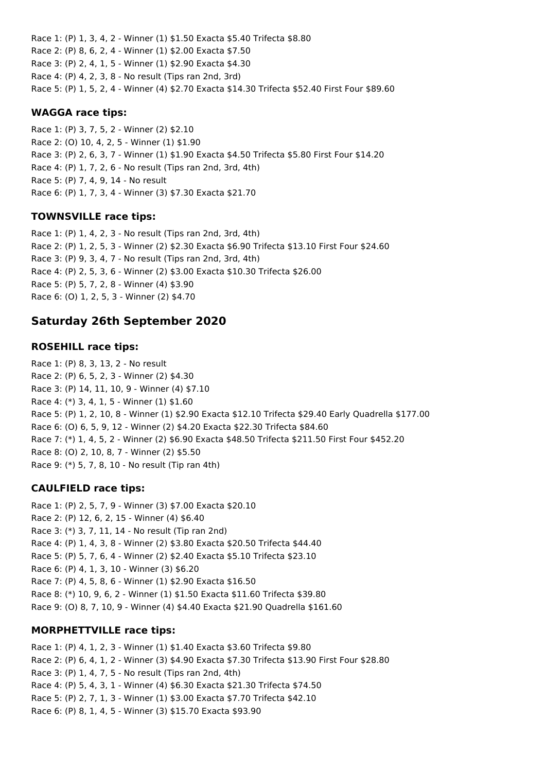Race 1: (P) 1, 3, 4, 2 - Winner (1) $1.50 Exacta $5.40 Trifecta $8.80
Race 2: (P) 8, 6, 2, 4 - Winner (1) $2.00 Exacta $7.50
Race 3: (P) 2, 4, 1, 5 - Winner (1) $2.90 Exacta $4.30
Race 4: (P) 4, 2, 3, 8 - No result (Tips ran 2nd, 3rd)
Race 5: (P) 1, 5, 2, 4 - Winner (4) $2.70 Exacta $14.30 Trifecta $52.40 First Four $89.60

### WAGGA race tips:

Race 1: (P) 3, 7, 5, 2 - Winner (2) $2.10
Race 2: (O) 10, 4, 2, 5 - Winner (1) $1.90
Race 3: (P) 2, 6, 3, 7 - Winner (1) $1.90 Exacta $4.50 Trifecta $5.80 First Four $14.20
Race 4: (P) 1, 7, 2, 6 - No result (Tips ran 2nd, 3rd, 4th)
Race 5: (P) 7, 4, 9, 14 - No result
Race 6: (P) 1, 7, 3, 4 - Winner (3) $7.30 Exacta $21.70

### TOWNSVILLE race tips:

Race 1: (P) 1, 4, 2, 3 - No result (Tips ran 2nd, 3rd, 4th)
Race 2: (P) 1, 2, 5, 3 - Winner (2) $2.30 Exacta $6.90 Trifecta $13.10 First Four $24.60
Race 3: (P) 9, 3, 4, 7 - No result (Tips ran 2nd, 3rd, 4th)
Race 4: (P) 2, 5, 3, 6 - Winner (2) $3.00 Exacta $10.30 Trifecta $26.00
Race 5: (P) 5, 7, 2, 8 - Winner (4) $3.90
Race 6: (O) 1, 2, 5, 3 - Winner (2) $4.70

## Saturday 26th September 2020

### ROSEHILL race tips:

Race 1: (P) 8, 3, 13, 2 - No result
Race 2: (P) 6, 5, 2, 3 - Winner (2) $4.30
Race 3: (P) 14, 11, 10, 9 - Winner (4) $7.10
Race 4: (*) 3, 4, 1, 5 - Winner (1) $1.60
Race 5: (P) 1, 2, 10, 8 - Winner (1) $2.90 Exacta $12.10 Trifecta $29.40 Early Quadrella $177.00
Race 6: (O) 6, 5, 9, 12 - Winner (2) $4.20 Exacta $22.30 Trifecta $84.60
Race 7: (*) 1, 4, 5, 2 - Winner (2) $6.90 Exacta $48.50 Trifecta $211.50 First Four $452.20
Race 8: (O) 2, 10, 8, 7 - Winner (2) $5.50
Race 9: (*) 5, 7, 8, 10 - No result (Tip ran 4th)

### CAULFIELD race tips:

Race 1: (P) 2, 5, 7, 9 - Winner (3) $7.00 Exacta $20.10
Race 2: (P) 12, 6, 2, 15 - Winner (4) $6.40
Race 3: (*) 3, 7, 11, 14 - No result (Tip ran 2nd)
Race 4: (P) 1, 4, 3, 8 - Winner (2) $3.80 Exacta $20.50 Trifecta $44.40
Race 5: (P) 5, 7, 6, 4 - Winner (2) $2.40 Exacta $5.10 Trifecta $23.10
Race 6: (P) 4, 1, 3, 10 - Winner (3) $6.20
Race 7: (P) 4, 5, 8, 6 - Winner (1) $2.90 Exacta $16.50
Race 8: (*) 10, 9, 6, 2 - Winner (1) $1.50 Exacta $11.60 Trifecta $39.80
Race 9: (O) 8, 7, 10, 9 - Winner (4) $4.40 Exacta $21.90 Quadrella $161.60

### MORPHETTVILLE race tips:

Race 1: (P) 4, 1, 2, 3 - Winner (1) $1.40 Exacta $3.60 Trifecta $9.80
Race 2: (P) 6, 4, 1, 2 - Winner (3) $4.90 Exacta $7.30 Trifecta $13.90 First Four $28.80
Race 3: (P) 1, 4, 7, 5 - No result (Tips ran 2nd, 4th)
Race 4: (P) 5, 4, 3, 1 - Winner (4) $6.30 Exacta $21.30 Trifecta $74.50
Race 5: (P) 2, 7, 1, 3 - Winner (1) $3.00 Exacta $7.70 Trifecta $42.10
Race 6: (P) 8, 1, 4, 5 - Winner (3) $15.70 Exacta $93.90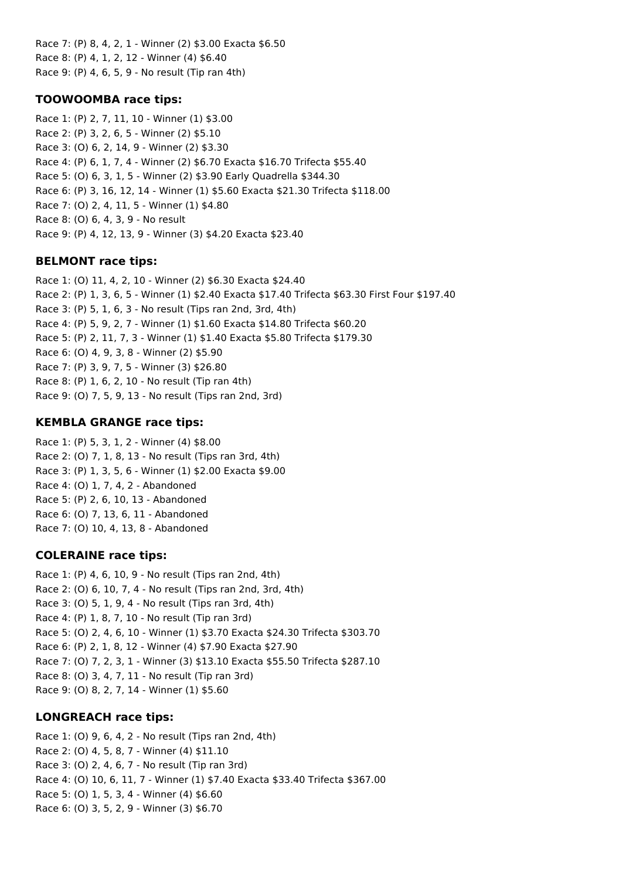Race 7: (P) 8, 4, 2, 1 - Winner (2) $3.00 Exacta $6.50
Race 8: (P) 4, 1, 2, 12 - Winner (4) $6.40
Race 9: (P) 4, 6, 5, 9 - No result (Tip ran 4th)

### TOOWOOMBA race tips:

Race 1: (P) 2, 7, 11, 10 - Winner (1) $3.00
Race 2: (P) 3, 2, 6, 5 - Winner (2) $5.10
Race 3: (O) 6, 2, 14, 9 - Winner (2) $3.30
Race 4: (P) 6, 1, 7, 4 - Winner (2) $6.70 Exacta $16.70 Trifecta $55.40
Race 5: (O) 6, 3, 1, 5 - Winner (2) $3.90 Early Quadrella $344.30
Race 6: (P) 3, 16, 12, 14 - Winner (1) $5.60 Exacta $21.30 Trifecta $118.00
Race 7: (O) 2, 4, 11, 5 - Winner (1) $4.80
Race 8: (O) 6, 4, 3, 9 - No result
Race 9: (P) 4, 12, 13, 9 - Winner (3) $4.20 Exacta $23.40

### BELMONT race tips:

Race 1: (O) 11, 4, 2, 10 - Winner (2) $6.30 Exacta $24.40
Race 2: (P) 1, 3, 6, 5 - Winner (1) $2.40 Exacta $17.40 Trifecta $63.30 First Four $197.40
Race 3: (P) 5, 1, 6, 3 - No result (Tips ran 2nd, 3rd, 4th)
Race 4: (P) 5, 9, 2, 7 - Winner (1) $1.60 Exacta $14.80 Trifecta $60.20
Race 5: (P) 2, 11, 7, 3 - Winner (1) $1.40 Exacta $5.80 Trifecta $179.30
Race 6: (O) 4, 9, 3, 8 - Winner (2) $5.90
Race 7: (P) 3, 9, 7, 5 - Winner (3) $26.80
Race 8: (P) 1, 6, 2, 10 - No result (Tip ran 4th)
Race 9: (O) 7, 5, 9, 13 - No result (Tips ran 2nd, 3rd)

### KEMBLA GRANGE race tips:

Race 1: (P) 5, 3, 1, 2 - Winner (4) $8.00
Race 2: (O) 7, 1, 8, 13 - No result (Tips ran 3rd, 4th)
Race 3: (P) 1, 3, 5, 6 - Winner (1) $2.00 Exacta $9.00
Race 4: (O) 1, 7, 4, 2 - Abandoned
Race 5: (P) 2, 6, 10, 13 - Abandoned
Race 6: (O) 7, 13, 6, 11 - Abandoned
Race 7: (O) 10, 4, 13, 8 - Abandoned

### COLERAINE race tips:

Race 1: (P) 4, 6, 10, 9 - No result (Tips ran 2nd, 4th)
Race 2: (O) 6, 10, 7, 4 - No result (Tips ran 2nd, 3rd, 4th)
Race 3: (O) 5, 1, 9, 4 - No result (Tips ran 3rd, 4th)
Race 4: (P) 1, 8, 7, 10 - No result (Tip ran 3rd)
Race 5: (O) 2, 4, 6, 10 - Winner (1) $3.70 Exacta $24.30 Trifecta $303.70
Race 6: (P) 2, 1, 8, 12 - Winner (4) $7.90 Exacta $27.90
Race 7: (O) 7, 2, 3, 1 - Winner (3) $13.10 Exacta $55.50 Trifecta $287.10
Race 8: (O) 3, 4, 7, 11 - No result (Tip ran 3rd)
Race 9: (O) 8, 2, 7, 14 - Winner (1) $5.60

### LONGREACH race tips:

Race 1: (O) 9, 6, 4, 2 - No result (Tips ran 2nd, 4th)
Race 2: (O) 4, 5, 8, 7 - Winner (4) $11.10
Race 3: (O) 2, 4, 6, 7 - No result (Tip ran 3rd)
Race 4: (O) 10, 6, 11, 7 - Winner (1) $7.40 Exacta $33.40 Trifecta $367.00
Race 5: (O) 1, 5, 3, 4 - Winner (4) $6.60
Race 6: (O) 3, 5, 2, 9 - Winner (3) $6.70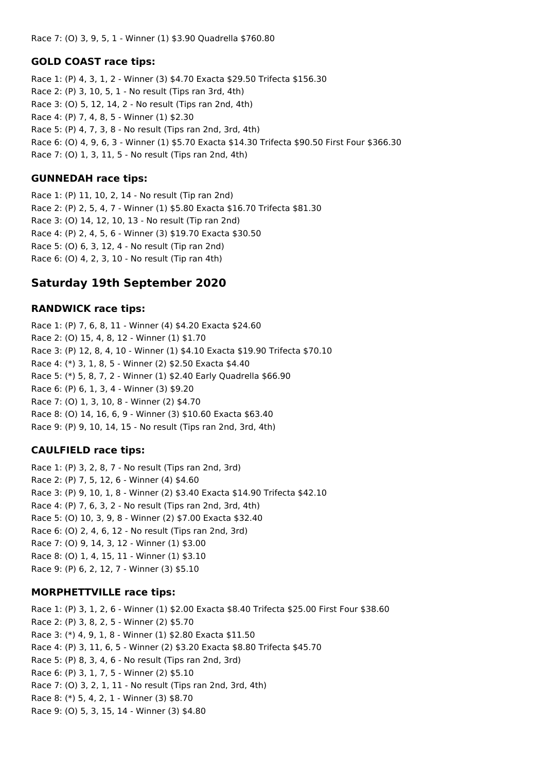Race 7: (O) 3, 9, 5, 1 - Winner (1) $3.90 Quadrella $760.80

### GOLD COAST race tips:

Race 1: (P) 4, 3, 1, 2 - Winner (3) $4.70 Exacta $29.50 Trifecta $156.30
Race 2: (P) 3, 10, 5, 1 - No result (Tips ran 3rd, 4th)
Race 3: (O) 5, 12, 14, 2 - No result (Tips ran 2nd, 4th)
Race 4: (P) 7, 4, 8, 5 - Winner (1) $2.30
Race 5: (P) 4, 7, 3, 8 - No result (Tips ran 2nd, 3rd, 4th)
Race 6: (O) 4, 9, 6, 3 - Winner (1) $5.70 Exacta $14.30 Trifecta $90.50 First Four $366.30
Race 7: (O) 1, 3, 11, 5 - No result (Tips ran 2nd, 4th)

### GUNNEDAH race tips:

Race 1: (P) 11, 10, 2, 14 - No result (Tip ran 2nd)
Race 2: (P) 2, 5, 4, 7 - Winner (1) $5.80 Exacta $16.70 Trifecta $81.30
Race 3: (O) 14, 12, 10, 13 - No result (Tip ran 2nd)
Race 4: (P) 2, 4, 5, 6 - Winner (3) $19.70 Exacta $30.50
Race 5: (O) 6, 3, 12, 4 - No result (Tip ran 2nd)
Race 6: (O) 4, 2, 3, 10 - No result (Tip ran 4th)

## Saturday 19th September 2020

### RANDWICK race tips:

Race 1: (P) 7, 6, 8, 11 - Winner (4) $4.20 Exacta $24.60
Race 2: (O) 15, 4, 8, 12 - Winner (1) $1.70
Race 3: (P) 12, 8, 4, 10 - Winner (1) $4.10 Exacta $19.90 Trifecta $70.10
Race 4: (*) 3, 1, 8, 5 - Winner (2) $2.50 Exacta $4.40
Race 5: (*) 5, 8, 7, 2 - Winner (1) $2.40 Early Quadrella $66.90
Race 6: (P) 6, 1, 3, 4 - Winner (3) $9.20
Race 7: (O) 1, 3, 10, 8 - Winner (2) $4.70
Race 8: (O) 14, 16, 6, 9 - Winner (3) $10.60 Exacta $63.40
Race 9: (P) 9, 10, 14, 15 - No result (Tips ran 2nd, 3rd, 4th)

### CAULFIELD race tips:

Race 1: (P) 3, 2, 8, 7 - No result (Tips ran 2nd, 3rd)
Race 2: (P) 7, 5, 12, 6 - Winner (4) $4.60
Race 3: (P) 9, 10, 1, 8 - Winner (2) $3.40 Exacta $14.90 Trifecta $42.10
Race 4: (P) 7, 6, 3, 2 - No result (Tips ran 2nd, 3rd, 4th)
Race 5: (O) 10, 3, 9, 8 - Winner (2) $7.00 Exacta $32.40
Race 6: (O) 2, 4, 6, 12 - No result (Tips ran 2nd, 3rd)
Race 7: (O) 9, 14, 3, 12 - Winner (1) $3.00
Race 8: (O) 1, 4, 15, 11 - Winner (1) $3.10
Race 9: (P) 6, 2, 12, 7 - Winner (3) $5.10

### MORPHETTVILLE race tips:

Race 1: (P) 3, 1, 2, 6 - Winner (1) $2.00 Exacta $8.40 Trifecta $25.00 First Four $38.60
Race 2: (P) 3, 8, 2, 5 - Winner (2) $5.70
Race 3: (*) 4, 9, 1, 8 - Winner (1) $2.80 Exacta $11.50
Race 4: (P) 3, 11, 6, 5 - Winner (2) $3.20 Exacta $8.80 Trifecta $45.70
Race 5: (P) 8, 3, 4, 6 - No result (Tips ran 2nd, 3rd)
Race 6: (P) 3, 1, 7, 5 - Winner (2) $5.10
Race 7: (O) 3, 2, 1, 11 - No result (Tips ran 2nd, 3rd, 4th)
Race 8: (*) 5, 4, 2, 1 - Winner (3) $8.70
Race 9: (O) 5, 3, 15, 14 - Winner (3) $4.80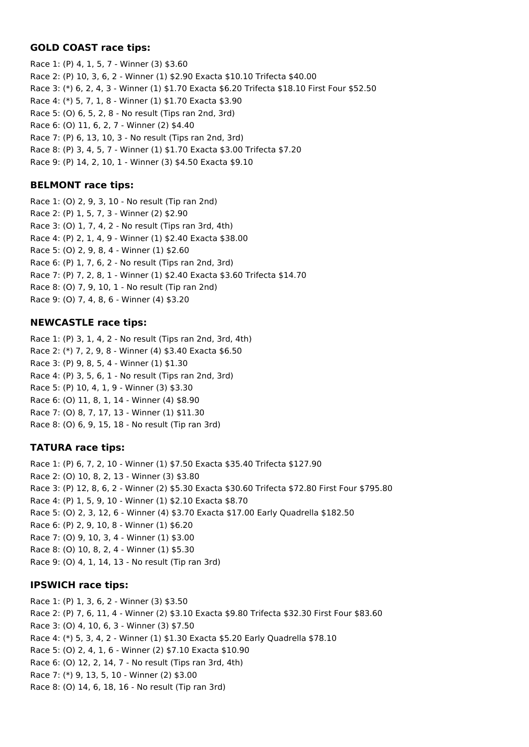### GOLD COAST race tips:

Race 1: (P) 4, 1, 5, 7 - Winner (3) $3.60
Race 2: (P) 10, 3, 6, 2 - Winner (1) $2.90 Exacta $10.10 Trifecta $40.00
Race 3: (*) 6, 2, 4, 3 - Winner (1) $1.70 Exacta $6.20 Trifecta $18.10 First Four $52.50
Race 4: (*) 5, 7, 1, 8 - Winner (1) $1.70 Exacta $3.90
Race 5: (O) 6, 5, 2, 8 - No result (Tips ran 2nd, 3rd)
Race 6: (O) 11, 6, 2, 7 - Winner (2) $4.40
Race 7: (P) 6, 13, 10, 3 - No result (Tips ran 2nd, 3rd)
Race 8: (P) 3, 4, 5, 7 - Winner (1) $1.70 Exacta $3.00 Trifecta $7.20
Race 9: (P) 14, 2, 10, 1 - Winner (3) $4.50 Exacta $9.10

### BELMONT race tips:

Race 1: (O) 2, 9, 3, 10 - No result (Tip ran 2nd)
Race 2: (P) 1, 5, 7, 3 - Winner (2) $2.90
Race 3: (O) 1, 7, 4, 2 - No result (Tips ran 3rd, 4th)
Race 4: (P) 2, 1, 4, 9 - Winner (1) $2.40 Exacta $38.00
Race 5: (O) 2, 9, 8, 4 - Winner (1) $2.60
Race 6: (P) 1, 7, 6, 2 - No result (Tips ran 2nd, 3rd)
Race 7: (P) 7, 2, 8, 1 - Winner (1) $2.40 Exacta $3.60 Trifecta $14.70
Race 8: (O) 7, 9, 10, 1 - No result (Tip ran 2nd)
Race 9: (O) 7, 4, 8, 6 - Winner (4) $3.20

### NEWCASTLE race tips:

Race 1: (P) 3, 1, 4, 2 - No result (Tips ran 2nd, 3rd, 4th)
Race 2: (*) 7, 2, 9, 8 - Winner (4) $3.40 Exacta $6.50
Race 3: (P) 9, 8, 5, 4 - Winner (1) $1.30
Race 4: (P) 3, 5, 6, 1 - No result (Tips ran 2nd, 3rd)
Race 5: (P) 10, 4, 1, 9 - Winner (3) $3.30
Race 6: (O) 11, 8, 1, 14 - Winner (4) $8.90
Race 7: (O) 8, 7, 17, 13 - Winner (1) $11.30
Race 8: (O) 6, 9, 15, 18 - No result (Tip ran 3rd)

### TATURA race tips:

Race 1: (P) 6, 7, 2, 10 - Winner (1) $7.50 Exacta $35.40 Trifecta $127.90
Race 2: (O) 10, 8, 2, 13 - Winner (3) $3.80
Race 3: (P) 12, 8, 6, 2 - Winner (2) $5.30 Exacta $30.60 Trifecta $72.80 First Four $795.80
Race 4: (P) 1, 5, 9, 10 - Winner (1) $2.10 Exacta $8.70
Race 5: (O) 2, 3, 12, 6 - Winner (4) $3.70 Exacta $17.00 Early Quadrella $182.50
Race 6: (P) 2, 9, 10, 8 - Winner (1) $6.20
Race 7: (O) 9, 10, 3, 4 - Winner (1) $3.00
Race 8: (O) 10, 8, 2, 4 - Winner (1) $5.30
Race 9: (O) 4, 1, 14, 13 - No result (Tip ran 3rd)

### IPSWICH race tips:

Race 1: (P) 1, 3, 6, 2 - Winner (3) $3.50
Race 2: (P) 7, 6, 11, 4 - Winner (2) $3.10 Exacta $9.80 Trifecta $32.30 First Four $83.60
Race 3: (O) 4, 10, 6, 3 - Winner (3) $7.50
Race 4: (*) 5, 3, 4, 2 - Winner (1) $1.30 Exacta $5.20 Early Quadrella $78.10
Race 5: (O) 2, 4, 1, 6 - Winner (2) $7.10 Exacta $10.90
Race 6: (O) 12, 2, 14, 7 - No result (Tips ran 3rd, 4th)
Race 7: (*) 9, 13, 5, 10 - Winner (2) $3.00
Race 8: (O) 14, 6, 18, 16 - No result (Tip ran 3rd)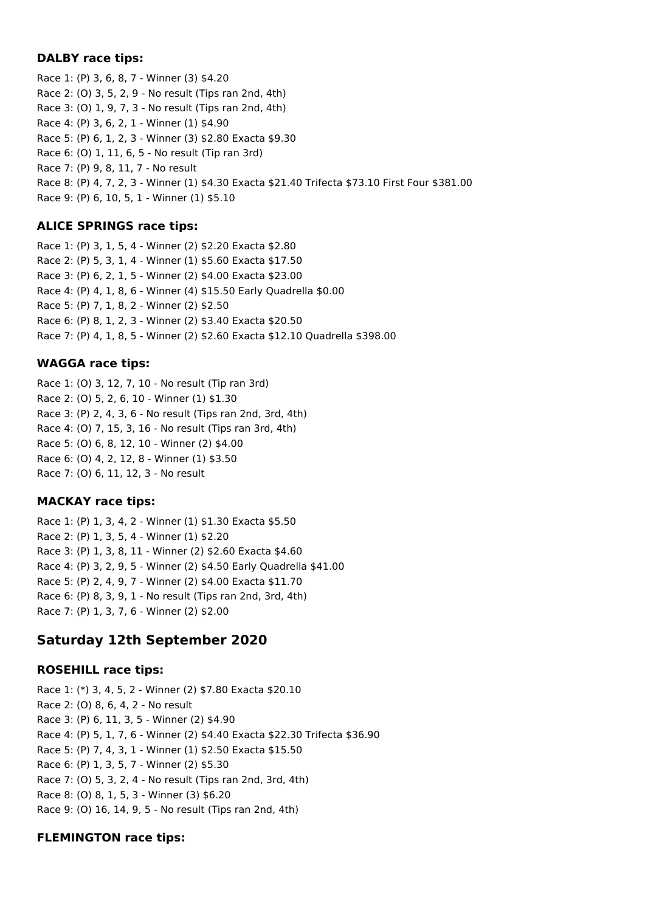### DALBY race tips:

Race 1: (P) 3, 6, 8, 7 - Winner (3) $4.20
Race 2: (O) 3, 5, 2, 9 - No result (Tips ran 2nd, 4th)
Race 3: (O) 1, 9, 7, 3 - No result (Tips ran 2nd, 4th)
Race 4: (P) 3, 6, 2, 1 - Winner (1) $4.90
Race 5: (P) 6, 1, 2, 3 - Winner (3) $2.80 Exacta $9.30
Race 6: (O) 1, 11, 6, 5 - No result (Tip ran 3rd)
Race 7: (P) 9, 8, 11, 7 - No result
Race 8: (P) 4, 7, 2, 3 - Winner (1) $4.30 Exacta $21.40 Trifecta $73.10 First Four $381.00
Race 9: (P) 6, 10, 5, 1 - Winner (1) $5.10

### ALICE SPRINGS race tips:

Race 1: (P) 3, 1, 5, 4 - Winner (2) $2.20 Exacta $2.80
Race 2: (P) 5, 3, 1, 4 - Winner (1) $5.60 Exacta $17.50
Race 3: (P) 6, 2, 1, 5 - Winner (2) $4.00 Exacta $23.00
Race 4: (P) 4, 1, 8, 6 - Winner (4) $15.50 Early Quadrella $0.00
Race 5: (P) 7, 1, 8, 2 - Winner (2) $2.50
Race 6: (P) 8, 1, 2, 3 - Winner (2) $3.40 Exacta $20.50
Race 7: (P) 4, 1, 8, 5 - Winner (2) $2.60 Exacta $12.10 Quadrella $398.00

### WAGGA race tips:

Race 1: (O) 3, 12, 7, 10 - No result (Tip ran 3rd)
Race 2: (O) 5, 2, 6, 10 - Winner (1) $1.30
Race 3: (P) 2, 4, 3, 6 - No result (Tips ran 2nd, 3rd, 4th)
Race 4: (O) 7, 15, 3, 16 - No result (Tips ran 3rd, 4th)
Race 5: (O) 6, 8, 12, 10 - Winner (2) $4.00
Race 6: (O) 4, 2, 12, 8 - Winner (1) $3.50
Race 7: (O) 6, 11, 12, 3 - No result

### MACKAY race tips:

Race 1: (P) 1, 3, 4, 2 - Winner (1) $1.30 Exacta $5.50
Race 2: (P) 1, 3, 5, 4 - Winner (1) $2.20
Race 3: (P) 1, 3, 8, 11 - Winner (2) $2.60 Exacta $4.60
Race 4: (P) 3, 2, 9, 5 - Winner (2) $4.50 Early Quadrella $41.00
Race 5: (P) 2, 4, 9, 7 - Winner (2) $4.00 Exacta $11.70
Race 6: (P) 8, 3, 9, 1 - No result (Tips ran 2nd, 3rd, 4th)
Race 7: (P) 1, 3, 7, 6 - Winner (2) $2.00

## Saturday 12th September 2020

### ROSEHILL race tips:

Race 1: (*) 3, 4, 5, 2 - Winner (2) $7.80 Exacta $20.10
Race 2: (O) 8, 6, 4, 2 - No result
Race 3: (P) 6, 11, 3, 5 - Winner (2) $4.90
Race 4: (P) 5, 1, 7, 6 - Winner (2) $4.40 Exacta $22.30 Trifecta $36.90
Race 5: (P) 7, 4, 3, 1 - Winner (1) $2.50 Exacta $15.50
Race 6: (P) 1, 3, 5, 7 - Winner (2) $5.30
Race 7: (O) 5, 3, 2, 4 - No result (Tips ran 2nd, 3rd, 4th)
Race 8: (O) 8, 1, 5, 3 - Winner (3) $6.20
Race 9: (O) 16, 14, 9, 5 - No result (Tips ran 2nd, 4th)

### FLEMINGTON race tips: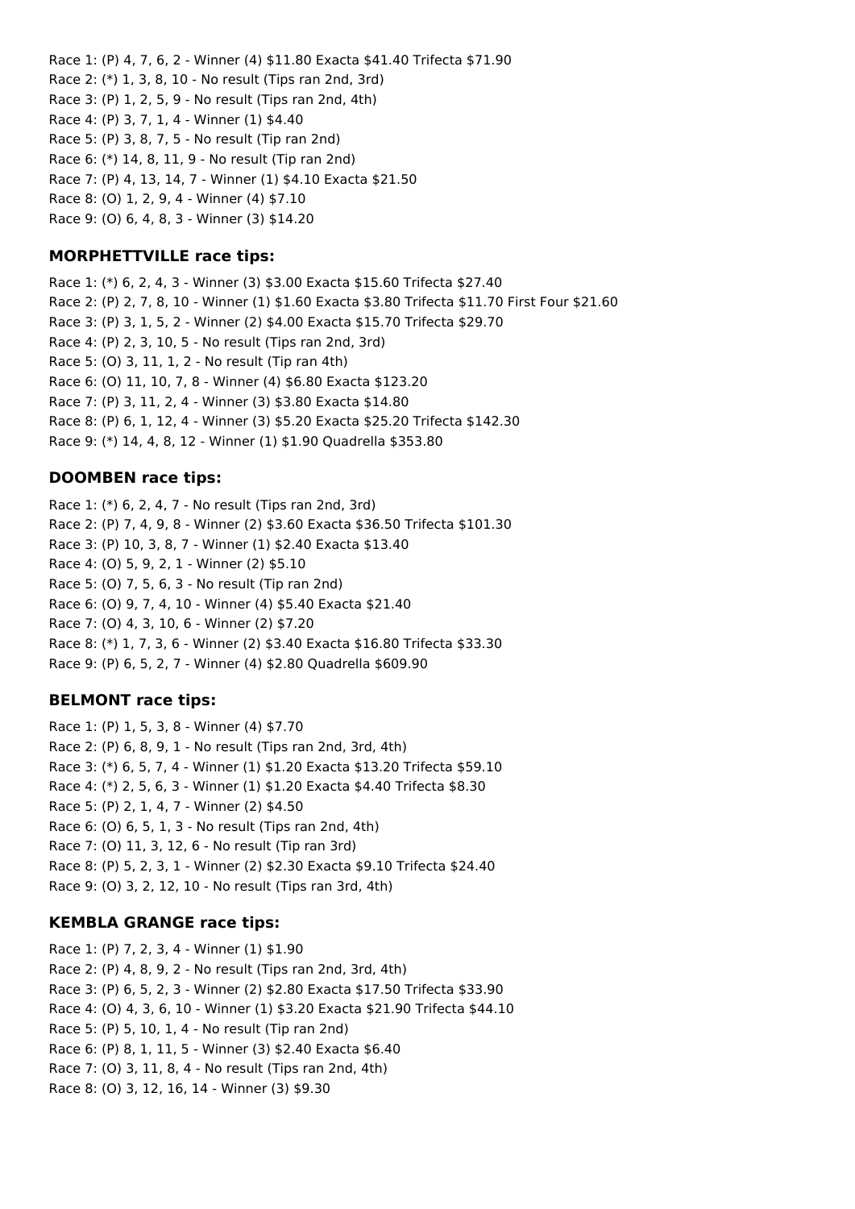Race 1: (P) 4, 7, 6, 2 - Winner (4) $11.80 Exacta $41.40 Trifecta $71.90

Race 2: (*) 1, 3, 8, 10 - No result (Tips ran 2nd, 3rd)

Race 3: (P) 1, 2, 5, 9 - No result (Tips ran 2nd, 4th)

Race 4: (P) 3, 7, 1, 4 - Winner (1) $4.40

Race 5: (P) 3, 8, 7, 5 - No result (Tip ran 2nd)

Race 6: (*) 14, 8, 11, 9 - No result (Tip ran 2nd)

Race 7: (P) 4, 13, 14, 7 - Winner (1) $4.10 Exacta $21.50

Race 8: (O) 1, 2, 9, 4 - Winner (4) $7.10

Race 9: (O) 6, 4, 8, 3 - Winner (3) $14.20

### MORPHETTVILLE race tips:

Race 1: (*) 6, 2, 4, 3 - Winner (3) $3.00 Exacta $15.60 Trifecta $27.40

Race 2: (P) 2, 7, 8, 10 - Winner (1) $1.60 Exacta $3.80 Trifecta $11.70 First Four $21.60

Race 3: (P) 3, 1, 5, 2 - Winner (2) $4.00 Exacta $15.70 Trifecta $29.70

Race 4: (P) 2, 3, 10, 5 - No result (Tips ran 2nd, 3rd)

Race 5: (O) 3, 11, 1, 2 - No result (Tip ran 4th)

Race 6: (O) 11, 10, 7, 8 - Winner (4) $6.80 Exacta $123.20

Race 7: (P) 3, 11, 2, 4 - Winner (3) $3.80 Exacta $14.80

Race 8: (P) 6, 1, 12, 4 - Winner (3) $5.20 Exacta $25.20 Trifecta $142.30

Race 9: (*) 14, 4, 8, 12 - Winner (1) $1.90 Quadrella $353.80

### DOOMBEN race tips:

Race 1: (*) 6, 2, 4, 7 - No result (Tips ran 2nd, 3rd)

Race 2: (P) 7, 4, 9, 8 - Winner (2) $3.60 Exacta $36.50 Trifecta $101.30

Race 3: (P) 10, 3, 8, 7 - Winner (1) $2.40 Exacta $13.40

Race 4: (O) 5, 9, 2, 1 - Winner (2) $5.10

Race 5: (O) 7, 5, 6, 3 - No result (Tip ran 2nd)

Race 6: (O) 9, 7, 4, 10 - Winner (4) $5.40 Exacta $21.40

Race 7: (O) 4, 3, 10, 6 - Winner (2) $7.20

Race 8: (*) 1, 7, 3, 6 - Winner (2) $3.40 Exacta $16.80 Trifecta $33.30

Race 9: (P) 6, 5, 2, 7 - Winner (4) $2.80 Quadrella $609.90

### BELMONT race tips:

Race 1: (P) 1, 5, 3, 8 - Winner (4) $7.70

Race 2: (P) 6, 8, 9, 1 - No result (Tips ran 2nd, 3rd, 4th)

Race 3: (*) 6, 5, 7, 4 - Winner (1) $1.20 Exacta $13.20 Trifecta $59.10

Race 4: (*) 2, 5, 6, 3 - Winner (1) $1.20 Exacta $4.40 Trifecta $8.30

Race 5: (P) 2, 1, 4, 7 - Winner (2) $4.50

Race 6: (O) 6, 5, 1, 3 - No result (Tips ran 2nd, 4th)

Race 7: (O) 11, 3, 12, 6 - No result (Tip ran 3rd)

Race 8: (P) 5, 2, 3, 1 - Winner (2) $2.30 Exacta $9.10 Trifecta $24.40

Race 9: (O) 3, 2, 12, 10 - No result (Tips ran 3rd, 4th)

### KEMBLA GRANGE race tips:

Race 1: (P) 7, 2, 3, 4 - Winner (1) $1.90

Race 2: (P) 4, 8, 9, 2 - No result (Tips ran 2nd, 3rd, 4th)

Race 3: (P) 6, 5, 2, 3 - Winner (2) $2.80 Exacta $17.50 Trifecta $33.90

Race 4: (O) 4, 3, 6, 10 - Winner (1) $3.20 Exacta $21.90 Trifecta $44.10

Race 5: (P) 5, 10, 1, 4 - No result (Tip ran 2nd)

Race 6: (P) 8, 1, 11, 5 - Winner (3) $2.40 Exacta $6.40

Race 7: (O) 3, 11, 8, 4 - No result (Tips ran 2nd, 4th)

Race 8: (O) 3, 12, 16, 14 - Winner (3) $9.30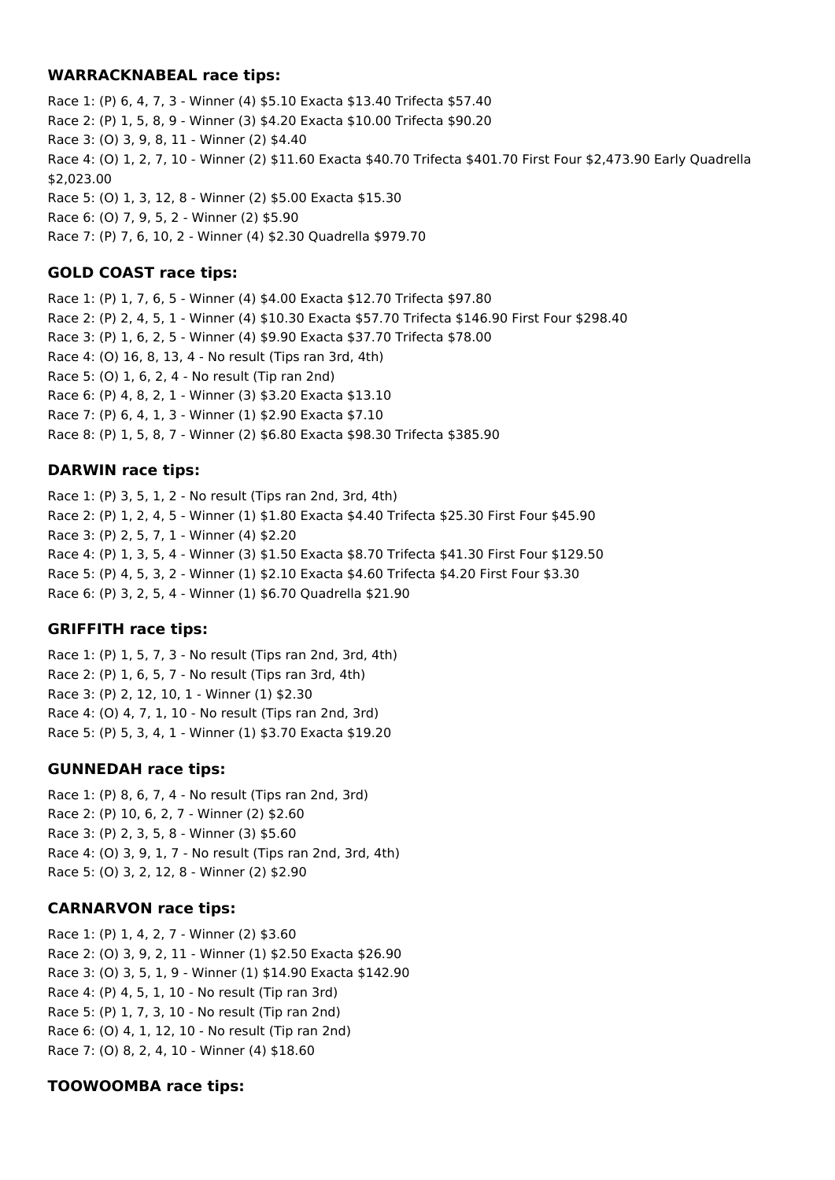### WARRACKNABEAL race tips:

Race 1: (P) 6, 4, 7, 3 - Winner (4) $5.10 Exacta $13.40 Trifecta $57.40
Race 2: (P) 1, 5, 8, 9 - Winner (3) $4.20 Exacta $10.00 Trifecta $90.20
Race 3: (O) 3, 9, 8, 11 - Winner (2) $4.40
Race 4: (O) 1, 2, 7, 10 - Winner (2) $11.60 Exacta $40.70 Trifecta $401.70 First Four $2,473.90 Early Quadrella $2,023.00
Race 5: (O) 1, 3, 12, 8 - Winner (2) $5.00 Exacta $15.30
Race 6: (O) 7, 9, 5, 2 - Winner (2) $5.90
Race 7: (P) 7, 6, 10, 2 - Winner (4) $2.30 Quadrella $979.70

### GOLD COAST race tips:

Race 1: (P) 1, 7, 6, 5 - Winner (4) $4.00 Exacta $12.70 Trifecta $97.80
Race 2: (P) 2, 4, 5, 1 - Winner (4) $10.30 Exacta $57.70 Trifecta $146.90 First Four $298.40
Race 3: (P) 1, 6, 2, 5 - Winner (4) $9.90 Exacta $37.70 Trifecta $78.00
Race 4: (O) 16, 8, 13, 4 - No result (Tips ran 3rd, 4th)
Race 5: (O) 1, 6, 2, 4 - No result (Tip ran 2nd)
Race 6: (P) 4, 8, 2, 1 - Winner (3) $3.20 Exacta $13.10
Race 7: (P) 6, 4, 1, 3 - Winner (1) $2.90 Exacta $7.10
Race 8: (P) 1, 5, 8, 7 - Winner (2) $6.80 Exacta $98.30 Trifecta $385.90

### DARWIN race tips:

Race 1: (P) 3, 5, 1, 2 - No result (Tips ran 2nd, 3rd, 4th)
Race 2: (P) 1, 2, 4, 5 - Winner (1) $1.80 Exacta $4.40 Trifecta $25.30 First Four $45.90
Race 3: (P) 2, 5, 7, 1 - Winner (4) $2.20
Race 4: (P) 1, 3, 5, 4 - Winner (3) $1.50 Exacta $8.70 Trifecta $41.30 First Four $129.50
Race 5: (P) 4, 5, 3, 2 - Winner (1) $2.10 Exacta $4.60 Trifecta $4.20 First Four $3.30
Race 6: (P) 3, 2, 5, 4 - Winner (1) $6.70 Quadrella $21.90

### GRIFFITH race tips:

Race 1: (P) 1, 5, 7, 3 - No result (Tips ran 2nd, 3rd, 4th)
Race 2: (P) 1, 6, 5, 7 - No result (Tips ran 3rd, 4th)
Race 3: (P) 2, 12, 10, 1 - Winner (1) $2.30
Race 4: (O) 4, 7, 1, 10 - No result (Tips ran 2nd, 3rd)
Race 5: (P) 5, 3, 4, 1 - Winner (1) $3.70 Exacta $19.20

### GUNNEDAH race tips:

Race 1: (P) 8, 6, 7, 4 - No result (Tips ran 2nd, 3rd)
Race 2: (P) 10, 6, 2, 7 - Winner (2) $2.60
Race 3: (P) 2, 3, 5, 8 - Winner (3) $5.60
Race 4: (O) 3, 9, 1, 7 - No result (Tips ran 2nd, 3rd, 4th)
Race 5: (O) 3, 2, 12, 8 - Winner (2) $2.90

### CARNARVON race tips:

Race 1: (P) 1, 4, 2, 7 - Winner (2) $3.60
Race 2: (O) 3, 9, 2, 11 - Winner (1) $2.50 Exacta $26.90
Race 3: (O) 3, 5, 1, 9 - Winner (1) $14.90 Exacta $142.90
Race 4: (P) 4, 5, 1, 10 - No result (Tip ran 3rd)
Race 5: (P) 1, 7, 3, 10 - No result (Tip ran 2nd)
Race 6: (O) 4, 1, 12, 10 - No result (Tip ran 2nd)
Race 7: (O) 8, 2, 4, 10 - Winner (4) $18.60

### TOOWOOMBA race tips: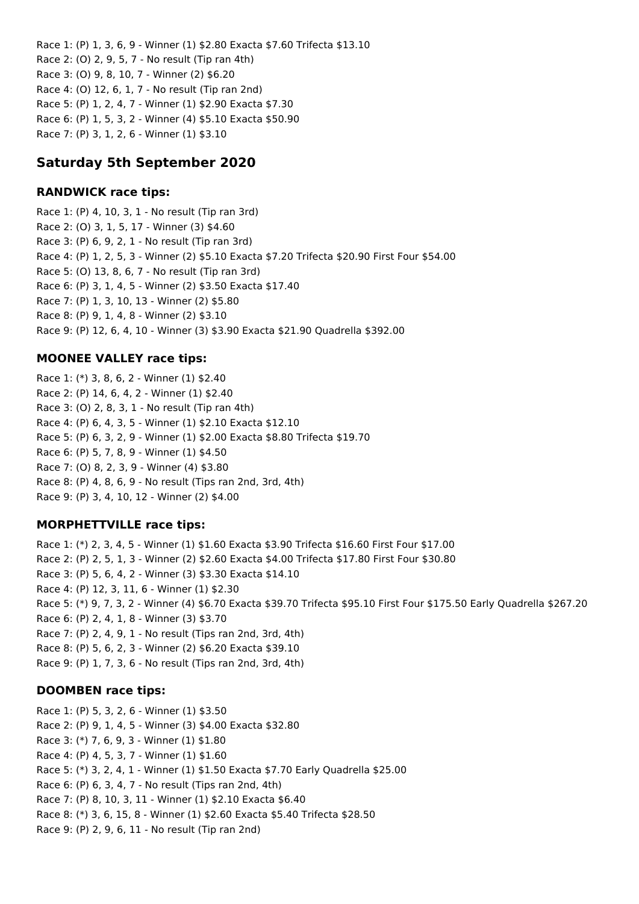Race 1: (P) 1, 3, 6, 9 - Winner (1) $2.80 Exacta $7.60 Trifecta $13.10
Race 2: (O) 2, 9, 5, 7 - No result (Tip ran 4th)
Race 3: (O) 9, 8, 10, 7 - Winner (2) $6.20
Race 4: (O) 12, 6, 1, 7 - No result (Tip ran 2nd)
Race 5: (P) 1, 2, 4, 7 - Winner (1) $2.90 Exacta $7.30
Race 6: (P) 1, 5, 3, 2 - Winner (4) $5.10 Exacta $50.90
Race 7: (P) 3, 1, 2, 6 - Winner (1) $3.10

## Saturday 5th September 2020

### RANDWICK race tips:

Race 1: (P) 4, 10, 3, 1 - No result (Tip ran 3rd)
Race 2: (O) 3, 1, 5, 17 - Winner (3) $4.60
Race 3: (P) 6, 9, 2, 1 - No result (Tip ran 3rd)
Race 4: (P) 1, 2, 5, 3 - Winner (2) $5.10 Exacta $7.20 Trifecta $20.90 First Four $54.00
Race 5: (O) 13, 8, 6, 7 - No result (Tip ran 3rd)
Race 6: (P) 3, 1, 4, 5 - Winner (2) $3.50 Exacta $17.40
Race 7: (P) 1, 3, 10, 13 - Winner (2) $5.80
Race 8: (P) 9, 1, 4, 8 - Winner (2) $3.10
Race 9: (P) 12, 6, 4, 10 - Winner (3) $3.90 Exacta $21.90 Quadrella $392.00

### MOONEE VALLEY race tips:

Race 1: (*) 3, 8, 6, 2 - Winner (1) $2.40
Race 2: (P) 14, 6, 4, 2 - Winner (1) $2.40
Race 3: (O) 2, 8, 3, 1 - No result (Tip ran 4th)
Race 4: (P) 6, 4, 3, 5 - Winner (1) $2.10 Exacta $12.10
Race 5: (P) 6, 3, 2, 9 - Winner (1) $2.00 Exacta $8.80 Trifecta $19.70
Race 6: (P) 5, 7, 8, 9 - Winner (1) $4.50
Race 7: (O) 8, 2, 3, 9 - Winner (4) $3.80
Race 8: (P) 4, 8, 6, 9 - No result (Tips ran 2nd, 3rd, 4th)
Race 9: (P) 3, 4, 10, 12 - Winner (2) $4.00

### MORPHETTVILLE race tips:

Race 1: (*) 2, 3, 4, 5 - Winner (1) $1.60 Exacta $3.90 Trifecta $16.60 First Four $17.00
Race 2: (P) 2, 5, 1, 3 - Winner (2) $2.60 Exacta $4.00 Trifecta $17.80 First Four $30.80
Race 3: (P) 5, 6, 4, 2 - Winner (3) $3.30 Exacta $14.10
Race 4: (P) 12, 3, 11, 6 - Winner (1) $2.30
Race 5: (*) 9, 7, 3, 2 - Winner (4) $6.70 Exacta $39.70 Trifecta $95.10 First Four $175.50 Early Quadrella $267.20
Race 6: (P) 2, 4, 1, 8 - Winner (3) $3.70
Race 7: (P) 2, 4, 9, 1 - No result (Tips ran 2nd, 3rd, 4th)
Race 8: (P) 5, 6, 2, 3 - Winner (2) $6.20 Exacta $39.10
Race 9: (P) 1, 7, 3, 6 - No result (Tips ran 2nd, 3rd, 4th)

### DOOMBEN race tips:

Race 1: (P) 5, 3, 2, 6 - Winner (1) $3.50
Race 2: (P) 9, 1, 4, 5 - Winner (3) $4.00 Exacta $32.80
Race 3: (*) 7, 6, 9, 3 - Winner (1) $1.80
Race 4: (P) 4, 5, 3, 7 - Winner (1) $1.60
Race 5: (*) 3, 2, 4, 1 - Winner (1) $1.50 Exacta $7.70 Early Quadrella $25.00
Race 6: (P) 6, 3, 4, 7 - No result (Tips ran 2nd, 4th)
Race 7: (P) 8, 10, 3, 11 - Winner (1) $2.10 Exacta $6.40
Race 8: (*) 3, 6, 15, 8 - Winner (1) $2.60 Exacta $5.40 Trifecta $28.50
Race 9: (P) 2, 9, 6, 11 - No result (Tip ran 2nd)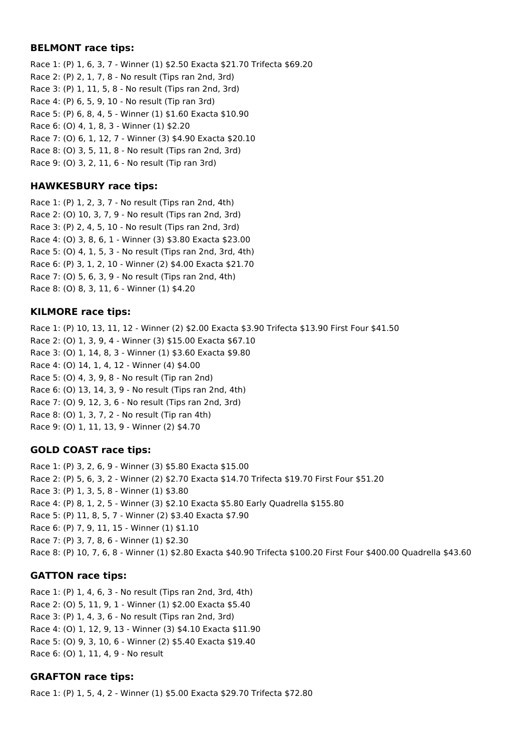### BELMONT race tips:

Race 1: (P) 1, 6, 3, 7 - Winner (1) $2.50 Exacta $21.70 Trifecta $69.20
Race 2: (P) 2, 1, 7, 8 - No result (Tips ran 2nd, 3rd)
Race 3: (P) 1, 11, 5, 8 - No result (Tips ran 2nd, 3rd)
Race 4: (P) 6, 5, 9, 10 - No result (Tip ran 3rd)
Race 5: (P) 6, 8, 4, 5 - Winner (1) $1.60 Exacta $10.90
Race 6: (O) 4, 1, 8, 3 - Winner (1) $2.20
Race 7: (O) 6, 1, 12, 7 - Winner (3) $4.90 Exacta $20.10
Race 8: (O) 3, 5, 11, 8 - No result (Tips ran 2nd, 3rd)
Race 9: (O) 3, 2, 11, 6 - No result (Tip ran 3rd)

### HAWKESBURY race tips:

Race 1: (P) 1, 2, 3, 7 - No result (Tips ran 2nd, 4th)
Race 2: (O) 10, 3, 7, 9 - No result (Tips ran 2nd, 3rd)
Race 3: (P) 2, 4, 5, 10 - No result (Tips ran 2nd, 3rd)
Race 4: (O) 3, 8, 6, 1 - Winner (3) $3.80 Exacta $23.00
Race 5: (O) 4, 1, 5, 3 - No result (Tips ran 2nd, 3rd, 4th)
Race 6: (P) 3, 1, 2, 10 - Winner (2) $4.00 Exacta $21.70
Race 7: (O) 5, 6, 3, 9 - No result (Tips ran 2nd, 4th)
Race 8: (O) 8, 3, 11, 6 - Winner (1) $4.20

### KILMORE race tips:

Race 1: (P) 10, 13, 11, 12 - Winner (2) $2.00 Exacta $3.90 Trifecta $13.90 First Four $41.50
Race 2: (O) 1, 3, 9, 4 - Winner (3) $15.00 Exacta $67.10
Race 3: (O) 1, 14, 8, 3 - Winner (1) $3.60 Exacta $9.80
Race 4: (O) 14, 1, 4, 12 - Winner (4) $4.00
Race 5: (O) 4, 3, 9, 8 - No result (Tip ran 2nd)
Race 6: (O) 13, 14, 3, 9 - No result (Tips ran 2nd, 4th)
Race 7: (O) 9, 12, 3, 6 - No result (Tips ran 2nd, 3rd)
Race 8: (O) 1, 3, 7, 2 - No result (Tip ran 4th)
Race 9: (O) 1, 11, 13, 9 - Winner (2) $4.70

### GOLD COAST race tips:

Race 1: (P) 3, 2, 6, 9 - Winner (3) $5.80 Exacta $15.00
Race 2: (P) 5, 6, 3, 2 - Winner (2) $2.70 Exacta $14.70 Trifecta $19.70 First Four $51.20
Race 3: (P) 1, 3, 5, 8 - Winner (1) $3.80
Race 4: (P) 8, 1, 2, 5 - Winner (3) $2.10 Exacta $5.80 Early Quadrella $155.80
Race 5: (P) 11, 8, 5, 7 - Winner (2) $3.40 Exacta $7.90
Race 6: (P) 7, 9, 11, 15 - Winner (1) $1.10
Race 7: (P) 3, 7, 8, 6 - Winner (1) $2.30
Race 8: (P) 10, 7, 6, 8 - Winner (1) $2.80 Exacta $40.90 Trifecta $100.20 First Four $400.00 Quadrella $43.60

### GATTON race tips:

Race 1: (P) 1, 4, 6, 3 - No result (Tips ran 2nd, 3rd, 4th)
Race 2: (O) 5, 11, 9, 1 - Winner (1) $2.00 Exacta $5.40
Race 3: (P) 1, 4, 3, 6 - No result (Tips ran 2nd, 3rd)
Race 4: (O) 1, 12, 9, 13 - Winner (3) $4.10 Exacta $11.90
Race 5: (O) 9, 3, 10, 6 - Winner (2) $5.40 Exacta $19.40
Race 6: (O) 1, 11, 4, 9 - No result

### GRAFTON race tips:

Race 1: (P) 1, 5, 4, 2 - Winner (1) $5.00 Exacta $29.70 Trifecta $72.80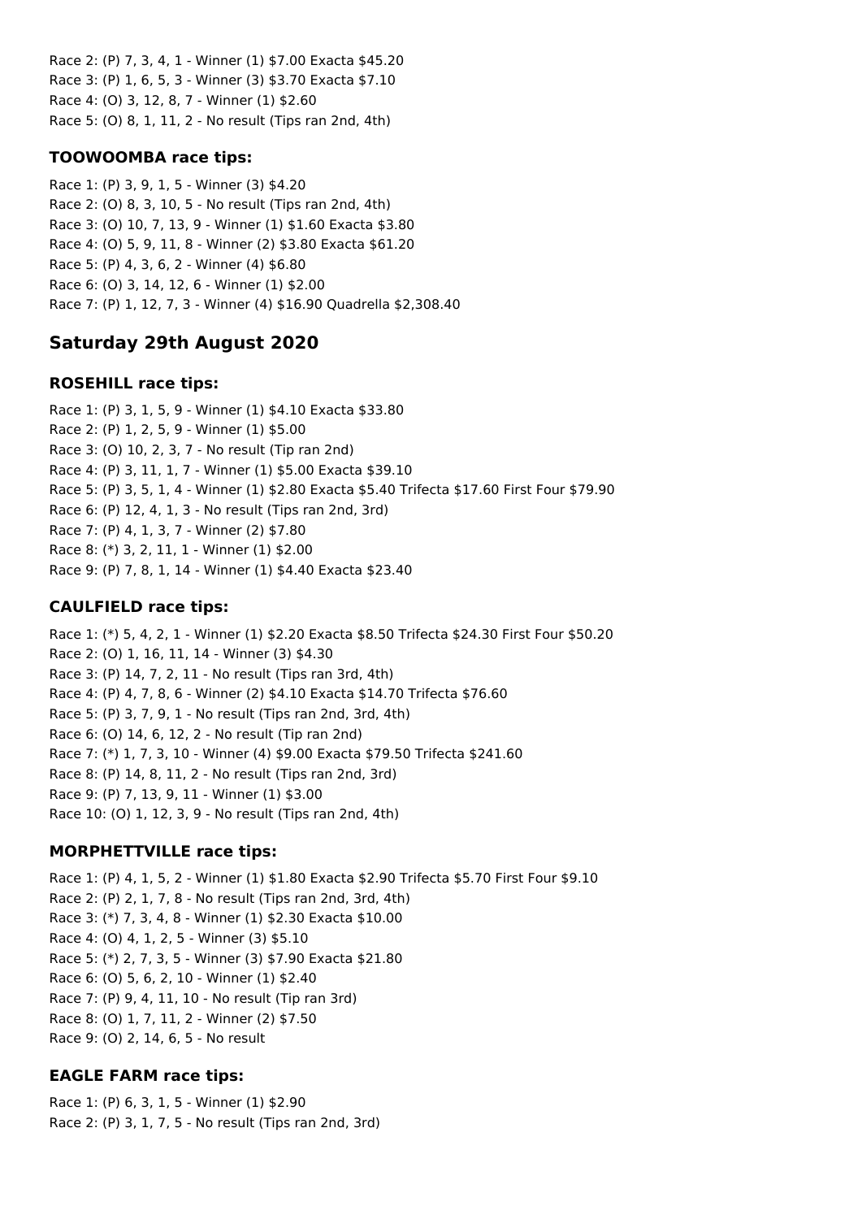Race 2: (P) 7, 3, 4, 1 - Winner (1) $7.00 Exacta $45.20
Race 3: (P) 1, 6, 5, 3 - Winner (3) $3.70 Exacta $7.10
Race 4: (O) 3, 12, 8, 7 - Winner (1) $2.60
Race 5: (O) 8, 1, 11, 2 - No result (Tips ran 2nd, 4th)

### TOOWOOMBA race tips:

Race 1: (P) 3, 9, 1, 5 - Winner (3) $4.20
Race 2: (O) 8, 3, 10, 5 - No result (Tips ran 2nd, 4th)
Race 3: (O) 10, 7, 13, 9 - Winner (1) $1.60 Exacta $3.80
Race 4: (O) 5, 9, 11, 8 - Winner (2) $3.80 Exacta $61.20
Race 5: (P) 4, 3, 6, 2 - Winner (4) $6.80
Race 6: (O) 3, 14, 12, 6 - Winner (1) $2.00
Race 7: (P) 1, 12, 7, 3 - Winner (4) $16.90 Quadrella $2,308.40

## Saturday 29th August 2020

### ROSEHILL race tips:

Race 1: (P) 3, 1, 5, 9 - Winner (1) $4.10 Exacta $33.80
Race 2: (P) 1, 2, 5, 9 - Winner (1) $5.00
Race 3: (O) 10, 2, 3, 7 - No result (Tip ran 2nd)
Race 4: (P) 3, 11, 1, 7 - Winner (1) $5.00 Exacta $39.10
Race 5: (P) 3, 5, 1, 4 - Winner (1) $2.80 Exacta $5.40 Trifecta $17.60 First Four $79.90
Race 6: (P) 12, 4, 1, 3 - No result (Tips ran 2nd, 3rd)
Race 7: (P) 4, 1, 3, 7 - Winner (2) $7.80
Race 8: (*) 3, 2, 11, 1 - Winner (1) $2.00
Race 9: (P) 7, 8, 1, 14 - Winner (1) $4.40 Exacta $23.40

### CAULFIELD race tips:

Race 1: (*) 5, 4, 2, 1 - Winner (1) $2.20 Exacta $8.50 Trifecta $24.30 First Four $50.20
Race 2: (O) 1, 16, 11, 14 - Winner (3) $4.30
Race 3: (P) 14, 7, 2, 11 - No result (Tips ran 3rd, 4th)
Race 4: (P) 4, 7, 8, 6 - Winner (2) $4.10 Exacta $14.70 Trifecta $76.60
Race 5: (P) 3, 7, 9, 1 - No result (Tips ran 2nd, 3rd, 4th)
Race 6: (O) 14, 6, 12, 2 - No result (Tip ran 2nd)
Race 7: (*) 1, 7, 3, 10 - Winner (4) $9.00 Exacta $79.50 Trifecta $241.60
Race 8: (P) 14, 8, 11, 2 - No result (Tips ran 2nd, 3rd)
Race 9: (P) 7, 13, 9, 11 - Winner (1) $3.00
Race 10: (O) 1, 12, 3, 9 - No result (Tips ran 2nd, 4th)

### MORPHETTVILLE race tips:

Race 1: (P) 4, 1, 5, 2 - Winner (1) $1.80 Exacta $2.90 Trifecta $5.70 First Four $9.10
Race 2: (P) 2, 1, 7, 8 - No result (Tips ran 2nd, 3rd, 4th)
Race 3: (*) 7, 3, 4, 8 - Winner (1) $2.30 Exacta $10.00
Race 4: (O) 4, 1, 2, 5 - Winner (3) $5.10
Race 5: (*) 2, 7, 3, 5 - Winner (3) $7.90 Exacta $21.80
Race 6: (O) 5, 6, 2, 10 - Winner (1) $2.40
Race 7: (P) 9, 4, 11, 10 - No result (Tip ran 3rd)
Race 8: (O) 1, 7, 11, 2 - Winner (2) $7.50
Race 9: (O) 2, 14, 6, 5 - No result

### EAGLE FARM race tips:

Race 1: (P) 6, 3, 1, 5 - Winner (1) $2.90
Race 2: (P) 3, 1, 7, 5 - No result (Tips ran 2nd, 3rd)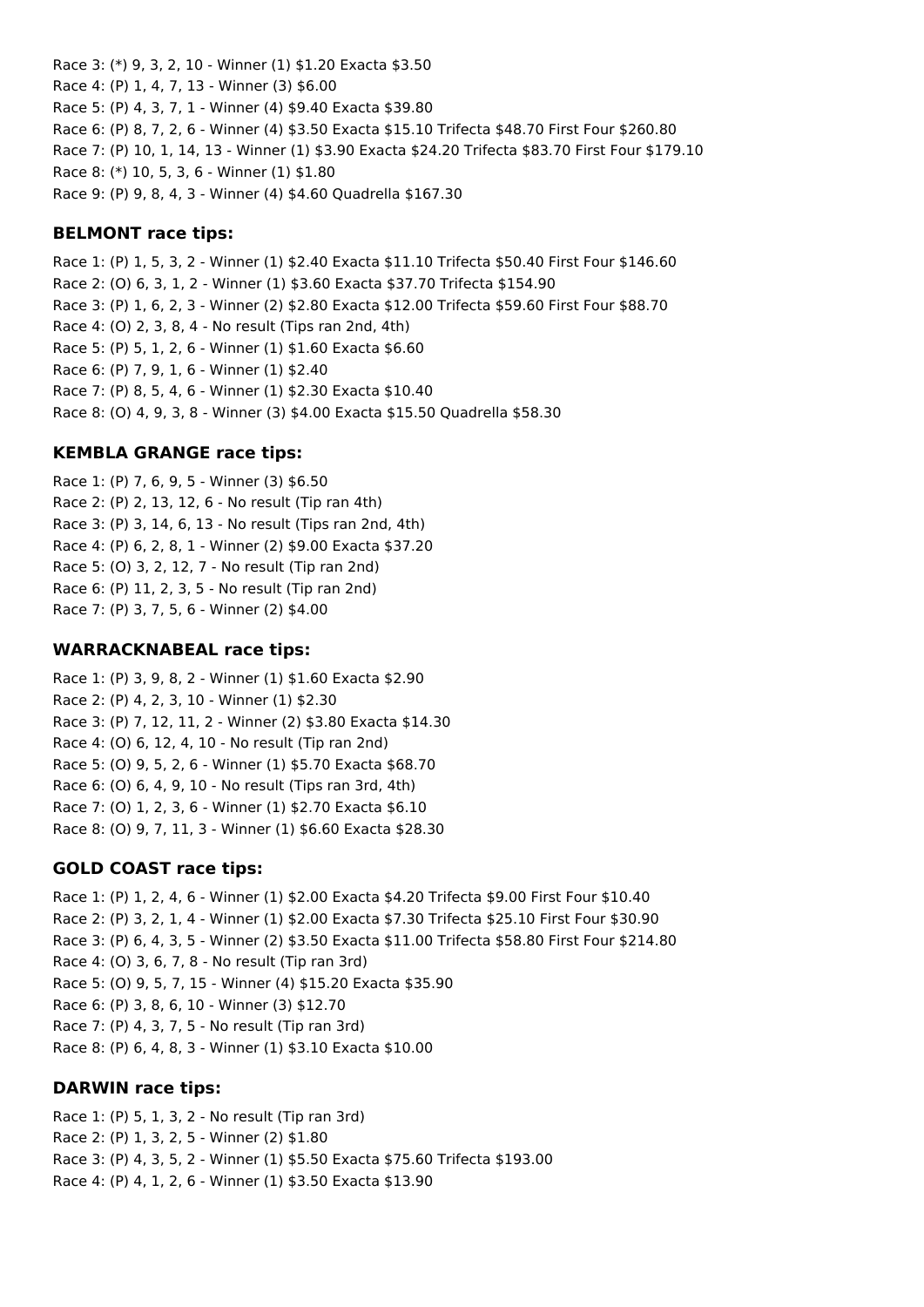Race 3: (*) 9, 3, 2, 10 - Winner (1) $1.20 Exacta $3.50
Race 4: (P) 1, 4, 7, 13 - Winner (3) $6.00
Race 5: (P) 4, 3, 7, 1 - Winner (4) $9.40 Exacta $39.80
Race 6: (P) 8, 7, 2, 6 - Winner (4) $3.50 Exacta $15.10 Trifecta $48.70 First Four $260.80
Race 7: (P) 10, 1, 14, 13 - Winner (1) $3.90 Exacta $24.20 Trifecta $83.70 First Four $179.10
Race 8: (*) 10, 5, 3, 6 - Winner (1) $1.80
Race 9: (P) 9, 8, 4, 3 - Winner (4) $4.60 Quadrella $167.30

### BELMONT race tips:

Race 1: (P) 1, 5, 3, 2 - Winner (1) $2.40 Exacta $11.10 Trifecta $50.40 First Four $146.60
Race 2: (O) 6, 3, 1, 2 - Winner (1) $3.60 Exacta $37.70 Trifecta $154.90
Race 3: (P) 1, 6, 2, 3 - Winner (2) $2.80 Exacta $12.00 Trifecta $59.60 First Four $88.70
Race 4: (O) 2, 3, 8, 4 - No result (Tips ran 2nd, 4th)
Race 5: (P) 5, 1, 2, 6 - Winner (1) $1.60 Exacta $6.60
Race 6: (P) 7, 9, 1, 6 - Winner (1) $2.40
Race 7: (P) 8, 5, 4, 6 - Winner (1) $2.30 Exacta $10.40
Race 8: (O) 4, 9, 3, 8 - Winner (3) $4.00 Exacta $15.50 Quadrella $58.30

### KEMBLA GRANGE race tips:

Race 1: (P) 7, 6, 9, 5 - Winner (3) $6.50
Race 2: (P) 2, 13, 12, 6 - No result (Tip ran 4th)
Race 3: (P) 3, 14, 6, 13 - No result (Tips ran 2nd, 4th)
Race 4: (P) 6, 2, 8, 1 - Winner (2) $9.00 Exacta $37.20
Race 5: (O) 3, 2, 12, 7 - No result (Tip ran 2nd)
Race 6: (P) 11, 2, 3, 5 - No result (Tip ran 2nd)
Race 7: (P) 3, 7, 5, 6 - Winner (2) $4.00

### WARRACKNABEAL race tips:

Race 1: (P) 3, 9, 8, 2 - Winner (1) $1.60 Exacta $2.90
Race 2: (P) 4, 2, 3, 10 - Winner (1) $2.30
Race 3: (P) 7, 12, 11, 2 - Winner (2) $3.80 Exacta $14.30
Race 4: (O) 6, 12, 4, 10 - No result (Tip ran 2nd)
Race 5: (O) 9, 5, 2, 6 - Winner (1) $5.70 Exacta $68.70
Race 6: (O) 6, 4, 9, 10 - No result (Tips ran 3rd, 4th)
Race 7: (O) 1, 2, 3, 6 - Winner (1) $2.70 Exacta $6.10
Race 8: (O) 9, 7, 11, 3 - Winner (1) $6.60 Exacta $28.30

### GOLD COAST race tips:

Race 1: (P) 1, 2, 4, 6 - Winner (1) $2.00 Exacta $4.20 Trifecta $9.00 First Four $10.40
Race 2: (P) 3, 2, 1, 4 - Winner (1) $2.00 Exacta $7.30 Trifecta $25.10 First Four $30.90
Race 3: (P) 6, 4, 3, 5 - Winner (2) $3.50 Exacta $11.00 Trifecta $58.80 First Four $214.80
Race 4: (O) 3, 6, 7, 8 - No result (Tip ran 3rd)
Race 5: (O) 9, 5, 7, 15 - Winner (4) $15.20 Exacta $35.90
Race 6: (P) 3, 8, 6, 10 - Winner (3) $12.70
Race 7: (P) 4, 3, 7, 5 - No result (Tip ran 3rd)
Race 8: (P) 6, 4, 8, 3 - Winner (1) $3.10 Exacta $10.00

### DARWIN race tips:

Race 1: (P) 5, 1, 3, 2 - No result (Tip ran 3rd)
Race 2: (P) 1, 3, 2, 5 - Winner (2) $1.80
Race 3: (P) 4, 3, 5, 2 - Winner (1) $5.50 Exacta $75.60 Trifecta $193.00
Race 4: (P) 4, 1, 2, 6 - Winner (1) $3.50 Exacta $13.90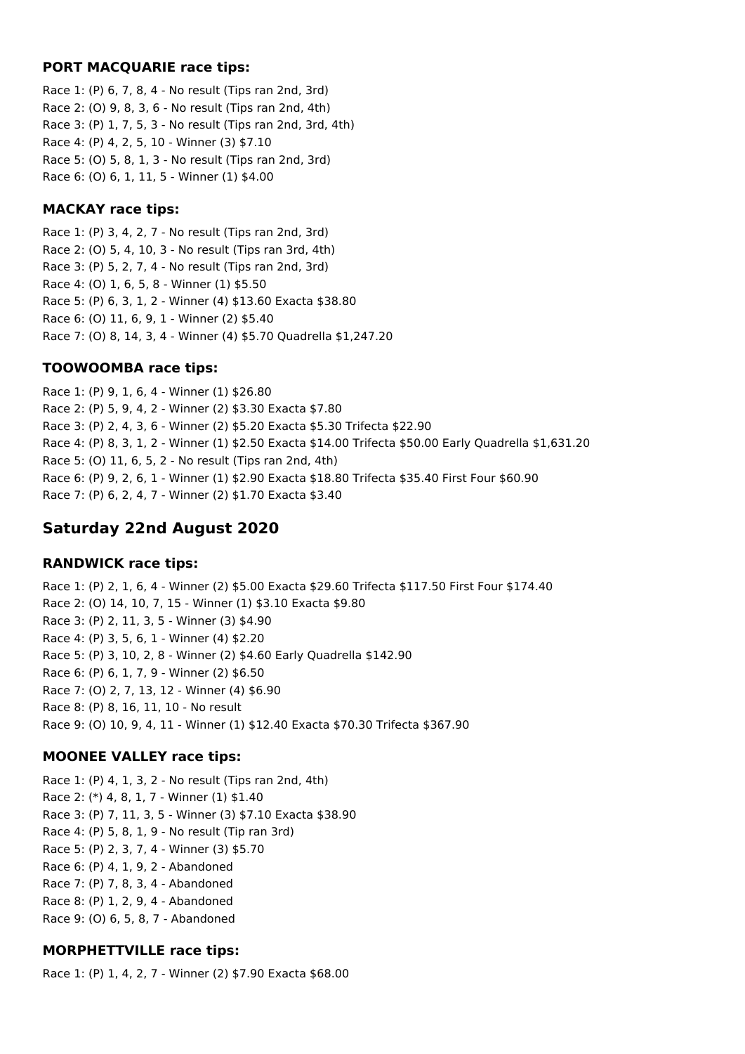### PORT MACQUARIE race tips:

Race 1: (P) 6, 7, 8, 4 - No result (Tips ran 2nd, 3rd)
Race 2: (O) 9, 8, 3, 6 - No result (Tips ran 2nd, 4th)
Race 3: (P) 1, 7, 5, 3 - No result (Tips ran 2nd, 3rd, 4th)
Race 4: (P) 4, 2, 5, 10 - Winner (3) $7.10
Race 5: (O) 5, 8, 1, 3 - No result (Tips ran 2nd, 3rd)
Race 6: (O) 6, 1, 11, 5 - Winner (1) $4.00

### MACKAY race tips:

Race 1: (P) 3, 4, 2, 7 - No result (Tips ran 2nd, 3rd)
Race 2: (O) 5, 4, 10, 3 - No result (Tips ran 3rd, 4th)
Race 3: (P) 5, 2, 7, 4 - No result (Tips ran 2nd, 3rd)
Race 4: (O) 1, 6, 5, 8 - Winner (1) $5.50
Race 5: (P) 6, 3, 1, 2 - Winner (4) $13.60 Exacta $38.80
Race 6: (O) 11, 6, 9, 1 - Winner (2) $5.40
Race 7: (O) 8, 14, 3, 4 - Winner (4) $5.70 Quadrella $1,247.20

### TOOWOOMBA race tips:

Race 1: (P) 9, 1, 6, 4 - Winner (1) $26.80
Race 2: (P) 5, 9, 4, 2 - Winner (2) $3.30 Exacta $7.80
Race 3: (P) 2, 4, 3, 6 - Winner (2) $5.20 Exacta $5.30 Trifecta $22.90
Race 4: (P) 8, 3, 1, 2 - Winner (1) $2.50 Exacta $14.00 Trifecta $50.00 Early Quadrella $1,631.20
Race 5: (O) 11, 6, 5, 2 - No result (Tips ran 2nd, 4th)
Race 6: (P) 9, 2, 6, 1 - Winner (1) $2.90 Exacta $18.80 Trifecta $35.40 First Four $60.90
Race 7: (P) 6, 2, 4, 7 - Winner (2) $1.70 Exacta $3.40

## Saturday 22nd August 2020

### RANDWICK race tips:

Race 1: (P) 2, 1, 6, 4 - Winner (2) $5.00 Exacta $29.60 Trifecta $117.50 First Four $174.40
Race 2: (O) 14, 10, 7, 15 - Winner (1) $3.10 Exacta $9.80
Race 3: (P) 2, 11, 3, 5 - Winner (3) $4.90
Race 4: (P) 3, 5, 6, 1 - Winner (4) $2.20
Race 5: (P) 3, 10, 2, 8 - Winner (2) $4.60 Early Quadrella $142.90
Race 6: (P) 6, 1, 7, 9 - Winner (2) $6.50
Race 7: (O) 2, 7, 13, 12 - Winner (4) $6.90
Race 8: (P) 8, 16, 11, 10 - No result
Race 9: (O) 10, 9, 4, 11 - Winner (1) $12.40 Exacta $70.30 Trifecta $367.90

### MOONEE VALLEY race tips:

Race 1: (P) 4, 1, 3, 2 - No result (Tips ran 2nd, 4th)
Race 2: (*) 4, 8, 1, 7 - Winner (1) $1.40
Race 3: (P) 7, 11, 3, 5 - Winner (3) $7.10 Exacta $38.90
Race 4: (P) 5, 8, 1, 9 - No result (Tip ran 3rd)
Race 5: (P) 2, 3, 7, 4 - Winner (3) $5.70
Race 6: (P) 4, 1, 9, 2 - Abandoned
Race 7: (P) 7, 8, 3, 4 - Abandoned
Race 8: (P) 1, 2, 9, 4 - Abandoned
Race 9: (O) 6, 5, 8, 7 - Abandoned

### MORPHETTVILLE race tips:

Race 1: (P) 1, 4, 2, 7 - Winner (2) $7.90 Exacta $68.00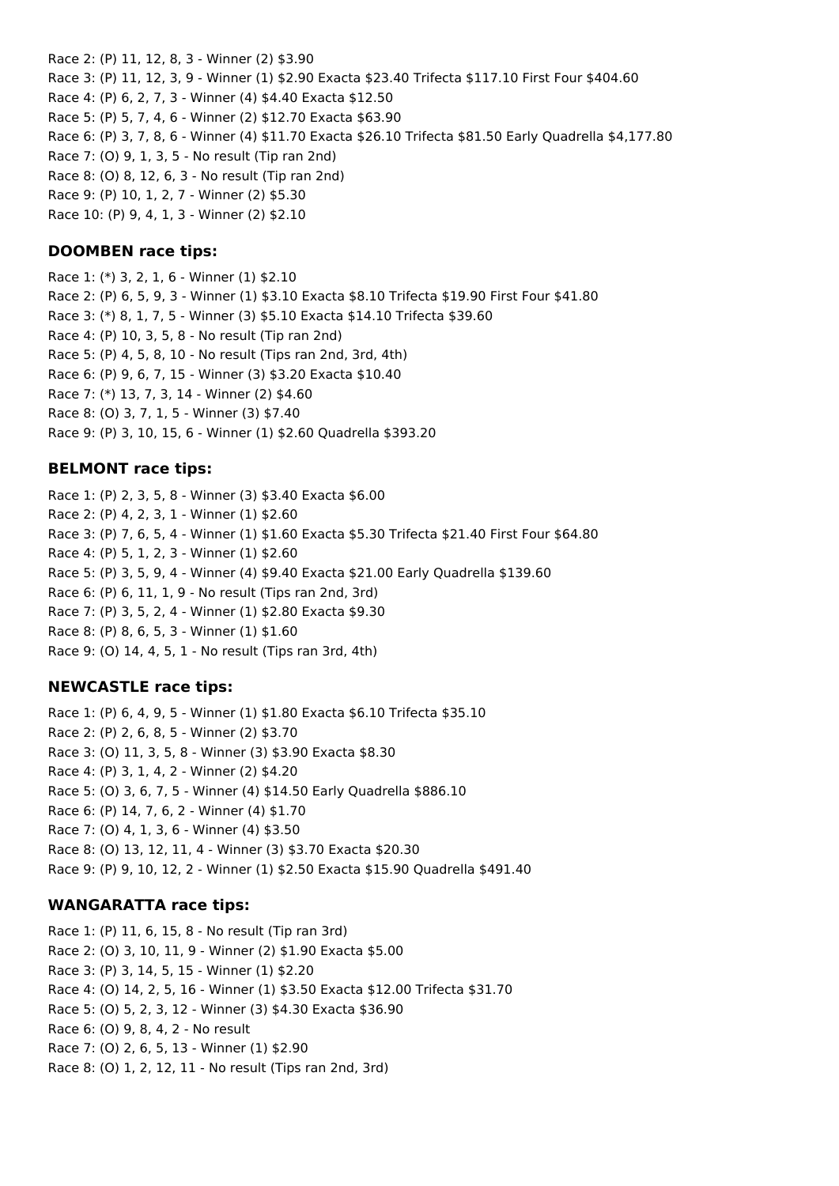Race 2: (P) 11, 12, 8, 3 - Winner (2) $3.90
Race 3: (P) 11, 12, 3, 9 - Winner (1) $2.90 Exacta $23.40 Trifecta $117.10 First Four $404.60
Race 4: (P) 6, 2, 7, 3 - Winner (4) $4.40 Exacta $12.50
Race 5: (P) 5, 7, 4, 6 - Winner (2) $12.70 Exacta $63.90
Race 6: (P) 3, 7, 8, 6 - Winner (4) $11.70 Exacta $26.10 Trifecta $81.50 Early Quadrella $4,177.80
Race 7: (O) 9, 1, 3, 5 - No result (Tip ran 2nd)
Race 8: (O) 8, 12, 6, 3 - No result (Tip ran 2nd)
Race 9: (P) 10, 1, 2, 7 - Winner (2) $5.30
Race 10: (P) 9, 4, 1, 3 - Winner (2) $2.10

### DOOMBEN race tips:

Race 1: (*) 3, 2, 1, 6 - Winner (1) $2.10
Race 2: (P) 6, 5, 9, 3 - Winner (1) $3.10 Exacta $8.10 Trifecta $19.90 First Four $41.80
Race 3: (*) 8, 1, 7, 5 - Winner (3) $5.10 Exacta $14.10 Trifecta $39.60
Race 4: (P) 10, 3, 5, 8 - No result (Tip ran 2nd)
Race 5: (P) 4, 5, 8, 10 - No result (Tips ran 2nd, 3rd, 4th)
Race 6: (P) 9, 6, 7, 15 - Winner (3) $3.20 Exacta $10.40
Race 7: (*) 13, 7, 3, 14 - Winner (2) $4.60
Race 8: (O) 3, 7, 1, 5 - Winner (3) $7.40
Race 9: (P) 3, 10, 15, 6 - Winner (1) $2.60 Quadrella $393.20

### BELMONT race tips:

Race 1: (P) 2, 3, 5, 8 - Winner (3) $3.40 Exacta $6.00
Race 2: (P) 4, 2, 3, 1 - Winner (1) $2.60
Race 3: (P) 7, 6, 5, 4 - Winner (1) $1.60 Exacta $5.30 Trifecta $21.40 First Four $64.80
Race 4: (P) 5, 1, 2, 3 - Winner (1) $2.60
Race 5: (P) 3, 5, 9, 4 - Winner (4) $9.40 Exacta $21.00 Early Quadrella $139.60
Race 6: (P) 6, 11, 1, 9 - No result (Tips ran 2nd, 3rd)
Race 7: (P) 3, 5, 2, 4 - Winner (1) $2.80 Exacta $9.30
Race 8: (P) 8, 6, 5, 3 - Winner (1) $1.60
Race 9: (O) 14, 4, 5, 1 - No result (Tips ran 3rd, 4th)

### NEWCASTLE race tips:

Race 1: (P) 6, 4, 9, 5 - Winner (1) $1.80 Exacta $6.10 Trifecta $35.10
Race 2: (P) 2, 6, 8, 5 - Winner (2) $3.70
Race 3: (O) 11, 3, 5, 8 - Winner (3) $3.90 Exacta $8.30
Race 4: (P) 3, 1, 4, 2 - Winner (2) $4.20
Race 5: (O) 3, 6, 7, 5 - Winner (4) $14.50 Early Quadrella $886.10
Race 6: (P) 14, 7, 6, 2 - Winner (4) $1.70
Race 7: (O) 4, 1, 3, 6 - Winner (4) $3.50
Race 8: (O) 13, 12, 11, 4 - Winner (3) $3.70 Exacta $20.30
Race 9: (P) 9, 10, 12, 2 - Winner (1) $2.50 Exacta $15.90 Quadrella $491.40

### WANGARATTA race tips:

Race 1: (P) 11, 6, 15, 8 - No result (Tip ran 3rd)
Race 2: (O) 3, 10, 11, 9 - Winner (2) $1.90 Exacta $5.00
Race 3: (P) 3, 14, 5, 15 - Winner (1) $2.20
Race 4: (O) 14, 2, 5, 16 - Winner (1) $3.50 Exacta $12.00 Trifecta $31.70
Race 5: (O) 5, 2, 3, 12 - Winner (3) $4.30 Exacta $36.90
Race 6: (O) 9, 8, 4, 2 - No result
Race 7: (O) 2, 6, 5, 13 - Winner (1) $2.90
Race 8: (O) 1, 2, 12, 11 - No result (Tips ran 2nd, 3rd)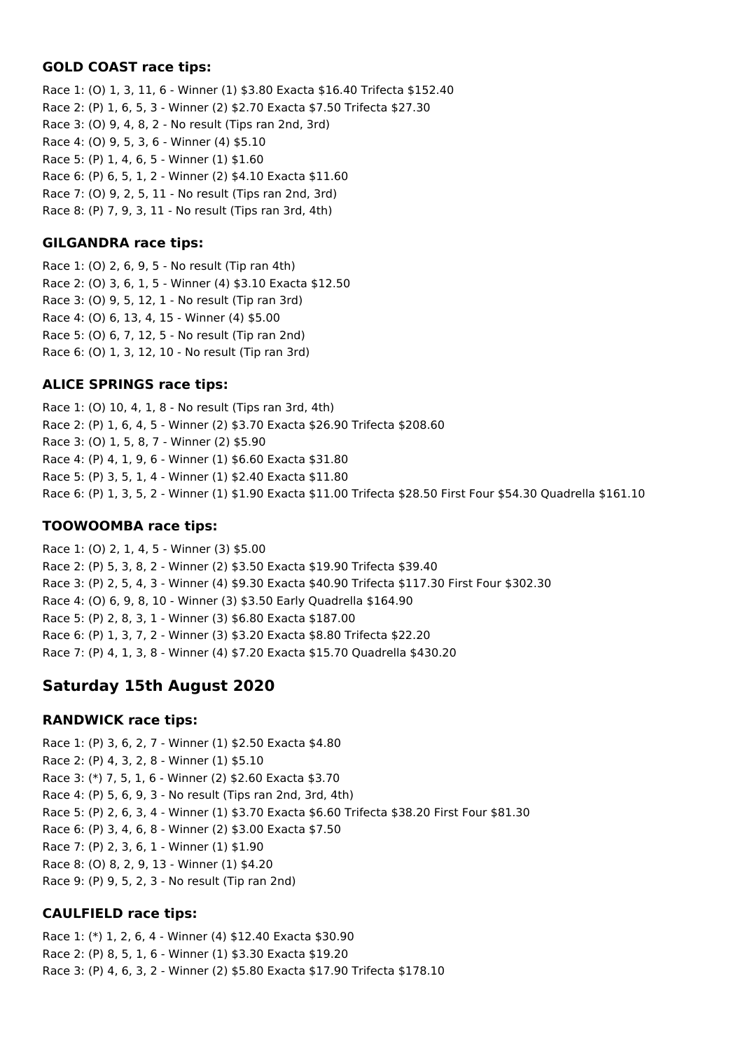### GOLD COAST race tips:

Race 1: (O) 1, 3, 11, 6 - Winner (1) $3.80 Exacta $16.40 Trifecta $152.40
Race 2: (P) 1, 6, 5, 3 - Winner (2) $2.70 Exacta $7.50 Trifecta $27.30
Race 3: (O) 9, 4, 8, 2 - No result (Tips ran 2nd, 3rd)
Race 4: (O) 9, 5, 3, 6 - Winner (4) $5.10
Race 5: (P) 1, 4, 6, 5 - Winner (1) $1.60
Race 6: (P) 6, 5, 1, 2 - Winner (2) $4.10 Exacta $11.60
Race 7: (O) 9, 2, 5, 11 - No result (Tips ran 2nd, 3rd)
Race 8: (P) 7, 9, 3, 11 - No result (Tips ran 3rd, 4th)

### GILGANDRA race tips:

Race 1: (O) 2, 6, 9, 5 - No result (Tip ran 4th)
Race 2: (O) 3, 6, 1, 5 - Winner (4) $3.10 Exacta $12.50
Race 3: (O) 9, 5, 12, 1 - No result (Tip ran 3rd)
Race 4: (O) 6, 13, 4, 15 - Winner (4) $5.00
Race 5: (O) 6, 7, 12, 5 - No result (Tip ran 2nd)
Race 6: (O) 1, 3, 12, 10 - No result (Tip ran 3rd)

### ALICE SPRINGS race tips:

Race 1: (O) 10, 4, 1, 8 - No result (Tips ran 3rd, 4th)
Race 2: (P) 1, 6, 4, 5 - Winner (2) $3.70 Exacta $26.90 Trifecta $208.60
Race 3: (O) 1, 5, 8, 7 - Winner (2) $5.90
Race 4: (P) 4, 1, 9, 6 - Winner (1) $6.60 Exacta $31.80
Race 5: (P) 3, 5, 1, 4 - Winner (1) $2.40 Exacta $11.80
Race 6: (P) 1, 3, 5, 2 - Winner (1) $1.90 Exacta $11.00 Trifecta $28.50 First Four $54.30 Quadrella $161.10

### TOOWOOMBA race tips:

Race 1: (O) 2, 1, 4, 5 - Winner (3) $5.00
Race 2: (P) 5, 3, 8, 2 - Winner (2) $3.50 Exacta $19.90 Trifecta $39.40
Race 3: (P) 2, 5, 4, 3 - Winner (4) $9.30 Exacta $40.90 Trifecta $117.30 First Four $302.30
Race 4: (O) 6, 9, 8, 10 - Winner (3) $3.50 Early Quadrella $164.90
Race 5: (P) 2, 8, 3, 1 - Winner (3) $6.80 Exacta $187.00
Race 6: (P) 1, 3, 7, 2 - Winner (3) $3.20 Exacta $8.80 Trifecta $22.20
Race 7: (P) 4, 1, 3, 8 - Winner (4) $7.20 Exacta $15.70 Quadrella $430.20

## Saturday 15th August 2020

### RANDWICK race tips:

Race 1: (P) 3, 6, 2, 7 - Winner (1) $2.50 Exacta $4.80
Race 2: (P) 4, 3, 2, 8 - Winner (1) $5.10
Race 3: (*) 7, 5, 1, 6 - Winner (2) $2.60 Exacta $3.70
Race 4: (P) 5, 6, 9, 3 - No result (Tips ran 2nd, 3rd, 4th)
Race 5: (P) 2, 6, 3, 4 - Winner (1) $3.70 Exacta $6.60 Trifecta $38.20 First Four $81.30
Race 6: (P) 3, 4, 6, 8 - Winner (2) $3.00 Exacta $7.50
Race 7: (P) 2, 3, 6, 1 - Winner (1) $1.90
Race 8: (O) 8, 2, 9, 13 - Winner (1) $4.20
Race 9: (P) 9, 5, 2, 3 - No result (Tip ran 2nd)

### CAULFIELD race tips:

Race 1: (*) 1, 2, 6, 4 - Winner (4) $12.40 Exacta $30.90
Race 2: (P) 8, 5, 1, 6 - Winner (1) $3.30 Exacta $19.20
Race 3: (P) 4, 6, 3, 2 - Winner (2) $5.80 Exacta $17.90 Trifecta $178.10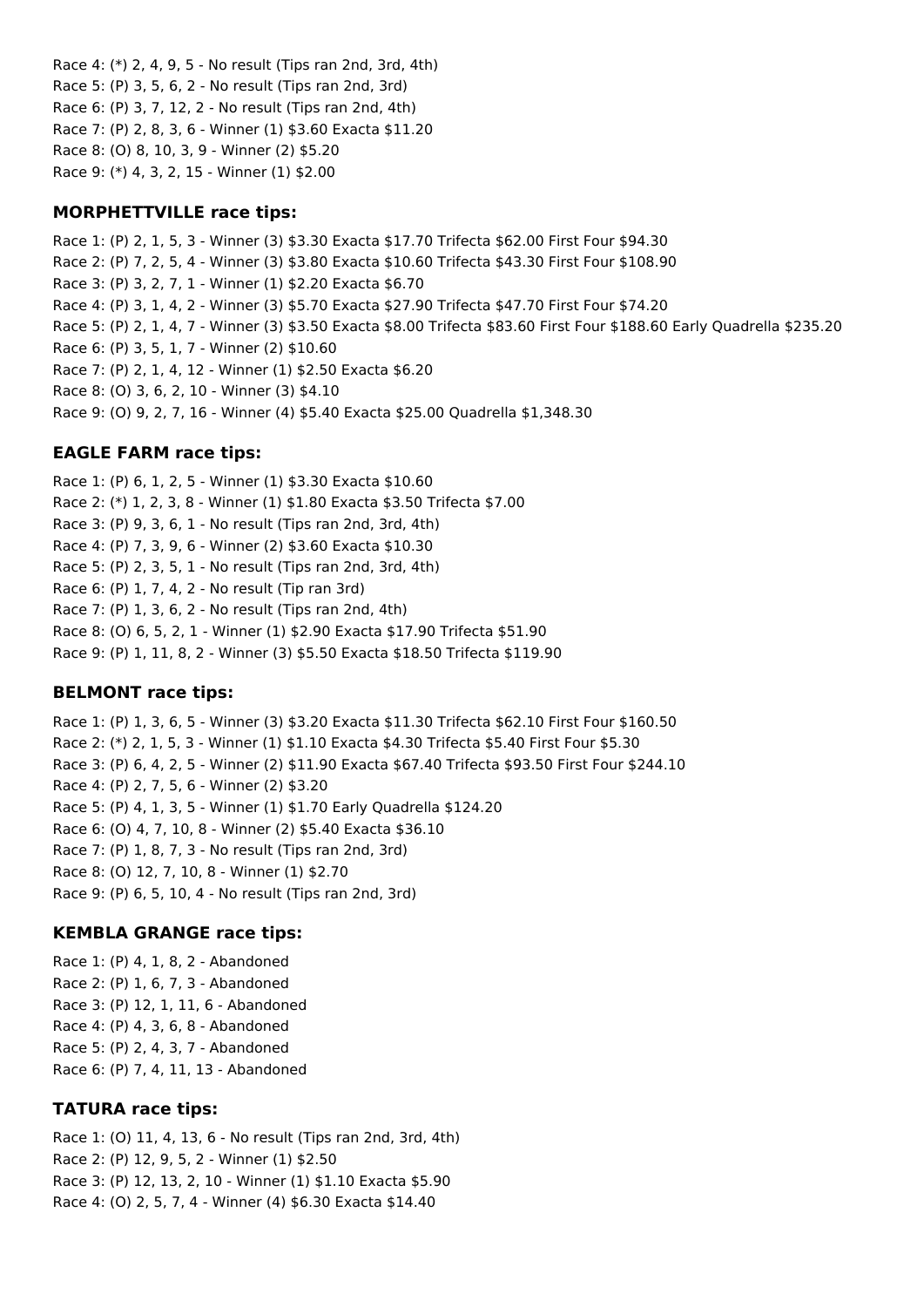Race 4: (*) 2, 4, 9, 5 - No result (Tips ran 2nd, 3rd, 4th)
Race 5: (P) 3, 5, 6, 2 - No result (Tips ran 2nd, 3rd)
Race 6: (P) 3, 7, 12, 2 - No result (Tips ran 2nd, 4th)
Race 7: (P) 2, 8, 3, 6 - Winner (1) $3.60 Exacta $11.20
Race 8: (O) 8, 10, 3, 9 - Winner (2) $5.20
Race 9: (*) 4, 3, 2, 15 - Winner (1) $2.00

### MORPHETTVILLE race tips:

Race 1: (P) 2, 1, 5, 3 - Winner (3) $3.30 Exacta $17.70 Trifecta $62.00 First Four $94.30
Race 2: (P) 7, 2, 5, 4 - Winner (3) $3.80 Exacta $10.60 Trifecta $43.30 First Four $108.90
Race 3: (P) 3, 2, 7, 1 - Winner (1) $2.20 Exacta $6.70
Race 4: (P) 3, 1, 4, 2 - Winner (3) $5.70 Exacta $27.90 Trifecta $47.70 First Four $74.20
Race 5: (P) 2, 1, 4, 7 - Winner (3) $3.50 Exacta $8.00 Trifecta $83.60 First Four $188.60 Early Quadrella $235.20
Race 6: (P) 3, 5, 1, 7 - Winner (2) $10.60
Race 7: (P) 2, 1, 4, 12 - Winner (1) $2.50 Exacta $6.20
Race 8: (O) 3, 6, 2, 10 - Winner (3) $4.10
Race 9: (O) 9, 2, 7, 16 - Winner (4) $5.40 Exacta $25.00 Quadrella $1,348.30

### EAGLE FARM race tips:

Race 1: (P) 6, 1, 2, 5 - Winner (1) $3.30 Exacta $10.60
Race 2: (*) 1, 2, 3, 8 - Winner (1) $1.80 Exacta $3.50 Trifecta $7.00
Race 3: (P) 9, 3, 6, 1 - No result (Tips ran 2nd, 3rd, 4th)
Race 4: (P) 7, 3, 9, 6 - Winner (2) $3.60 Exacta $10.30
Race 5: (P) 2, 3, 5, 1 - No result (Tips ran 2nd, 3rd, 4th)
Race 6: (P) 1, 7, 4, 2 - No result (Tip ran 3rd)
Race 7: (P) 1, 3, 6, 2 - No result (Tips ran 2nd, 4th)
Race 8: (O) 6, 5, 2, 1 - Winner (1) $2.90 Exacta $17.90 Trifecta $51.90
Race 9: (P) 1, 11, 8, 2 - Winner (3) $5.50 Exacta $18.50 Trifecta $119.90

### BELMONT race tips:

Race 1: (P) 1, 3, 6, 5 - Winner (3) $3.20 Exacta $11.30 Trifecta $62.10 First Four $160.50
Race 2: (*) 2, 1, 5, 3 - Winner (1) $1.10 Exacta $4.30 Trifecta $5.40 First Four $5.30
Race 3: (P) 6, 4, 2, 5 - Winner (2) $11.90 Exacta $67.40 Trifecta $93.50 First Four $244.10
Race 4: (P) 2, 7, 5, 6 - Winner (2) $3.20
Race 5: (P) 4, 1, 3, 5 - Winner (1) $1.70 Early Quadrella $124.20
Race 6: (O) 4, 7, 10, 8 - Winner (2) $5.40 Exacta $36.10
Race 7: (P) 1, 8, 7, 3 - No result (Tips ran 2nd, 3rd)
Race 8: (O) 12, 7, 10, 8 - Winner (1) $2.70
Race 9: (P) 6, 5, 10, 4 - No result (Tips ran 2nd, 3rd)

### KEMBLA GRANGE race tips:

Race 1: (P) 4, 1, 8, 2 - Abandoned
Race 2: (P) 1, 6, 7, 3 - Abandoned
Race 3: (P) 12, 1, 11, 6 - Abandoned
Race 4: (P) 4, 3, 6, 8 - Abandoned
Race 5: (P) 2, 4, 3, 7 - Abandoned
Race 6: (P) 7, 4, 11, 13 - Abandoned

### TATURA race tips:

Race 1: (O) 11, 4, 13, 6 - No result (Tips ran 2nd, 3rd, 4th)
Race 2: (P) 12, 9, 5, 2 - Winner (1) $2.50
Race 3: (P) 12, 13, 2, 10 - Winner (1) $1.10 Exacta $5.90
Race 4: (O) 2, 5, 7, 4 - Winner (4) $6.30 Exacta $14.40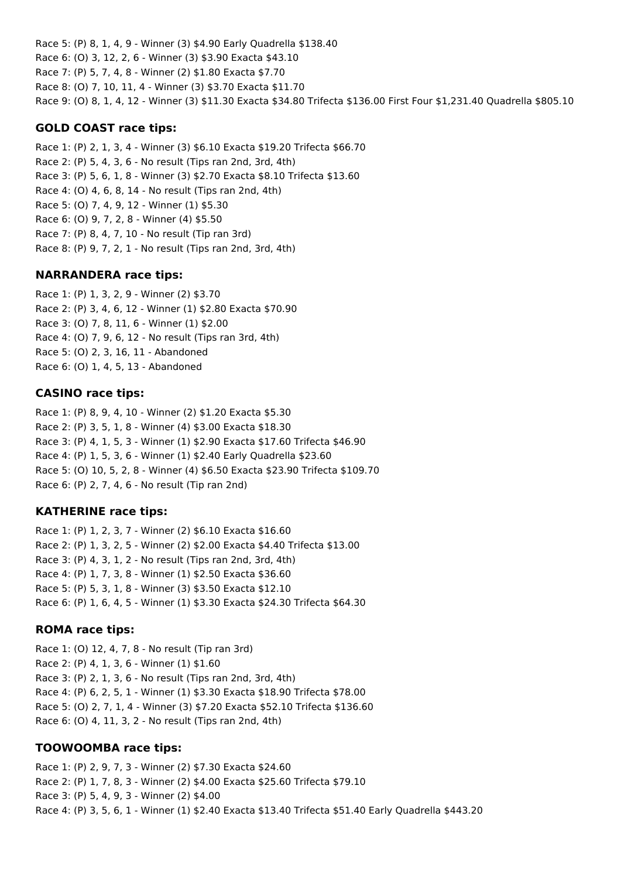Race 5: (P) 8, 1, 4, 9 - Winner (3) $4.90 Early Quadrella $138.40
Race 6: (O) 3, 12, 2, 6 - Winner (3) $3.90 Exacta $43.10
Race 7: (P) 5, 7, 4, 8 - Winner (2) $1.80 Exacta $7.70
Race 8: (O) 7, 10, 11, 4 - Winner (3) $3.70 Exacta $11.70
Race 9: (O) 8, 1, 4, 12 - Winner (3) $11.30 Exacta $34.80 Trifecta $136.00 First Four $1,231.40 Quadrella $805.10

### GOLD COAST race tips:

Race 1: (P) 2, 1, 3, 4 - Winner (3) $6.10 Exacta $19.20 Trifecta $66.70
Race 2: (P) 5, 4, 3, 6 - No result (Tips ran 2nd, 3rd, 4th)
Race 3: (P) 5, 6, 1, 8 - Winner (3) $2.70 Exacta $8.10 Trifecta $13.60
Race 4: (O) 4, 6, 8, 14 - No result (Tips ran 2nd, 4th)
Race 5: (O) 7, 4, 9, 12 - Winner (1) $5.30
Race 6: (O) 9, 7, 2, 8 - Winner (4) $5.50
Race 7: (P) 8, 4, 7, 10 - No result (Tip ran 3rd)
Race 8: (P) 9, 7, 2, 1 - No result (Tips ran 2nd, 3rd, 4th)

### NARRANDERA race tips:

Race 1: (P) 1, 3, 2, 9 - Winner (2) $3.70
Race 2: (P) 3, 4, 6, 12 - Winner (1) $2.80 Exacta $70.90
Race 3: (O) 7, 8, 11, 6 - Winner (1) $2.00
Race 4: (O) 7, 9, 6, 12 - No result (Tips ran 3rd, 4th)
Race 5: (O) 2, 3, 16, 11 - Abandoned
Race 6: (O) 1, 4, 5, 13 - Abandoned

### CASINO race tips:

Race 1: (P) 8, 9, 4, 10 - Winner (2) $1.20 Exacta $5.30
Race 2: (P) 3, 5, 1, 8 - Winner (4) $3.00 Exacta $18.30
Race 3: (P) 4, 1, 5, 3 - Winner (1) $2.90 Exacta $17.60 Trifecta $46.90
Race 4: (P) 1, 5, 3, 6 - Winner (1) $2.40 Early Quadrella $23.60
Race 5: (O) 10, 5, 2, 8 - Winner (4) $6.50 Exacta $23.90 Trifecta $109.70
Race 6: (P) 2, 7, 4, 6 - No result (Tip ran 2nd)

### KATHERINE race tips:

Race 1: (P) 1, 2, 3, 7 - Winner (2) $6.10 Exacta $16.60
Race 2: (P) 1, 3, 2, 5 - Winner (2) $2.00 Exacta $4.40 Trifecta $13.00
Race 3: (P) 4, 3, 1, 2 - No result (Tips ran 2nd, 3rd, 4th)
Race 4: (P) 1, 7, 3, 8 - Winner (1) $2.50 Exacta $36.60
Race 5: (P) 5, 3, 1, 8 - Winner (3) $3.50 Exacta $12.10
Race 6: (P) 1, 6, 4, 5 - Winner (1) $3.30 Exacta $24.30 Trifecta $64.30

### ROMA race tips:

Race 1: (O) 12, 4, 7, 8 - No result (Tip ran 3rd)
Race 2: (P) 4, 1, 3, 6 - Winner (1) $1.60
Race 3: (P) 2, 1, 3, 6 - No result (Tips ran 2nd, 3rd, 4th)
Race 4: (P) 6, 2, 5, 1 - Winner (1) $3.30 Exacta $18.90 Trifecta $78.00
Race 5: (O) 2, 7, 1, 4 - Winner (3) $7.20 Exacta $52.10 Trifecta $136.60
Race 6: (O) 4, 11, 3, 2 - No result (Tips ran 2nd, 4th)

### TOOWOOMBA race tips:

Race 1: (P) 2, 9, 7, 3 - Winner (2) $7.30 Exacta $24.60
Race 2: (P) 1, 7, 8, 3 - Winner (2) $4.00 Exacta $25.60 Trifecta $79.10
Race 3: (P) 5, 4, 9, 3 - Winner (2) $4.00
Race 4: (P) 3, 5, 6, 1 - Winner (1) $2.40 Exacta $13.40 Trifecta $51.40 Early Quadrella $443.20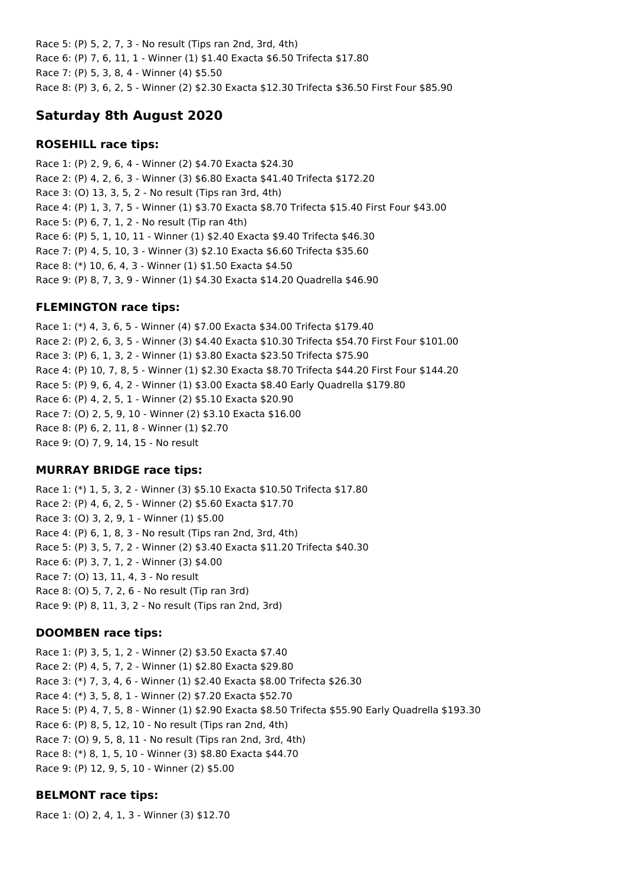Race 5: (P) 5, 2, 7, 3 - No result (Tips ran 2nd, 3rd, 4th)
Race 6: (P) 7, 6, 11, 1 - Winner (1) $1.40 Exacta $6.50 Trifecta $17.80
Race 7: (P) 5, 3, 8, 4 - Winner (4) $5.50
Race 8: (P) 3, 6, 2, 5 - Winner (2) $2.30 Exacta $12.30 Trifecta $36.50 First Four $85.90

## Saturday 8th August 2020

### ROSEHILL race tips:

Race 1: (P) 2, 9, 6, 4 - Winner (2) $4.70 Exacta $24.30
Race 2: (P) 4, 2, 6, 3 - Winner (3) $6.80 Exacta $41.40 Trifecta $172.20
Race 3: (O) 13, 3, 5, 2 - No result (Tips ran 3rd, 4th)
Race 4: (P) 1, 3, 7, 5 - Winner (1) $3.70 Exacta $8.70 Trifecta $15.40 First Four $43.00
Race 5: (P) 6, 7, 1, 2 - No result (Tip ran 4th)
Race 6: (P) 5, 1, 10, 11 - Winner (1) $2.40 Exacta $9.40 Trifecta $46.30
Race 7: (P) 4, 5, 10, 3 - Winner (3) $2.10 Exacta $6.60 Trifecta $35.60
Race 8: (*) 10, 6, 4, 3 - Winner (1) $1.50 Exacta $4.50
Race 9: (P) 8, 7, 3, 9 - Winner (1) $4.30 Exacta $14.20 Quadrella $46.90

### FLEMINGTON race tips:

Race 1: (*) 4, 3, 6, 5 - Winner (4) $7.00 Exacta $34.00 Trifecta $179.40
Race 2: (P) 2, 6, 3, 5 - Winner (3) $4.40 Exacta $10.30 Trifecta $54.70 First Four $101.00
Race 3: (P) 6, 1, 3, 2 - Winner (1) $3.80 Exacta $23.50 Trifecta $75.90
Race 4: (P) 10, 7, 8, 5 - Winner (1) $2.30 Exacta $8.70 Trifecta $44.20 First Four $144.20
Race 5: (P) 9, 6, 4, 2 - Winner (1) $3.00 Exacta $8.40 Early Quadrella $179.80
Race 6: (P) 4, 2, 5, 1 - Winner (2) $5.10 Exacta $20.90
Race 7: (O) 2, 5, 9, 10 - Winner (2) $3.10 Exacta $16.00
Race 8: (P) 6, 2, 11, 8 - Winner (1) $2.70
Race 9: (O) 7, 9, 14, 15 - No result

### MURRAY BRIDGE race tips:

Race 1: (*) 1, 5, 3, 2 - Winner (3) $5.10 Exacta $10.50 Trifecta $17.80
Race 2: (P) 4, 6, 2, 5 - Winner (2) $5.60 Exacta $17.70
Race 3: (O) 3, 2, 9, 1 - Winner (1) $5.00
Race 4: (P) 6, 1, 8, 3 - No result (Tips ran 2nd, 3rd, 4th)
Race 5: (P) 3, 5, 7, 2 - Winner (2) $3.40 Exacta $11.20 Trifecta $40.30
Race 6: (P) 3, 7, 1, 2 - Winner (3) $4.00
Race 7: (O) 13, 11, 4, 3 - No result
Race 8: (O) 5, 7, 2, 6 - No result (Tip ran 3rd)
Race 9: (P) 8, 11, 3, 2 - No result (Tips ran 2nd, 3rd)

### DOOMBEN race tips:

Race 1: (P) 3, 5, 1, 2 - Winner (2) $3.50 Exacta $7.40
Race 2: (P) 4, 5, 7, 2 - Winner (1) $2.80 Exacta $29.80
Race 3: (*) 7, 3, 4, 6 - Winner (1) $2.40 Exacta $8.00 Trifecta $26.30
Race 4: (*) 3, 5, 8, 1 - Winner (2) $7.20 Exacta $52.70
Race 5: (P) 4, 7, 5, 8 - Winner (1) $2.90 Exacta $8.50 Trifecta $55.90 Early Quadrella $193.30
Race 6: (P) 8, 5, 12, 10 - No result (Tips ran 2nd, 4th)
Race 7: (O) 9, 5, 8, 11 - No result (Tips ran 2nd, 3rd, 4th)
Race 8: (*) 8, 1, 5, 10 - Winner (3) $8.80 Exacta $44.70
Race 9: (P) 12, 9, 5, 10 - Winner (2) $5.00

### BELMONT race tips:

Race 1: (O) 2, 4, 1, 3 - Winner (3) $12.70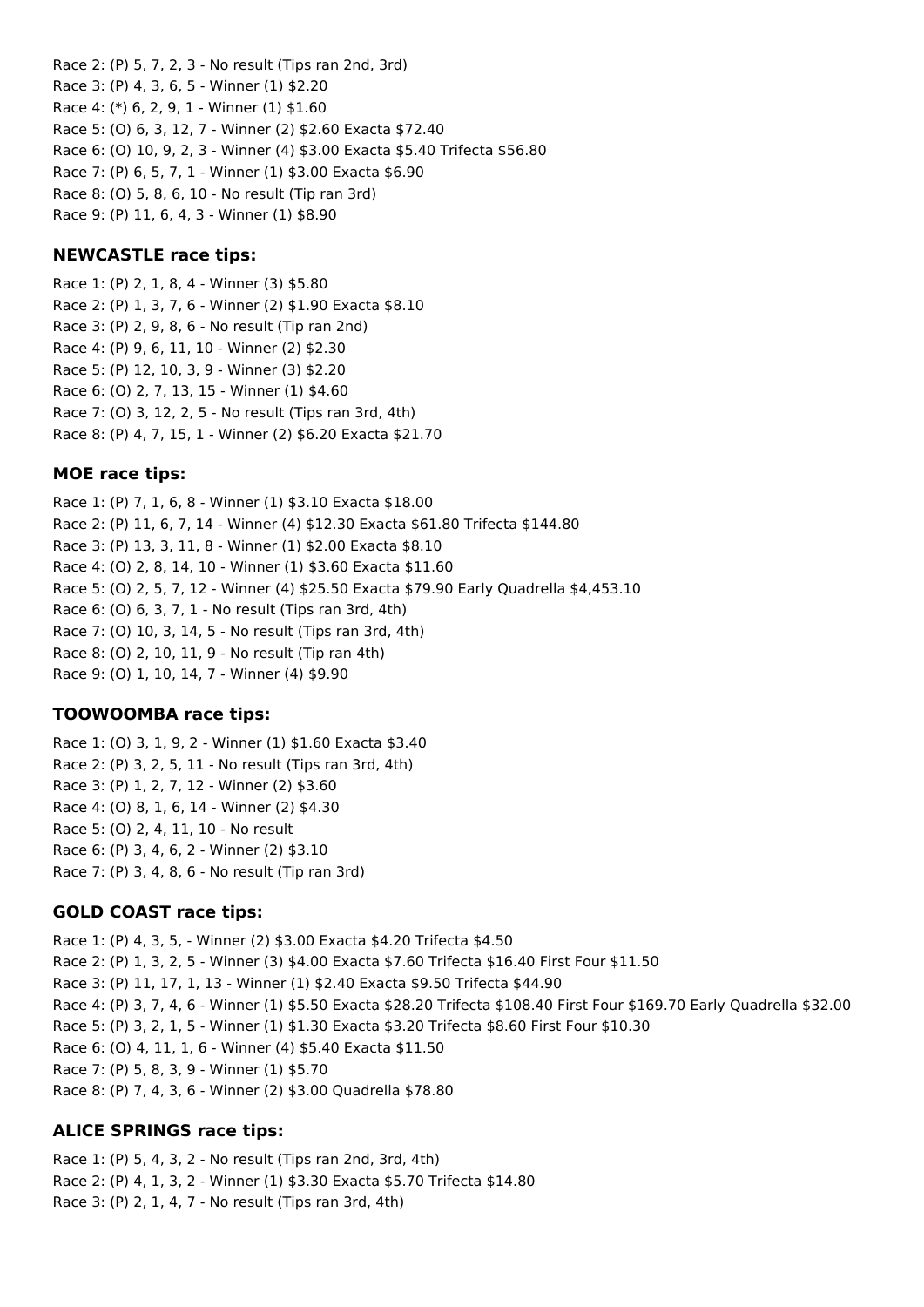Race 2: (P) 5, 7, 2, 3 - No result (Tips ran 2nd, 3rd)
Race 3: (P) 4, 3, 6, 5 - Winner (1) $2.20
Race 4: (*) 6, 2, 9, 1 - Winner (1) $1.60
Race 5: (O) 6, 3, 12, 7 - Winner (2) $2.60 Exacta $72.40
Race 6: (O) 10, 9, 2, 3 - Winner (4) $3.00 Exacta $5.40 Trifecta $56.80
Race 7: (P) 6, 5, 7, 1 - Winner (1) $3.00 Exacta $6.90
Race 8: (O) 5, 8, 6, 10 - No result (Tip ran 3rd)
Race 9: (P) 11, 6, 4, 3 - Winner (1) $8.90

### NEWCASTLE race tips:

Race 1: (P) 2, 1, 8, 4 - Winner (3) $5.80
Race 2: (P) 1, 3, 7, 6 - Winner (2) $1.90 Exacta $8.10
Race 3: (P) 2, 9, 8, 6 - No result (Tip ran 2nd)
Race 4: (P) 9, 6, 11, 10 - Winner (2) $2.30
Race 5: (P) 12, 10, 3, 9 - Winner (3) $2.20
Race 6: (O) 2, 7, 13, 15 - Winner (1) $4.60
Race 7: (O) 3, 12, 2, 5 - No result (Tips ran 3rd, 4th)
Race 8: (P) 4, 7, 15, 1 - Winner (2) $6.20 Exacta $21.70

### MOE race tips:

Race 1: (P) 7, 1, 6, 8 - Winner (1) $3.10 Exacta $18.00
Race 2: (P) 11, 6, 7, 14 - Winner (4) $12.30 Exacta $61.80 Trifecta $144.80
Race 3: (P) 13, 3, 11, 8 - Winner (1) $2.00 Exacta $8.10
Race 4: (O) 2, 8, 14, 10 - Winner (1) $3.60 Exacta $11.60
Race 5: (O) 2, 5, 7, 12 - Winner (4) $25.50 Exacta $79.90 Early Quadrella $4,453.10
Race 6: (O) 6, 3, 7, 1 - No result (Tips ran 3rd, 4th)
Race 7: (O) 10, 3, 14, 5 - No result (Tips ran 3rd, 4th)
Race 8: (O) 2, 10, 11, 9 - No result (Tip ran 4th)
Race 9: (O) 1, 10, 14, 7 - Winner (4) $9.90

### TOOWOOMBA race tips:

Race 1: (O) 3, 1, 9, 2 - Winner (1) $1.60 Exacta $3.40
Race 2: (P) 3, 2, 5, 11 - No result (Tips ran 3rd, 4th)
Race 3: (P) 1, 2, 7, 12 - Winner (2) $3.60
Race 4: (O) 8, 1, 6, 14 - Winner (2) $4.30
Race 5: (O) 2, 4, 11, 10 - No result
Race 6: (P) 3, 4, 6, 2 - Winner (2) $3.10
Race 7: (P) 3, 4, 8, 6 - No result (Tip ran 3rd)

### GOLD COAST race tips:

Race 1: (P) 4, 3, 5, - Winner (2) $3.00 Exacta $4.20 Trifecta $4.50
Race 2: (P) 1, 3, 2, 5 - Winner (3) $4.00 Exacta $7.60 Trifecta $16.40 First Four $11.50
Race 3: (P) 11, 17, 1, 13 - Winner (1) $2.40 Exacta $9.50 Trifecta $44.90
Race 4: (P) 3, 7, 4, 6 - Winner (1) $5.50 Exacta $28.20 Trifecta $108.40 First Four $169.70 Early Quadrella $32.00
Race 5: (P) 3, 2, 1, 5 - Winner (1) $1.30 Exacta $3.20 Trifecta $8.60 First Four $10.30
Race 6: (O) 4, 11, 1, 6 - Winner (4) $5.40 Exacta $11.50
Race 7: (P) 5, 8, 3, 9 - Winner (1) $5.70
Race 8: (P) 7, 4, 3, 6 - Winner (2) $3.00 Quadrella $78.80

### ALICE SPRINGS race tips:

Race 1: (P) 5, 4, 3, 2 - No result (Tips ran 2nd, 3rd, 4th)
Race 2: (P) 4, 1, 3, 2 - Winner (1) $3.30 Exacta $5.70 Trifecta $14.80
Race 3: (P) 2, 1, 4, 7 - No result (Tips ran 3rd, 4th)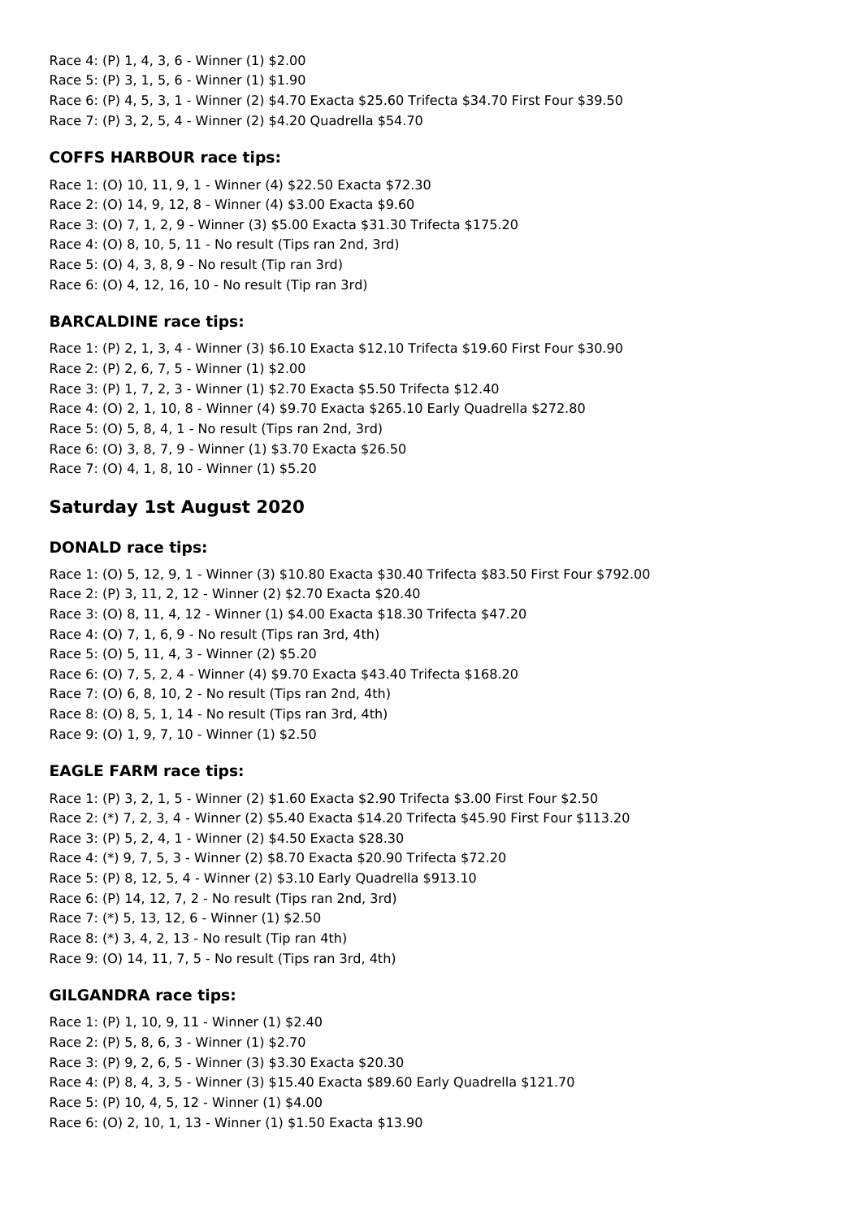Race 4: (P) 1, 4, 3, 6 - Winner (1) $2.00
Race 5: (P) 3, 1, 5, 6 - Winner (1) $1.90
Race 6: (P) 4, 5, 3, 1 - Winner (2) $4.70 Exacta $25.60 Trifecta $34.70 First Four $39.50
Race 7: (P) 3, 2, 5, 4 - Winner (2) $4.20 Quadrella $54.70

### COFFS HARBOUR race tips:

Race 1: (O) 10, 11, 9, 1 - Winner (4) $22.50 Exacta $72.30
Race 2: (O) 14, 9, 12, 8 - Winner (4) $3.00 Exacta $9.60
Race 3: (O) 7, 1, 2, 9 - Winner (3) $5.00 Exacta $31.30 Trifecta $175.20
Race 4: (O) 8, 10, 5, 11 - No result (Tips ran 2nd, 3rd)
Race 5: (O) 4, 3, 8, 9 - No result (Tip ran 3rd)
Race 6: (O) 4, 12, 16, 10 - No result (Tip ran 3rd)

### BARCALDINE race tips:

Race 1: (P) 2, 1, 3, 4 - Winner (3) $6.10 Exacta $12.10 Trifecta $19.60 First Four $30.90
Race 2: (P) 2, 6, 7, 5 - Winner (1) $2.00
Race 3: (P) 1, 7, 2, 3 - Winner (1) $2.70 Exacta $5.50 Trifecta $12.40
Race 4: (O) 2, 1, 10, 8 - Winner (4) $9.70 Exacta $265.10 Early Quadrella $272.80
Race 5: (O) 5, 8, 4, 1 - No result (Tips ran 2nd, 3rd)
Race 6: (O) 3, 8, 7, 9 - Winner (1) $3.70 Exacta $26.50
Race 7: (O) 4, 1, 8, 10 - Winner (1) $5.20

## Saturday 1st August 2020

### DONALD race tips:

Race 1: (O) 5, 12, 9, 1 - Winner (3) $10.80 Exacta $30.40 Trifecta $83.50 First Four $792.00
Race 2: (P) 3, 11, 2, 12 - Winner (2) $2.70 Exacta $20.40
Race 3: (O) 8, 11, 4, 12 - Winner (1) $4.00 Exacta $18.30 Trifecta $47.20
Race 4: (O) 7, 1, 6, 9 - No result (Tips ran 3rd, 4th)
Race 5: (O) 5, 11, 4, 3 - Winner (2) $5.20
Race 6: (O) 7, 5, 2, 4 - Winner (4) $9.70 Exacta $43.40 Trifecta $168.20
Race 7: (O) 6, 8, 10, 2 - No result (Tips ran 2nd, 4th)
Race 8: (O) 8, 5, 1, 14 - No result (Tips ran 3rd, 4th)
Race 9: (O) 1, 9, 7, 10 - Winner (1) $2.50

### EAGLE FARM race tips:

Race 1: (P) 3, 2, 1, 5 - Winner (2) $1.60 Exacta $2.90 Trifecta $3.00 First Four $2.50
Race 2: (*) 7, 2, 3, 4 - Winner (2) $5.40 Exacta $14.20 Trifecta $45.90 First Four $113.20
Race 3: (P) 5, 2, 4, 1 - Winner (2) $4.50 Exacta $28.30
Race 4: (*) 9, 7, 5, 3 - Winner (2) $8.70 Exacta $20.90 Trifecta $72.20
Race 5: (P) 8, 12, 5, 4 - Winner (2) $3.10 Early Quadrella $913.10
Race 6: (P) 14, 12, 7, 2 - No result (Tips ran 2nd, 3rd)
Race 7: (*) 5, 13, 12, 6 - Winner (1) $2.50
Race 8: (*) 3, 4, 2, 13 - No result (Tip ran 4th)
Race 9: (O) 14, 11, 7, 5 - No result (Tips ran 3rd, 4th)

### GILGANDRA race tips:

Race 1: (P) 1, 10, 9, 11 - Winner (1) $2.40
Race 2: (P) 5, 8, 6, 3 - Winner (1) $2.70
Race 3: (P) 9, 2, 6, 5 - Winner (3) $3.30 Exacta $20.30
Race 4: (P) 8, 4, 3, 5 - Winner (3) $15.40 Exacta $89.60 Early Quadrella $121.70
Race 5: (P) 10, 4, 5, 12 - Winner (1) $4.00
Race 6: (O) 2, 10, 1, 13 - Winner (1) $1.50 Exacta $13.90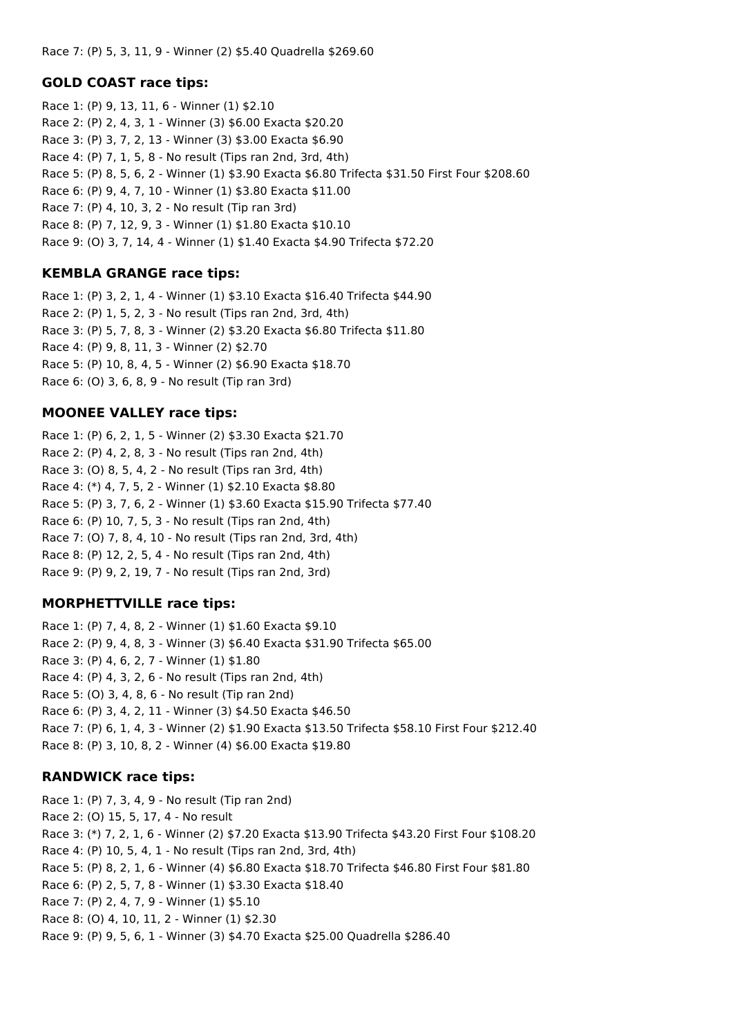Race 7: (P) 5, 3, 11, 9 - Winner (2) $5.40 Quadrella $269.60

### GOLD COAST race tips:

Race 1: (P) 9, 13, 11, 6 - Winner (1) $2.10
Race 2: (P) 2, 4, 3, 1 - Winner (3) $6.00 Exacta $20.20
Race 3: (P) 3, 7, 2, 13 - Winner (3) $3.00 Exacta $6.90
Race 4: (P) 7, 1, 5, 8 - No result (Tips ran 2nd, 3rd, 4th)
Race 5: (P) 8, 5, 6, 2 - Winner (1) $3.90 Exacta $6.80 Trifecta $31.50 First Four $208.60
Race 6: (P) 9, 4, 7, 10 - Winner (1) $3.80 Exacta $11.00
Race 7: (P) 4, 10, 3, 2 - No result (Tip ran 3rd)
Race 8: (P) 7, 12, 9, 3 - Winner (1) $1.80 Exacta $10.10
Race 9: (O) 3, 7, 14, 4 - Winner (1) $1.40 Exacta $4.90 Trifecta $72.20

### KEMBLA GRANGE race tips:

Race 1: (P) 3, 2, 1, 4 - Winner (1) $3.10 Exacta $16.40 Trifecta $44.90
Race 2: (P) 1, 5, 2, 3 - No result (Tips ran 2nd, 3rd, 4th)
Race 3: (P) 5, 7, 8, 3 - Winner (2) $3.20 Exacta $6.80 Trifecta $11.80
Race 4: (P) 9, 8, 11, 3 - Winner (2) $2.70
Race 5: (P) 10, 8, 4, 5 - Winner (2) $6.90 Exacta $18.70
Race 6: (O) 3, 6, 8, 9 - No result (Tip ran 3rd)

### MOONEE VALLEY race tips:

Race 1: (P) 6, 2, 1, 5 - Winner (2) $3.30 Exacta $21.70
Race 2: (P) 4, 2, 8, 3 - No result (Tips ran 2nd, 4th)
Race 3: (O) 8, 5, 4, 2 - No result (Tips ran 3rd, 4th)
Race 4: (*) 4, 7, 5, 2 - Winner (1) $2.10 Exacta $8.80
Race 5: (P) 3, 7, 6, 2 - Winner (1) $3.60 Exacta $15.90 Trifecta $77.40
Race 6: (P) 10, 7, 5, 3 - No result (Tips ran 2nd, 4th)
Race 7: (O) 7, 8, 4, 10 - No result (Tips ran 2nd, 3rd, 4th)
Race 8: (P) 12, 2, 5, 4 - No result (Tips ran 2nd, 4th)
Race 9: (P) 9, 2, 19, 7 - No result (Tips ran 2nd, 3rd)

### MORPHETTVILLE race tips:

Race 1: (P) 7, 4, 8, 2 - Winner (1) $1.60 Exacta $9.10
Race 2: (P) 9, 4, 8, 3 - Winner (3) $6.40 Exacta $31.90 Trifecta $65.00
Race 3: (P) 4, 6, 2, 7 - Winner (1) $1.80
Race 4: (P) 4, 3, 2, 6 - No result (Tips ran 2nd, 4th)
Race 5: (O) 3, 4, 8, 6 - No result (Tip ran 2nd)
Race 6: (P) 3, 4, 2, 11 - Winner (3) $4.50 Exacta $46.50
Race 7: (P) 6, 1, 4, 3 - Winner (2) $1.90 Exacta $13.50 Trifecta $58.10 First Four $212.40
Race 8: (P) 3, 10, 8, 2 - Winner (4) $6.00 Exacta $19.80

### RANDWICK race tips:

Race 1: (P) 7, 3, 4, 9 - No result (Tip ran 2nd)
Race 2: (O) 15, 5, 17, 4 - No result
Race 3: (*) 7, 2, 1, 6 - Winner (2) $7.20 Exacta $13.90 Trifecta $43.20 First Four $108.20
Race 4: (P) 10, 5, 4, 1 - No result (Tips ran 2nd, 3rd, 4th)
Race 5: (P) 8, 2, 1, 6 - Winner (4) $6.80 Exacta $18.70 Trifecta $46.80 First Four $81.80
Race 6: (P) 2, 5, 7, 8 - Winner (1) $3.30 Exacta $18.40
Race 7: (P) 2, 4, 7, 9 - Winner (1) $5.10
Race 8: (O) 4, 10, 11, 2 - Winner (1) $2.30
Race 9: (P) 9, 5, 6, 1 - Winner (3) $4.70 Exacta $25.00 Quadrella $286.40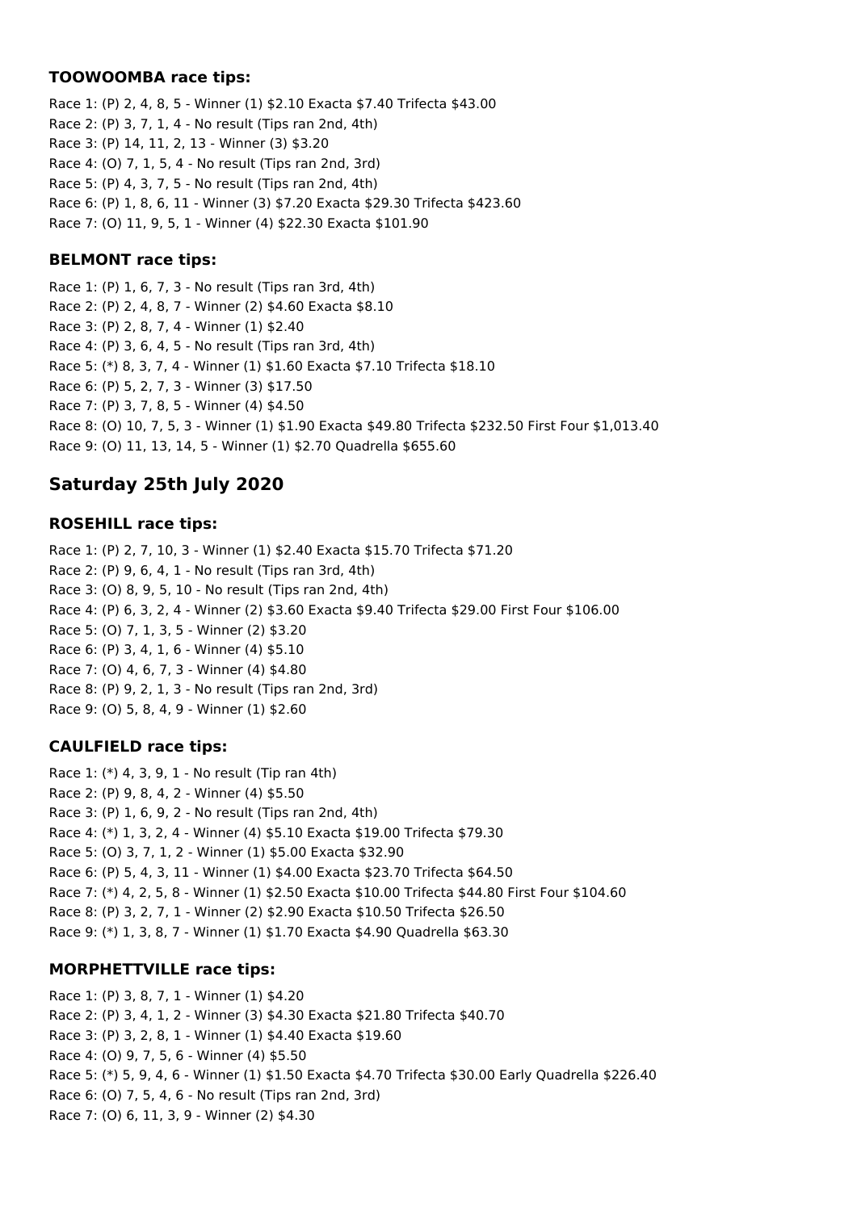### TOOWOOMBA race tips:

Race 1: (P) 2, 4, 8, 5 - Winner (1) $2.10 Exacta $7.40 Trifecta $43.00
Race 2: (P) 3, 7, 1, 4 - No result (Tips ran 2nd, 4th)
Race 3: (P) 14, 11, 2, 13 - Winner (3) $3.20
Race 4: (O) 7, 1, 5, 4 - No result (Tips ran 2nd, 3rd)
Race 5: (P) 4, 3, 7, 5 - No result (Tips ran 2nd, 4th)
Race 6: (P) 1, 8, 6, 11 - Winner (3) $7.20 Exacta $29.30 Trifecta $423.60
Race 7: (O) 11, 9, 5, 1 - Winner (4) $22.30 Exacta $101.90

### BELMONT race tips:

Race 1: (P) 1, 6, 7, 3 - No result (Tips ran 3rd, 4th)
Race 2: (P) 2, 4, 8, 7 - Winner (2) $4.60 Exacta $8.10
Race 3: (P) 2, 8, 7, 4 - Winner (1) $2.40
Race 4: (P) 3, 6, 4, 5 - No result (Tips ran 3rd, 4th)
Race 5: (*) 8, 3, 7, 4 - Winner (1) $1.60 Exacta $7.10 Trifecta $18.10
Race 6: (P) 5, 2, 7, 3 - Winner (3) $17.50
Race 7: (P) 3, 7, 8, 5 - Winner (4) $4.50
Race 8: (O) 10, 7, 5, 3 - Winner (1) $1.90 Exacta $49.80 Trifecta $232.50 First Four $1,013.40
Race 9: (O) 11, 13, 14, 5 - Winner (1) $2.70 Quadrella $655.60

## Saturday 25th July 2020

### ROSEHILL race tips:

Race 1: (P) 2, 7, 10, 3 - Winner (1) $2.40 Exacta $15.70 Trifecta $71.20
Race 2: (P) 9, 6, 4, 1 - No result (Tips ran 3rd, 4th)
Race 3: (O) 8, 9, 5, 10 - No result (Tips ran 2nd, 4th)
Race 4: (P) 6, 3, 2, 4 - Winner (2) $3.60 Exacta $9.40 Trifecta $29.00 First Four $106.00
Race 5: (O) 7, 1, 3, 5 - Winner (2) $3.20
Race 6: (P) 3, 4, 1, 6 - Winner (4) $5.10
Race 7: (O) 4, 6, 7, 3 - Winner (4) $4.80
Race 8: (P) 9, 2, 1, 3 - No result (Tips ran 2nd, 3rd)
Race 9: (O) 5, 8, 4, 9 - Winner (1) $2.60

### CAULFIELD race tips:

Race 1: (*) 4, 3, 9, 1 - No result (Tip ran 4th)
Race 2: (P) 9, 8, 4, 2 - Winner (4) $5.50
Race 3: (P) 1, 6, 9, 2 - No result (Tips ran 2nd, 4th)
Race 4: (*) 1, 3, 2, 4 - Winner (4) $5.10 Exacta $19.00 Trifecta $79.30
Race 5: (O) 3, 7, 1, 2 - Winner (1) $5.00 Exacta $32.90
Race 6: (P) 5, 4, 3, 11 - Winner (1) $4.00 Exacta $23.70 Trifecta $64.50
Race 7: (*) 4, 2, 5, 8 - Winner (1) $2.50 Exacta $10.00 Trifecta $44.80 First Four $104.60
Race 8: (P) 3, 2, 7, 1 - Winner (2) $2.90 Exacta $10.50 Trifecta $26.50
Race 9: (*) 1, 3, 8, 7 - Winner (1) $1.70 Exacta $4.90 Quadrella $63.30

### MORPHETTVILLE race tips:

Race 1: (P) 3, 8, 7, 1 - Winner (1) $4.20
Race 2: (P) 3, 4, 1, 2 - Winner (3) $4.30 Exacta $21.80 Trifecta $40.70
Race 3: (P) 3, 2, 8, 1 - Winner (1) $4.40 Exacta $19.60
Race 4: (O) 9, 7, 5, 6 - Winner (4) $5.50
Race 5: (*) 5, 9, 4, 6 - Winner (1) $1.50 Exacta $4.70 Trifecta $30.00 Early Quadrella $226.40
Race 6: (O) 7, 5, 4, 6 - No result (Tips ran 2nd, 3rd)
Race 7: (O) 6, 11, 3, 9 - Winner (2) $4.30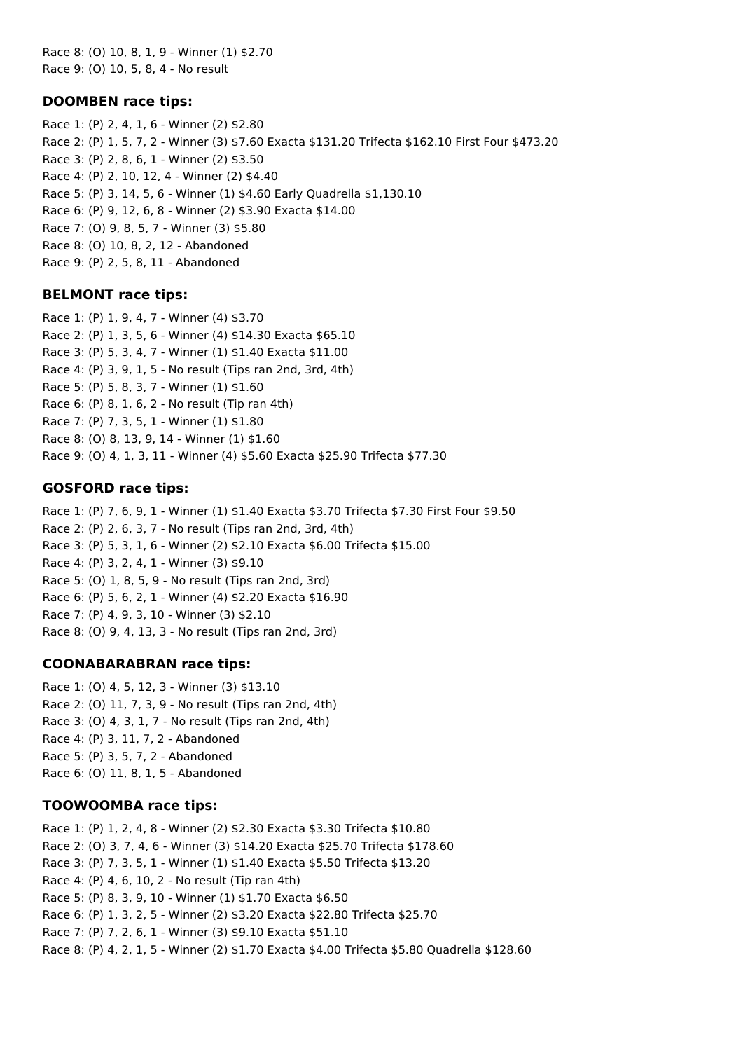Race 8: (O) 10, 8, 1, 9 - Winner (1) $2.70
Race 9: (O) 10, 5, 8, 4 - No result

### DOOMBEN race tips:

Race 1: (P) 2, 4, 1, 6 - Winner (2) $2.80
Race 2: (P) 1, 5, 7, 2 - Winner (3) $7.60 Exacta $131.20 Trifecta $162.10 First Four $473.20
Race 3: (P) 2, 8, 6, 1 - Winner (2) $3.50
Race 4: (P) 2, 10, 12, 4 - Winner (2) $4.40
Race 5: (P) 3, 14, 5, 6 - Winner (1) $4.60 Early Quadrella $1,130.10
Race 6: (P) 9, 12, 6, 8 - Winner (2) $3.90 Exacta $14.00
Race 7: (O) 9, 8, 5, 7 - Winner (3) $5.80
Race 8: (O) 10, 8, 2, 12 - Abandoned
Race 9: (P) 2, 5, 8, 11 - Abandoned

### BELMONT race tips:

Race 1: (P) 1, 9, 4, 7 - Winner (4) $3.70
Race 2: (P) 1, 3, 5, 6 - Winner (4) $14.30 Exacta $65.10
Race 3: (P) 5, 3, 4, 7 - Winner (1) $1.40 Exacta $11.00
Race 4: (P) 3, 9, 1, 5 - No result (Tips ran 2nd, 3rd, 4th)
Race 5: (P) 5, 8, 3, 7 - Winner (1) $1.60
Race 6: (P) 8, 1, 6, 2 - No result (Tip ran 4th)
Race 7: (P) 7, 3, 5, 1 - Winner (1) $1.80
Race 8: (O) 8, 13, 9, 14 - Winner (1) $1.60
Race 9: (O) 4, 1, 3, 11 - Winner (4) $5.60 Exacta $25.90 Trifecta $77.30

### GOSFORD race tips:

Race 1: (P) 7, 6, 9, 1 - Winner (1) $1.40 Exacta $3.70 Trifecta $7.30 First Four $9.50
Race 2: (P) 2, 6, 3, 7 - No result (Tips ran 2nd, 3rd, 4th)
Race 3: (P) 5, 3, 1, 6 - Winner (2) $2.10 Exacta $6.00 Trifecta $15.00
Race 4: (P) 3, 2, 4, 1 - Winner (3) $9.10
Race 5: (O) 1, 8, 5, 9 - No result (Tips ran 2nd, 3rd)
Race 6: (P) 5, 6, 2, 1 - Winner (4) $2.20 Exacta $16.90
Race 7: (P) 4, 9, 3, 10 - Winner (3) $2.10
Race 8: (O) 9, 4, 13, 3 - No result (Tips ran 2nd, 3rd)

### COONABARABRAN race tips:

Race 1: (O) 4, 5, 12, 3 - Winner (3) $13.10
Race 2: (O) 11, 7, 3, 9 - No result (Tips ran 2nd, 4th)
Race 3: (O) 4, 3, 1, 7 - No result (Tips ran 2nd, 4th)
Race 4: (P) 3, 11, 7, 2 - Abandoned
Race 5: (P) 3, 5, 7, 2 - Abandoned
Race 6: (O) 11, 8, 1, 5 - Abandoned

### TOOWOOMBA race tips:

Race 1: (P) 1, 2, 4, 8 - Winner (2) $2.30 Exacta $3.30 Trifecta $10.80
Race 2: (O) 3, 7, 4, 6 - Winner (3) $14.20 Exacta $25.70 Trifecta $178.60
Race 3: (P) 7, 3, 5, 1 - Winner (1) $1.40 Exacta $5.50 Trifecta $13.20
Race 4: (P) 4, 6, 10, 2 - No result (Tip ran 4th)
Race 5: (P) 8, 3, 9, 10 - Winner (1) $1.70 Exacta $6.50
Race 6: (P) 1, 3, 2, 5 - Winner (2) $3.20 Exacta $22.80 Trifecta $25.70
Race 7: (P) 7, 2, 6, 1 - Winner (3) $9.10 Exacta $51.10
Race 8: (P) 4, 2, 1, 5 - Winner (2) $1.70 Exacta $4.00 Trifecta $5.80 Quadrella $128.60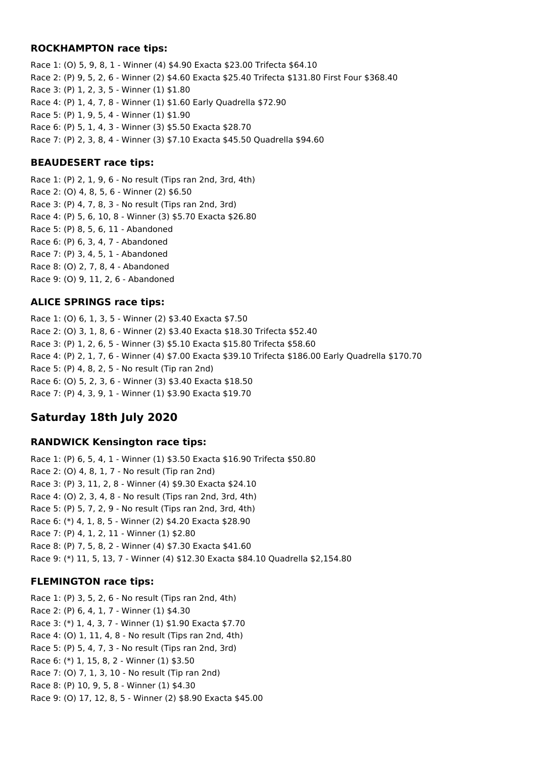### ROCKHAMPTON race tips:

Race 1: (O) 5, 9, 8, 1 - Winner (4) $4.90 Exacta $23.00 Trifecta $64.10
Race 2: (P) 9, 5, 2, 6 - Winner (2) $4.60 Exacta $25.40 Trifecta $131.80 First Four $368.40
Race 3: (P) 1, 2, 3, 5 - Winner (1) $1.80
Race 4: (P) 1, 4, 7, 8 - Winner (1) $1.60 Early Quadrella $72.90
Race 5: (P) 1, 9, 5, 4 - Winner (1) $1.90
Race 6: (P) 5, 1, 4, 3 - Winner (3) $5.50 Exacta $28.70
Race 7: (P) 2, 3, 8, 4 - Winner (3) $7.10 Exacta $45.50 Quadrella $94.60

### BEAUDESERT race tips:

Race 1: (P) 2, 1, 9, 6 - No result (Tips ran 2nd, 3rd, 4th)
Race 2: (O) 4, 8, 5, 6 - Winner (2) $6.50
Race 3: (P) 4, 7, 8, 3 - No result (Tips ran 2nd, 3rd)
Race 4: (P) 5, 6, 10, 8 - Winner (3) $5.70 Exacta $26.80
Race 5: (P) 8, 5, 6, 11 - Abandoned
Race 6: (P) 6, 3, 4, 7 - Abandoned
Race 7: (P) 3, 4, 5, 1 - Abandoned
Race 8: (O) 2, 7, 8, 4 - Abandoned
Race 9: (O) 9, 11, 2, 6 - Abandoned

### ALICE SPRINGS race tips:

Race 1: (O) 6, 1, 3, 5 - Winner (2) $3.40 Exacta $7.50
Race 2: (O) 3, 1, 8, 6 - Winner (2) $3.40 Exacta $18.30 Trifecta $52.40
Race 3: (P) 1, 2, 6, 5 - Winner (3) $5.10 Exacta $15.80 Trifecta $58.60
Race 4: (P) 2, 1, 7, 6 - Winner (4) $7.00 Exacta $39.10 Trifecta $186.00 Early Quadrella $170.70
Race 5: (P) 4, 8, 2, 5 - No result (Tip ran 2nd)
Race 6: (O) 5, 2, 3, 6 - Winner (3) $3.40 Exacta $18.50
Race 7: (P) 4, 3, 9, 1 - Winner (1) $3.90 Exacta $19.70

## Saturday 18th July 2020

### RANDWICK Kensington race tips:

Race 1: (P) 6, 5, 4, 1 - Winner (1) $3.50 Exacta $16.90 Trifecta $50.80
Race 2: (O) 4, 8, 1, 7 - No result (Tip ran 2nd)
Race 3: (P) 3, 11, 2, 8 - Winner (4) $9.30 Exacta $24.10
Race 4: (O) 2, 3, 4, 8 - No result (Tips ran 2nd, 3rd, 4th)
Race 5: (P) 5, 7, 2, 9 - No result (Tips ran 2nd, 3rd, 4th)
Race 6: (*) 4, 1, 8, 5 - Winner (2) $4.20 Exacta $28.90
Race 7: (P) 4, 1, 2, 11 - Winner (1) $2.80
Race 8: (P) 7, 5, 8, 2 - Winner (4) $7.30 Exacta $41.60
Race 9: (*) 11, 5, 13, 7 - Winner (4) $12.30 Exacta $84.10 Quadrella $2,154.80

### FLEMINGTON race tips:

Race 1: (P) 3, 5, 2, 6 - No result (Tips ran 2nd, 4th)
Race 2: (P) 6, 4, 1, 7 - Winner (1) $4.30
Race 3: (*) 1, 4, 3, 7 - Winner (1) $1.90 Exacta $7.70
Race 4: (O) 1, 11, 4, 8 - No result (Tips ran 2nd, 4th)
Race 5: (P) 5, 4, 7, 3 - No result (Tips ran 2nd, 3rd)
Race 6: (*) 1, 15, 8, 2 - Winner (1) $3.50
Race 7: (O) 7, 1, 3, 10 - No result (Tip ran 2nd)
Race 8: (P) 10, 9, 5, 8 - Winner (1) $4.30
Race 9: (O) 17, 12, 8, 5 - Winner (2) $8.90 Exacta $45.00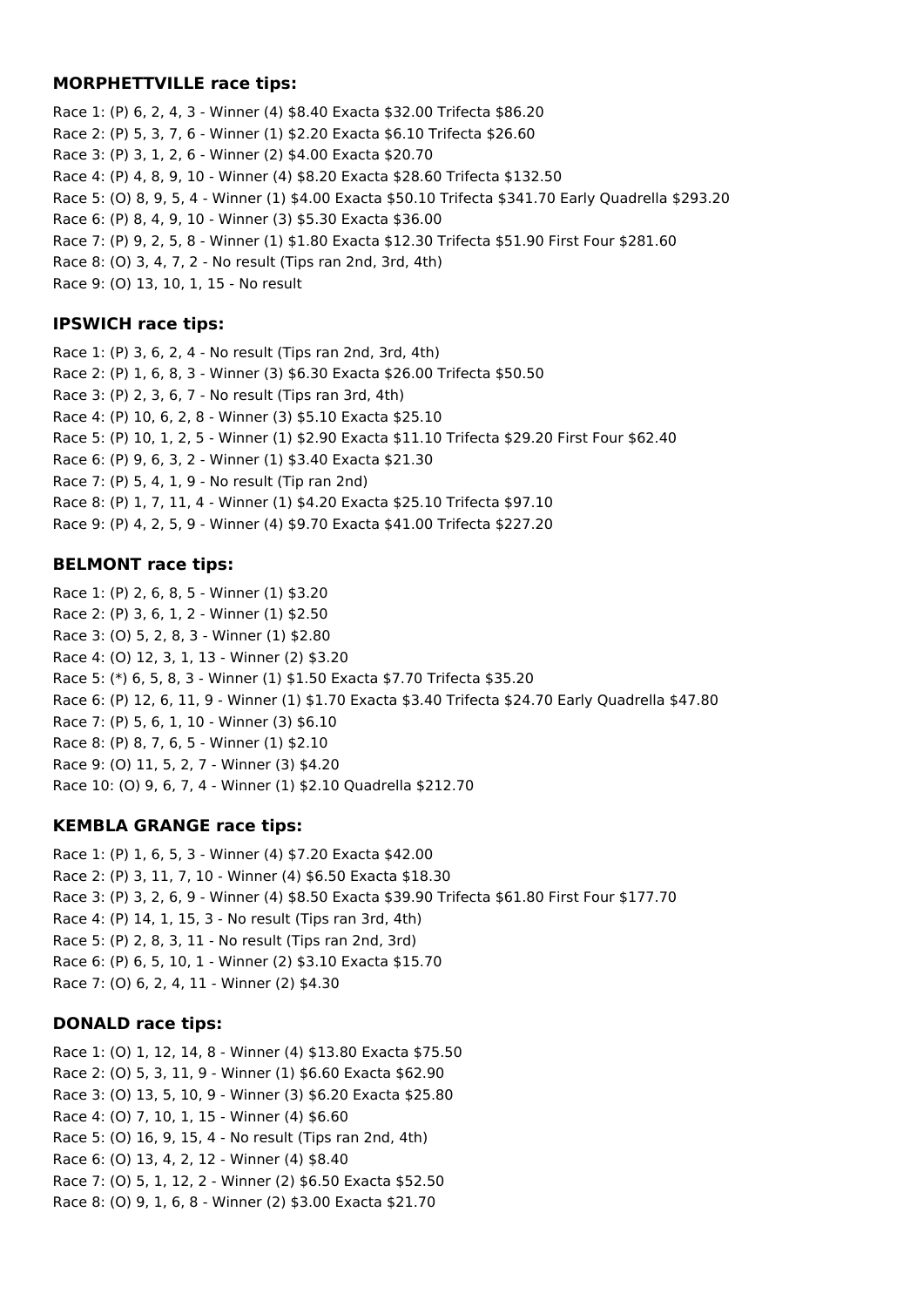### MORPHETTVILLE race tips:

Race 1: (P) 6, 2, 4, 3 - Winner (4) $8.40 Exacta $32.00 Trifecta $86.20
Race 2: (P) 5, 3, 7, 6 - Winner (1) $2.20 Exacta $6.10 Trifecta $26.60
Race 3: (P) 3, 1, 2, 6 - Winner (2) $4.00 Exacta $20.70
Race 4: (P) 4, 8, 9, 10 - Winner (4) $8.20 Exacta $28.60 Trifecta $132.50
Race 5: (O) 8, 9, 5, 4 - Winner (1) $4.00 Exacta $50.10 Trifecta $341.70 Early Quadrella $293.20
Race 6: (P) 8, 4, 9, 10 - Winner (3) $5.30 Exacta $36.00
Race 7: (P) 9, 2, 5, 8 - Winner (1) $1.80 Exacta $12.30 Trifecta $51.90 First Four $281.60
Race 8: (O) 3, 4, 7, 2 - No result (Tips ran 2nd, 3rd, 4th)
Race 9: (O) 13, 10, 1, 15 - No result

### IPSWICH race tips:

Race 1: (P) 3, 6, 2, 4 - No result (Tips ran 2nd, 3rd, 4th)
Race 2: (P) 1, 6, 8, 3 - Winner (3) $6.30 Exacta $26.00 Trifecta $50.50
Race 3: (P) 2, 3, 6, 7 - No result (Tips ran 3rd, 4th)
Race 4: (P) 10, 6, 2, 8 - Winner (3) $5.10 Exacta $25.10
Race 5: (P) 10, 1, 2, 5 - Winner (1) $2.90 Exacta $11.10 Trifecta $29.20 First Four $62.40
Race 6: (P) 9, 6, 3, 2 - Winner (1) $3.40 Exacta $21.30
Race 7: (P) 5, 4, 1, 9 - No result (Tip ran 2nd)
Race 8: (P) 1, 7, 11, 4 - Winner (1) $4.20 Exacta $25.10 Trifecta $97.10
Race 9: (P) 4, 2, 5, 9 - Winner (4) $9.70 Exacta $41.00 Trifecta $227.20

### BELMONT race tips:

Race 1: (P) 2, 6, 8, 5 - Winner (1) $3.20
Race 2: (P) 3, 6, 1, 2 - Winner (1) $2.50
Race 3: (O) 5, 2, 8, 3 - Winner (1) $2.80
Race 4: (O) 12, 3, 1, 13 - Winner (2) $3.20
Race 5: (*) 6, 5, 8, 3 - Winner (1) $1.50 Exacta $7.70 Trifecta $35.20
Race 6: (P) 12, 6, 11, 9 - Winner (1) $1.70 Exacta $3.40 Trifecta $24.70 Early Quadrella $47.80
Race 7: (P) 5, 6, 1, 10 - Winner (3) $6.10
Race 8: (P) 8, 7, 6, 5 - Winner (1) $2.10
Race 9: (O) 11, 5, 2, 7 - Winner (3) $4.20
Race 10: (O) 9, 6, 7, 4 - Winner (1) $2.10 Quadrella $212.70

### KEMBLA GRANGE race tips:

Race 1: (P) 1, 6, 5, 3 - Winner (4) $7.20 Exacta $42.00
Race 2: (P) 3, 11, 7, 10 - Winner (4) $6.50 Exacta $18.30
Race 3: (P) 3, 2, 6, 9 - Winner (4) $8.50 Exacta $39.90 Trifecta $61.80 First Four $177.70
Race 4: (P) 14, 1, 15, 3 - No result (Tips ran 3rd, 4th)
Race 5: (P) 2, 8, 3, 11 - No result (Tips ran 2nd, 3rd)
Race 6: (P) 6, 5, 10, 1 - Winner (2) $3.10 Exacta $15.70
Race 7: (O) 6, 2, 4, 11 - Winner (2) $4.30

### DONALD race tips:

Race 1: (O) 1, 12, 14, 8 - Winner (4) $13.80 Exacta $75.50
Race 2: (O) 5, 3, 11, 9 - Winner (1) $6.60 Exacta $62.90
Race 3: (O) 13, 5, 10, 9 - Winner (3) $6.20 Exacta $25.80
Race 4: (O) 7, 10, 1, 15 - Winner (4) $6.60
Race 5: (O) 16, 9, 15, 4 - No result (Tips ran 2nd, 4th)
Race 6: (O) 13, 4, 2, 12 - Winner (4) $8.40
Race 7: (O) 5, 1, 12, 2 - Winner (2) $6.50 Exacta $52.50
Race 8: (O) 9, 1, 6, 8 - Winner (2) $3.00 Exacta $21.70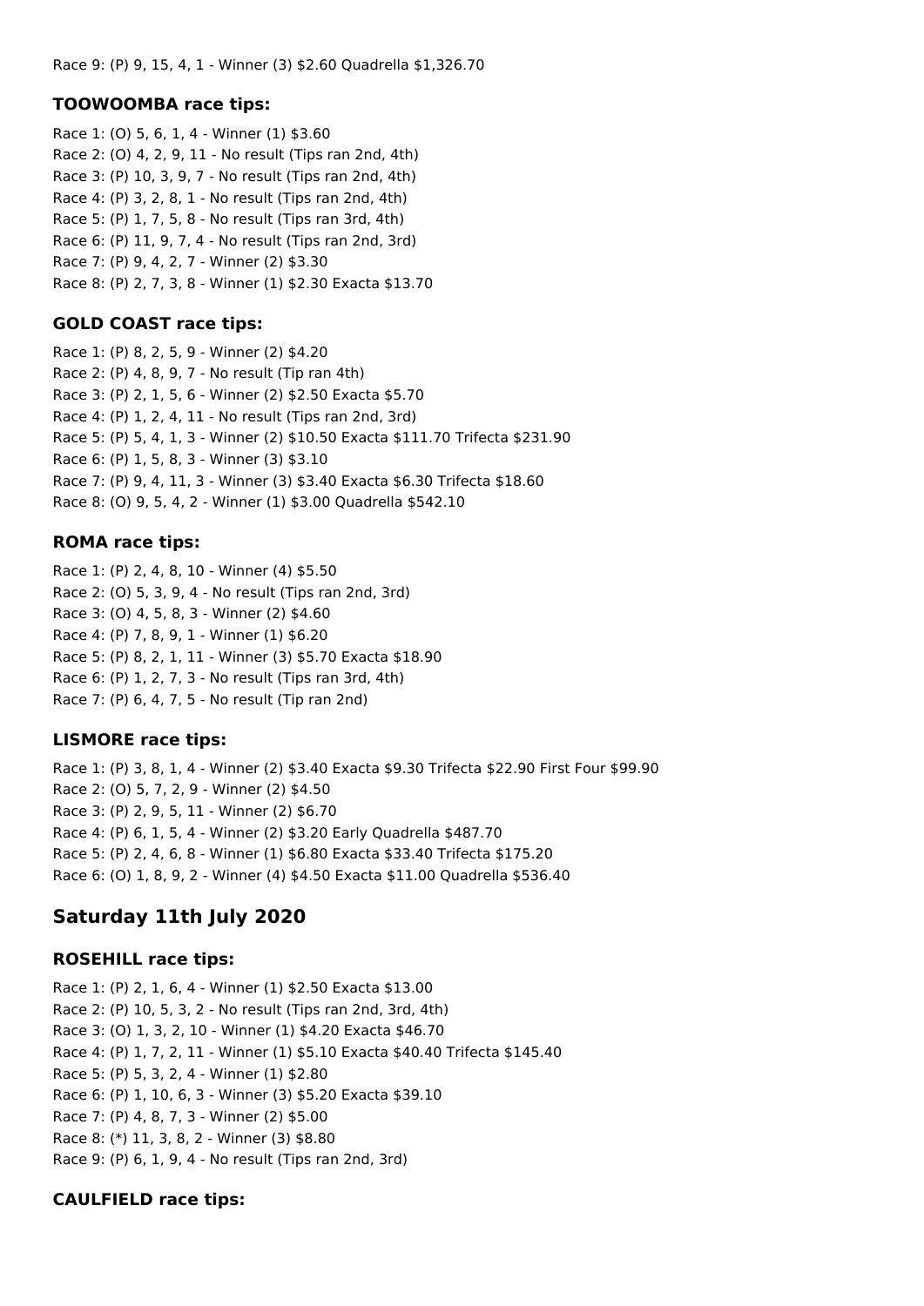Race 9: (P) 9, 15, 4, 1 - Winner (3) $2.60 Quadrella $1,326.70

### TOOWOOMBA race tips:

Race 1: (O) 5, 6, 1, 4 - Winner (1) $3.60
Race 2: (O) 4, 2, 9, 11 - No result (Tips ran 2nd, 4th)
Race 3: (P) 10, 3, 9, 7 - No result (Tips ran 2nd, 4th)
Race 4: (P) 3, 2, 8, 1 - No result (Tips ran 2nd, 4th)
Race 5: (P) 1, 7, 5, 8 - No result (Tips ran 3rd, 4th)
Race 6: (P) 11, 9, 7, 4 - No result (Tips ran 2nd, 3rd)
Race 7: (P) 9, 4, 2, 7 - Winner (2) $3.30
Race 8: (P) 2, 7, 3, 8 - Winner (1) $2.30 Exacta $13.70

### GOLD COAST race tips:

Race 1: (P) 8, 2, 5, 9 - Winner (2) $4.20
Race 2: (P) 4, 8, 9, 7 - No result (Tip ran 4th)
Race 3: (P) 2, 1, 5, 6 - Winner (2) $2.50 Exacta $5.70
Race 4: (P) 1, 2, 4, 11 - No result (Tips ran 2nd, 3rd)
Race 5: (P) 5, 4, 1, 3 - Winner (2) $10.50 Exacta $111.70 Trifecta $231.90
Race 6: (P) 1, 5, 8, 3 - Winner (3) $3.10
Race 7: (P) 9, 4, 11, 3 - Winner (3) $3.40 Exacta $6.30 Trifecta $18.60
Race 8: (O) 9, 5, 4, 2 - Winner (1) $3.00 Quadrella $542.10

### ROMA race tips:

Race 1: (P) 2, 4, 8, 10 - Winner (4) $5.50
Race 2: (O) 5, 3, 9, 4 - No result (Tips ran 2nd, 3rd)
Race 3: (O) 4, 5, 8, 3 - Winner (2) $4.60
Race 4: (P) 7, 8, 9, 1 - Winner (1) $6.20
Race 5: (P) 8, 2, 1, 11 - Winner (3) $5.70 Exacta $18.90
Race 6: (P) 1, 2, 7, 3 - No result (Tips ran 3rd, 4th)
Race 7: (P) 6, 4, 7, 5 - No result (Tip ran 2nd)

### LISMORE race tips:

Race 1: (P) 3, 8, 1, 4 - Winner (2) $3.40 Exacta $9.30 Trifecta $22.90 First Four $99.90
Race 2: (O) 5, 7, 2, 9 - Winner (2) $4.50
Race 3: (P) 2, 9, 5, 11 - Winner (2) $6.70
Race 4: (P) 6, 1, 5, 4 - Winner (2) $3.20 Early Quadrella $487.70
Race 5: (P) 2, 4, 6, 8 - Winner (1) $6.80 Exacta $33.40 Trifecta $175.20
Race 6: (O) 1, 8, 9, 2 - Winner (4) $4.50 Exacta $11.00 Quadrella $536.40

## Saturday 11th July 2020

### ROSEHILL race tips:

Race 1: (P) 2, 1, 6, 4 - Winner (1) $2.50 Exacta $13.00
Race 2: (P) 10, 5, 3, 2 - No result (Tips ran 2nd, 3rd, 4th)
Race 3: (O) 1, 3, 2, 10 - Winner (1) $4.20 Exacta $46.70
Race 4: (P) 1, 7, 2, 11 - Winner (1) $5.10 Exacta $40.40 Trifecta $145.40
Race 5: (P) 5, 3, 2, 4 - Winner (1) $2.80
Race 6: (P) 1, 10, 6, 3 - Winner (3) $5.20 Exacta $39.10
Race 7: (P) 4, 8, 7, 3 - Winner (2) $5.00
Race 8: (*) 11, 3, 8, 2 - Winner (3) $8.80
Race 9: (P) 6, 1, 9, 4 - No result (Tips ran 2nd, 3rd)

### CAULFIELD race tips: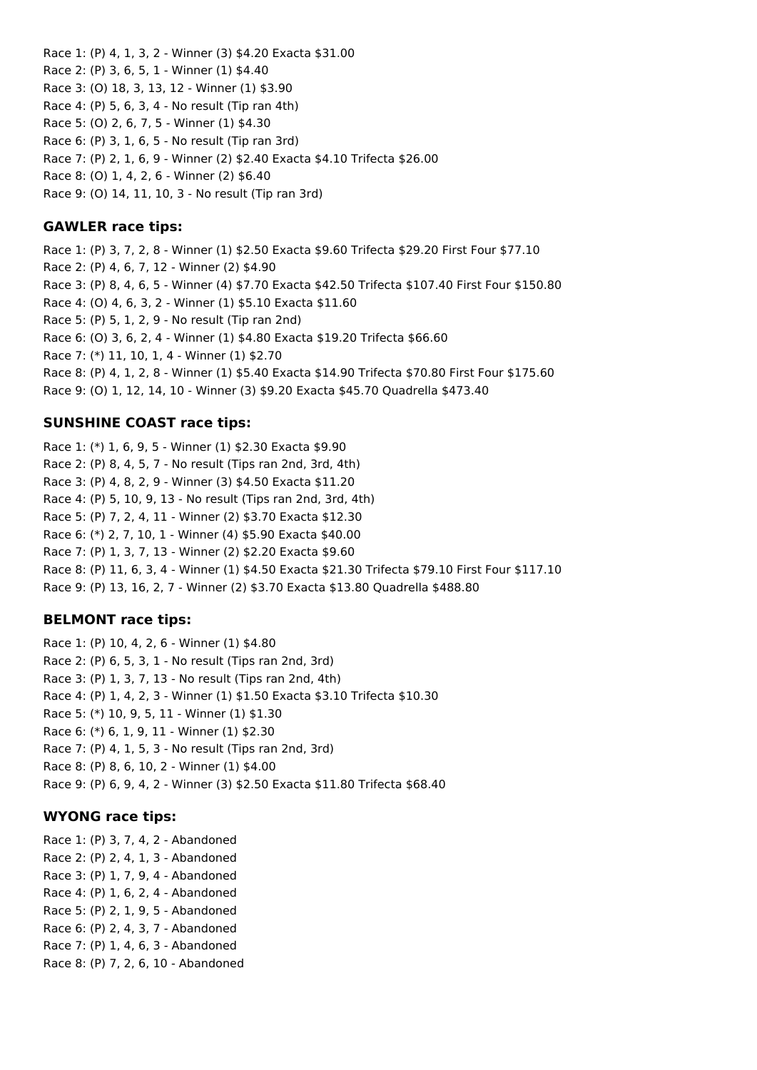Race 1: (P) 4, 1, 3, 2 - Winner (3) $4.20 Exacta $31.00
Race 2: (P) 3, 6, 5, 1 - Winner (1) $4.40
Race 3: (O) 18, 3, 13, 12 - Winner (1) $3.90
Race 4: (P) 5, 6, 3, 4 - No result (Tip ran 4th)
Race 5: (O) 2, 6, 7, 5 - Winner (1) $4.30
Race 6: (P) 3, 1, 6, 5 - No result (Tip ran 3rd)
Race 7: (P) 2, 1, 6, 9 - Winner (2) $2.40 Exacta $4.10 Trifecta $26.00
Race 8: (O) 1, 4, 2, 6 - Winner (2) $6.40
Race 9: (O) 14, 11, 10, 3 - No result (Tip ran 3rd)

### GAWLER race tips:

Race 1: (P) 3, 7, 2, 8 - Winner (1) $2.50 Exacta $9.60 Trifecta $29.20 First Four $77.10
Race 2: (P) 4, 6, 7, 12 - Winner (2) $4.90
Race 3: (P) 8, 4, 6, 5 - Winner (4) $7.70 Exacta $42.50 Trifecta $107.40 First Four $150.80
Race 4: (O) 4, 6, 3, 2 - Winner (1) $5.10 Exacta $11.60
Race 5: (P) 5, 1, 2, 9 - No result (Tip ran 2nd)
Race 6: (O) 3, 6, 2, 4 - Winner (1) $4.80 Exacta $19.20 Trifecta $66.60
Race 7: (*) 11, 10, 1, 4 - Winner (1) $2.70
Race 8: (P) 4, 1, 2, 8 - Winner (1) $5.40 Exacta $14.90 Trifecta $70.80 First Four $175.60
Race 9: (O) 1, 12, 14, 10 - Winner (3) $9.20 Exacta $45.70 Quadrella $473.40

### SUNSHINE COAST race tips:

Race 1: (*) 1, 6, 9, 5 - Winner (1) $2.30 Exacta $9.90
Race 2: (P) 8, 4, 5, 7 - No result (Tips ran 2nd, 3rd, 4th)
Race 3: (P) 4, 8, 2, 9 - Winner (3) $4.50 Exacta $11.20
Race 4: (P) 5, 10, 9, 13 - No result (Tips ran 2nd, 3rd, 4th)
Race 5: (P) 7, 2, 4, 11 - Winner (2) $3.70 Exacta $12.30
Race 6: (*) 2, 7, 10, 1 - Winner (4) $5.90 Exacta $40.00
Race 7: (P) 1, 3, 7, 13 - Winner (2) $2.20 Exacta $9.60
Race 8: (P) 11, 6, 3, 4 - Winner (1) $4.50 Exacta $21.30 Trifecta $79.10 First Four $117.10
Race 9: (P) 13, 16, 2, 7 - Winner (2) $3.70 Exacta $13.80 Quadrella $488.80

### BELMONT race tips:

Race 1: (P) 10, 4, 2, 6 - Winner (1) $4.80
Race 2: (P) 6, 5, 3, 1 - No result (Tips ran 2nd, 3rd)
Race 3: (P) 1, 3, 7, 13 - No result (Tips ran 2nd, 4th)
Race 4: (P) 1, 4, 2, 3 - Winner (1) $1.50 Exacta $3.10 Trifecta $10.30
Race 5: (*) 10, 9, 5, 11 - Winner (1) $1.30
Race 6: (*) 6, 1, 9, 11 - Winner (1) $2.30
Race 7: (P) 4, 1, 5, 3 - No result (Tips ran 2nd, 3rd)
Race 8: (P) 8, 6, 10, 2 - Winner (1) $4.00
Race 9: (P) 6, 9, 4, 2 - Winner (3) $2.50 Exacta $11.80 Trifecta $68.40

### WYONG race tips:

Race 1: (P) 3, 7, 4, 2 - Abandoned
Race 2: (P) 2, 4, 1, 3 - Abandoned
Race 3: (P) 1, 7, 9, 4 - Abandoned
Race 4: (P) 1, 6, 2, 4 - Abandoned
Race 5: (P) 2, 1, 9, 5 - Abandoned
Race 6: (P) 2, 4, 3, 7 - Abandoned
Race 7: (P) 1, 4, 6, 3 - Abandoned
Race 8: (P) 7, 2, 6, 10 - Abandoned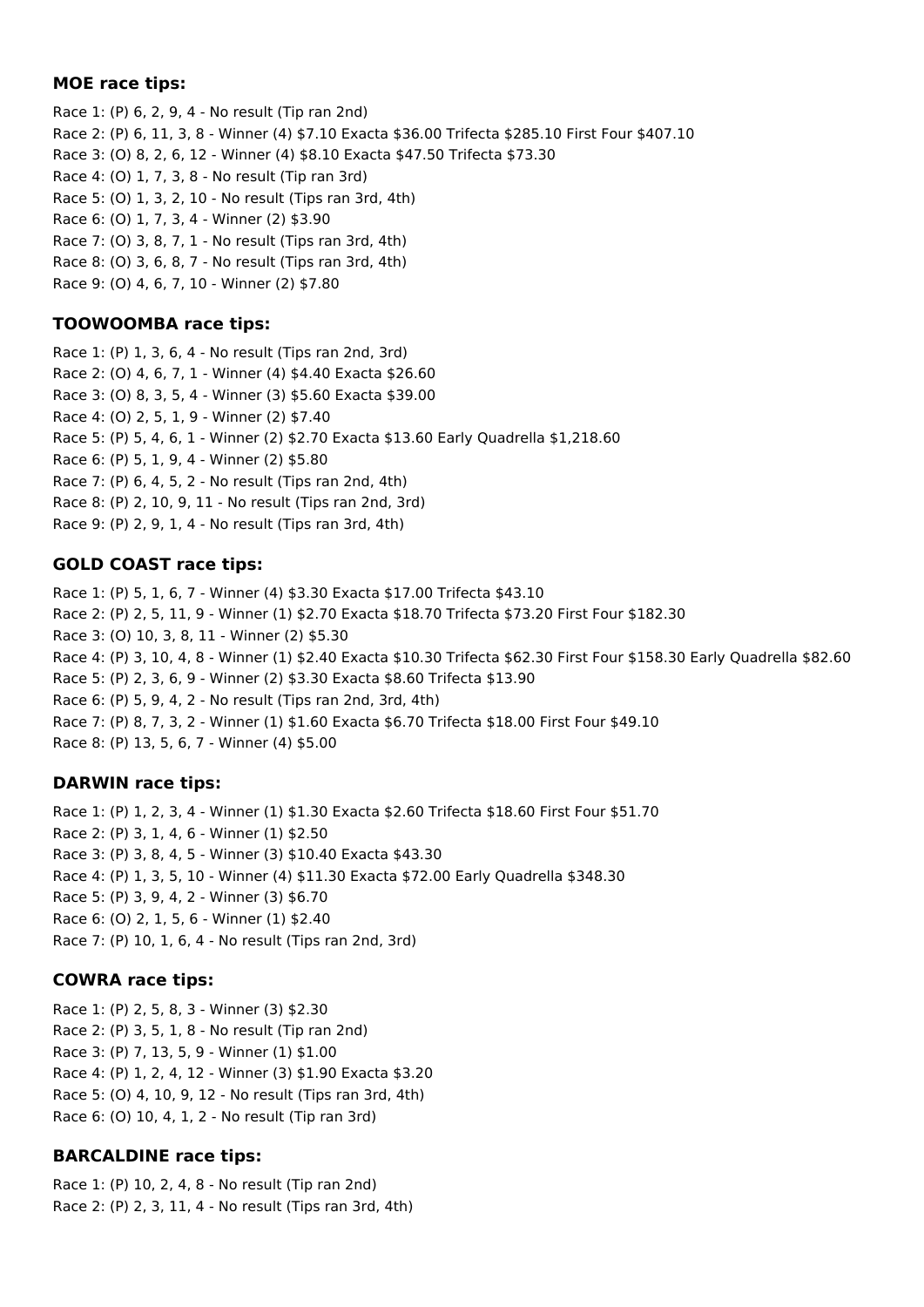### MOE race tips:

Race 1: (P) 6, 2, 9, 4 - No result (Tip ran 2nd)
Race 2: (P) 6, 11, 3, 8 - Winner (4) $7.10 Exacta $36.00 Trifecta $285.10 First Four $407.10
Race 3: (O) 8, 2, 6, 12 - Winner (4) $8.10 Exacta $47.50 Trifecta $73.30
Race 4: (O) 1, 7, 3, 8 - No result (Tip ran 3rd)
Race 5: (O) 1, 3, 2, 10 - No result (Tips ran 3rd, 4th)
Race 6: (O) 1, 7, 3, 4 - Winner (2) $3.90
Race 7: (O) 3, 8, 7, 1 - No result (Tips ran 3rd, 4th)
Race 8: (O) 3, 6, 8, 7 - No result (Tips ran 3rd, 4th)
Race 9: (O) 4, 6, 7, 10 - Winner (2) $7.80

### TOOWOOMBA race tips:

Race 1: (P) 1, 3, 6, 4 - No result (Tips ran 2nd, 3rd)
Race 2: (O) 4, 6, 7, 1 - Winner (4) $4.40 Exacta $26.60
Race 3: (O) 8, 3, 5, 4 - Winner (3) $5.60 Exacta $39.00
Race 4: (O) 2, 5, 1, 9 - Winner (2) $7.40
Race 5: (P) 5, 4, 6, 1 - Winner (2) $2.70 Exacta $13.60 Early Quadrella $1,218.60
Race 6: (P) 5, 1, 9, 4 - Winner (2) $5.80
Race 7: (P) 6, 4, 5, 2 - No result (Tips ran 2nd, 4th)
Race 8: (P) 2, 10, 9, 11 - No result (Tips ran 2nd, 3rd)
Race 9: (P) 2, 9, 1, 4 - No result (Tips ran 3rd, 4th)

### GOLD COAST race tips:

Race 1: (P) 5, 1, 6, 7 - Winner (4) $3.30 Exacta $17.00 Trifecta $43.10
Race 2: (P) 2, 5, 11, 9 - Winner (1) $2.70 Exacta $18.70 Trifecta $73.20 First Four $182.30
Race 3: (O) 10, 3, 8, 11 - Winner (2) $5.30
Race 4: (P) 3, 10, 4, 8 - Winner (1) $2.40 Exacta $10.30 Trifecta $62.30 First Four $158.30 Early Quadrella $82.60
Race 5: (P) 2, 3, 6, 9 - Winner (2) $3.30 Exacta $8.60 Trifecta $13.90
Race 6: (P) 5, 9, 4, 2 - No result (Tips ran 2nd, 3rd, 4th)
Race 7: (P) 8, 7, 3, 2 - Winner (1) $1.60 Exacta $6.70 Trifecta $18.00 First Four $49.10
Race 8: (P) 13, 5, 6, 7 - Winner (4) $5.00

### DARWIN race tips:

Race 1: (P) 1, 2, 3, 4 - Winner (1) $1.30 Exacta $2.60 Trifecta $18.60 First Four $51.70
Race 2: (P) 3, 1, 4, 6 - Winner (1) $2.50
Race 3: (P) 3, 8, 4, 5 - Winner (3) $10.40 Exacta $43.30
Race 4: (P) 1, 3, 5, 10 - Winner (4) $11.30 Exacta $72.00 Early Quadrella $348.30
Race 5: (P) 3, 9, 4, 2 - Winner (3) $6.70
Race 6: (O) 2, 1, 5, 6 - Winner (1) $2.40
Race 7: (P) 10, 1, 6, 4 - No result (Tips ran 2nd, 3rd)

### COWRA race tips:

Race 1: (P) 2, 5, 8, 3 - Winner (3) $2.30
Race 2: (P) 3, 5, 1, 8 - No result (Tip ran 2nd)
Race 3: (P) 7, 13, 5, 9 - Winner (1) $1.00
Race 4: (P) 1, 2, 4, 12 - Winner (3) $1.90 Exacta $3.20
Race 5: (O) 4, 10, 9, 12 - No result (Tips ran 3rd, 4th)
Race 6: (O) 10, 4, 1, 2 - No result (Tip ran 3rd)

### BARCALDINE race tips:

Race 1: (P) 10, 2, 4, 8 - No result (Tip ran 2nd)
Race 2: (P) 2, 3, 11, 4 - No result (Tips ran 3rd, 4th)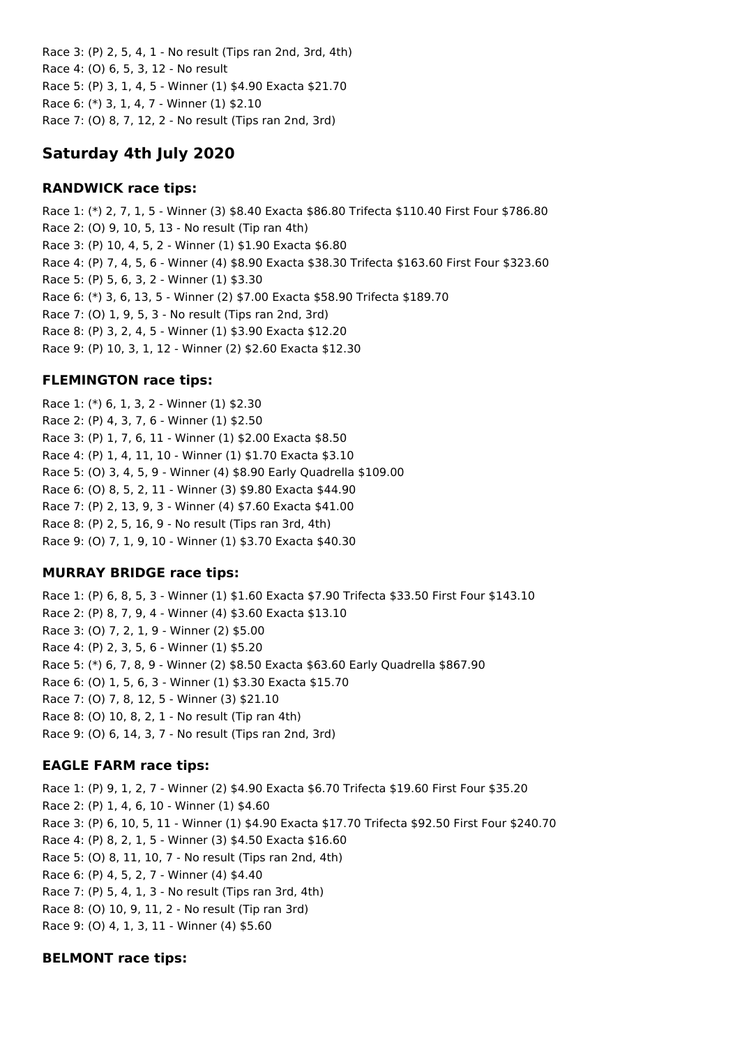Race 3: (P) 2, 5, 4, 1 - No result (Tips ran 2nd, 3rd, 4th)
Race 4: (O) 6, 5, 3, 12 - No result
Race 5: (P) 3, 1, 4, 5 - Winner (1) $4.90 Exacta $21.70
Race 6: (*) 3, 1, 4, 7 - Winner (1) $2.10
Race 7: (O) 8, 7, 12, 2 - No result (Tips ran 2nd, 3rd)

## Saturday 4th July 2020

### RANDWICK race tips:

Race 1: (*) 2, 7, 1, 5 - Winner (3) $8.40 Exacta $86.80 Trifecta $110.40 First Four $786.80
Race 2: (O) 9, 10, 5, 13 - No result (Tip ran 4th)
Race 3: (P) 10, 4, 5, 2 - Winner (1) $1.90 Exacta $6.80
Race 4: (P) 7, 4, 5, 6 - Winner (4) $8.90 Exacta $38.30 Trifecta $163.60 First Four $323.60
Race 5: (P) 5, 6, 3, 2 - Winner (1) $3.30
Race 6: (*) 3, 6, 13, 5 - Winner (2) $7.00 Exacta $58.90 Trifecta $189.70
Race 7: (O) 1, 9, 5, 3 - No result (Tips ran 2nd, 3rd)
Race 8: (P) 3, 2, 4, 5 - Winner (1) $3.90 Exacta $12.20
Race 9: (P) 10, 3, 1, 12 - Winner (2) $2.60 Exacta $12.30

### FLEMINGTON race tips:

Race 1: (*) 6, 1, 3, 2 - Winner (1) $2.30
Race 2: (P) 4, 3, 7, 6 - Winner (1) $2.50
Race 3: (P) 1, 7, 6, 11 - Winner (1) $2.00 Exacta $8.50
Race 4: (P) 1, 4, 11, 10 - Winner (1) $1.70 Exacta $3.10
Race 5: (O) 3, 4, 5, 9 - Winner (4) $8.90 Early Quadrella $109.00
Race 6: (O) 8, 5, 2, 11 - Winner (3) $9.80 Exacta $44.90
Race 7: (P) 2, 13, 9, 3 - Winner (4) $7.60 Exacta $41.00
Race 8: (P) 2, 5, 16, 9 - No result (Tips ran 3rd, 4th)
Race 9: (O) 7, 1, 9, 10 - Winner (1) $3.70 Exacta $40.30

### MURRAY BRIDGE race tips:

Race 1: (P) 6, 8, 5, 3 - Winner (1) $1.60 Exacta $7.90 Trifecta $33.50 First Four $143.10
Race 2: (P) 8, 7, 9, 4 - Winner (4) $3.60 Exacta $13.10
Race 3: (O) 7, 2, 1, 9 - Winner (2) $5.00
Race 4: (P) 2, 3, 5, 6 - Winner (1) $5.20
Race 5: (*) 6, 7, 8, 9 - Winner (2) $8.50 Exacta $63.60 Early Quadrella $867.90
Race 6: (O) 1, 5, 6, 3 - Winner (1) $3.30 Exacta $15.70
Race 7: (O) 7, 8, 12, 5 - Winner (3) $21.10
Race 8: (O) 10, 8, 2, 1 - No result (Tip ran 4th)
Race 9: (O) 6, 14, 3, 7 - No result (Tips ran 2nd, 3rd)

### EAGLE FARM race tips:

Race 1: (P) 9, 1, 2, 7 - Winner (2) $4.90 Exacta $6.70 Trifecta $19.60 First Four $35.20
Race 2: (P) 1, 4, 6, 10 - Winner (1) $4.60
Race 3: (P) 6, 10, 5, 11 - Winner (1) $4.90 Exacta $17.70 Trifecta $92.50 First Four $240.70
Race 4: (P) 8, 2, 1, 5 - Winner (3) $4.50 Exacta $16.60
Race 5: (O) 8, 11, 10, 7 - No result (Tips ran 2nd, 4th)
Race 6: (P) 4, 5, 2, 7 - Winner (4) $4.40
Race 7: (P) 5, 4, 1, 3 - No result (Tips ran 3rd, 4th)
Race 8: (O) 10, 9, 11, 2 - No result (Tip ran 3rd)
Race 9: (O) 4, 1, 3, 11 - Winner (4) $5.60

### BELMONT race tips: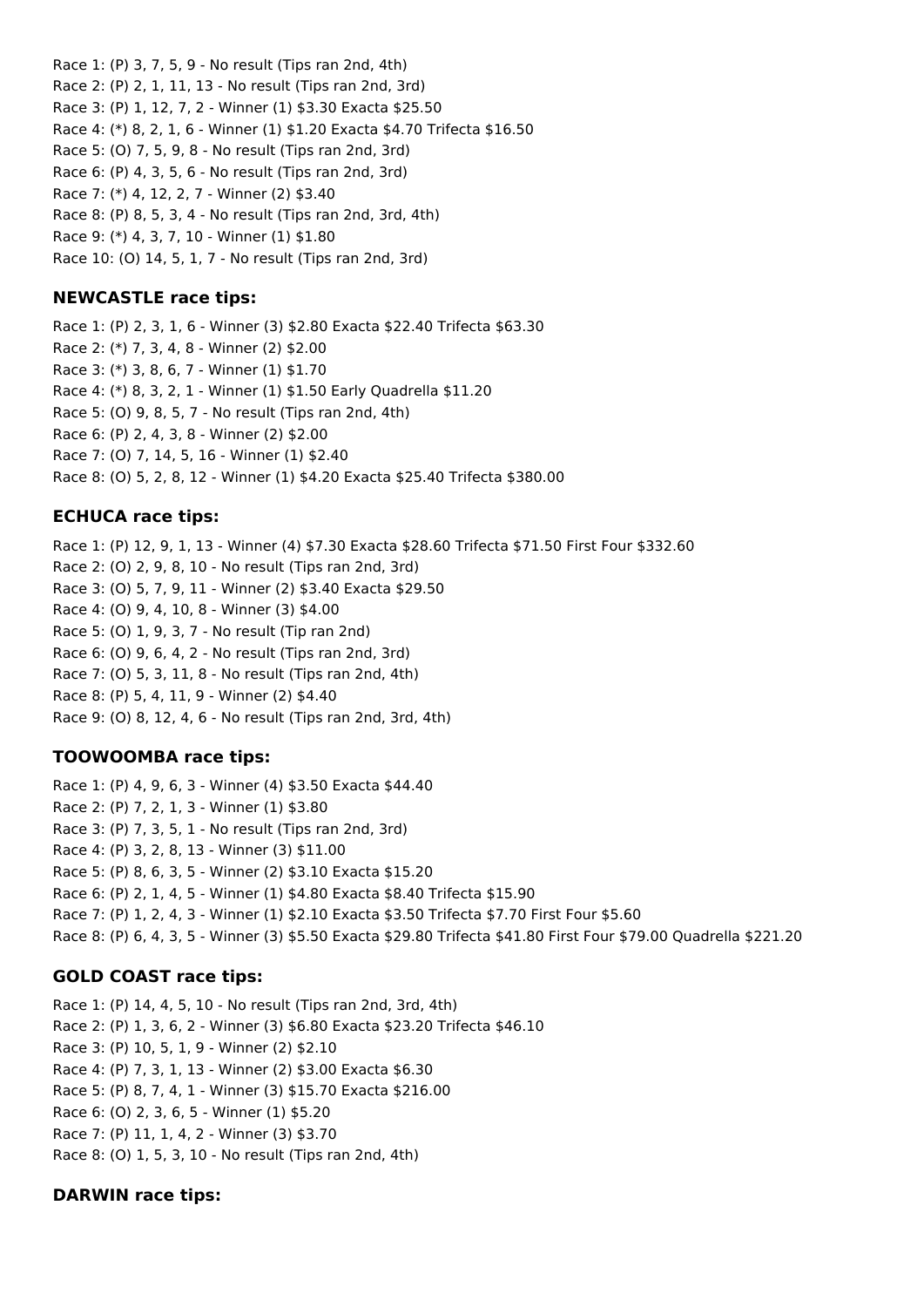Race 1: (P) 3, 7, 5, 9 - No result (Tips ran 2nd, 4th)
Race 2: (P) 2, 1, 11, 13 - No result (Tips ran 2nd, 3rd)
Race 3: (P) 1, 12, 7, 2 - Winner (1) $3.30 Exacta $25.50
Race 4: (*) 8, 2, 1, 6 - Winner (1) $1.20 Exacta $4.70 Trifecta $16.50
Race 5: (O) 7, 5, 9, 8 - No result (Tips ran 2nd, 3rd)
Race 6: (P) 4, 3, 5, 6 - No result (Tips ran 2nd, 3rd)
Race 7: (*) 4, 12, 2, 7 - Winner (2) $3.40
Race 8: (P) 8, 5, 3, 4 - No result (Tips ran 2nd, 3rd, 4th)
Race 9: (*) 4, 3, 7, 10 - Winner (1) $1.80
Race 10: (O) 14, 5, 1, 7 - No result (Tips ran 2nd, 3rd)

### NEWCASTLE race tips:

Race 1: (P) 2, 3, 1, 6 - Winner (3) $2.80 Exacta $22.40 Trifecta $63.30
Race 2: (*) 7, 3, 4, 8 - Winner (2) $2.00
Race 3: (*) 3, 8, 6, 7 - Winner (1) $1.70
Race 4: (*) 8, 3, 2, 1 - Winner (1) $1.50 Early Quadrella $11.20
Race 5: (O) 9, 8, 5, 7 - No result (Tips ran 2nd, 4th)
Race 6: (P) 2, 4, 3, 8 - Winner (2) $2.00
Race 7: (O) 7, 14, 5, 16 - Winner (1) $2.40
Race 8: (O) 5, 2, 8, 12 - Winner (1) $4.20 Exacta $25.40 Trifecta $380.00

### ECHUCA race tips:

Race 1: (P) 12, 9, 1, 13 - Winner (4) $7.30 Exacta $28.60 Trifecta $71.50 First Four $332.60
Race 2: (O) 2, 9, 8, 10 - No result (Tips ran 2nd, 3rd)
Race 3: (O) 5, 7, 9, 11 - Winner (2) $3.40 Exacta $29.50
Race 4: (O) 9, 4, 10, 8 - Winner (3) $4.00
Race 5: (O) 1, 9, 3, 7 - No result (Tip ran 2nd)
Race 6: (O) 9, 6, 4, 2 - No result (Tips ran 2nd, 3rd)
Race 7: (O) 5, 3, 11, 8 - No result (Tips ran 2nd, 4th)
Race 8: (P) 5, 4, 11, 9 - Winner (2) $4.40
Race 9: (O) 8, 12, 4, 6 - No result (Tips ran 2nd, 3rd, 4th)

### TOOWOOMBA race tips:

Race 1: (P) 4, 9, 6, 3 - Winner (4) $3.50 Exacta $44.40
Race 2: (P) 7, 2, 1, 3 - Winner (1) $3.80
Race 3: (P) 7, 3, 5, 1 - No result (Tips ran 2nd, 3rd)
Race 4: (P) 3, 2, 8, 13 - Winner (3) $11.00
Race 5: (P) 8, 6, 3, 5 - Winner (2) $3.10 Exacta $15.20
Race 6: (P) 2, 1, 4, 5 - Winner (1) $4.80 Exacta $8.40 Trifecta $15.90
Race 7: (P) 1, 2, 4, 3 - Winner (1) $2.10 Exacta $3.50 Trifecta $7.70 First Four $5.60
Race 8: (P) 6, 4, 3, 5 - Winner (3) $5.50 Exacta $29.80 Trifecta $41.80 First Four $79.00 Quadrella $221.20

### GOLD COAST race tips:

Race 1: (P) 14, 4, 5, 10 - No result (Tips ran 2nd, 3rd, 4th)
Race 2: (P) 1, 3, 6, 2 - Winner (3) $6.80 Exacta $23.20 Trifecta $46.10
Race 3: (P) 10, 5, 1, 9 - Winner (2) $2.10
Race 4: (P) 7, 3, 1, 13 - Winner (2) $3.00 Exacta $6.30
Race 5: (P) 8, 7, 4, 1 - Winner (3) $15.70 Exacta $216.00
Race 6: (O) 2, 3, 6, 5 - Winner (1) $5.20
Race 7: (P) 11, 1, 4, 2 - Winner (3) $3.70
Race 8: (O) 1, 5, 3, 10 - No result (Tips ran 2nd, 4th)

### DARWIN race tips: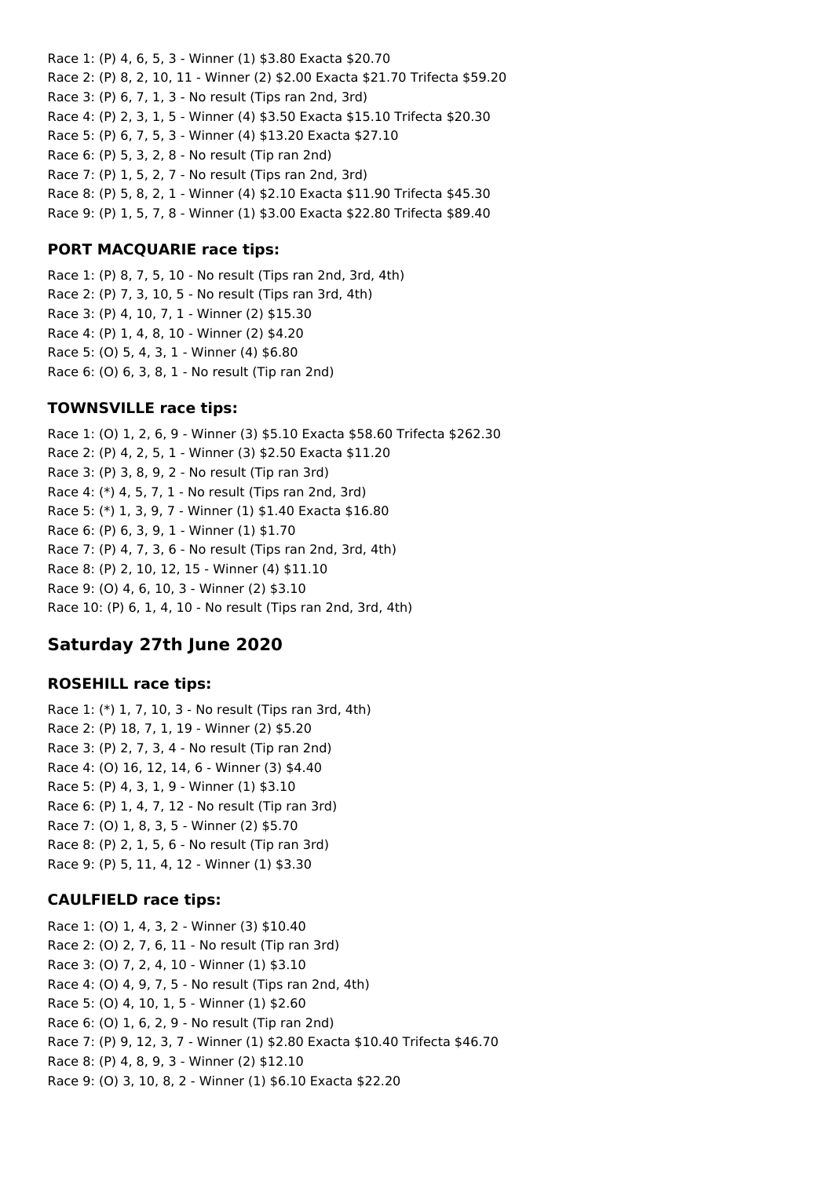Race 1: (P) 4, 6, 5, 3 - Winner (1) $3.80 Exacta $20.70
Race 2: (P) 8, 2, 10, 11 - Winner (2) $2.00 Exacta $21.70 Trifecta $59.20
Race 3: (P) 6, 7, 1, 3 - No result (Tips ran 2nd, 3rd)
Race 4: (P) 2, 3, 1, 5 - Winner (4) $3.50 Exacta $15.10 Trifecta $20.30
Race 5: (P) 6, 7, 5, 3 - Winner (4) $13.20 Exacta $27.10
Race 6: (P) 5, 3, 2, 8 - No result (Tip ran 2nd)
Race 7: (P) 1, 5, 2, 7 - No result (Tips ran 2nd, 3rd)
Race 8: (P) 5, 8, 2, 1 - Winner (4) $2.10 Exacta $11.90 Trifecta $45.30
Race 9: (P) 1, 5, 7, 8 - Winner (1) $3.00 Exacta $22.80 Trifecta $89.40

### PORT MACQUARIE race tips:

Race 1: (P) 8, 7, 5, 10 - No result (Tips ran 2nd, 3rd, 4th)
Race 2: (P) 7, 3, 10, 5 - No result (Tips ran 3rd, 4th)
Race 3: (P) 4, 10, 7, 1 - Winner (2) $15.30
Race 4: (P) 1, 4, 8, 10 - Winner (2) $4.20
Race 5: (O) 5, 4, 3, 1 - Winner (4) $6.80
Race 6: (O) 6, 3, 8, 1 - No result (Tip ran 2nd)

### TOWNSVILLE race tips:

Race 1: (O) 1, 2, 6, 9 - Winner (3) $5.10 Exacta $58.60 Trifecta $262.30
Race 2: (P) 4, 2, 5, 1 - Winner (3) $2.50 Exacta $11.20
Race 3: (P) 3, 8, 9, 2 - No result (Tip ran 3rd)
Race 4: (*) 4, 5, 7, 1 - No result (Tips ran 2nd, 3rd)
Race 5: (*) 1, 3, 9, 7 - Winner (1) $1.40 Exacta $16.80
Race 6: (P) 6, 3, 9, 1 - Winner (1) $1.70
Race 7: (P) 4, 7, 3, 6 - No result (Tips ran 2nd, 3rd, 4th)
Race 8: (P) 2, 10, 12, 15 - Winner (4) $11.10
Race 9: (O) 4, 6, 10, 3 - Winner (2) $3.10
Race 10: (P) 6, 1, 4, 10 - No result (Tips ran 2nd, 3rd, 4th)

## Saturday 27th June 2020

### ROSEHILL race tips:

Race 1: (*) 1, 7, 10, 3 - No result (Tips ran 3rd, 4th)
Race 2: (P) 18, 7, 1, 19 - Winner (2) $5.20
Race 3: (P) 2, 7, 3, 4 - No result (Tip ran 2nd)
Race 4: (O) 16, 12, 14, 6 - Winner (3) $4.40
Race 5: (P) 4, 3, 1, 9 - Winner (1) $3.10
Race 6: (P) 1, 4, 7, 12 - No result (Tip ran 3rd)
Race 7: (O) 1, 8, 3, 5 - Winner (2) $5.70
Race 8: (P) 2, 1, 5, 6 - No result (Tip ran 3rd)
Race 9: (P) 5, 11, 4, 12 - Winner (1) $3.30

### CAULFIELD race tips:

Race 1: (O) 1, 4, 3, 2 - Winner (3) $10.40
Race 2: (O) 2, 7, 6, 11 - No result (Tip ran 3rd)
Race 3: (O) 7, 2, 4, 10 - Winner (1) $3.10
Race 4: (O) 4, 9, 7, 5 - No result (Tips ran 2nd, 4th)
Race 5: (O) 4, 10, 1, 5 - Winner (1) $2.60
Race 6: (O) 1, 6, 2, 9 - No result (Tip ran 2nd)
Race 7: (P) 9, 12, 3, 7 - Winner (1) $2.80 Exacta $10.40 Trifecta $46.70
Race 8: (P) 4, 8, 9, 3 - Winner (2) $12.10
Race 9: (O) 3, 10, 8, 2 - Winner (1) $6.10 Exacta $22.20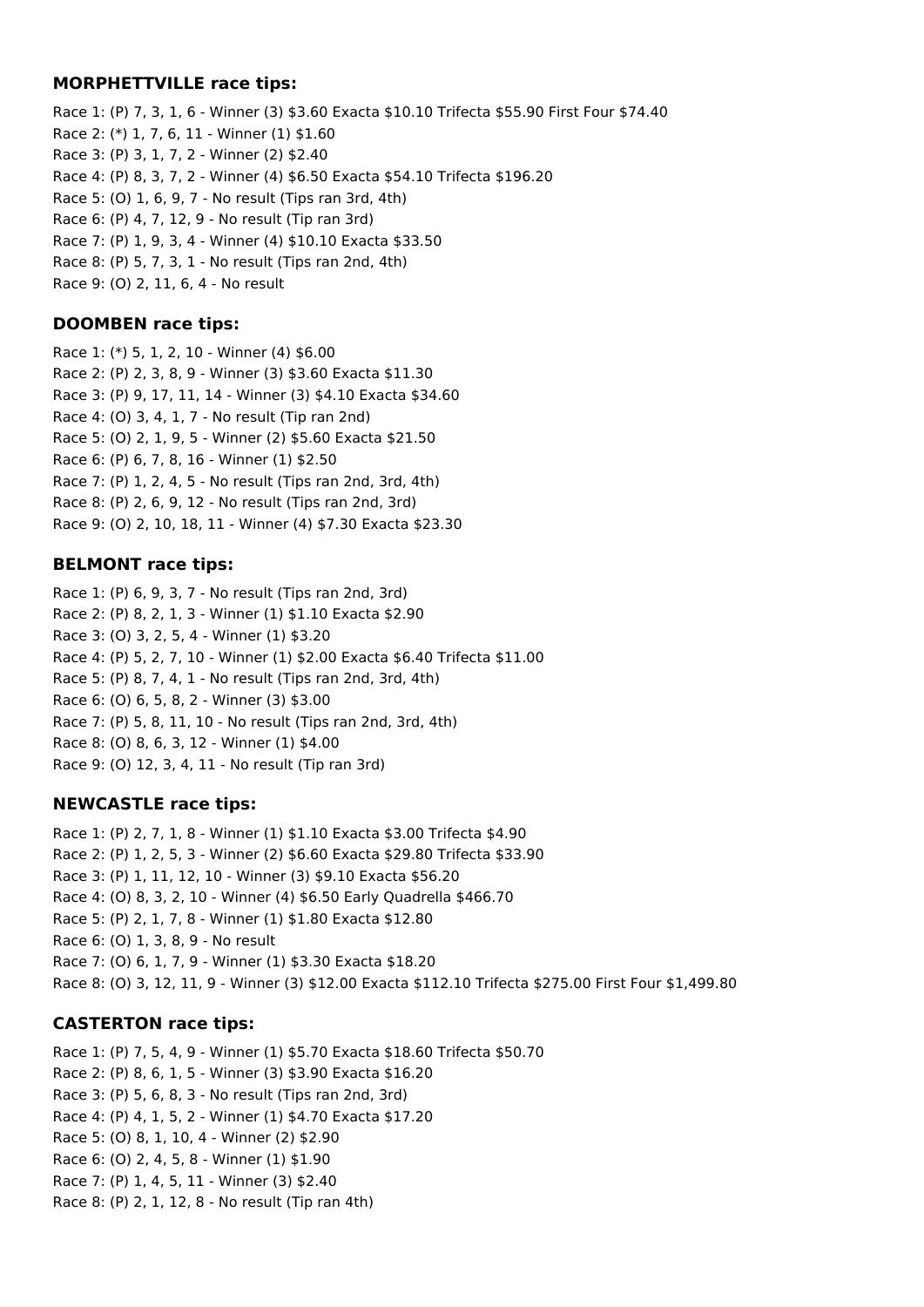### MORPHETTVILLE race tips:

Race 1: (P) 7, 3, 1, 6 - Winner (3) $3.60 Exacta $10.10 Trifecta $55.90 First Four $74.40
Race 2: (*) 1, 7, 6, 11 - Winner (1) $1.60
Race 3: (P) 3, 1, 7, 2 - Winner (2) $2.40
Race 4: (P) 8, 3, 7, 2 - Winner (4) $6.50 Exacta $54.10 Trifecta $196.20
Race 5: (O) 1, 6, 9, 7 - No result (Tips ran 3rd, 4th)
Race 6: (P) 4, 7, 12, 9 - No result (Tip ran 3rd)
Race 7: (P) 1, 9, 3, 4 - Winner (4) $10.10 Exacta $33.50
Race 8: (P) 5, 7, 3, 1 - No result (Tips ran 2nd, 4th)
Race 9: (O) 2, 11, 6, 4 - No result

### DOOMBEN race tips:

Race 1: (*) 5, 1, 2, 10 - Winner (4) $6.00
Race 2: (P) 2, 3, 8, 9 - Winner (3) $3.60 Exacta $11.30
Race 3: (P) 9, 17, 11, 14 - Winner (3) $4.10 Exacta $34.60
Race 4: (O) 3, 4, 1, 7 - No result (Tip ran 2nd)
Race 5: (O) 2, 1, 9, 5 - Winner (2) $5.60 Exacta $21.50
Race 6: (P) 6, 7, 8, 16 - Winner (1) $2.50
Race 7: (P) 1, 2, 4, 5 - No result (Tips ran 2nd, 3rd, 4th)
Race 8: (P) 2, 6, 9, 12 - No result (Tips ran 2nd, 3rd)
Race 9: (O) 2, 10, 18, 11 - Winner (4) $7.30 Exacta $23.30

### BELMONT race tips:

Race 1: (P) 6, 9, 3, 7 - No result (Tips ran 2nd, 3rd)
Race 2: (P) 8, 2, 1, 3 - Winner (1) $1.10 Exacta $2.90
Race 3: (O) 3, 2, 5, 4 - Winner (1) $3.20
Race 4: (P) 5, 2, 7, 10 - Winner (1) $2.00 Exacta $6.40 Trifecta $11.00
Race 5: (P) 8, 7, 4, 1 - No result (Tips ran 2nd, 3rd, 4th)
Race 6: (O) 6, 5, 8, 2 - Winner (3) $3.00
Race 7: (P) 5, 8, 11, 10 - No result (Tips ran 2nd, 3rd, 4th)
Race 8: (O) 8, 6, 3, 12 - Winner (1) $4.00
Race 9: (O) 12, 3, 4, 11 - No result (Tip ran 3rd)

### NEWCASTLE race tips:

Race 1: (P) 2, 7, 1, 8 - Winner (1) $1.10 Exacta $3.00 Trifecta $4.90
Race 2: (P) 1, 2, 5, 3 - Winner (2) $6.60 Exacta $29.80 Trifecta $33.90
Race 3: (P) 1, 11, 12, 10 - Winner (3) $9.10 Exacta $56.20
Race 4: (O) 8, 3, 2, 10 - Winner (4) $6.50 Early Quadrella $466.70
Race 5: (P) 2, 1, 7, 8 - Winner (1) $1.80 Exacta $12.80
Race 6: (O) 1, 3, 8, 9 - No result
Race 7: (O) 6, 1, 7, 9 - Winner (1) $3.30 Exacta $18.20
Race 8: (O) 3, 12, 11, 9 - Winner (3) $12.00 Exacta $112.10 Trifecta $275.00 First Four $1,499.80

### CASTERTON race tips:

Race 1: (P) 7, 5, 4, 9 - Winner (1) $5.70 Exacta $18.60 Trifecta $50.70
Race 2: (P) 8, 6, 1, 5 - Winner (3) $3.90 Exacta $16.20
Race 3: (P) 5, 6, 8, 3 - No result (Tips ran 2nd, 3rd)
Race 4: (P) 4, 1, 5, 2 - Winner (1) $4.70 Exacta $17.20
Race 5: (O) 8, 1, 10, 4 - Winner (2) $2.90
Race 6: (O) 2, 4, 5, 8 - Winner (1) $1.90
Race 7: (P) 1, 4, 5, 11 - Winner (3) $2.40
Race 8: (P) 2, 1, 12, 8 - No result (Tip ran 4th)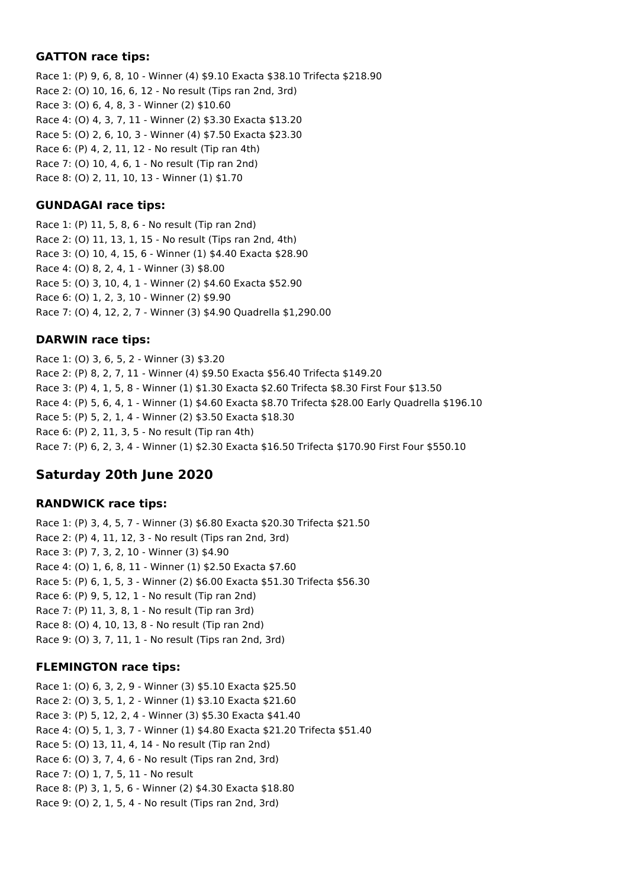### GATTON race tips:

Race 1: (P) 9, 6, 8, 10 - Winner (4) $9.10 Exacta $38.10 Trifecta $218.90
Race 2: (O) 10, 16, 6, 12 - No result (Tips ran 2nd, 3rd)
Race 3: (O) 6, 4, 8, 3 - Winner (2) $10.60
Race 4: (O) 4, 3, 7, 11 - Winner (2) $3.30 Exacta $13.20
Race 5: (O) 2, 6, 10, 3 - Winner (4) $7.50 Exacta $23.30
Race 6: (P) 4, 2, 11, 12 - No result (Tip ran 4th)
Race 7: (O) 10, 4, 6, 1 - No result (Tip ran 2nd)
Race 8: (O) 2, 11, 10, 13 - Winner (1) $1.70

### GUNDAGAI race tips:

Race 1: (P) 11, 5, 8, 6 - No result (Tip ran 2nd)
Race 2: (O) 11, 13, 1, 15 - No result (Tips ran 2nd, 4th)
Race 3: (O) 10, 4, 15, 6 - Winner (1) $4.40 Exacta $28.90
Race 4: (O) 8, 2, 4, 1 - Winner (3) $8.00
Race 5: (O) 3, 10, 4, 1 - Winner (2) $4.60 Exacta $52.90
Race 6: (O) 1, 2, 3, 10 - Winner (2) $9.90
Race 7: (O) 4, 12, 2, 7 - Winner (3) $4.90 Quadrella $1,290.00

### DARWIN race tips:

Race 1: (O) 3, 6, 5, 2 - Winner (3) $3.20
Race 2: (P) 8, 2, 7, 11 - Winner (4) $9.50 Exacta $56.40 Trifecta $149.20
Race 3: (P) 4, 1, 5, 8 - Winner (1) $1.30 Exacta $2.60 Trifecta $8.30 First Four $13.50
Race 4: (P) 5, 6, 4, 1 - Winner (1) $4.60 Exacta $8.70 Trifecta $28.00 Early Quadrella $196.10
Race 5: (P) 5, 2, 1, 4 - Winner (2) $3.50 Exacta $18.30
Race 6: (P) 2, 11, 3, 5 - No result (Tip ran 4th)
Race 7: (P) 6, 2, 3, 4 - Winner (1) $2.30 Exacta $16.50 Trifecta $170.90 First Four $550.10

## Saturday 20th June 2020

### RANDWICK race tips:

Race 1: (P) 3, 4, 5, 7 - Winner (3) $6.80 Exacta $20.30 Trifecta $21.50
Race 2: (P) 4, 11, 12, 3 - No result (Tips ran 2nd, 3rd)
Race 3: (P) 7, 3, 2, 10 - Winner (3) $4.90
Race 4: (O) 1, 6, 8, 11 - Winner (1) $2.50 Exacta $7.60
Race 5: (P) 6, 1, 5, 3 - Winner (2) $6.00 Exacta $51.30 Trifecta $56.30
Race 6: (P) 9, 5, 12, 1 - No result (Tip ran 2nd)
Race 7: (P) 11, 3, 8, 1 - No result (Tip ran 3rd)
Race 8: (O) 4, 10, 13, 8 - No result (Tip ran 2nd)
Race 9: (O) 3, 7, 11, 1 - No result (Tips ran 2nd, 3rd)

### FLEMINGTON race tips:

Race 1: (O) 6, 3, 2, 9 - Winner (3) $5.10 Exacta $25.50
Race 2: (O) 3, 5, 1, 2 - Winner (1) $3.10 Exacta $21.60
Race 3: (P) 5, 12, 2, 4 - Winner (3) $5.30 Exacta $41.40
Race 4: (O) 5, 1, 3, 7 - Winner (1) $4.80 Exacta $21.20 Trifecta $51.40
Race 5: (O) 13, 11, 4, 14 - No result (Tip ran 2nd)
Race 6: (O) 3, 7, 4, 6 - No result (Tips ran 2nd, 3rd)
Race 7: (O) 1, 7, 5, 11 - No result
Race 8: (P) 3, 1, 5, 6 - Winner (2) $4.30 Exacta $18.80
Race 9: (O) 2, 1, 5, 4 - No result (Tips ran 2nd, 3rd)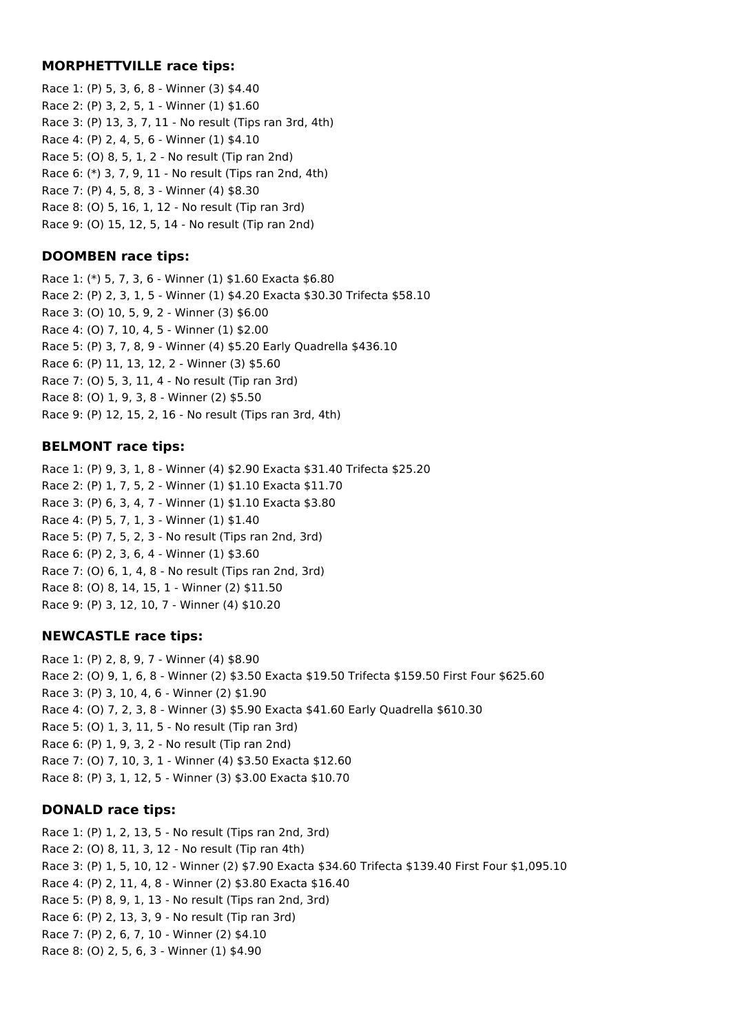### MORPHETTVILLE race tips:

Race 1: (P) 5, 3, 6, 8 - Winner (3) $4.40
Race 2: (P) 3, 2, 5, 1 - Winner (1) $1.60
Race 3: (P) 13, 3, 7, 11 - No result (Tips ran 3rd, 4th)
Race 4: (P) 2, 4, 5, 6 - Winner (1) $4.10
Race 5: (O) 8, 5, 1, 2 - No result (Tip ran 2nd)
Race 6: (*) 3, 7, 9, 11 - No result (Tips ran 2nd, 4th)
Race 7: (P) 4, 5, 8, 3 - Winner (4) $8.30
Race 8: (O) 5, 16, 1, 12 - No result (Tip ran 3rd)
Race 9: (O) 15, 12, 5, 14 - No result (Tip ran 2nd)

### DOOMBEN race tips:

Race 1: (*) 5, 7, 3, 6 - Winner (1) $1.60 Exacta $6.80
Race 2: (P) 2, 3, 1, 5 - Winner (1) $4.20 Exacta $30.30 Trifecta $58.10
Race 3: (O) 10, 5, 9, 2 - Winner (3) $6.00
Race 4: (O) 7, 10, 4, 5 - Winner (1) $2.00
Race 5: (P) 3, 7, 8, 9 - Winner (4) $5.20 Early Quadrella $436.10
Race 6: (P) 11, 13, 12, 2 - Winner (3) $5.60
Race 7: (O) 5, 3, 11, 4 - No result (Tip ran 3rd)
Race 8: (O) 1, 9, 3, 8 - Winner (2) $5.50
Race 9: (P) 12, 15, 2, 16 - No result (Tips ran 3rd, 4th)

### BELMONT race tips:

Race 1: (P) 9, 3, 1, 8 - Winner (4) $2.90 Exacta $31.40 Trifecta $25.20
Race 2: (P) 1, 7, 5, 2 - Winner (1) $1.10 Exacta $11.70
Race 3: (P) 6, 3, 4, 7 - Winner (1) $1.10 Exacta $3.80
Race 4: (P) 5, 7, 1, 3 - Winner (1) $1.40
Race 5: (P) 7, 5, 2, 3 - No result (Tips ran 2nd, 3rd)
Race 6: (P) 2, 3, 6, 4 - Winner (1) $3.60
Race 7: (O) 6, 1, 4, 8 - No result (Tips ran 2nd, 3rd)
Race 8: (O) 8, 14, 15, 1 - Winner (2) $11.50
Race 9: (P) 3, 12, 10, 7 - Winner (4) $10.20

### NEWCASTLE race tips:

Race 1: (P) 2, 8, 9, 7 - Winner (4) $8.90
Race 2: (O) 9, 1, 6, 8 - Winner (2) $3.50 Exacta $19.50 Trifecta $159.50 First Four $625.60
Race 3: (P) 3, 10, 4, 6 - Winner (2) $1.90
Race 4: (O) 7, 2, 3, 8 - Winner (3) $5.90 Exacta $41.60 Early Quadrella $610.30
Race 5: (O) 1, 3, 11, 5 - No result (Tip ran 3rd)
Race 6: (P) 1, 9, 3, 2 - No result (Tip ran 2nd)
Race 7: (O) 7, 10, 3, 1 - Winner (4) $3.50 Exacta $12.60
Race 8: (P) 3, 1, 12, 5 - Winner (3) $3.00 Exacta $10.70

### DONALD race tips:

Race 1: (P) 1, 2, 13, 5 - No result (Tips ran 2nd, 3rd)
Race 2: (O) 8, 11, 3, 12 - No result (Tip ran 4th)
Race 3: (P) 1, 5, 10, 12 - Winner (2) $7.90 Exacta $34.60 Trifecta $139.40 First Four $1,095.10
Race 4: (P) 2, 11, 4, 8 - Winner (2) $3.80 Exacta $16.40
Race 5: (P) 8, 9, 1, 13 - No result (Tips ran 2nd, 3rd)
Race 6: (P) 2, 13, 3, 9 - No result (Tip ran 3rd)
Race 7: (P) 2, 6, 7, 10 - Winner (2) $4.10
Race 8: (O) 2, 5, 6, 3 - Winner (1) $4.90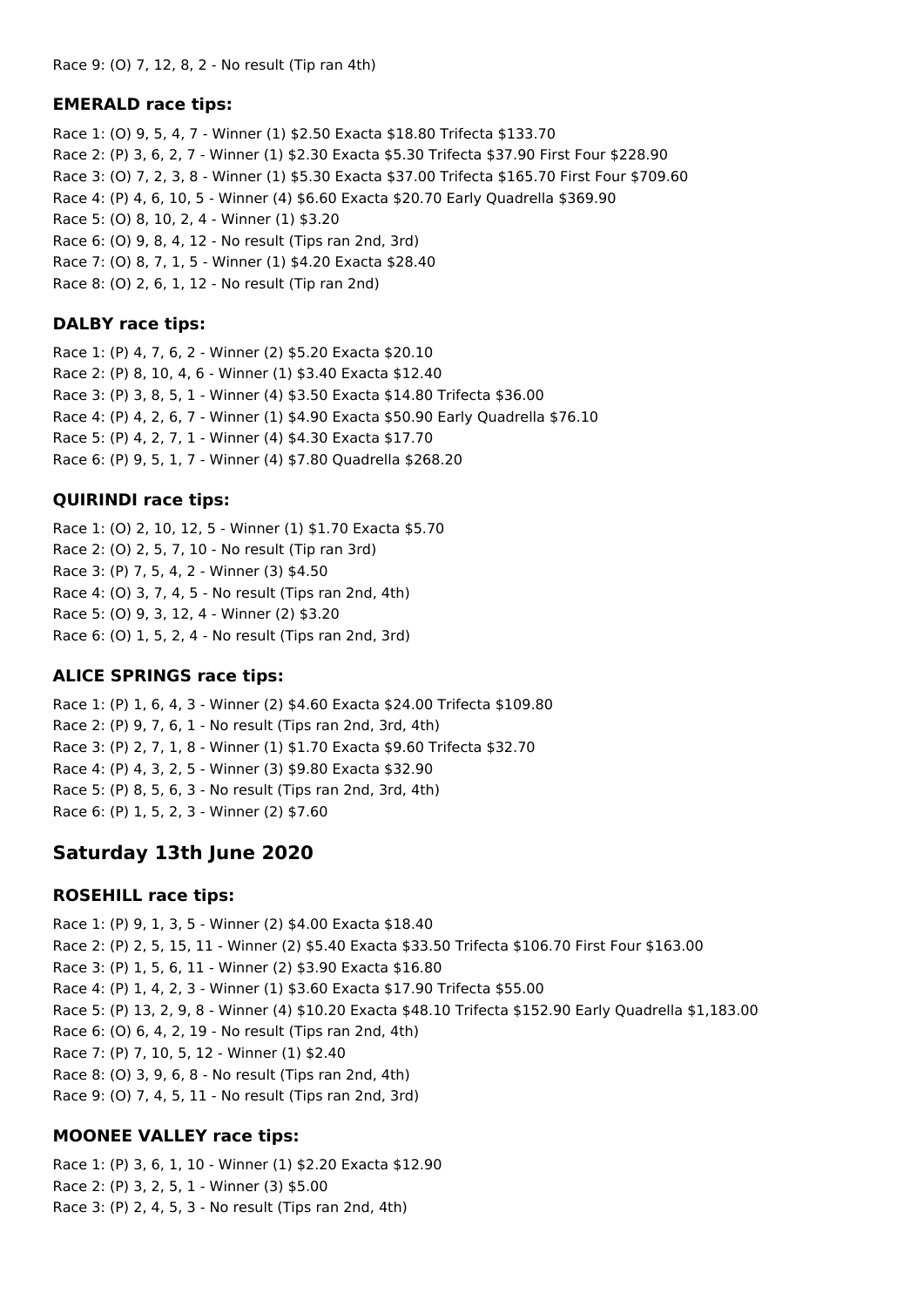Race 9: (O) 7, 12, 8, 2 - No result (Tip ran 4th)

### EMERALD race tips:

Race 1: (O) 9, 5, 4, 7 - Winner (1) $2.50 Exacta $18.80 Trifecta $133.70
Race 2: (P) 3, 6, 2, 7 - Winner (1) $2.30 Exacta $5.30 Trifecta $37.90 First Four $228.90
Race 3: (O) 7, 2, 3, 8 - Winner (1) $5.30 Exacta $37.00 Trifecta $165.70 First Four $709.60
Race 4: (P) 4, 6, 10, 5 - Winner (4) $6.60 Exacta $20.70 Early Quadrella $369.90
Race 5: (O) 8, 10, 2, 4 - Winner (1) $3.20
Race 6: (O) 9, 8, 4, 12 - No result (Tips ran 2nd, 3rd)
Race 7: (O) 8, 7, 1, 5 - Winner (1) $4.20 Exacta $28.40
Race 8: (O) 2, 6, 1, 12 - No result (Tip ran 2nd)

### DALBY race tips:

Race 1: (P) 4, 7, 6, 2 - Winner (2) $5.20 Exacta $20.10
Race 2: (P) 8, 10, 4, 6 - Winner (1) $3.40 Exacta $12.40
Race 3: (P) 3, 8, 5, 1 - Winner (4) $3.50 Exacta $14.80 Trifecta $36.00
Race 4: (P) 4, 2, 6, 7 - Winner (1) $4.90 Exacta $50.90 Early Quadrella $76.10
Race 5: (P) 4, 2, 7, 1 - Winner (4) $4.30 Exacta $17.70
Race 6: (P) 9, 5, 1, 7 - Winner (4) $7.80 Quadrella $268.20

### QUIRINDI race tips:

Race 1: (O) 2, 10, 12, 5 - Winner (1) $1.70 Exacta $5.70
Race 2: (O) 2, 5, 7, 10 - No result (Tip ran 3rd)
Race 3: (P) 7, 5, 4, 2 - Winner (3) $4.50
Race 4: (O) 3, 7, 4, 5 - No result (Tips ran 2nd, 4th)
Race 5: (O) 9, 3, 12, 4 - Winner (2) $3.20
Race 6: (O) 1, 5, 2, 4 - No result (Tips ran 2nd, 3rd)

### ALICE SPRINGS race tips:

Race 1: (P) 1, 6, 4, 3 - Winner (2) $4.60 Exacta $24.00 Trifecta $109.80
Race 2: (P) 9, 7, 6, 1 - No result (Tips ran 2nd, 3rd, 4th)
Race 3: (P) 2, 7, 1, 8 - Winner (1) $1.70 Exacta $9.60 Trifecta $32.70
Race 4: (P) 4, 3, 2, 5 - Winner (3) $9.80 Exacta $32.90
Race 5: (P) 8, 5, 6, 3 - No result (Tips ran 2nd, 3rd, 4th)
Race 6: (P) 1, 5, 2, 3 - Winner (2) $7.60

## Saturday 13th June 2020

### ROSEHILL race tips:

Race 1: (P) 9, 1, 3, 5 - Winner (2) $4.00 Exacta $18.40
Race 2: (P) 2, 5, 15, 11 - Winner (2) $5.40 Exacta $33.50 Trifecta $106.70 First Four $163.00
Race 3: (P) 1, 5, 6, 11 - Winner (2) $3.90 Exacta $16.80
Race 4: (P) 1, 4, 2, 3 - Winner (1) $3.60 Exacta $17.90 Trifecta $55.00
Race 5: (P) 13, 2, 9, 8 - Winner (4) $10.20 Exacta $48.10 Trifecta $152.90 Early Quadrella $1,183.00
Race 6: (O) 6, 4, 2, 19 - No result (Tips ran 2nd, 4th)
Race 7: (P) 7, 10, 5, 12 - Winner (1) $2.40
Race 8: (O) 3, 9, 6, 8 - No result (Tips ran 2nd, 4th)
Race 9: (O) 7, 4, 5, 11 - No result (Tips ran 2nd, 3rd)

### MOONEE VALLEY race tips:

Race 1: (P) 3, 6, 1, 10 - Winner (1) $2.20 Exacta $12.90
Race 2: (P) 3, 2, 5, 1 - Winner (3) $5.00
Race 3: (P) 2, 4, 5, 3 - No result (Tips ran 2nd, 4th)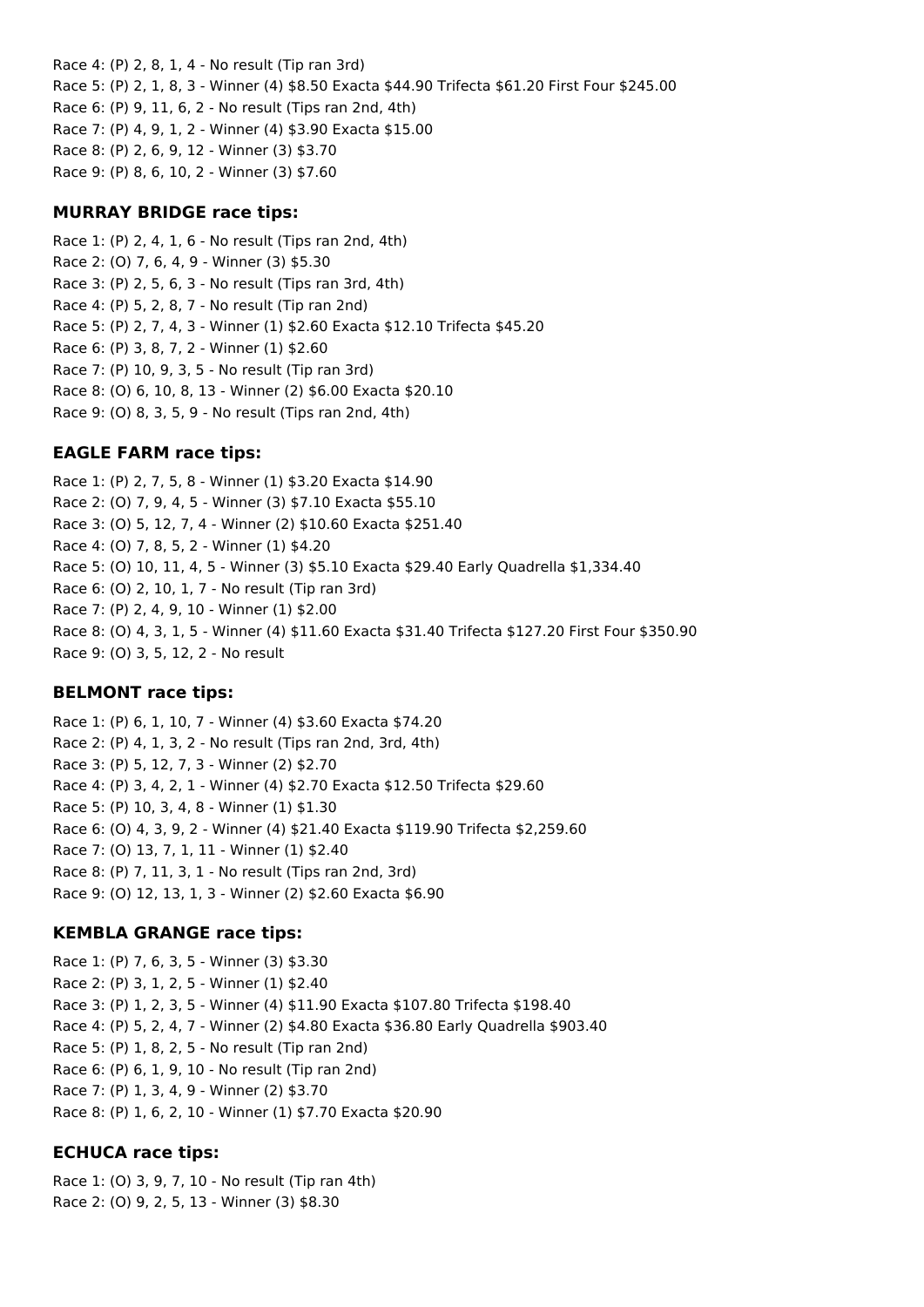Race 4: (P) 2, 8, 1, 4 - No result (Tip ran 3rd)
Race 5: (P) 2, 1, 8, 3 - Winner (4) $8.50 Exacta $44.90 Trifecta $61.20 First Four $245.00
Race 6: (P) 9, 11, 6, 2 - No result (Tips ran 2nd, 4th)
Race 7: (P) 4, 9, 1, 2 - Winner (4) $3.90 Exacta $15.00
Race 8: (P) 2, 6, 9, 12 - Winner (3) $3.70
Race 9: (P) 8, 6, 10, 2 - Winner (3) $7.60

### MURRAY BRIDGE race tips:

Race 1: (P) 2, 4, 1, 6 - No result (Tips ran 2nd, 4th)
Race 2: (O) 7, 6, 4, 9 - Winner (3) $5.30
Race 3: (P) 2, 5, 6, 3 - No result (Tips ran 3rd, 4th)
Race 4: (P) 5, 2, 8, 7 - No result (Tip ran 2nd)
Race 5: (P) 2, 7, 4, 3 - Winner (1) $2.60 Exacta $12.10 Trifecta $45.20
Race 6: (P) 3, 8, 7, 2 - Winner (1) $2.60
Race 7: (P) 10, 9, 3, 5 - No result (Tip ran 3rd)
Race 8: (O) 6, 10, 8, 13 - Winner (2) $6.00 Exacta $20.10
Race 9: (O) 8, 3, 5, 9 - No result (Tips ran 2nd, 4th)

### EAGLE FARM race tips:

Race 1: (P) 2, 7, 5, 8 - Winner (1) $3.20 Exacta $14.90
Race 2: (O) 7, 9, 4, 5 - Winner (3) $7.10 Exacta $55.10
Race 3: (O) 5, 12, 7, 4 - Winner (2) $10.60 Exacta $251.40
Race 4: (O) 7, 8, 5, 2 - Winner (1) $4.20
Race 5: (O) 10, 11, 4, 5 - Winner (3) $5.10 Exacta $29.40 Early Quadrella $1,334.40
Race 6: (O) 2, 10, 1, 7 - No result (Tip ran 3rd)
Race 7: (P) 2, 4, 9, 10 - Winner (1) $2.00
Race 8: (O) 4, 3, 1, 5 - Winner (4) $11.60 Exacta $31.40 Trifecta $127.20 First Four $350.90
Race 9: (O) 3, 5, 12, 2 - No result

### BELMONT race tips:

Race 1: (P) 6, 1, 10, 7 - Winner (4) $3.60 Exacta $74.20
Race 2: (P) 4, 1, 3, 2 - No result (Tips ran 2nd, 3rd, 4th)
Race 3: (P) 5, 12, 7, 3 - Winner (2) $2.70
Race 4: (P) 3, 4, 2, 1 - Winner (4) $2.70 Exacta $12.50 Trifecta $29.60
Race 5: (P) 10, 3, 4, 8 - Winner (1) $1.30
Race 6: (O) 4, 3, 9, 2 - Winner (4) $21.40 Exacta $119.90 Trifecta $2,259.60
Race 7: (O) 13, 7, 1, 11 - Winner (1) $2.40
Race 8: (P) 7, 11, 3, 1 - No result (Tips ran 2nd, 3rd)
Race 9: (O) 12, 13, 1, 3 - Winner (2) $2.60 Exacta $6.90

### KEMBLA GRANGE race tips:

Race 1: (P) 7, 6, 3, 5 - Winner (3) $3.30
Race 2: (P) 3, 1, 2, 5 - Winner (1) $2.40
Race 3: (P) 1, 2, 3, 5 - Winner (4) $11.90 Exacta $107.80 Trifecta $198.40
Race 4: (P) 5, 2, 4, 7 - Winner (2) $4.80 Exacta $36.80 Early Quadrella $903.40
Race 5: (P) 1, 8, 2, 5 - No result (Tip ran 2nd)
Race 6: (P) 6, 1, 9, 10 - No result (Tip ran 2nd)
Race 7: (P) 1, 3, 4, 9 - Winner (2) $3.70
Race 8: (P) 1, 6, 2, 10 - Winner (1) $7.70 Exacta $20.90

### ECHUCA race tips:

Race 1: (O) 3, 9, 7, 10 - No result (Tip ran 4th)
Race 2: (O) 9, 2, 5, 13 - Winner (3) $8.30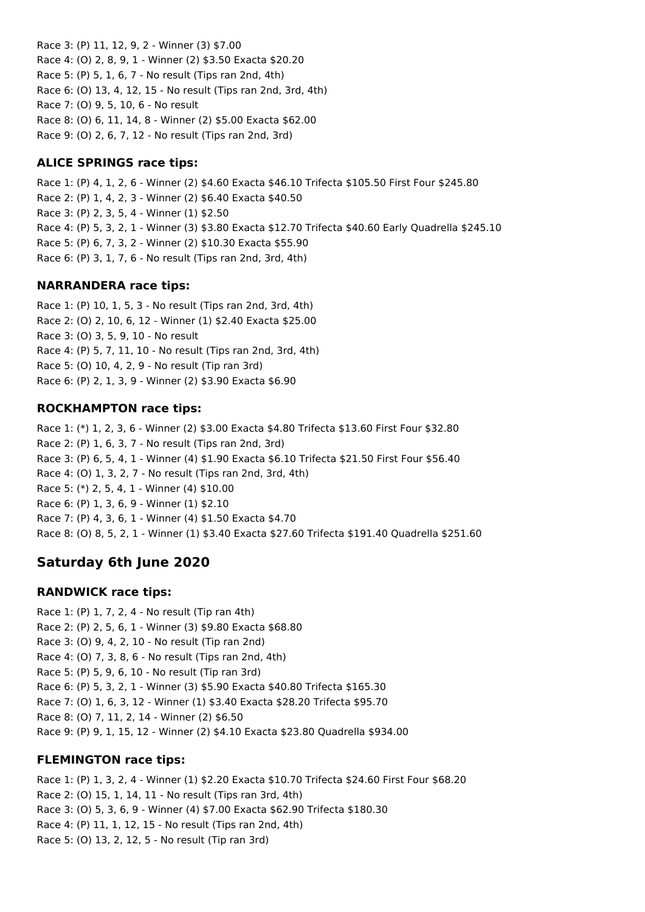Race 3: (P) 11, 12, 9, 2 - Winner (3) $7.00
Race 4: (O) 2, 8, 9, 1 - Winner (2) $3.50 Exacta $20.20
Race 5: (P) 5, 1, 6, 7 - No result (Tips ran 2nd, 4th)
Race 6: (O) 13, 4, 12, 15 - No result (Tips ran 2nd, 3rd, 4th)
Race 7: (O) 9, 5, 10, 6 - No result
Race 8: (O) 6, 11, 14, 8 - Winner (2) $5.00 Exacta $62.00
Race 9: (O) 2, 6, 7, 12 - No result (Tips ran 2nd, 3rd)

### ALICE SPRINGS race tips:

Race 1: (P) 4, 1, 2, 6 - Winner (2) $4.60 Exacta $46.10 Trifecta $105.50 First Four $245.80
Race 2: (P) 1, 4, 2, 3 - Winner (2) $6.40 Exacta $40.50
Race 3: (P) 2, 3, 5, 4 - Winner (1) $2.50
Race 4: (P) 5, 3, 2, 1 - Winner (3) $3.80 Exacta $12.70 Trifecta $40.60 Early Quadrella $245.10
Race 5: (P) 6, 7, 3, 2 - Winner (2) $10.30 Exacta $55.90
Race 6: (P) 3, 1, 7, 6 - No result (Tips ran 2nd, 3rd, 4th)

### NARRANDERA race tips:

Race 1: (P) 10, 1, 5, 3 - No result (Tips ran 2nd, 3rd, 4th)
Race 2: (O) 2, 10, 6, 12 - Winner (1) $2.40 Exacta $25.00
Race 3: (O) 3, 5, 9, 10 - No result
Race 4: (P) 5, 7, 11, 10 - No result (Tips ran 2nd, 3rd, 4th)
Race 5: (O) 10, 4, 2, 9 - No result (Tip ran 3rd)
Race 6: (P) 2, 1, 3, 9 - Winner (2) $3.90 Exacta $6.90

### ROCKHAMPTON race tips:

Race 1: (*) 1, 2, 3, 6 - Winner (2) $3.00 Exacta $4.80 Trifecta $13.60 First Four $32.80
Race 2: (P) 1, 6, 3, 7 - No result (Tips ran 2nd, 3rd)
Race 3: (P) 6, 5, 4, 1 - Winner (4) $1.90 Exacta $6.10 Trifecta $21.50 First Four $56.40
Race 4: (O) 1, 3, 2, 7 - No result (Tips ran 2nd, 3rd, 4th)
Race 5: (*) 2, 5, 4, 1 - Winner (4) $10.00
Race 6: (P) 1, 3, 6, 9 - Winner (1) $2.10
Race 7: (P) 4, 3, 6, 1 - Winner (4) $1.50 Exacta $4.70
Race 8: (O) 8, 5, 2, 1 - Winner (1) $3.40 Exacta $27.60 Trifecta $191.40 Quadrella $251.60

## Saturday 6th June 2020

### RANDWICK race tips:

Race 1: (P) 1, 7, 2, 4 - No result (Tip ran 4th)
Race 2: (P) 2, 5, 6, 1 - Winner (3) $9.80 Exacta $68.80
Race 3: (O) 9, 4, 2, 10 - No result (Tip ran 2nd)
Race 4: (O) 7, 3, 8, 6 - No result (Tips ran 2nd, 4th)
Race 5: (P) 5, 9, 6, 10 - No result (Tip ran 3rd)
Race 6: (P) 5, 3, 2, 1 - Winner (3) $5.90 Exacta $40.80 Trifecta $165.30
Race 7: (O) 1, 6, 3, 12 - Winner (1) $3.40 Exacta $28.20 Trifecta $95.70
Race 8: (O) 7, 11, 2, 14 - Winner (2) $6.50
Race 9: (P) 9, 1, 15, 12 - Winner (2) $4.10 Exacta $23.80 Quadrella $934.00

### FLEMINGTON race tips:

Race 1: (P) 1, 3, 2, 4 - Winner (1) $2.20 Exacta $10.70 Trifecta $24.60 First Four $68.20
Race 2: (O) 15, 1, 14, 11 - No result (Tips ran 3rd, 4th)
Race 3: (O) 5, 3, 6, 9 - Winner (4) $7.00 Exacta $62.90 Trifecta $180.30
Race 4: (P) 11, 1, 12, 15 - No result (Tips ran 2nd, 4th)
Race 5: (O) 13, 2, 12, 5 - No result (Tip ran 3rd)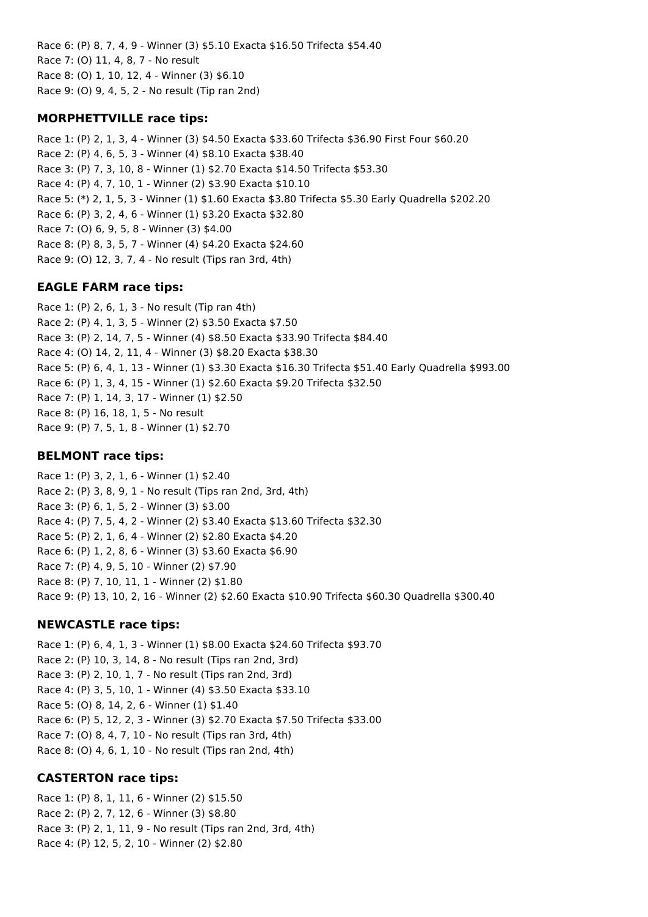Race 6: (P) 8, 7, 4, 9 - Winner (3) $5.10 Exacta $16.50 Trifecta $54.40
Race 7: (O) 11, 4, 8, 7 - No result
Race 8: (O) 1, 10, 12, 4 - Winner (3) $6.10
Race 9: (O) 9, 4, 5, 2 - No result (Tip ran 2nd)

### MORPHETTVILLE race tips:

Race 1: (P) 2, 1, 3, 4 - Winner (3) $4.50 Exacta $33.60 Trifecta $36.90 First Four $60.20
Race 2: (P) 4, 6, 5, 3 - Winner (4) $8.10 Exacta $38.40
Race 3: (P) 7, 3, 10, 8 - Winner (1) $2.70 Exacta $14.50 Trifecta $53.30
Race 4: (P) 4, 7, 10, 1 - Winner (2) $3.90 Exacta $10.10
Race 5: (*) 2, 1, 5, 3 - Winner (1) $1.60 Exacta $3.80 Trifecta $5.30 Early Quadrella $202.20
Race 6: (P) 3, 2, 4, 6 - Winner (1) $3.20 Exacta $32.80
Race 7: (O) 6, 9, 5, 8 - Winner (3) $4.00
Race 8: (P) 8, 3, 5, 7 - Winner (4) $4.20 Exacta $24.60
Race 9: (O) 12, 3, 7, 4 - No result (Tips ran 3rd, 4th)

### EAGLE FARM race tips:

Race 1: (P) 2, 6, 1, 3 - No result (Tip ran 4th)
Race 2: (P) 4, 1, 3, 5 - Winner (2) $3.50 Exacta $7.50
Race 3: (P) 2, 14, 7, 5 - Winner (4) $8.50 Exacta $33.90 Trifecta $84.40
Race 4: (O) 14, 2, 11, 4 - Winner (3) $8.20 Exacta $38.30
Race 5: (P) 6, 4, 1, 13 - Winner (1) $3.30 Exacta $16.30 Trifecta $51.40 Early Quadrella $993.00
Race 6: (P) 1, 3, 4, 15 - Winner (1) $2.60 Exacta $9.20 Trifecta $32.50
Race 7: (P) 1, 14, 3, 17 - Winner (1) $2.50
Race 8: (P) 16, 18, 1, 5 - No result
Race 9: (P) 7, 5, 1, 8 - Winner (1) $2.70

### BELMONT race tips:

Race 1: (P) 3, 2, 1, 6 - Winner (1) $2.40
Race 2: (P) 3, 8, 9, 1 - No result (Tips ran 2nd, 3rd, 4th)
Race 3: (P) 6, 1, 5, 2 - Winner (3) $3.00
Race 4: (P) 7, 5, 4, 2 - Winner (2) $3.40 Exacta $13.60 Trifecta $32.30
Race 5: (P) 2, 1, 6, 4 - Winner (2) $2.80 Exacta $4.20
Race 6: (P) 1, 2, 8, 6 - Winner (3) $3.60 Exacta $6.90
Race 7: (P) 4, 9, 5, 10 - Winner (2) $7.90
Race 8: (P) 7, 10, 11, 1 - Winner (2) $1.80
Race 9: (P) 13, 10, 2, 16 - Winner (2) $2.60 Exacta $10.90 Trifecta $60.30 Quadrella $300.40

### NEWCASTLE race tips:

Race 1: (P) 6, 4, 1, 3 - Winner (1) $8.00 Exacta $24.60 Trifecta $93.70
Race 2: (P) 10, 3, 14, 8 - No result (Tips ran 2nd, 3rd)
Race 3: (P) 2, 10, 1, 7 - No result (Tips ran 2nd, 3rd)
Race 4: (P) 3, 5, 10, 1 - Winner (4) $3.50 Exacta $33.10
Race 5: (O) 8, 14, 2, 6 - Winner (1) $1.40
Race 6: (P) 5, 12, 2, 3 - Winner (3) $2.70 Exacta $7.50 Trifecta $33.00
Race 7: (O) 8, 4, 7, 10 - No result (Tips ran 3rd, 4th)
Race 8: (O) 4, 6, 1, 10 - No result (Tips ran 2nd, 4th)

### CASTERTON race tips:

Race 1: (P) 8, 1, 11, 6 - Winner (2) $15.50
Race 2: (P) 2, 7, 12, 6 - Winner (3) $8.80
Race 3: (P) 2, 1, 11, 9 - No result (Tips ran 2nd, 3rd, 4th)
Race 4: (P) 12, 5, 2, 10 - Winner (2) $2.80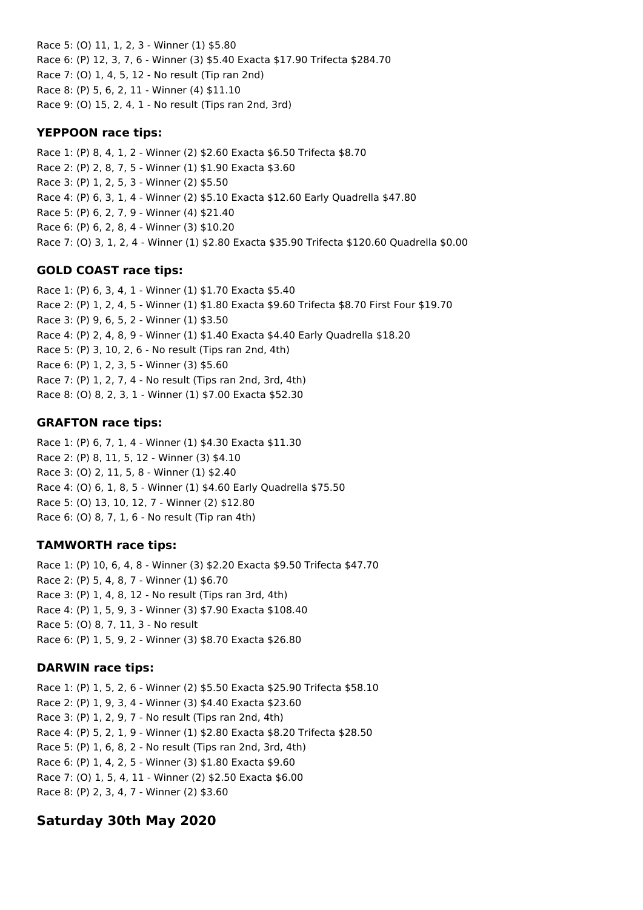Race 5: (O) 11, 1, 2, 3 - Winner (1) $5.80
Race 6: (P) 12, 3, 7, 6 - Winner (3) $5.40 Exacta $17.90 Trifecta $284.70
Race 7: (O) 1, 4, 5, 12 - No result (Tip ran 2nd)
Race 8: (P) 5, 6, 2, 11 - Winner (4) $11.10
Race 9: (O) 15, 2, 4, 1 - No result (Tips ran 2nd, 3rd)

### YEPPOON race tips:

Race 1: (P) 8, 4, 1, 2 - Winner (2) $2.60 Exacta $6.50 Trifecta $8.70
Race 2: (P) 2, 8, 7, 5 - Winner (1) $1.90 Exacta $3.60
Race 3: (P) 1, 2, 5, 3 - Winner (2) $5.50
Race 4: (P) 6, 3, 1, 4 - Winner (2) $5.10 Exacta $12.60 Early Quadrella $47.80
Race 5: (P) 6, 2, 7, 9 - Winner (4) $21.40
Race 6: (P) 6, 2, 8, 4 - Winner (3) $10.20
Race 7: (O) 3, 1, 2, 4 - Winner (1) $2.80 Exacta $35.90 Trifecta $120.60 Quadrella $0.00

### GOLD COAST race tips:

Race 1: (P) 6, 3, 4, 1 - Winner (1) $1.70 Exacta $5.40
Race 2: (P) 1, 2, 4, 5 - Winner (1) $1.80 Exacta $9.60 Trifecta $8.70 First Four $19.70
Race 3: (P) 9, 6, 5, 2 - Winner (1) $3.50
Race 4: (P) 2, 4, 8, 9 - Winner (1) $1.40 Exacta $4.40 Early Quadrella $18.20
Race 5: (P) 3, 10, 2, 6 - No result (Tips ran 2nd, 4th)
Race 6: (P) 1, 2, 3, 5 - Winner (3) $5.60
Race 7: (P) 1, 2, 7, 4 - No result (Tips ran 2nd, 3rd, 4th)
Race 8: (O) 8, 2, 3, 1 - Winner (1) $7.00 Exacta $52.30

### GRAFTON race tips:

Race 1: (P) 6, 7, 1, 4 - Winner (1) $4.30 Exacta $11.30
Race 2: (P) 8, 11, 5, 12 - Winner (3) $4.10
Race 3: (O) 2, 11, 5, 8 - Winner (1) $2.40
Race 4: (O) 6, 1, 8, 5 - Winner (1) $4.60 Early Quadrella $75.50
Race 5: (O) 13, 10, 12, 7 - Winner (2) $12.80
Race 6: (O) 8, 7, 1, 6 - No result (Tip ran 4th)

### TAMWORTH race tips:

Race 1: (P) 10, 6, 4, 8 - Winner (3) $2.20 Exacta $9.50 Trifecta $47.70
Race 2: (P) 5, 4, 8, 7 - Winner (1) $6.70
Race 3: (P) 1, 4, 8, 12 - No result (Tips ran 3rd, 4th)
Race 4: (P) 1, 5, 9, 3 - Winner (3) $7.90 Exacta $108.40
Race 5: (O) 8, 7, 11, 3 - No result
Race 6: (P) 1, 5, 9, 2 - Winner (3) $8.70 Exacta $26.80

### DARWIN race tips:

Race 1: (P) 1, 5, 2, 6 - Winner (2) $5.50 Exacta $25.90 Trifecta $58.10
Race 2: (P) 1, 9, 3, 4 - Winner (3) $4.40 Exacta $23.60
Race 3: (P) 1, 2, 9, 7 - No result (Tips ran 2nd, 4th)
Race 4: (P) 5, 2, 1, 9 - Winner (1) $2.80 Exacta $8.20 Trifecta $28.50
Race 5: (P) 1, 6, 8, 2 - No result (Tips ran 2nd, 3rd, 4th)
Race 6: (P) 1, 4, 2, 5 - Winner (3) $1.80 Exacta $9.60
Race 7: (O) 1, 5, 4, 11 - Winner (2) $2.50 Exacta $6.00
Race 8: (P) 2, 3, 4, 7 - Winner (2) $3.60

## Saturday 30th May 2020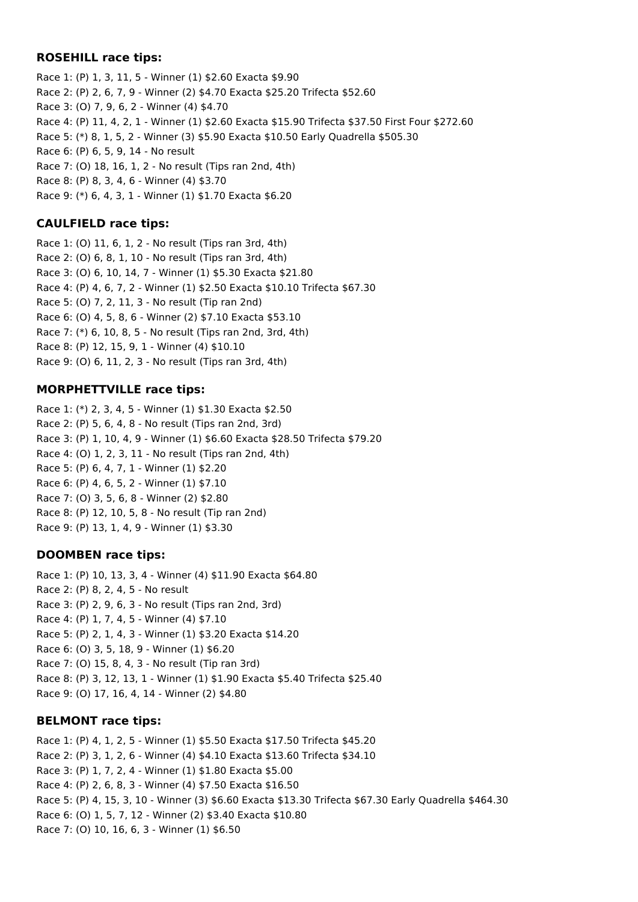### ROSEHILL race tips:

Race 1: (P) 1, 3, 11, 5 - Winner (1) $2.60 Exacta $9.90
Race 2: (P) 2, 6, 7, 9 - Winner (2) $4.70 Exacta $25.20 Trifecta $52.60
Race 3: (O) 7, 9, 6, 2 - Winner (4) $4.70
Race 4: (P) 11, 4, 2, 1 - Winner (1) $2.60 Exacta $15.90 Trifecta $37.50 First Four $272.60
Race 5: (*) 8, 1, 5, 2 - Winner (3) $5.90 Exacta $10.50 Early Quadrella $505.30
Race 6: (P) 6, 5, 9, 14 - No result
Race 7: (O) 18, 16, 1, 2 - No result (Tips ran 2nd, 4th)
Race 8: (P) 8, 3, 4, 6 - Winner (4) $3.70
Race 9: (*) 6, 4, 3, 1 - Winner (1) $1.70 Exacta $6.20

### CAULFIELD race tips:

Race 1: (O) 11, 6, 1, 2 - No result (Tips ran 3rd, 4th)
Race 2: (O) 6, 8, 1, 10 - No result (Tips ran 3rd, 4th)
Race 3: (O) 6, 10, 14, 7 - Winner (1) $5.30 Exacta $21.80
Race 4: (P) 4, 6, 7, 2 - Winner (1) $2.50 Exacta $10.10 Trifecta $67.30
Race 5: (O) 7, 2, 11, 3 - No result (Tip ran 2nd)
Race 6: (O) 4, 5, 8, 6 - Winner (2) $7.10 Exacta $53.10
Race 7: (*) 6, 10, 8, 5 - No result (Tips ran 2nd, 3rd, 4th)
Race 8: (P) 12, 15, 9, 1 - Winner (4) $10.10
Race 9: (O) 6, 11, 2, 3 - No result (Tips ran 3rd, 4th)

### MORPHETTVILLE race tips:

Race 1: (*) 2, 3, 4, 5 - Winner (1) $1.30 Exacta $2.50
Race 2: (P) 5, 6, 4, 8 - No result (Tips ran 2nd, 3rd)
Race 3: (P) 1, 10, 4, 9 - Winner (1) $6.60 Exacta $28.50 Trifecta $79.20
Race 4: (O) 1, 2, 3, 11 - No result (Tips ran 2nd, 4th)
Race 5: (P) 6, 4, 7, 1 - Winner (1) $2.20
Race 6: (P) 4, 6, 5, 2 - Winner (1) $7.10
Race 7: (O) 3, 5, 6, 8 - Winner (2) $2.80
Race 8: (P) 12, 10, 5, 8 - No result (Tip ran 2nd)
Race 9: (P) 13, 1, 4, 9 - Winner (1) $3.30

### DOOMBEN race tips:

Race 1: (P) 10, 13, 3, 4 - Winner (4) $11.90 Exacta $64.80
Race 2: (P) 8, 2, 4, 5 - No result
Race 3: (P) 2, 9, 6, 3 - No result (Tips ran 2nd, 3rd)
Race 4: (P) 1, 7, 4, 5 - Winner (4) $7.10
Race 5: (P) 2, 1, 4, 3 - Winner (1) $3.20 Exacta $14.20
Race 6: (O) 3, 5, 18, 9 - Winner (1) $6.20
Race 7: (O) 15, 8, 4, 3 - No result (Tip ran 3rd)
Race 8: (P) 3, 12, 13, 1 - Winner (1) $1.90 Exacta $5.40 Trifecta $25.40
Race 9: (O) 17, 16, 4, 14 - Winner (2) $4.80

### BELMONT race tips:

Race 1: (P) 4, 1, 2, 5 - Winner (1) $5.50 Exacta $17.50 Trifecta $45.20
Race 2: (P) 3, 1, 2, 6 - Winner (4) $4.10 Exacta $13.60 Trifecta $34.10
Race 3: (P) 1, 7, 2, 4 - Winner (1) $1.80 Exacta $5.00
Race 4: (P) 2, 6, 8, 3 - Winner (4) $7.50 Exacta $16.50
Race 5: (P) 4, 15, 3, 10 - Winner (3) $6.60 Exacta $13.30 Trifecta $67.30 Early Quadrella $464.30
Race 6: (O) 1, 5, 7, 12 - Winner (2) $3.40 Exacta $10.80
Race 7: (O) 10, 16, 6, 3 - Winner (1) $6.50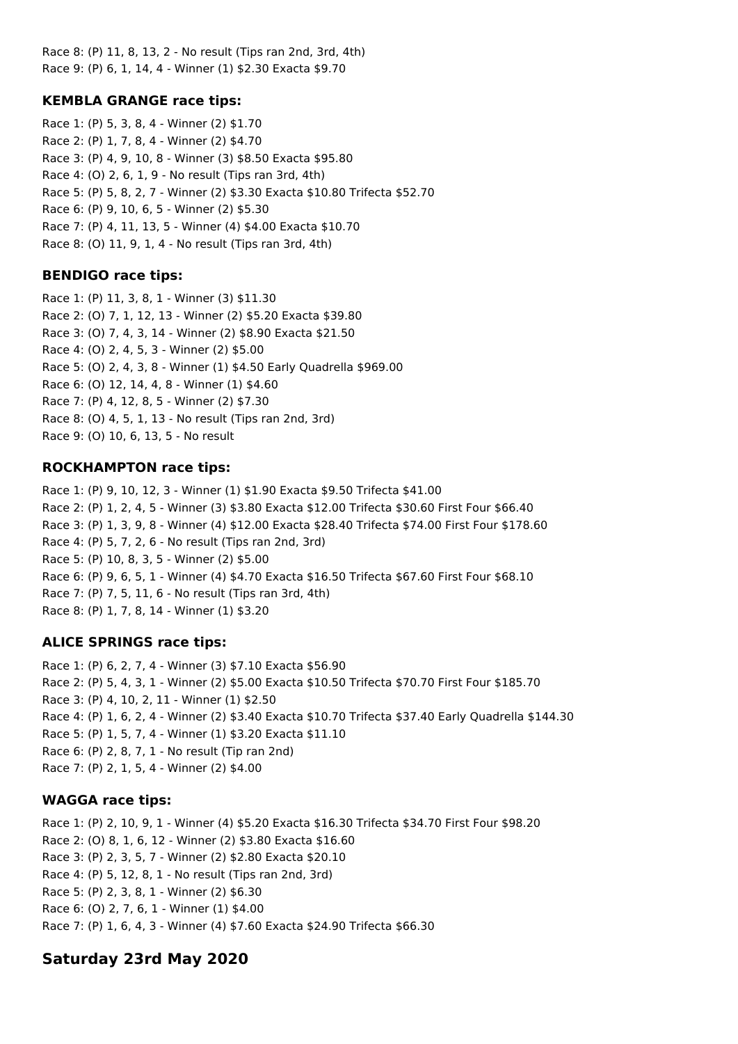Race 8: (P) 11, 8, 13, 2 - No result (Tips ran 2nd, 3rd, 4th)
Race 9: (P) 6, 1, 14, 4 - Winner (1) $2.30 Exacta $9.70

### KEMBLA GRANGE race tips:

Race 1: (P) 5, 3, 8, 4 - Winner (2) $1.70
Race 2: (P) 1, 7, 8, 4 - Winner (2) $4.70
Race 3: (P) 4, 9, 10, 8 - Winner (3) $8.50 Exacta $95.80
Race 4: (O) 2, 6, 1, 9 - No result (Tips ran 3rd, 4th)
Race 5: (P) 5, 8, 2, 7 - Winner (2) $3.30 Exacta $10.80 Trifecta $52.70
Race 6: (P) 9, 10, 6, 5 - Winner (2) $5.30
Race 7: (P) 4, 11, 13, 5 - Winner (4) $4.00 Exacta $10.70
Race 8: (O) 11, 9, 1, 4 - No result (Tips ran 3rd, 4th)

### BENDIGO race tips:

Race 1: (P) 11, 3, 8, 1 - Winner (3) $11.30
Race 2: (O) 7, 1, 12, 13 - Winner (2) $5.20 Exacta $39.80
Race 3: (O) 7, 4, 3, 14 - Winner (2) $8.90 Exacta $21.50
Race 4: (O) 2, 4, 5, 3 - Winner (2) $5.00
Race 5: (O) 2, 4, 3, 8 - Winner (1) $4.50 Early Quadrella $969.00
Race 6: (O) 12, 14, 4, 8 - Winner (1) $4.60
Race 7: (P) 4, 12, 8, 5 - Winner (2) $7.30
Race 8: (O) 4, 5, 1, 13 - No result (Tips ran 2nd, 3rd)
Race 9: (O) 10, 6, 13, 5 - No result

### ROCKHAMPTON race tips:

Race 1: (P) 9, 10, 12, 3 - Winner (1) $1.90 Exacta $9.50 Trifecta $41.00
Race 2: (P) 1, 2, 4, 5 - Winner (3) $3.80 Exacta $12.00 Trifecta $30.60 First Four $66.40
Race 3: (P) 1, 3, 9, 8 - Winner (4) $12.00 Exacta $28.40 Trifecta $74.00 First Four $178.60
Race 4: (P) 5, 7, 2, 6 - No result (Tips ran 2nd, 3rd)
Race 5: (P) 10, 8, 3, 5 - Winner (2) $5.00
Race 6: (P) 9, 6, 5, 1 - Winner (4) $4.70 Exacta $16.50 Trifecta $67.60 First Four $68.10
Race 7: (P) 7, 5, 11, 6 - No result (Tips ran 3rd, 4th)
Race 8: (P) 1, 7, 8, 14 - Winner (1) $3.20

### ALICE SPRINGS race tips:

Race 1: (P) 6, 2, 7, 4 - Winner (3) $7.10 Exacta $56.90
Race 2: (P) 5, 4, 3, 1 - Winner (2) $5.00 Exacta $10.50 Trifecta $70.70 First Four $185.70
Race 3: (P) 4, 10, 2, 11 - Winner (1) $2.50
Race 4: (P) 1, 6, 2, 4 - Winner (2) $3.40 Exacta $10.70 Trifecta $37.40 Early Quadrella $144.30
Race 5: (P) 1, 5, 7, 4 - Winner (1) $3.20 Exacta $11.10
Race 6: (P) 2, 8, 7, 1 - No result (Tip ran 2nd)
Race 7: (P) 2, 1, 5, 4 - Winner (2) $4.00

### WAGGA race tips:

Race 1: (P) 2, 10, 9, 1 - Winner (4) $5.20 Exacta $16.30 Trifecta $34.70 First Four $98.20
Race 2: (O) 8, 1, 6, 12 - Winner (2) $3.80 Exacta $16.60
Race 3: (P) 2, 3, 5, 7 - Winner (2) $2.80 Exacta $20.10
Race 4: (P) 5, 12, 8, 1 - No result (Tips ran 2nd, 3rd)
Race 5: (P) 2, 3, 8, 1 - Winner (2) $6.30
Race 6: (O) 2, 7, 6, 1 - Winner (1) $4.00
Race 7: (P) 1, 6, 4, 3 - Winner (4) $7.60 Exacta $24.90 Trifecta $66.30

## Saturday 23rd May 2020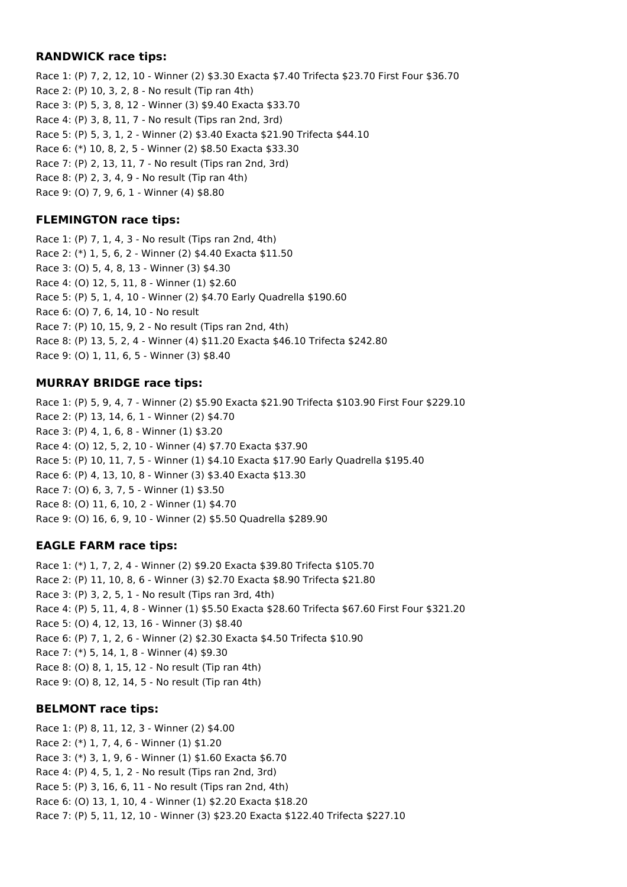**RANDWICK race tips:**

Race 1: (P) 7, 2, 12, 10 - Winner (2) $3.30 Exacta $7.40 Trifecta $23.70 First Four $36.70
Race 2: (P) 10, 3, 2, 8 - No result (Tip ran 4th)
Race 3: (P) 5, 3, 8, 12 - Winner (3) $9.40 Exacta $33.70
Race 4: (P) 3, 8, 11, 7 - No result (Tips ran 2nd, 3rd)
Race 5: (P) 5, 3, 1, 2 - Winner (2) $3.40 Exacta $21.90 Trifecta $44.10
Race 6: (*) 10, 8, 2, 5 - Winner (2) $8.50 Exacta $33.30
Race 7: (P) 2, 13, 11, 7 - No result (Tips ran 2nd, 3rd)
Race 8: (P) 2, 3, 4, 9 - No result (Tip ran 4th)
Race 9: (O) 7, 9, 6, 1 - Winner (4) $8.80

**FLEMINGTON race tips:**

Race 1: (P) 7, 1, 4, 3 - No result (Tips ran 2nd, 4th)
Race 2: (*) 1, 5, 6, 2 - Winner (2) $4.40 Exacta $11.50
Race 3: (O) 5, 4, 8, 13 - Winner (3) $4.30
Race 4: (O) 12, 5, 11, 8 - Winner (1) $2.60
Race 5: (P) 5, 1, 4, 10 - Winner (2) $4.70 Early Quadrella $190.60
Race 6: (O) 7, 6, 14, 10 - No result
Race 7: (P) 10, 15, 9, 2 - No result (Tips ran 2nd, 4th)
Race 8: (P) 13, 5, 2, 4 - Winner (4) $11.20 Exacta $46.10 Trifecta $242.80
Race 9: (O) 1, 11, 6, 5 - Winner (3) $8.40

**MURRAY BRIDGE race tips:**

Race 1: (P) 5, 9, 4, 7 - Winner (2) $5.90 Exacta $21.90 Trifecta $103.90 First Four $229.10
Race 2: (P) 13, 14, 6, 1 - Winner (2) $4.70
Race 3: (P) 4, 1, 6, 8 - Winner (1) $3.20
Race 4: (O) 12, 5, 2, 10 - Winner (4) $7.70 Exacta $37.90
Race 5: (P) 10, 11, 7, 5 - Winner (1) $4.10 Exacta $17.90 Early Quadrella $195.40
Race 6: (P) 4, 13, 10, 8 - Winner (3) $3.40 Exacta $13.30
Race 7: (O) 6, 3, 7, 5 - Winner (1) $3.50
Race 8: (O) 11, 6, 10, 2 - Winner (1) $4.70
Race 9: (O) 16, 6, 9, 10 - Winner (2) $5.50 Quadrella $289.90

**EAGLE FARM race tips:**

Race 1: (*) 1, 7, 2, 4 - Winner (2) $9.20 Exacta $39.80 Trifecta $105.70
Race 2: (P) 11, 10, 8, 6 - Winner (3) $2.70 Exacta $8.90 Trifecta $21.80
Race 3: (P) 3, 2, 5, 1 - No result (Tips ran 3rd, 4th)
Race 4: (P) 5, 11, 4, 8 - Winner (1) $5.50 Exacta $28.60 Trifecta $67.60 First Four $321.20
Race 5: (O) 4, 12, 13, 16 - Winner (3) $8.40
Race 6: (P) 7, 1, 2, 6 - Winner (2) $2.30 Exacta $4.50 Trifecta $10.90
Race 7: (*) 5, 14, 1, 8 - Winner (4) $9.30
Race 8: (O) 8, 1, 15, 12 - No result (Tip ran 4th)
Race 9: (O) 8, 12, 14, 5 - No result (Tip ran 4th)

**BELMONT race tips:**

Race 1: (P) 8, 11, 12, 3 - Winner (2) $4.00
Race 2: (*) 1, 7, 4, 6 - Winner (1) $1.20
Race 3: (*) 3, 1, 9, 6 - Winner (1) $1.60 Exacta $6.70
Race 4: (P) 4, 5, 1, 2 - No result (Tips ran 2nd, 3rd)
Race 5: (P) 3, 16, 6, 11 - No result (Tips ran 2nd, 4th)
Race 6: (O) 13, 1, 10, 4 - Winner (1) $2.20 Exacta $18.20
Race 7: (P) 5, 11, 12, 10 - Winner (3) $23.20 Exacta $122.40 Trifecta $227.10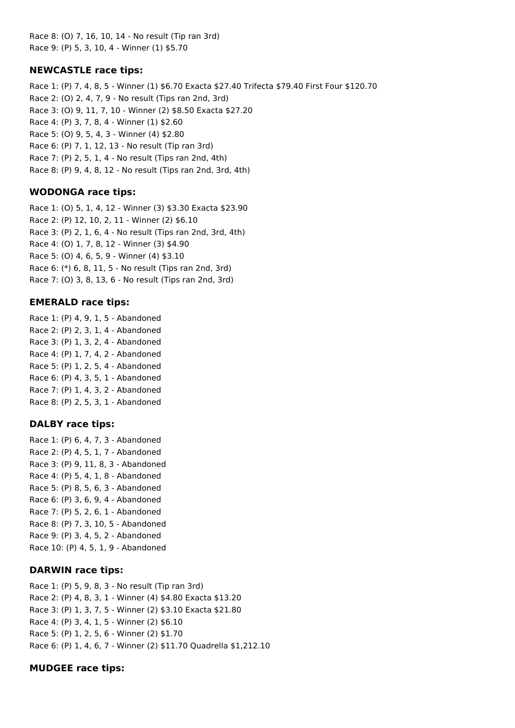Race 8: (O) 7, 16, 10, 14 - No result (Tip ran 3rd)
Race 9: (P) 5, 3, 10, 4 - Winner (1) $5.70

### NEWCASTLE race tips:

Race 1: (P) 7, 4, 8, 5 - Winner (1) $6.70 Exacta $27.40 Trifecta $79.40 First Four $120.70
Race 2: (O) 2, 4, 7, 9 - No result (Tips ran 2nd, 3rd)
Race 3: (O) 9, 11, 7, 10 - Winner (2) $8.50 Exacta $27.20
Race 4: (P) 3, 7, 8, 4 - Winner (1) $2.60
Race 5: (O) 9, 5, 4, 3 - Winner (4) $2.80
Race 6: (P) 7, 1, 12, 13 - No result (Tip ran 3rd)
Race 7: (P) 2, 5, 1, 4 - No result (Tips ran 2nd, 4th)
Race 8: (P) 9, 4, 8, 12 - No result (Tips ran 2nd, 3rd, 4th)

### WODONGA race tips:

Race 1: (O) 5, 1, 4, 12 - Winner (3) $3.30 Exacta $23.90
Race 2: (P) 12, 10, 2, 11 - Winner (2) $6.10
Race 3: (P) 2, 1, 6, 4 - No result (Tips ran 2nd, 3rd, 4th)
Race 4: (O) 1, 7, 8, 12 - Winner (3) $4.90
Race 5: (O) 4, 6, 5, 9 - Winner (4) $3.10
Race 6: (*) 6, 8, 11, 5 - No result (Tips ran 2nd, 3rd)
Race 7: (O) 3, 8, 13, 6 - No result (Tips ran 2nd, 3rd)

### EMERALD race tips:

Race 1: (P) 4, 9, 1, 5 - Abandoned
Race 2: (P) 2, 3, 1, 4 - Abandoned
Race 3: (P) 1, 3, 2, 4 - Abandoned
Race 4: (P) 1, 7, 4, 2 - Abandoned
Race 5: (P) 1, 2, 5, 4 - Abandoned
Race 6: (P) 4, 3, 5, 1 - Abandoned
Race 7: (P) 1, 4, 3, 2 - Abandoned
Race 8: (P) 2, 5, 3, 1 - Abandoned

### DALBY race tips:

Race 1: (P) 6, 4, 7, 3 - Abandoned
Race 2: (P) 4, 5, 1, 7 - Abandoned
Race 3: (P) 9, 11, 8, 3 - Abandoned
Race 4: (P) 5, 4, 1, 8 - Abandoned
Race 5: (P) 8, 5, 6, 3 - Abandoned
Race 6: (P) 3, 6, 9, 4 - Abandoned
Race 7: (P) 5, 2, 6, 1 - Abandoned
Race 8: (P) 7, 3, 10, 5 - Abandoned
Race 9: (P) 3, 4, 5, 2 - Abandoned
Race 10: (P) 4, 5, 1, 9 - Abandoned

### DARWIN race tips:

Race 1: (P) 5, 9, 8, 3 - No result (Tip ran 3rd)
Race 2: (P) 4, 8, 3, 1 - Winner (4) $4.80 Exacta $13.20
Race 3: (P) 1, 3, 7, 5 - Winner (2) $3.10 Exacta $21.80
Race 4: (P) 3, 4, 1, 5 - Winner (2) $6.10
Race 5: (P) 1, 2, 5, 6 - Winner (2) $1.70
Race 6: (P) 1, 4, 6, 7 - Winner (2) $11.70 Quadrella $1,212.10

### MUDGEE race tips: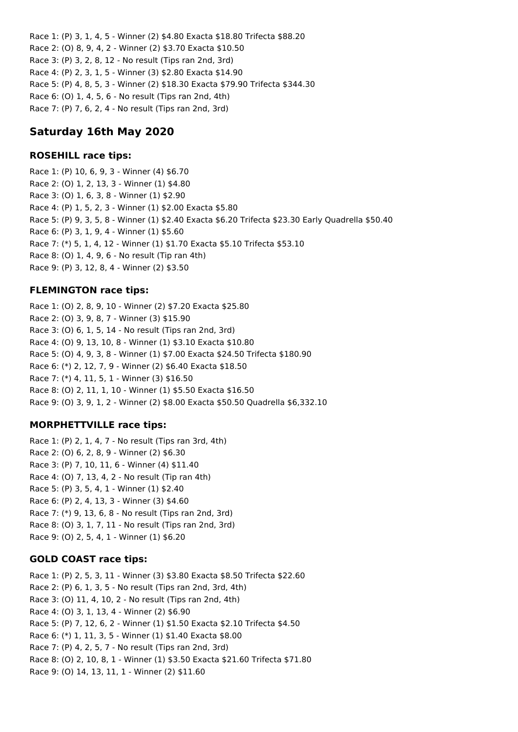Race 1: (P) 3, 1, 4, 5 - Winner (2) $4.80 Exacta $18.80 Trifecta $88.20
Race 2: (O) 8, 9, 4, 2 - Winner (2) $3.70 Exacta $10.50
Race 3: (P) 3, 2, 8, 12 - No result (Tips ran 2nd, 3rd)
Race 4: (P) 2, 3, 1, 5 - Winner (3) $2.80 Exacta $14.90
Race 5: (P) 4, 8, 5, 3 - Winner (2) $18.30 Exacta $79.90 Trifecta $344.30
Race 6: (O) 1, 4, 5, 6 - No result (Tips ran 2nd, 4th)
Race 7: (P) 7, 6, 2, 4 - No result (Tips ran 2nd, 3rd)

## Saturday 16th May 2020

### ROSEHILL race tips:

Race 1: (P) 10, 6, 9, 3 - Winner (4) $6.70
Race 2: (O) 1, 2, 13, 3 - Winner (1) $4.80
Race 3: (O) 1, 6, 3, 8 - Winner (1) $2.90
Race 4: (P) 1, 5, 2, 3 - Winner (1) $2.00 Exacta $5.80
Race 5: (P) 9, 3, 5, 8 - Winner (1) $2.40 Exacta $6.20 Trifecta $23.30 Early Quadrella $50.40
Race 6: (P) 3, 1, 9, 4 - Winner (1) $5.60
Race 7: (*) 5, 1, 4, 12 - Winner (1) $1.70 Exacta $5.10 Trifecta $53.10
Race 8: (O) 1, 4, 9, 6 - No result (Tip ran 4th)
Race 9: (P) 3, 12, 8, 4 - Winner (2) $3.50

### FLEMINGTON race tips:

Race 1: (O) 2, 8, 9, 10 - Winner (2) $7.20 Exacta $25.80
Race 2: (O) 3, 9, 8, 7 - Winner (3) $15.90
Race 3: (O) 6, 1, 5, 14 - No result (Tips ran 2nd, 3rd)
Race 4: (O) 9, 13, 10, 8 - Winner (1) $3.10 Exacta $10.80
Race 5: (O) 4, 9, 3, 8 - Winner (1) $7.00 Exacta $24.50 Trifecta $180.90
Race 6: (*) 2, 12, 7, 9 - Winner (2) $6.40 Exacta $18.50
Race 7: (*) 4, 11, 5, 1 - Winner (3) $16.50
Race 8: (O) 2, 11, 1, 10 - Winner (1) $5.50 Exacta $16.50
Race 9: (O) 3, 9, 1, 2 - Winner (2) $8.00 Exacta $50.50 Quadrella $6,332.10

### MORPHETTVILLE race tips:

Race 1: (P) 2, 1, 4, 7 - No result (Tips ran 3rd, 4th)
Race 2: (O) 6, 2, 8, 9 - Winner (2) $6.30
Race 3: (P) 7, 10, 11, 6 - Winner (4) $11.40
Race 4: (O) 7, 13, 4, 2 - No result (Tip ran 4th)
Race 5: (P) 3, 5, 4, 1 - Winner (1) $2.40
Race 6: (P) 2, 4, 13, 3 - Winner (3) $4.60
Race 7: (*) 9, 13, 6, 8 - No result (Tips ran 2nd, 3rd)
Race 8: (O) 3, 1, 7, 11 - No result (Tips ran 2nd, 3rd)
Race 9: (O) 2, 5, 4, 1 - Winner (1) $6.20

### GOLD COAST race tips:

Race 1: (P) 2, 5, 3, 11 - Winner (3) $3.80 Exacta $8.50 Trifecta $22.60
Race 2: (P) 6, 1, 3, 5 - No result (Tips ran 2nd, 3rd, 4th)
Race 3: (O) 11, 4, 10, 2 - No result (Tips ran 2nd, 4th)
Race 4: (O) 3, 1, 13, 4 - Winner (2) $6.90
Race 5: (P) 7, 12, 6, 2 - Winner (1) $1.50 Exacta $2.10 Trifecta $4.50
Race 6: (*) 1, 11, 3, 5 - Winner (1) $1.40 Exacta $8.00
Race 7: (P) 4, 2, 5, 7 - No result (Tips ran 2nd, 3rd)
Race 8: (O) 2, 10, 8, 1 - Winner (1) $3.50 Exacta $21.60 Trifecta $71.80
Race 9: (O) 14, 13, 11, 1 - Winner (2) $11.60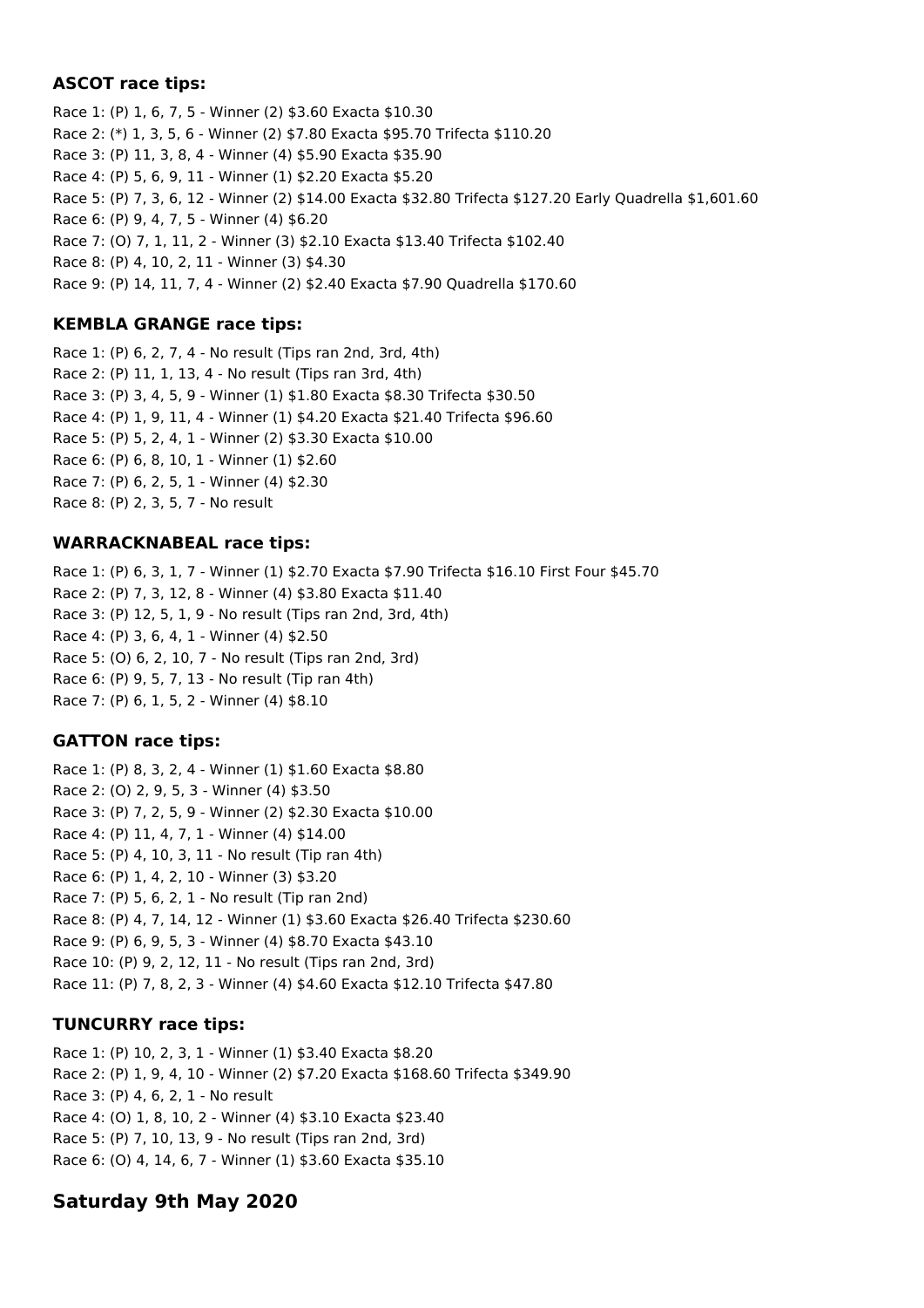### ASCOT race tips:

Race 1: (P) 1, 6, 7, 5 - Winner (2) $3.60 Exacta $10.30
Race 2: (*) 1, 3, 5, 6 - Winner (2) $7.80 Exacta $95.70 Trifecta $110.20
Race 3: (P) 11, 3, 8, 4 - Winner (4) $5.90 Exacta $35.90
Race 4: (P) 5, 6, 9, 11 - Winner (1) $2.20 Exacta $5.20
Race 5: (P) 7, 3, 6, 12 - Winner (2) $14.00 Exacta $32.80 Trifecta $127.20 Early Quadrella $1,601.60
Race 6: (P) 9, 4, 7, 5 - Winner (4) $6.20
Race 7: (O) 7, 1, 11, 2 - Winner (3) $2.10 Exacta $13.40 Trifecta $102.40
Race 8: (P) 4, 10, 2, 11 - Winner (3) $4.30
Race 9: (P) 14, 11, 7, 4 - Winner (2) $2.40 Exacta $7.90 Quadrella $170.60

### KEMBLA GRANGE race tips:

Race 1: (P) 6, 2, 7, 4 - No result (Tips ran 2nd, 3rd, 4th)
Race 2: (P) 11, 1, 13, 4 - No result (Tips ran 3rd, 4th)
Race 3: (P) 3, 4, 5, 9 - Winner (1) $1.80 Exacta $8.30 Trifecta $30.50
Race 4: (P) 1, 9, 11, 4 - Winner (1) $4.20 Exacta $21.40 Trifecta $96.60
Race 5: (P) 5, 2, 4, 1 - Winner (2) $3.30 Exacta $10.00
Race 6: (P) 6, 8, 10, 1 - Winner (1) $2.60
Race 7: (P) 6, 2, 5, 1 - Winner (4) $2.30
Race 8: (P) 2, 3, 5, 7 - No result

### WARRACKNABEAL race tips:

Race 1: (P) 6, 3, 1, 7 - Winner (1) $2.70 Exacta $7.90 Trifecta $16.10 First Four $45.70
Race 2: (P) 7, 3, 12, 8 - Winner (4) $3.80 Exacta $11.40
Race 3: (P) 12, 5, 1, 9 - No result (Tips ran 2nd, 3rd, 4th)
Race 4: (P) 3, 6, 4, 1 - Winner (4) $2.50
Race 5: (O) 6, 2, 10, 7 - No result (Tips ran 2nd, 3rd)
Race 6: (P) 9, 5, 7, 13 - No result (Tip ran 4th)
Race 7: (P) 6, 1, 5, 2 - Winner (4) $8.10

### GATTON race tips:

Race 1: (P) 8, 3, 2, 4 - Winner (1) $1.60 Exacta $8.80
Race 2: (O) 2, 9, 5, 3 - Winner (4) $3.50
Race 3: (P) 7, 2, 5, 9 - Winner (2) $2.30 Exacta $10.00
Race 4: (P) 11, 4, 7, 1 - Winner (4) $14.00
Race 5: (P) 4, 10, 3, 11 - No result (Tip ran 4th)
Race 6: (P) 1, 4, 2, 10 - Winner (3) $3.20
Race 7: (P) 5, 6, 2, 1 - No result (Tip ran 2nd)
Race 8: (P) 4, 7, 14, 12 - Winner (1) $3.60 Exacta $26.40 Trifecta $230.60
Race 9: (P) 6, 9, 5, 3 - Winner (4) $8.70 Exacta $43.10
Race 10: (P) 9, 2, 12, 11 - No result (Tips ran 2nd, 3rd)
Race 11: (P) 7, 8, 2, 3 - Winner (4) $4.60 Exacta $12.10 Trifecta $47.80

### TUNCURRY race tips:

Race 1: (P) 10, 2, 3, 1 - Winner (1) $3.40 Exacta $8.20
Race 2: (P) 1, 9, 4, 10 - Winner (2) $7.20 Exacta $168.60 Trifecta $349.90
Race 3: (P) 4, 6, 2, 1 - No result
Race 4: (O) 1, 8, 10, 2 - Winner (4) $3.10 Exacta $23.40
Race 5: (P) 7, 10, 13, 9 - No result (Tips ran 2nd, 3rd)
Race 6: (O) 4, 14, 6, 7 - Winner (1) $3.60 Exacta $35.10

## Saturday 9th May 2020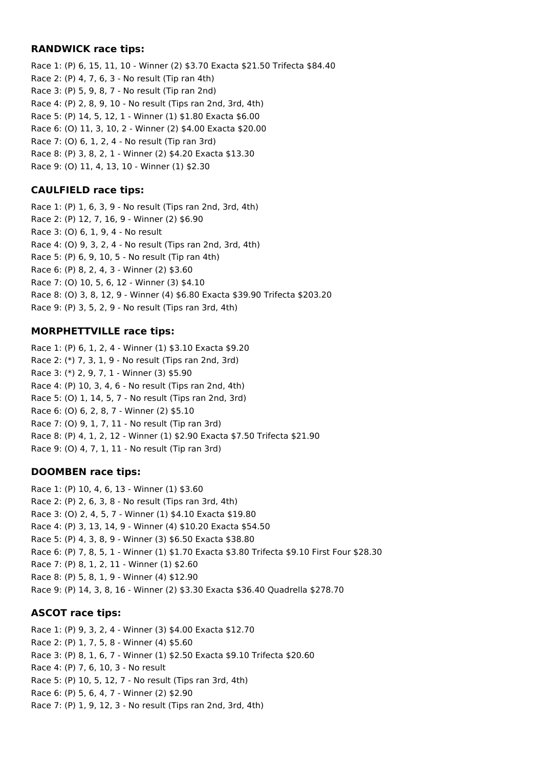### RANDWICK race tips:

Race 1: (P) 6, 15, 11, 10 - Winner (2) $3.70 Exacta $21.50 Trifecta $84.40
Race 2: (P) 4, 7, 6, 3 - No result (Tip ran 4th)
Race 3: (P) 5, 9, 8, 7 - No result (Tip ran 2nd)
Race 4: (P) 2, 8, 9, 10 - No result (Tips ran 2nd, 3rd, 4th)
Race 5: (P) 14, 5, 12, 1 - Winner (1) $1.80 Exacta $6.00
Race 6: (O) 11, 3, 10, 2 - Winner (2) $4.00 Exacta $20.00
Race 7: (O) 6, 1, 2, 4 - No result (Tip ran 3rd)
Race 8: (P) 3, 8, 2, 1 - Winner (2) $4.20 Exacta $13.30
Race 9: (O) 11, 4, 13, 10 - Winner (1) $2.30

### CAULFIELD race tips:

Race 1: (P) 1, 6, 3, 9 - No result (Tips ran 2nd, 3rd, 4th)
Race 2: (P) 12, 7, 16, 9 - Winner (2) $6.90
Race 3: (O) 6, 1, 9, 4 - No result
Race 4: (O) 9, 3, 2, 4 - No result (Tips ran 2nd, 3rd, 4th)
Race 5: (P) 6, 9, 10, 5 - No result (Tip ran 4th)
Race 6: (P) 8, 2, 4, 3 - Winner (2) $3.60
Race 7: (O) 10, 5, 6, 12 - Winner (3) $4.10
Race 8: (O) 3, 8, 12, 9 - Winner (4) $6.80 Exacta $39.90 Trifecta $203.20
Race 9: (P) 3, 5, 2, 9 - No result (Tips ran 3rd, 4th)

### MORPHETTVILLE race tips:

Race 1: (P) 6, 1, 2, 4 - Winner (1) $3.10 Exacta $9.20
Race 2: (*) 7, 3, 1, 9 - No result (Tips ran 2nd, 3rd)
Race 3: (*) 2, 9, 7, 1 - Winner (3) $5.90
Race 4: (P) 10, 3, 4, 6 - No result (Tips ran 2nd, 4th)
Race 5: (O) 1, 14, 5, 7 - No result (Tips ran 2nd, 3rd)
Race 6: (O) 6, 2, 8, 7 - Winner (2) $5.10
Race 7: (O) 9, 1, 7, 11 - No result (Tip ran 3rd)
Race 8: (P) 4, 1, 2, 12 - Winner (1) $2.90 Exacta $7.50 Trifecta $21.90
Race 9: (O) 4, 7, 1, 11 - No result (Tip ran 3rd)

### DOOMBEN race tips:

Race 1: (P) 10, 4, 6, 13 - Winner (1) $3.60
Race 2: (P) 2, 6, 3, 8 - No result (Tips ran 3rd, 4th)
Race 3: (O) 2, 4, 5, 7 - Winner (1) $4.10 Exacta $19.80
Race 4: (P) 3, 13, 14, 9 - Winner (4) $10.20 Exacta $54.50
Race 5: (P) 4, 3, 8, 9 - Winner (3) $6.50 Exacta $38.80
Race 6: (P) 7, 8, 5, 1 - Winner (1) $1.70 Exacta $3.80 Trifecta $9.10 First Four $28.30
Race 7: (P) 8, 1, 2, 11 - Winner (1) $2.60
Race 8: (P) 5, 8, 1, 9 - Winner (4) $12.90
Race 9: (P) 14, 3, 8, 16 - Winner (2) $3.30 Exacta $36.40 Quadrella $278.70

### ASCOT race tips:

Race 1: (P) 9, 3, 2, 4 - Winner (3) $4.00 Exacta $12.70
Race 2: (P) 1, 7, 5, 8 - Winner (4) $5.60
Race 3: (P) 8, 1, 6, 7 - Winner (1) $2.50 Exacta $9.10 Trifecta $20.60
Race 4: (P) 7, 6, 10, 3 - No result
Race 5: (P) 10, 5, 12, 7 - No result (Tips ran 3rd, 4th)
Race 6: (P) 5, 6, 4, 7 - Winner (2) $2.90
Race 7: (P) 1, 9, 12, 3 - No result (Tips ran 2nd, 3rd, 4th)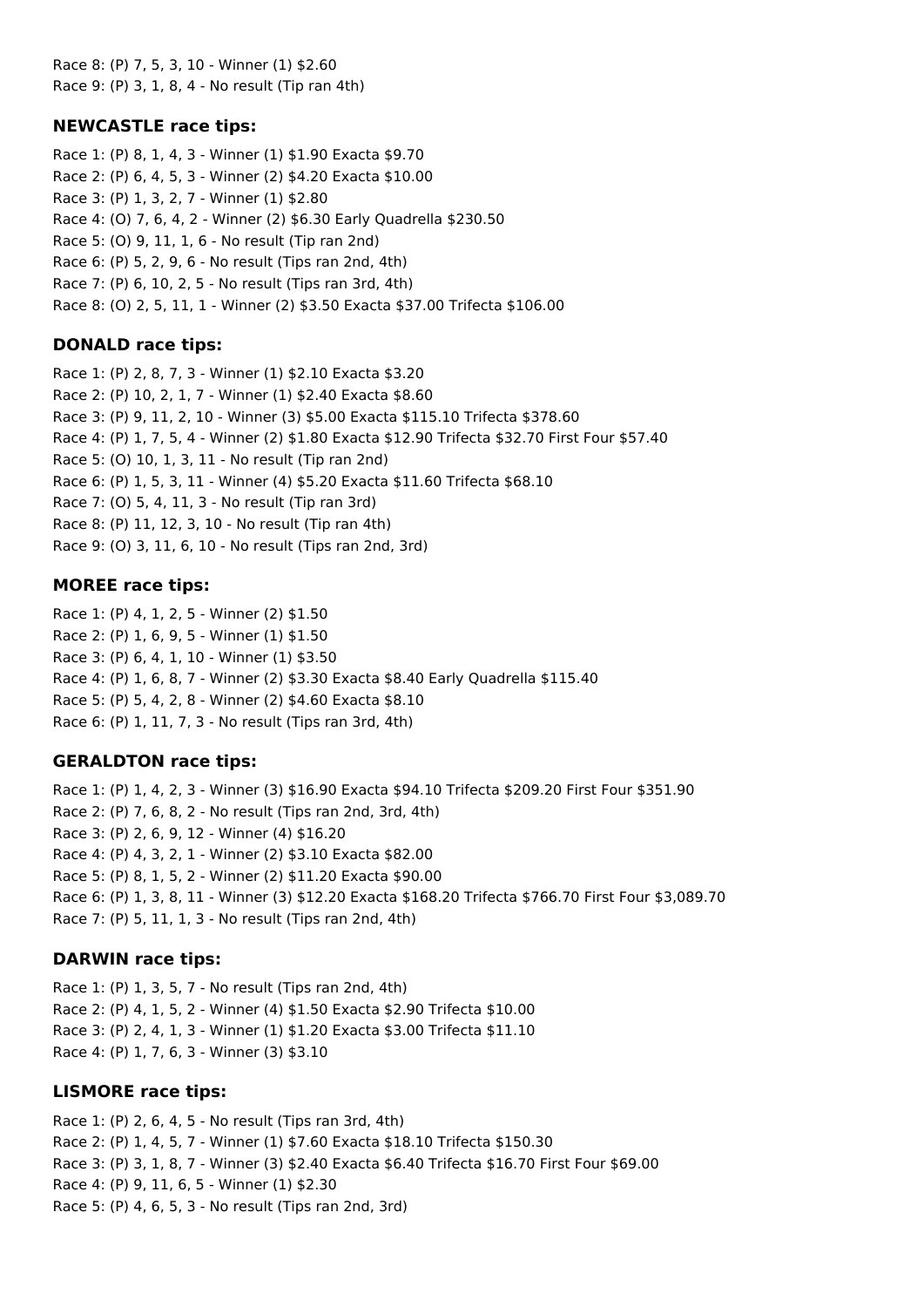Race 8: (P) 7, 5, 3, 10 - Winner (1) $2.60
Race 9: (P) 3, 1, 8, 4 - No result (Tip ran 4th)

### NEWCASTLE race tips:

Race 1: (P) 8, 1, 4, 3 - Winner (1) $1.90 Exacta $9.70
Race 2: (P) 6, 4, 5, 3 - Winner (2) $4.20 Exacta $10.00
Race 3: (P) 1, 3, 2, 7 - Winner (1) $2.80
Race 4: (O) 7, 6, 4, 2 - Winner (2) $6.30 Early Quadrella $230.50
Race 5: (O) 9, 11, 1, 6 - No result (Tip ran 2nd)
Race 6: (P) 5, 2, 9, 6 - No result (Tips ran 2nd, 4th)
Race 7: (P) 6, 10, 2, 5 - No result (Tips ran 3rd, 4th)
Race 8: (O) 2, 5, 11, 1 - Winner (2) $3.50 Exacta $37.00 Trifecta $106.00

### DONALD race tips:

Race 1: (P) 2, 8, 7, 3 - Winner (1) $2.10 Exacta $3.20
Race 2: (P) 10, 2, 1, 7 - Winner (1) $2.40 Exacta $8.60
Race 3: (P) 9, 11, 2, 10 - Winner (3) $5.00 Exacta $115.10 Trifecta $378.60
Race 4: (P) 1, 7, 5, 4 - Winner (2) $1.80 Exacta $12.90 Trifecta $32.70 First Four $57.40
Race 5: (O) 10, 1, 3, 11 - No result (Tip ran 2nd)
Race 6: (P) 1, 5, 3, 11 - Winner (4) $5.20 Exacta $11.60 Trifecta $68.10
Race 7: (O) 5, 4, 11, 3 - No result (Tip ran 3rd)
Race 8: (P) 11, 12, 3, 10 - No result (Tip ran 4th)
Race 9: (O) 3, 11, 6, 10 - No result (Tips ran 2nd, 3rd)

### MOREE race tips:

Race 1: (P) 4, 1, 2, 5 - Winner (2) $1.50
Race 2: (P) 1, 6, 9, 5 - Winner (1) $1.50
Race 3: (P) 6, 4, 1, 10 - Winner (1) $3.50
Race 4: (P) 1, 6, 8, 7 - Winner (2) $3.30 Exacta $8.40 Early Quadrella $115.40
Race 5: (P) 5, 4, 2, 8 - Winner (2) $4.60 Exacta $8.10
Race 6: (P) 1, 11, 7, 3 - No result (Tips ran 3rd, 4th)

### GERALDTON race tips:

Race 1: (P) 1, 4, 2, 3 - Winner (3) $16.90 Exacta $94.10 Trifecta $209.20 First Four $351.90
Race 2: (P) 7, 6, 8, 2 - No result (Tips ran 2nd, 3rd, 4th)
Race 3: (P) 2, 6, 9, 12 - Winner (4) $16.20
Race 4: (P) 4, 3, 2, 1 - Winner (2) $3.10 Exacta $82.00
Race 5: (P) 8, 1, 5, 2 - Winner (2) $11.20 Exacta $90.00
Race 6: (P) 1, 3, 8, 11 - Winner (3) $12.20 Exacta $168.20 Trifecta $766.70 First Four $3,089.70
Race 7: (P) 5, 11, 1, 3 - No result (Tips ran 2nd, 4th)

### DARWIN race tips:

Race 1: (P) 1, 3, 5, 7 - No result (Tips ran 2nd, 4th)
Race 2: (P) 4, 1, 5, 2 - Winner (4) $1.50 Exacta $2.90 Trifecta $10.00
Race 3: (P) 2, 4, 1, 3 - Winner (1) $1.20 Exacta $3.00 Trifecta $11.10
Race 4: (P) 1, 7, 6, 3 - Winner (3) $3.10

### LISMORE race tips:

Race 1: (P) 2, 6, 4, 5 - No result (Tips ran 3rd, 4th)
Race 2: (P) 1, 4, 5, 7 - Winner (1) $7.60 Exacta $18.10 Trifecta $150.30
Race 3: (P) 3, 1, 8, 7 - Winner (3) $2.40 Exacta $6.40 Trifecta $16.70 First Four $69.00
Race 4: (P) 9, 11, 6, 5 - Winner (1) $2.30
Race 5: (P) 4, 6, 5, 3 - No result (Tips ran 2nd, 3rd)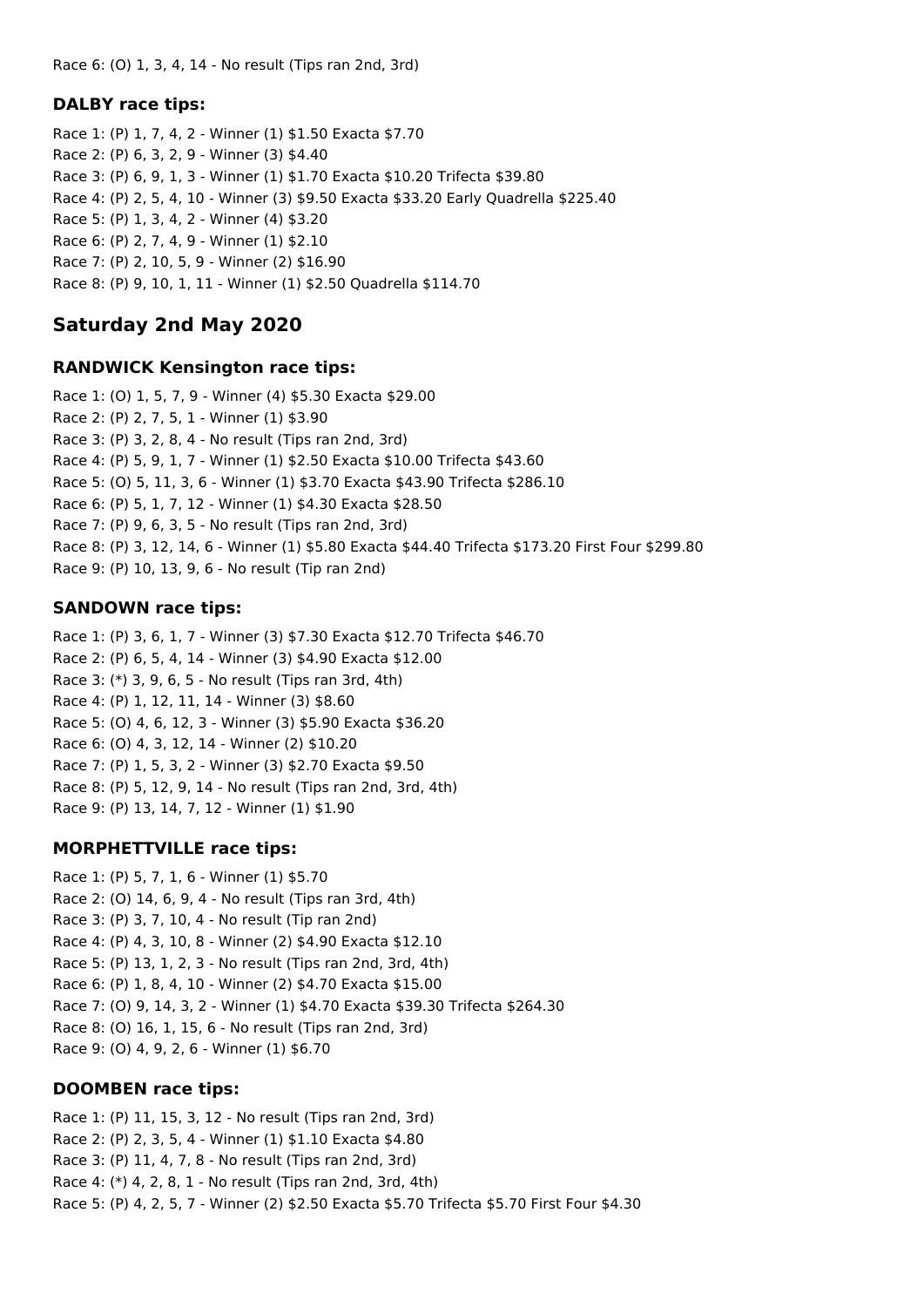Race 6: (O) 1, 3, 4, 14 - No result (Tips ran 2nd, 3rd)

### DALBY race tips:

Race 1: (P) 1, 7, 4, 2 - Winner (1) $1.50 Exacta $7.70
Race 2: (P) 6, 3, 2, 9 - Winner (3) $4.40
Race 3: (P) 6, 9, 1, 3 - Winner (1) $1.70 Exacta $10.20 Trifecta $39.80
Race 4: (P) 2, 5, 4, 10 - Winner (3) $9.50 Exacta $33.20 Early Quadrella $225.40
Race 5: (P) 1, 3, 4, 2 - Winner (4) $3.20
Race 6: (P) 2, 7, 4, 9 - Winner (1) $2.10
Race 7: (P) 2, 10, 5, 9 - Winner (2) $16.90
Race 8: (P) 9, 10, 1, 11 - Winner (1) $2.50 Quadrella $114.70

## Saturday 2nd May 2020

### RANDWICK Kensington race tips:

Race 1: (O) 1, 5, 7, 9 - Winner (4) $5.30 Exacta $29.00
Race 2: (P) 2, 7, 5, 1 - Winner (1) $3.90
Race 3: (P) 3, 2, 8, 4 - No result (Tips ran 2nd, 3rd)
Race 4: (P) 5, 9, 1, 7 - Winner (1) $2.50 Exacta $10.00 Trifecta $43.60
Race 5: (O) 5, 11, 3, 6 - Winner (1) $3.70 Exacta $43.90 Trifecta $286.10
Race 6: (P) 5, 1, 7, 12 - Winner (1) $4.30 Exacta $28.50
Race 7: (P) 9, 6, 3, 5 - No result (Tips ran 2nd, 3rd)
Race 8: (P) 3, 12, 14, 6 - Winner (1) $5.80 Exacta $44.40 Trifecta $173.20 First Four $299.80
Race 9: (P) 10, 13, 9, 6 - No result (Tip ran 2nd)

### SANDOWN race tips:

Race 1: (P) 3, 6, 1, 7 - Winner (3) $7.30 Exacta $12.70 Trifecta $46.70
Race 2: (P) 6, 5, 4, 14 - Winner (3) $4.90 Exacta $12.00
Race 3: (*) 3, 9, 6, 5 - No result (Tips ran 3rd, 4th)
Race 4: (P) 1, 12, 11, 14 - Winner (3) $8.60
Race 5: (O) 4, 6, 12, 3 - Winner (3) $5.90 Exacta $36.20
Race 6: (O) 4, 3, 12, 14 - Winner (2) $10.20
Race 7: (P) 1, 5, 3, 2 - Winner (3) $2.70 Exacta $9.50
Race 8: (P) 5, 12, 9, 14 - No result (Tips ran 2nd, 3rd, 4th)
Race 9: (P) 13, 14, 7, 12 - Winner (1) $1.90

### MORPHETTVILLE race tips:

Race 1: (P) 5, 7, 1, 6 - Winner (1) $5.70
Race 2: (O) 14, 6, 9, 4 - No result (Tips ran 3rd, 4th)
Race 3: (P) 3, 7, 10, 4 - No result (Tip ran 2nd)
Race 4: (P) 4, 3, 10, 8 - Winner (2) $4.90 Exacta $12.10
Race 5: (P) 13, 1, 2, 3 - No result (Tips ran 2nd, 3rd, 4th)
Race 6: (P) 1, 8, 4, 10 - Winner (2) $4.70 Exacta $15.00
Race 7: (O) 9, 14, 3, 2 - Winner (1) $4.70 Exacta $39.30 Trifecta $264.30
Race 8: (O) 16, 1, 15, 6 - No result (Tips ran 2nd, 3rd)
Race 9: (O) 4, 9, 2, 6 - Winner (1) $6.70

### DOOMBEN race tips:

Race 1: (P) 11, 15, 3, 12 - No result (Tips ran 2nd, 3rd)
Race 2: (P) 2, 3, 5, 4 - Winner (1) $1.10 Exacta $4.80
Race 3: (P) 11, 4, 7, 8 - No result (Tips ran 2nd, 3rd)
Race 4: (*) 4, 2, 8, 1 - No result (Tips ran 2nd, 3rd, 4th)
Race 5: (P) 4, 2, 5, 7 - Winner (2) $2.50 Exacta $5.70 Trifecta $5.70 First Four $4.30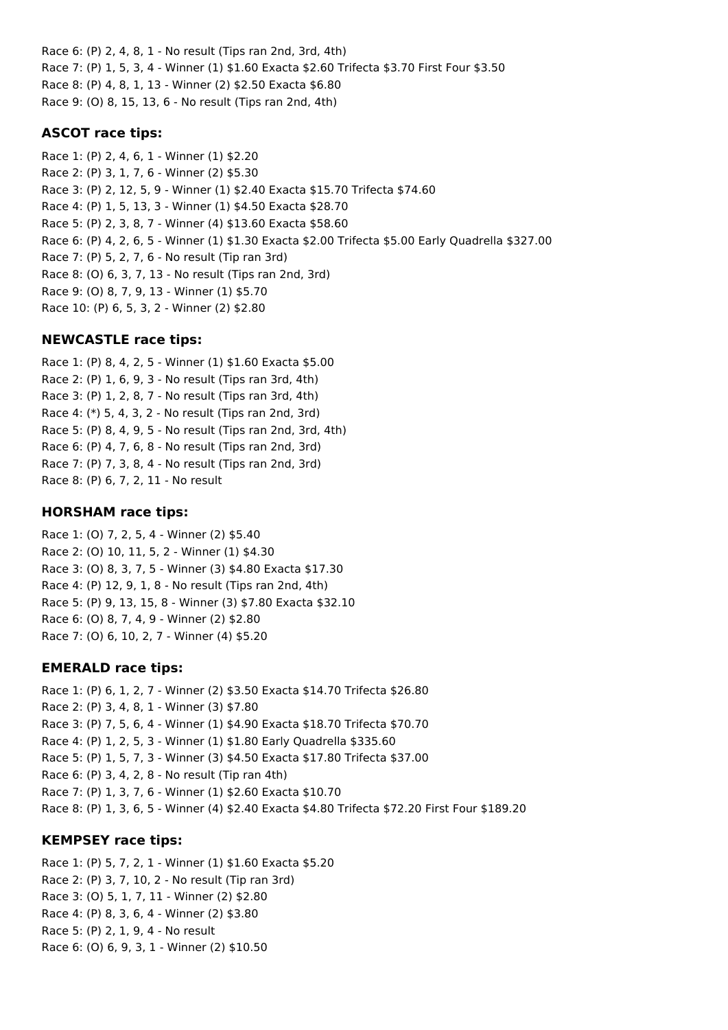Race 6: (P) 2, 4, 8, 1 - No result (Tips ran 2nd, 3rd, 4th)
Race 7: (P) 1, 5, 3, 4 - Winner (1) $1.60 Exacta $2.60 Trifecta $3.70 First Four $3.50
Race 8: (P) 4, 8, 1, 13 - Winner (2) $2.50 Exacta $6.80
Race 9: (O) 8, 15, 13, 6 - No result (Tips ran 2nd, 4th)

### ASCOT race tips:

Race 1: (P) 2, 4, 6, 1 - Winner (1) $2.20
Race 2: (P) 3, 1, 7, 6 - Winner (2) $5.30
Race 3: (P) 2, 12, 5, 9 - Winner (1) $2.40 Exacta $15.70 Trifecta $74.60
Race 4: (P) 1, 5, 13, 3 - Winner (1) $4.50 Exacta $28.70
Race 5: (P) 2, 3, 8, 7 - Winner (4) $13.60 Exacta $58.60
Race 6: (P) 4, 2, 6, 5 - Winner (1) $1.30 Exacta $2.00 Trifecta $5.00 Early Quadrella $327.00
Race 7: (P) 5, 2, 7, 6 - No result (Tip ran 3rd)
Race 8: (O) 6, 3, 7, 13 - No result (Tips ran 2nd, 3rd)
Race 9: (O) 8, 7, 9, 13 - Winner (1) $5.70
Race 10: (P) 6, 5, 3, 2 - Winner (2) $2.80

### NEWCASTLE race tips:

Race 1: (P) 8, 4, 2, 5 - Winner (1) $1.60 Exacta $5.00
Race 2: (P) 1, 6, 9, 3 - No result (Tips ran 3rd, 4th)
Race 3: (P) 1, 2, 8, 7 - No result (Tips ran 3rd, 4th)
Race 4: (*) 5, 4, 3, 2 - No result (Tips ran 2nd, 3rd)
Race 5: (P) 8, 4, 9, 5 - No result (Tips ran 2nd, 3rd, 4th)
Race 6: (P) 4, 7, 6, 8 - No result (Tips ran 2nd, 3rd)
Race 7: (P) 7, 3, 8, 4 - No result (Tips ran 2nd, 3rd)
Race 8: (P) 6, 7, 2, 11 - No result

### HORSHAM race tips:

Race 1: (O) 7, 2, 5, 4 - Winner (2) $5.40
Race 2: (O) 10, 11, 5, 2 - Winner (1) $4.30
Race 3: (O) 8, 3, 7, 5 - Winner (3) $4.80 Exacta $17.30
Race 4: (P) 12, 9, 1, 8 - No result (Tips ran 2nd, 4th)
Race 5: (P) 9, 13, 15, 8 - Winner (3) $7.80 Exacta $32.10
Race 6: (O) 8, 7, 4, 9 - Winner (2) $2.80
Race 7: (O) 6, 10, 2, 7 - Winner (4) $5.20

### EMERALD race tips:

Race 1: (P) 6, 1, 2, 7 - Winner (2) $3.50 Exacta $14.70 Trifecta $26.80
Race 2: (P) 3, 4, 8, 1 - Winner (3) $7.80
Race 3: (P) 7, 5, 6, 4 - Winner (1) $4.90 Exacta $18.70 Trifecta $70.70
Race 4: (P) 1, 2, 5, 3 - Winner (1) $1.80 Early Quadrella $335.60
Race 5: (P) 1, 5, 7, 3 - Winner (3) $4.50 Exacta $17.80 Trifecta $37.00
Race 6: (P) 3, 4, 2, 8 - No result (Tip ran 4th)
Race 7: (P) 1, 3, 7, 6 - Winner (1) $2.60 Exacta $10.70
Race 8: (P) 1, 3, 6, 5 - Winner (4) $2.40 Exacta $4.80 Trifecta $72.20 First Four $189.20

### KEMPSEY race tips:

Race 1: (P) 5, 7, 2, 1 - Winner (1) $1.60 Exacta $5.20
Race 2: (P) 3, 7, 10, 2 - No result (Tip ran 3rd)
Race 3: (O) 5, 1, 7, 11 - Winner (2) $2.80
Race 4: (P) 8, 3, 6, 4 - Winner (2) $3.80
Race 5: (P) 2, 1, 9, 4 - No result
Race 6: (O) 6, 9, 3, 1 - Winner (2) $10.50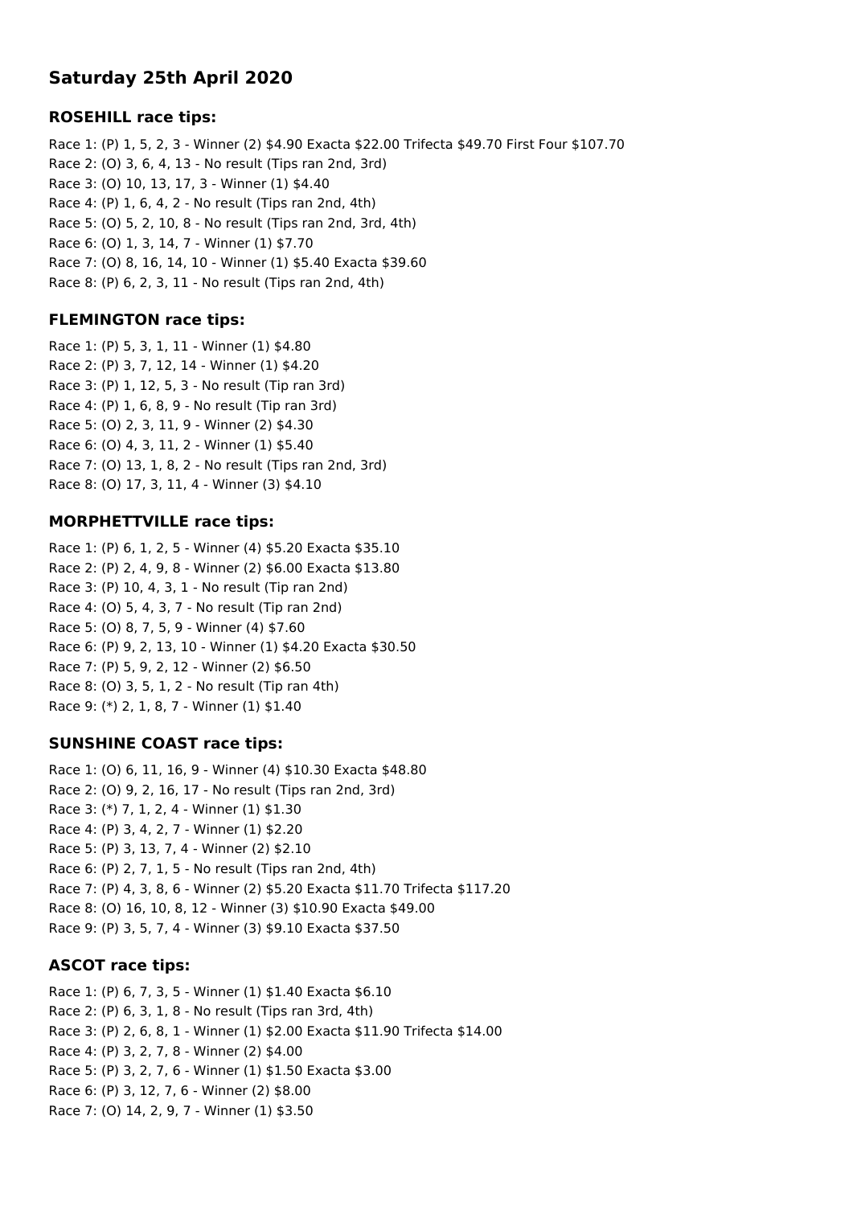## Saturday 25th April 2020

### ROSEHILL race tips:

Race 1: (P) 1, 5, 2, 3 - Winner (2) $4.90 Exacta $22.00 Trifecta $49.70 First Four $107.70
Race 2: (O) 3, 6, 4, 13 - No result (Tips ran 2nd, 3rd)
Race 3: (O) 10, 13, 17, 3 - Winner (1) $4.40
Race 4: (P) 1, 6, 4, 2 - No result (Tips ran 2nd, 4th)
Race 5: (O) 5, 2, 10, 8 - No result (Tips ran 2nd, 3rd, 4th)
Race 6: (O) 1, 3, 14, 7 - Winner (1) $7.70
Race 7: (O) 8, 16, 14, 10 - Winner (1) $5.40 Exacta $39.60
Race 8: (P) 6, 2, 3, 11 - No result (Tips ran 2nd, 4th)

### FLEMINGTON race tips:

Race 1: (P) 5, 3, 1, 11 - Winner (1) $4.80
Race 2: (P) 3, 7, 12, 14 - Winner (1) $4.20
Race 3: (P) 1, 12, 5, 3 - No result (Tip ran 3rd)
Race 4: (P) 1, 6, 8, 9 - No result (Tip ran 3rd)
Race 5: (O) 2, 3, 11, 9 - Winner (2) $4.30
Race 6: (O) 4, 3, 11, 2 - Winner (1) $5.40
Race 7: (O) 13, 1, 8, 2 - No result (Tips ran 2nd, 3rd)
Race 8: (O) 17, 3, 11, 4 - Winner (3) $4.10

### MORPHETTVILLE race tips:

Race 1: (P) 6, 1, 2, 5 - Winner (4) $5.20 Exacta $35.10
Race 2: (P) 2, 4, 9, 8 - Winner (2) $6.00 Exacta $13.80
Race 3: (P) 10, 4, 3, 1 - No result (Tip ran 2nd)
Race 4: (O) 5, 4, 3, 7 - No result (Tip ran 2nd)
Race 5: (O) 8, 7, 5, 9 - Winner (4) $7.60
Race 6: (P) 9, 2, 13, 10 - Winner (1) $4.20 Exacta $30.50
Race 7: (P) 5, 9, 2, 12 - Winner (2) $6.50
Race 8: (O) 3, 5, 1, 2 - No result (Tip ran 4th)
Race 9: (*) 2, 1, 8, 7 - Winner (1) $1.40

### SUNSHINE COAST race tips:

Race 1: (O) 6, 11, 16, 9 - Winner (4) $10.30 Exacta $48.80
Race 2: (O) 9, 2, 16, 17 - No result (Tips ran 2nd, 3rd)
Race 3: (*) 7, 1, 2, 4 - Winner (1) $1.30
Race 4: (P) 3, 4, 2, 7 - Winner (1) $2.20
Race 5: (P) 3, 13, 7, 4 - Winner (2) $2.10
Race 6: (P) 2, 7, 1, 5 - No result (Tips ran 2nd, 4th)
Race 7: (P) 4, 3, 8, 6 - Winner (2) $5.20 Exacta $11.70 Trifecta $117.20
Race 8: (O) 16, 10, 8, 12 - Winner (3) $10.90 Exacta $49.00
Race 9: (P) 3, 5, 7, 4 - Winner (3) $9.10 Exacta $37.50

### ASCOT race tips:

Race 1: (P) 6, 7, 3, 5 - Winner (1) $1.40 Exacta $6.10
Race 2: (P) 6, 3, 1, 8 - No result (Tips ran 3rd, 4th)
Race 3: (P) 2, 6, 8, 1 - Winner (1) $2.00 Exacta $11.90 Trifecta $14.00
Race 4: (P) 3, 2, 7, 8 - Winner (2) $4.00
Race 5: (P) 3, 2, 7, 6 - Winner (1) $1.50 Exacta $3.00
Race 6: (P) 3, 12, 7, 6 - Winner (2) $8.00
Race 7: (O) 14, 2, 9, 7 - Winner (1) $3.50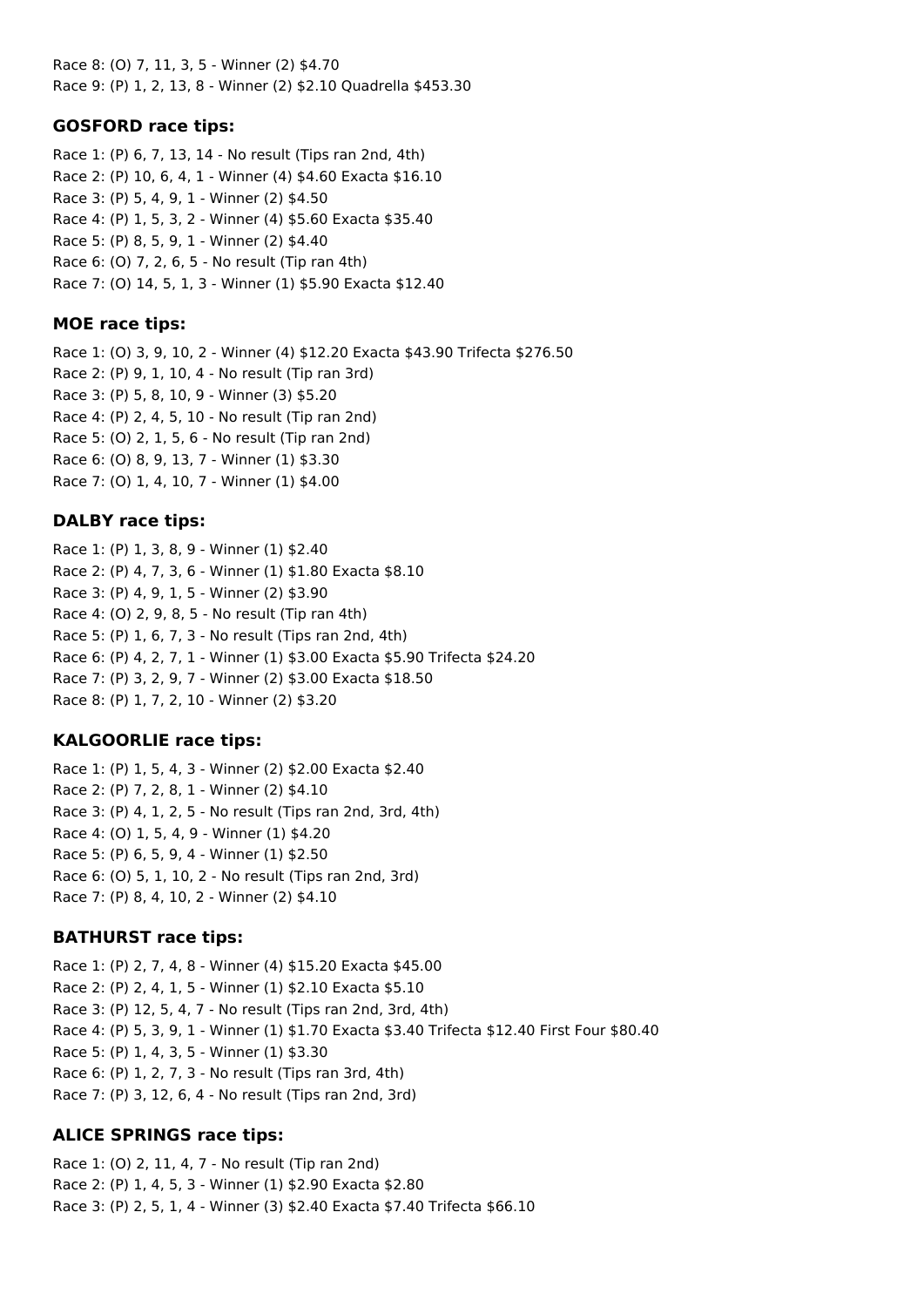Race 8: (O) 7, 11, 3, 5 - Winner (2) $4.70
Race 9: (P) 1, 2, 13, 8 - Winner (2) $2.10 Quadrella $453.30

### GOSFORD race tips:

Race 1: (P) 6, 7, 13, 14 - No result (Tips ran 2nd, 4th)
Race 2: (P) 10, 6, 4, 1 - Winner (4) $4.60 Exacta $16.10
Race 3: (P) 5, 4, 9, 1 - Winner (2) $4.50
Race 4: (P) 1, 5, 3, 2 - Winner (4) $5.60 Exacta $35.40
Race 5: (P) 8, 5, 9, 1 - Winner (2) $4.40
Race 6: (O) 7, 2, 6, 5 - No result (Tip ran 4th)
Race 7: (O) 14, 5, 1, 3 - Winner (1) $5.90 Exacta $12.40

### MOE race tips:

Race 1: (O) 3, 9, 10, 2 - Winner (4) $12.20 Exacta $43.90 Trifecta $276.50
Race 2: (P) 9, 1, 10, 4 - No result (Tip ran 3rd)
Race 3: (P) 5, 8, 10, 9 - Winner (3) $5.20
Race 4: (P) 2, 4, 5, 10 - No result (Tip ran 2nd)
Race 5: (O) 2, 1, 5, 6 - No result (Tip ran 2nd)
Race 6: (O) 8, 9, 13, 7 - Winner (1) $3.30
Race 7: (O) 1, 4, 10, 7 - Winner (1) $4.00

### DALBY race tips:

Race 1: (P) 1, 3, 8, 9 - Winner (1) $2.40
Race 2: (P) 4, 7, 3, 6 - Winner (1) $1.80 Exacta $8.10
Race 3: (P) 4, 9, 1, 5 - Winner (2) $3.90
Race 4: (O) 2, 9, 8, 5 - No result (Tip ran 4th)
Race 5: (P) 1, 6, 7, 3 - No result (Tips ran 2nd, 4th)
Race 6: (P) 4, 2, 7, 1 - Winner (1) $3.00 Exacta $5.90 Trifecta $24.20
Race 7: (P) 3, 2, 9, 7 - Winner (2) $3.00 Exacta $18.50
Race 8: (P) 1, 7, 2, 10 - Winner (2) $3.20

### KALGOORLIE race tips:

Race 1: (P) 1, 5, 4, 3 - Winner (2) $2.00 Exacta $2.40
Race 2: (P) 7, 2, 8, 1 - Winner (2) $4.10
Race 3: (P) 4, 1, 2, 5 - No result (Tips ran 2nd, 3rd, 4th)
Race 4: (O) 1, 5, 4, 9 - Winner (1) $4.20
Race 5: (P) 6, 5, 9, 4 - Winner (1) $2.50
Race 6: (O) 5, 1, 10, 2 - No result (Tips ran 2nd, 3rd)
Race 7: (P) 8, 4, 10, 2 - Winner (2) $4.10

### BATHURST race tips:

Race 1: (P) 2, 7, 4, 8 - Winner (4) $15.20 Exacta $45.00
Race 2: (P) 2, 4, 1, 5 - Winner (1) $2.10 Exacta $5.10
Race 3: (P) 12, 5, 4, 7 - No result (Tips ran 2nd, 3rd, 4th)
Race 4: (P) 5, 3, 9, 1 - Winner (1) $1.70 Exacta $3.40 Trifecta $12.40 First Four $80.40
Race 5: (P) 1, 4, 3, 5 - Winner (1) $3.30
Race 6: (P) 1, 2, 7, 3 - No result (Tips ran 3rd, 4th)
Race 7: (P) 3, 12, 6, 4 - No result (Tips ran 2nd, 3rd)

### ALICE SPRINGS race tips:

Race 1: (O) 2, 11, 4, 7 - No result (Tip ran 2nd)
Race 2: (P) 1, 4, 5, 3 - Winner (1) $2.90 Exacta $2.80
Race 3: (P) 2, 5, 1, 4 - Winner (3) $2.40 Exacta $7.40 Trifecta $66.10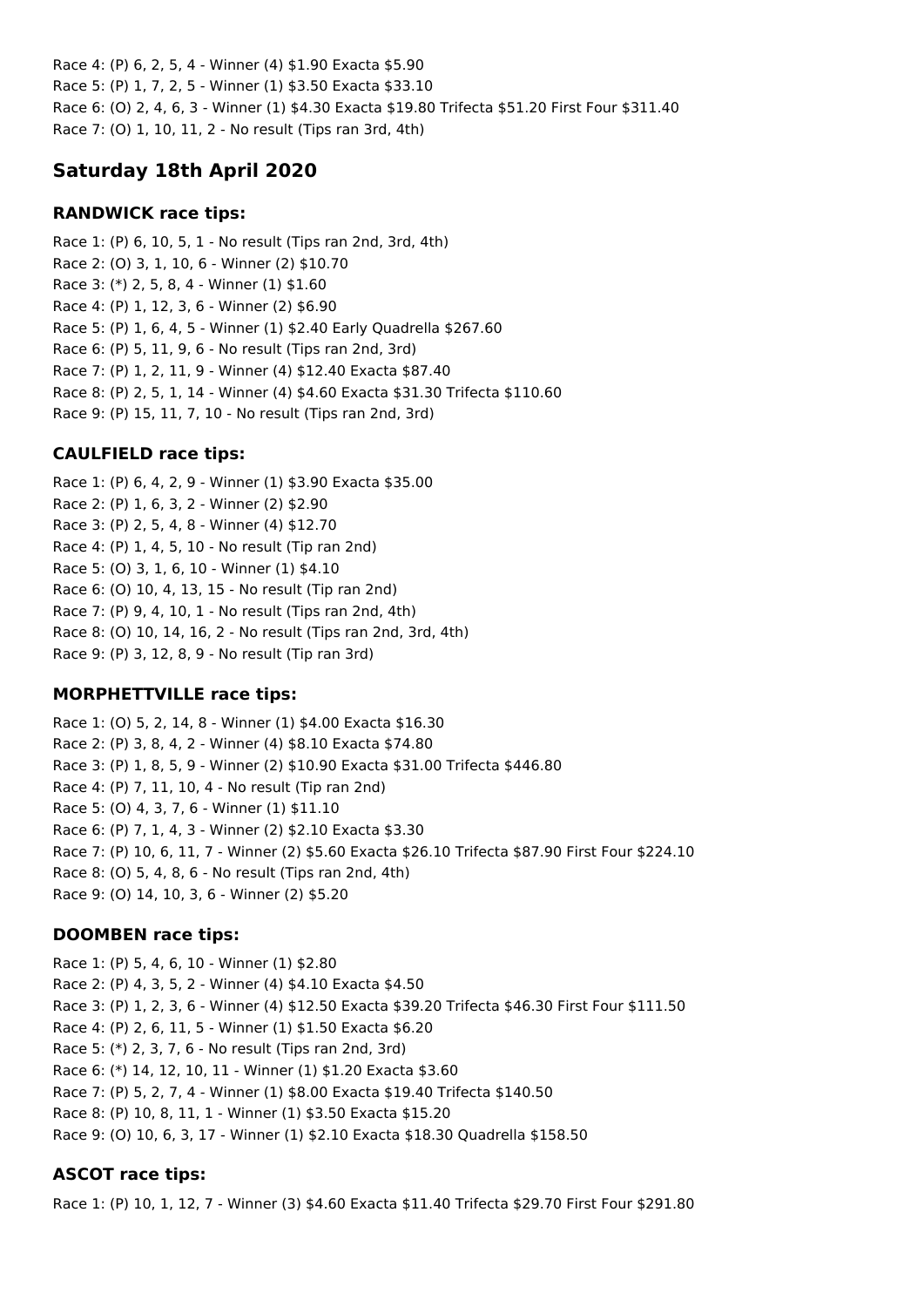Race 4: (P) 6, 2, 5, 4 - Winner (4) $1.90 Exacta $5.90
Race 5: (P) 1, 7, 2, 5 - Winner (1) $3.50 Exacta $33.10
Race 6: (O) 2, 4, 6, 3 - Winner (1) $4.30 Exacta $19.80 Trifecta $51.20 First Four $311.40
Race 7: (O) 1, 10, 11, 2 - No result (Tips ran 3rd, 4th)

## Saturday 18th April 2020

### RANDWICK race tips:

Race 1: (P) 6, 10, 5, 1 - No result (Tips ran 2nd, 3rd, 4th)
Race 2: (O) 3, 1, 10, 6 - Winner (2) $10.70
Race 3: (*) 2, 5, 8, 4 - Winner (1) $1.60
Race 4: (P) 1, 12, 3, 6 - Winner (2) $6.90
Race 5: (P) 1, 6, 4, 5 - Winner (1) $2.40 Early Quadrella $267.60
Race 6: (P) 5, 11, 9, 6 - No result (Tips ran 2nd, 3rd)
Race 7: (P) 1, 2, 11, 9 - Winner (4) $12.40 Exacta $87.40
Race 8: (P) 2, 5, 1, 14 - Winner (4) $4.60 Exacta $31.30 Trifecta $110.60
Race 9: (P) 15, 11, 7, 10 - No result (Tips ran 2nd, 3rd)

### CAULFIELD race tips:

Race 1: (P) 6, 4, 2, 9 - Winner (1) $3.90 Exacta $35.00
Race 2: (P) 1, 6, 3, 2 - Winner (2) $2.90
Race 3: (P) 2, 5, 4, 8 - Winner (4) $12.70
Race 4: (P) 1, 4, 5, 10 - No result (Tip ran 2nd)
Race 5: (O) 3, 1, 6, 10 - Winner (1) $4.10
Race 6: (O) 10, 4, 13, 15 - No result (Tip ran 2nd)
Race 7: (P) 9, 4, 10, 1 - No result (Tips ran 2nd, 4th)
Race 8: (O) 10, 14, 16, 2 - No result (Tips ran 2nd, 3rd, 4th)
Race 9: (P) 3, 12, 8, 9 - No result (Tip ran 3rd)

### MORPHETTVILLE race tips:

Race 1: (O) 5, 2, 14, 8 - Winner (1) $4.00 Exacta $16.30
Race 2: (P) 3, 8, 4, 2 - Winner (4) $8.10 Exacta $74.80
Race 3: (P) 1, 8, 5, 9 - Winner (2) $10.90 Exacta $31.00 Trifecta $446.80
Race 4: (P) 7, 11, 10, 4 - No result (Tip ran 2nd)
Race 5: (O) 4, 3, 7, 6 - Winner (1) $11.10
Race 6: (P) 7, 1, 4, 3 - Winner (2) $2.10 Exacta $3.30
Race 7: (P) 10, 6, 11, 7 - Winner (2) $5.60 Exacta $26.10 Trifecta $87.90 First Four $224.10
Race 8: (O) 5, 4, 8, 6 - No result (Tips ran 2nd, 4th)
Race 9: (O) 14, 10, 3, 6 - Winner (2) $5.20

### DOOMBEN race tips:

Race 1: (P) 5, 4, 6, 10 - Winner (1) $2.80
Race 2: (P) 4, 3, 5, 2 - Winner (4) $4.10 Exacta $4.50
Race 3: (P) 1, 2, 3, 6 - Winner (4) $12.50 Exacta $39.20 Trifecta $46.30 First Four $111.50
Race 4: (P) 2, 6, 11, 5 - Winner (1) $1.50 Exacta $6.20
Race 5: (*) 2, 3, 7, 6 - No result (Tips ran 2nd, 3rd)
Race 6: (*) 14, 12, 10, 11 - Winner (1) $1.20 Exacta $3.60
Race 7: (P) 5, 2, 7, 4 - Winner (1) $8.00 Exacta $19.40 Trifecta $140.50
Race 8: (P) 10, 8, 11, 1 - Winner (1) $3.50 Exacta $15.20
Race 9: (O) 10, 6, 3, 17 - Winner (1) $2.10 Exacta $18.30 Quadrella $158.50

### ASCOT race tips:

Race 1: (P) 10, 1, 12, 7 - Winner (3) $4.60 Exacta $11.40 Trifecta $29.70 First Four $291.80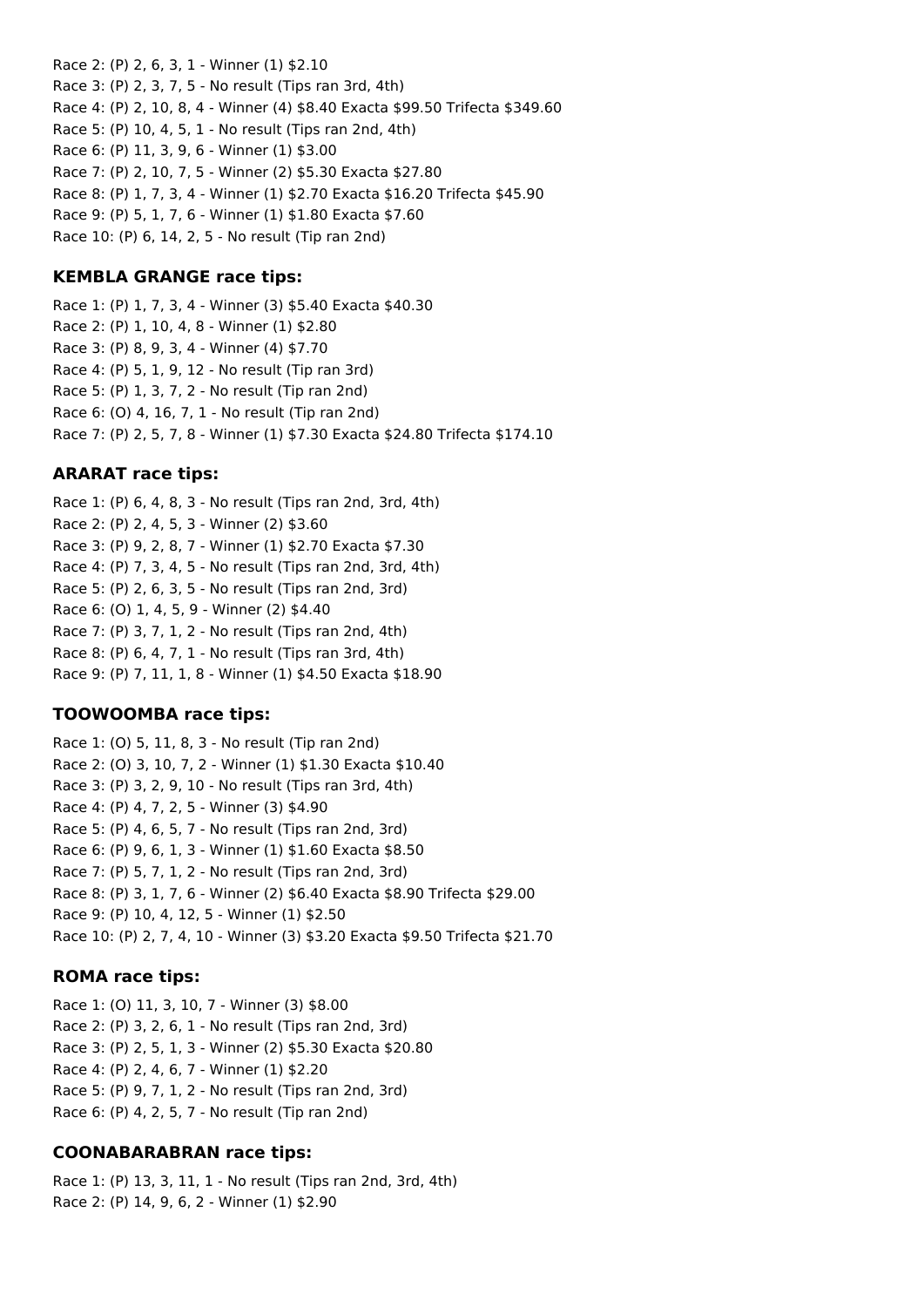Race 2: (P) 2, 6, 3, 1 - Winner (1) $2.10
Race 3: (P) 2, 3, 7, 5 - No result (Tips ran 3rd, 4th)
Race 4: (P) 2, 10, 8, 4 - Winner (4) $8.40 Exacta $99.50 Trifecta $349.60
Race 5: (P) 10, 4, 5, 1 - No result (Tips ran 2nd, 4th)
Race 6: (P) 11, 3, 9, 6 - Winner (1) $3.00
Race 7: (P) 2, 10, 7, 5 - Winner (2) $5.30 Exacta $27.80
Race 8: (P) 1, 7, 3, 4 - Winner (1) $2.70 Exacta $16.20 Trifecta $45.90
Race 9: (P) 5, 1, 7, 6 - Winner (1) $1.80 Exacta $7.60
Race 10: (P) 6, 14, 2, 5 - No result (Tip ran 2nd)

### KEMBLA GRANGE race tips:

Race 1: (P) 1, 7, 3, 4 - Winner (3) $5.40 Exacta $40.30
Race 2: (P) 1, 10, 4, 8 - Winner (1) $2.80
Race 3: (P) 8, 9, 3, 4 - Winner (4) $7.70
Race 4: (P) 5, 1, 9, 12 - No result (Tip ran 3rd)
Race 5: (P) 1, 3, 7, 2 - No result (Tip ran 2nd)
Race 6: (O) 4, 16, 7, 1 - No result (Tip ran 2nd)
Race 7: (P) 2, 5, 7, 8 - Winner (1) $7.30 Exacta $24.80 Trifecta $174.10

### ARARAT race tips:

Race 1: (P) 6, 4, 8, 3 - No result (Tips ran 2nd, 3rd, 4th)
Race 2: (P) 2, 4, 5, 3 - Winner (2) $3.60
Race 3: (P) 9, 2, 8, 7 - Winner (1) $2.70 Exacta $7.30
Race 4: (P) 7, 3, 4, 5 - No result (Tips ran 2nd, 3rd, 4th)
Race 5: (P) 2, 6, 3, 5 - No result (Tips ran 2nd, 3rd)
Race 6: (O) 1, 4, 5, 9 - Winner (2) $4.40
Race 7: (P) 3, 7, 1, 2 - No result (Tips ran 2nd, 4th)
Race 8: (P) 6, 4, 7, 1 - No result (Tips ran 3rd, 4th)
Race 9: (P) 7, 11, 1, 8 - Winner (1) $4.50 Exacta $18.90

### TOOWOOMBA race tips:

Race 1: (O) 5, 11, 8, 3 - No result (Tip ran 2nd)
Race 2: (O) 3, 10, 7, 2 - Winner (1) $1.30 Exacta $10.40
Race 3: (P) 3, 2, 9, 10 - No result (Tips ran 3rd, 4th)
Race 4: (P) 4, 7, 2, 5 - Winner (3) $4.90
Race 5: (P) 4, 6, 5, 7 - No result (Tips ran 2nd, 3rd)
Race 6: (P) 9, 6, 1, 3 - Winner (1) $1.60 Exacta $8.50
Race 7: (P) 5, 7, 1, 2 - No result (Tips ran 2nd, 3rd)
Race 8: (P) 3, 1, 7, 6 - Winner (2) $6.40 Exacta $8.90 Trifecta $29.00
Race 9: (P) 10, 4, 12, 5 - Winner (1) $2.50
Race 10: (P) 2, 7, 4, 10 - Winner (3) $3.20 Exacta $9.50 Trifecta $21.70

### ROMA race tips:

Race 1: (O) 11, 3, 10, 7 - Winner (3) $8.00
Race 2: (P) 3, 2, 6, 1 - No result (Tips ran 2nd, 3rd)
Race 3: (P) 2, 5, 1, 3 - Winner (2) $5.30 Exacta $20.80
Race 4: (P) 2, 4, 6, 7 - Winner (1) $2.20
Race 5: (P) 9, 7, 1, 2 - No result (Tips ran 2nd, 3rd)
Race 6: (P) 4, 2, 5, 7 - No result (Tip ran 2nd)

### COONABARABRAN race tips:

Race 1: (P) 13, 3, 11, 1 - No result (Tips ran 2nd, 3rd, 4th)
Race 2: (P) 14, 9, 6, 2 - Winner (1) $2.90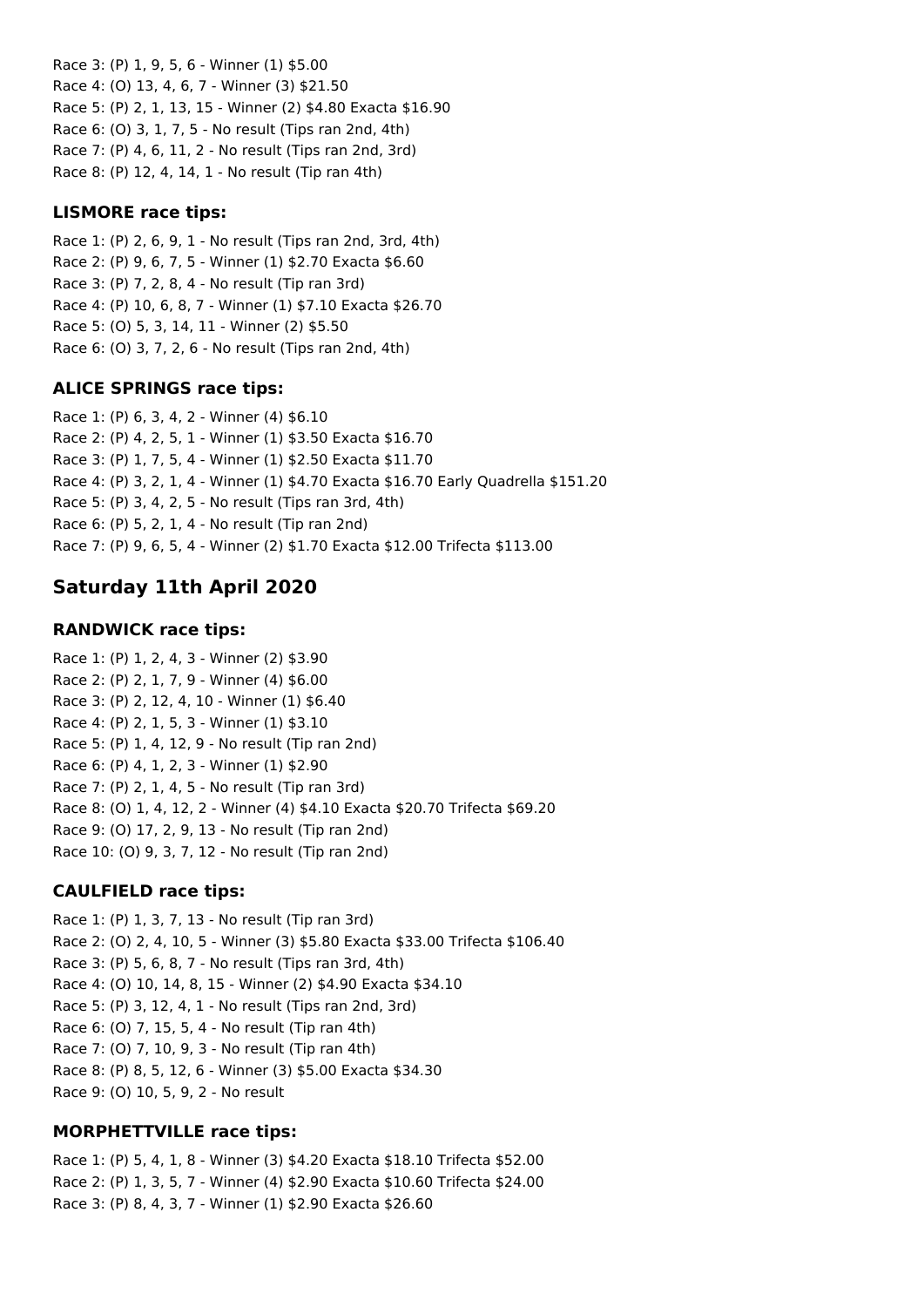Race 3: (P) 1, 9, 5, 6 - Winner (1) $5.00
Race 4: (O) 13, 4, 6, 7 - Winner (3) $21.50
Race 5: (P) 2, 1, 13, 15 - Winner (2) $4.80 Exacta $16.90
Race 6: (O) 3, 1, 7, 5 - No result (Tips ran 2nd, 4th)
Race 7: (P) 4, 6, 11, 2 - No result (Tips ran 2nd, 3rd)
Race 8: (P) 12, 4, 14, 1 - No result (Tip ran 4th)

### LISMORE race tips:

Race 1: (P) 2, 6, 9, 1 - No result (Tips ran 2nd, 3rd, 4th)
Race 2: (P) 9, 6, 7, 5 - Winner (1) $2.70 Exacta $6.60
Race 3: (P) 7, 2, 8, 4 - No result (Tip ran 3rd)
Race 4: (P) 10, 6, 8, 7 - Winner (1) $7.10 Exacta $26.70
Race 5: (O) 5, 3, 14, 11 - Winner (2) $5.50
Race 6: (O) 3, 7, 2, 6 - No result (Tips ran 2nd, 4th)

### ALICE SPRINGS race tips:

Race 1: (P) 6, 3, 4, 2 - Winner (4) $6.10
Race 2: (P) 4, 2, 5, 1 - Winner (1) $3.50 Exacta $16.70
Race 3: (P) 1, 7, 5, 4 - Winner (1) $2.50 Exacta $11.70
Race 4: (P) 3, 2, 1, 4 - Winner (1) $4.70 Exacta $16.70 Early Quadrella $151.20
Race 5: (P) 3, 4, 2, 5 - No result (Tips ran 3rd, 4th)
Race 6: (P) 5, 2, 1, 4 - No result (Tip ran 2nd)
Race 7: (P) 9, 6, 5, 4 - Winner (2) $1.70 Exacta $12.00 Trifecta $113.00

## Saturday 11th April 2020

### RANDWICK race tips:

Race 1: (P) 1, 2, 4, 3 - Winner (2) $3.90
Race 2: (P) 2, 1, 7, 9 - Winner (4) $6.00
Race 3: (P) 2, 12, 4, 10 - Winner (1) $6.40
Race 4: (P) 2, 1, 5, 3 - Winner (1) $3.10
Race 5: (P) 1, 4, 12, 9 - No result (Tip ran 2nd)
Race 6: (P) 4, 1, 2, 3 - Winner (1) $2.90
Race 7: (P) 2, 1, 4, 5 - No result (Tip ran 3rd)
Race 8: (O) 1, 4, 12, 2 - Winner (4) $4.10 Exacta $20.70 Trifecta $69.20
Race 9: (O) 17, 2, 9, 13 - No result (Tip ran 2nd)
Race 10: (O) 9, 3, 7, 12 - No result (Tip ran 2nd)

### CAULFIELD race tips:

Race 1: (P) 1, 3, 7, 13 - No result (Tip ran 3rd)
Race 2: (O) 2, 4, 10, 5 - Winner (3) $5.80 Exacta $33.00 Trifecta $106.40
Race 3: (P) 5, 6, 8, 7 - No result (Tips ran 3rd, 4th)
Race 4: (O) 10, 14, 8, 15 - Winner (2) $4.90 Exacta $34.10
Race 5: (P) 3, 12, 4, 1 - No result (Tips ran 2nd, 3rd)
Race 6: (O) 7, 15, 5, 4 - No result (Tip ran 4th)
Race 7: (O) 7, 10, 9, 3 - No result (Tip ran 4th)
Race 8: (P) 8, 5, 12, 6 - Winner (3) $5.00 Exacta $34.30
Race 9: (O) 10, 5, 9, 2 - No result

### MORPHETTVILLE race tips:

Race 1: (P) 5, 4, 1, 8 - Winner (3) $4.20 Exacta $18.10 Trifecta $52.00
Race 2: (P) 1, 3, 5, 7 - Winner (4) $2.90 Exacta $10.60 Trifecta $24.00
Race 3: (P) 8, 4, 3, 7 - Winner (1) $2.90 Exacta $26.60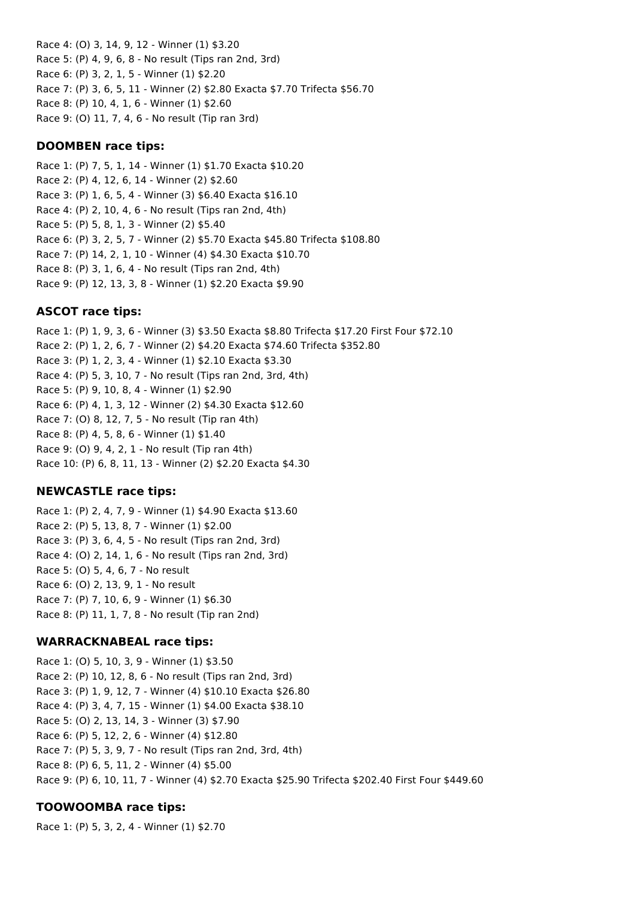Race 4: (O) 3, 14, 9, 12 - Winner (1) $3.20
Race 5: (P) 4, 9, 6, 8 - No result (Tips ran 2nd, 3rd)
Race 6: (P) 3, 2, 1, 5 - Winner (1) $2.20
Race 7: (P) 3, 6, 5, 11 - Winner (2) $2.80 Exacta $7.70 Trifecta $56.70
Race 8: (P) 10, 4, 1, 6 - Winner (1) $2.60
Race 9: (O) 11, 7, 4, 6 - No result (Tip ran 3rd)

### DOOMBEN race tips:

Race 1: (P) 7, 5, 1, 14 - Winner (1) $1.70 Exacta $10.20
Race 2: (P) 4, 12, 6, 14 - Winner (2) $2.60
Race 3: (P) 1, 6, 5, 4 - Winner (3) $6.40 Exacta $16.10
Race 4: (P) 2, 10, 4, 6 - No result (Tips ran 2nd, 4th)
Race 5: (P) 5, 8, 1, 3 - Winner (2) $5.40
Race 6: (P) 3, 2, 5, 7 - Winner (2) $5.70 Exacta $45.80 Trifecta $108.80
Race 7: (P) 14, 2, 1, 10 - Winner (4) $4.30 Exacta $10.70
Race 8: (P) 3, 1, 6, 4 - No result (Tips ran 2nd, 4th)
Race 9: (P) 12, 13, 3, 8 - Winner (1) $2.20 Exacta $9.90

### ASCOT race tips:

Race 1: (P) 1, 9, 3, 6 - Winner (3) $3.50 Exacta $8.80 Trifecta $17.20 First Four $72.10
Race 2: (P) 1, 2, 6, 7 - Winner (2) $4.20 Exacta $74.60 Trifecta $352.80
Race 3: (P) 1, 2, 3, 4 - Winner (1) $2.10 Exacta $3.30
Race 4: (P) 5, 3, 10, 7 - No result (Tips ran 2nd, 3rd, 4th)
Race 5: (P) 9, 10, 8, 4 - Winner (1) $2.90
Race 6: (P) 4, 1, 3, 12 - Winner (2) $4.30 Exacta $12.60
Race 7: (O) 8, 12, 7, 5 - No result (Tip ran 4th)
Race 8: (P) 4, 5, 8, 6 - Winner (1) $1.40
Race 9: (O) 9, 4, 2, 1 - No result (Tip ran 4th)
Race 10: (P) 6, 8, 11, 13 - Winner (2) $2.20 Exacta $4.30

### NEWCASTLE race tips:

Race 1: (P) 2, 4, 7, 9 - Winner (1) $4.90 Exacta $13.60
Race 2: (P) 5, 13, 8, 7 - Winner (1) $2.00
Race 3: (P) 3, 6, 4, 5 - No result (Tips ran 2nd, 3rd)
Race 4: (O) 2, 14, 1, 6 - No result (Tips ran 2nd, 3rd)
Race 5: (O) 5, 4, 6, 7 - No result
Race 6: (O) 2, 13, 9, 1 - No result
Race 7: (P) 7, 10, 6, 9 - Winner (1) $6.30
Race 8: (P) 11, 1, 7, 8 - No result (Tip ran 2nd)

### WARRACKNABEAL race tips:

Race 1: (O) 5, 10, 3, 9 - Winner (1) $3.50
Race 2: (P) 10, 12, 8, 6 - No result (Tips ran 2nd, 3rd)
Race 3: (P) 1, 9, 12, 7 - Winner (4) $10.10 Exacta $26.80
Race 4: (P) 3, 4, 7, 15 - Winner (1) $4.00 Exacta $38.10
Race 5: (O) 2, 13, 14, 3 - Winner (3) $7.90
Race 6: (P) 5, 12, 2, 6 - Winner (4) $12.80
Race 7: (P) 5, 3, 9, 7 - No result (Tips ran 2nd, 3rd, 4th)
Race 8: (P) 6, 5, 11, 2 - Winner (4) $5.00
Race 9: (P) 6, 10, 11, 7 - Winner (4) $2.70 Exacta $25.90 Trifecta $202.40 First Four $449.60

### TOOWOOMBA race tips:

Race 1: (P) 5, 3, 2, 4 - Winner (1) $2.70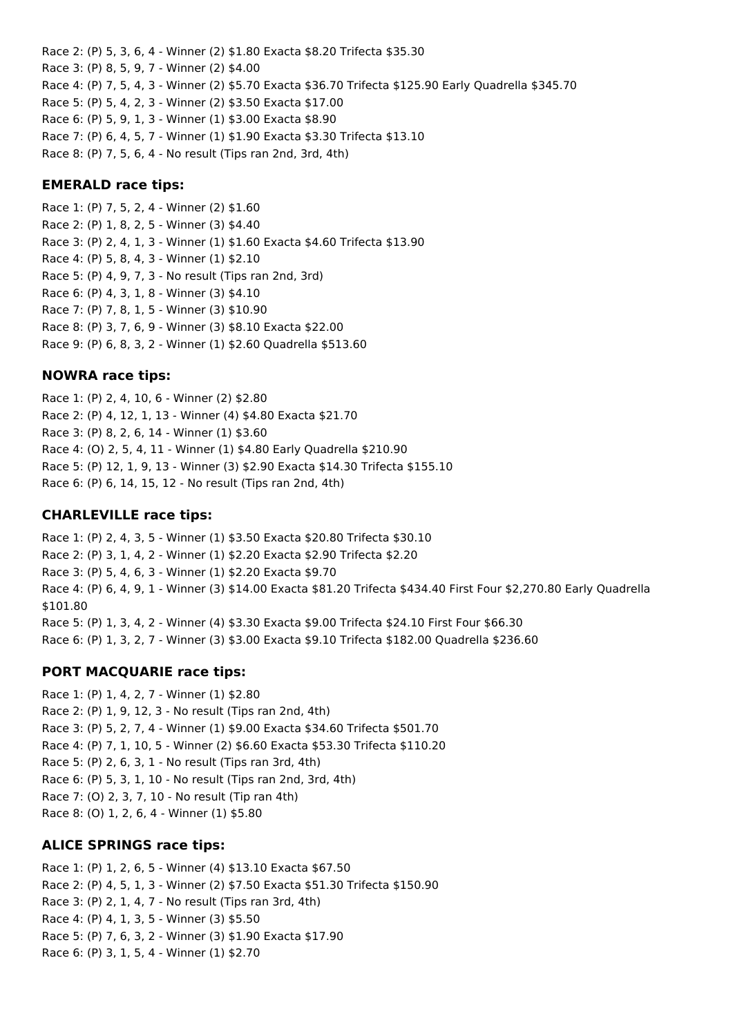Race 2: (P) 5, 3, 6, 4 - Winner (2) $1.80 Exacta $8.20 Trifecta $35.30
Race 3: (P) 8, 5, 9, 7 - Winner (2) $4.00
Race 4: (P) 7, 5, 4, 3 - Winner (2) $5.70 Exacta $36.70 Trifecta $125.90 Early Quadrella $345.70
Race 5: (P) 5, 4, 2, 3 - Winner (2) $3.50 Exacta $17.00
Race 6: (P) 5, 9, 1, 3 - Winner (1) $3.00 Exacta $8.90
Race 7: (P) 6, 4, 5, 7 - Winner (1) $1.90 Exacta $3.30 Trifecta $13.10
Race 8: (P) 7, 5, 6, 4 - No result (Tips ran 2nd, 3rd, 4th)

### EMERALD race tips:

Race 1: (P) 7, 5, 2, 4 - Winner (2) $1.60
Race 2: (P) 1, 8, 2, 5 - Winner (3) $4.40
Race 3: (P) 2, 4, 1, 3 - Winner (1) $1.60 Exacta $4.60 Trifecta $13.90
Race 4: (P) 5, 8, 4, 3 - Winner (1) $2.10
Race 5: (P) 4, 9, 7, 3 - No result (Tips ran 2nd, 3rd)
Race 6: (P) 4, 3, 1, 8 - Winner (3) $4.10
Race 7: (P) 7, 8, 1, 5 - Winner (3) $10.90
Race 8: (P) 3, 7, 6, 9 - Winner (3) $8.10 Exacta $22.00
Race 9: (P) 6, 8, 3, 2 - Winner (1) $2.60 Quadrella $513.60

### NOWRA race tips:

Race 1: (P) 2, 4, 10, 6 - Winner (2) $2.80
Race 2: (P) 4, 12, 1, 13 - Winner (4) $4.80 Exacta $21.70
Race 3: (P) 8, 2, 6, 14 - Winner (1) $3.60
Race 4: (O) 2, 5, 4, 11 - Winner (1) $4.80 Early Quadrella $210.90
Race 5: (P) 12, 1, 9, 13 - Winner (3) $2.90 Exacta $14.30 Trifecta $155.10
Race 6: (P) 6, 14, 15, 12 - No result (Tips ran 2nd, 4th)

### CHARLEVILLE race tips:

Race 1: (P) 2, 4, 3, 5 - Winner (1) $3.50 Exacta $20.80 Trifecta $30.10
Race 2: (P) 3, 1, 4, 2 - Winner (1) $2.20 Exacta $2.90 Trifecta $2.20
Race 3: (P) 5, 4, 6, 3 - Winner (1) $2.20 Exacta $9.70
Race 4: (P) 6, 4, 9, 1 - Winner (3) $14.00 Exacta $81.20 Trifecta $434.40 First Four $2,270.80 Early Quadrella $101.80
Race 5: (P) 1, 3, 4, 2 - Winner (4) $3.30 Exacta $9.00 Trifecta $24.10 First Four $66.30
Race 6: (P) 1, 3, 2, 7 - Winner (3) $3.00 Exacta $9.10 Trifecta $182.00 Quadrella $236.60

### PORT MACQUARIE race tips:

Race 1: (P) 1, 4, 2, 7 - Winner (1) $2.80
Race 2: (P) 1, 9, 12, 3 - No result (Tips ran 2nd, 4th)
Race 3: (P) 5, 2, 7, 4 - Winner (1) $9.00 Exacta $34.60 Trifecta $501.70
Race 4: (P) 7, 1, 10, 5 - Winner (2) $6.60 Exacta $53.30 Trifecta $110.20
Race 5: (P) 2, 6, 3, 1 - No result (Tips ran 3rd, 4th)
Race 6: (P) 5, 3, 1, 10 - No result (Tips ran 2nd, 3rd, 4th)
Race 7: (O) 2, 3, 7, 10 - No result (Tip ran 4th)
Race 8: (O) 1, 2, 6, 4 - Winner (1) $5.80

### ALICE SPRINGS race tips:

Race 1: (P) 1, 2, 6, 5 - Winner (4) $13.10 Exacta $67.50
Race 2: (P) 4, 5, 1, 3 - Winner (2) $7.50 Exacta $51.30 Trifecta $150.90
Race 3: (P) 2, 1, 4, 7 - No result (Tips ran 3rd, 4th)
Race 4: (P) 4, 1, 3, 5 - Winner (3) $5.50
Race 5: (P) 7, 6, 3, 2 - Winner (3) $1.90 Exacta $17.90
Race 6: (P) 3, 1, 5, 4 - Winner (1) $2.70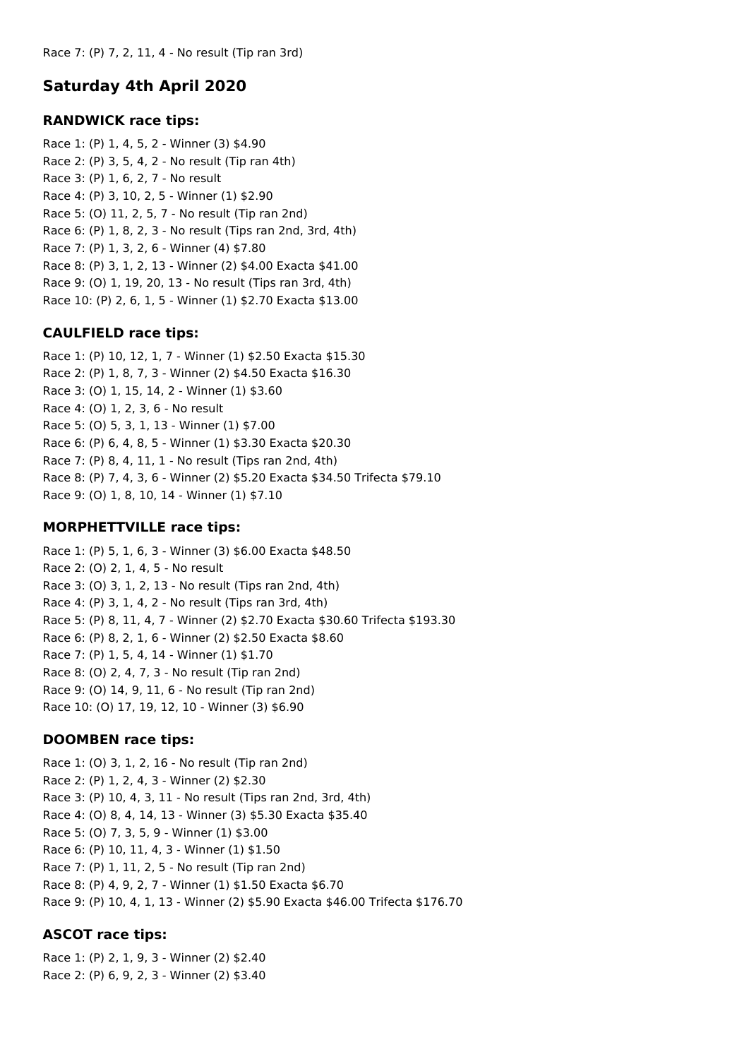Race 7: (P) 7, 2, 11, 4 - No result (Tip ran 3rd)

## Saturday 4th April 2020

### RANDWICK race tips:

Race 1: (P) 1, 4, 5, 2 - Winner (3) $4.90
Race 2: (P) 3, 5, 4, 2 - No result (Tip ran 4th)
Race 3: (P) 1, 6, 2, 7 - No result
Race 4: (P) 3, 10, 2, 5 - Winner (1) $2.90
Race 5: (O) 11, 2, 5, 7 - No result (Tip ran 2nd)
Race 6: (P) 1, 8, 2, 3 - No result (Tips ran 2nd, 3rd, 4th)
Race 7: (P) 1, 3, 2, 6 - Winner (4) $7.80
Race 8: (P) 3, 1, 2, 13 - Winner (2) $4.00 Exacta $41.00
Race 9: (O) 1, 19, 20, 13 - No result (Tips ran 3rd, 4th)
Race 10: (P) 2, 6, 1, 5 - Winner (1) $2.70 Exacta $13.00

### CAULFIELD race tips:

Race 1: (P) 10, 12, 1, 7 - Winner (1) $2.50 Exacta $15.30
Race 2: (P) 1, 8, 7, 3 - Winner (2) $4.50 Exacta $16.30
Race 3: (O) 1, 15, 14, 2 - Winner (1) $3.60
Race 4: (O) 1, 2, 3, 6 - No result
Race 5: (O) 5, 3, 1, 13 - Winner (1) $7.00
Race 6: (P) 6, 4, 8, 5 - Winner (1) $3.30 Exacta $20.30
Race 7: (P) 8, 4, 11, 1 - No result (Tips ran 2nd, 4th)
Race 8: (P) 7, 4, 3, 6 - Winner (2) $5.20 Exacta $34.50 Trifecta $79.10
Race 9: (O) 1, 8, 10, 14 - Winner (1) $7.10

### MORPHETTVILLE race tips:

Race 1: (P) 5, 1, 6, 3 - Winner (3) $6.00 Exacta $48.50
Race 2: (O) 2, 1, 4, 5 - No result
Race 3: (O) 3, 1, 2, 13 - No result (Tips ran 2nd, 4th)
Race 4: (P) 3, 1, 4, 2 - No result (Tips ran 3rd, 4th)
Race 5: (P) 8, 11, 4, 7 - Winner (2) $2.70 Exacta $30.60 Trifecta $193.30
Race 6: (P) 8, 2, 1, 6 - Winner (2) $2.50 Exacta $8.60
Race 7: (P) 1, 5, 4, 14 - Winner (1) $1.70
Race 8: (O) 2, 4, 7, 3 - No result (Tip ran 2nd)
Race 9: (O) 14, 9, 11, 6 - No result (Tip ran 2nd)
Race 10: (O) 17, 19, 12, 10 - Winner (3) $6.90

### DOOMBEN race tips:

Race 1: (O) 3, 1, 2, 16 - No result (Tip ran 2nd)
Race 2: (P) 1, 2, 4, 3 - Winner (2) $2.30
Race 3: (P) 10, 4, 3, 11 - No result (Tips ran 2nd, 3rd, 4th)
Race 4: (O) 8, 4, 14, 13 - Winner (3) $5.30 Exacta $35.40
Race 5: (O) 7, 3, 5, 9 - Winner (1) $3.00
Race 6: (P) 10, 11, 4, 3 - Winner (1) $1.50
Race 7: (P) 1, 11, 2, 5 - No result (Tip ran 2nd)
Race 8: (P) 4, 9, 2, 7 - Winner (1) $1.50 Exacta $6.70
Race 9: (P) 10, 4, 1, 13 - Winner (2) $5.90 Exacta $46.00 Trifecta $176.70

### ASCOT race tips:

Race 1: (P) 2, 1, 9, 3 - Winner (2) $2.40
Race 2: (P) 6, 9, 2, 3 - Winner (2) $3.40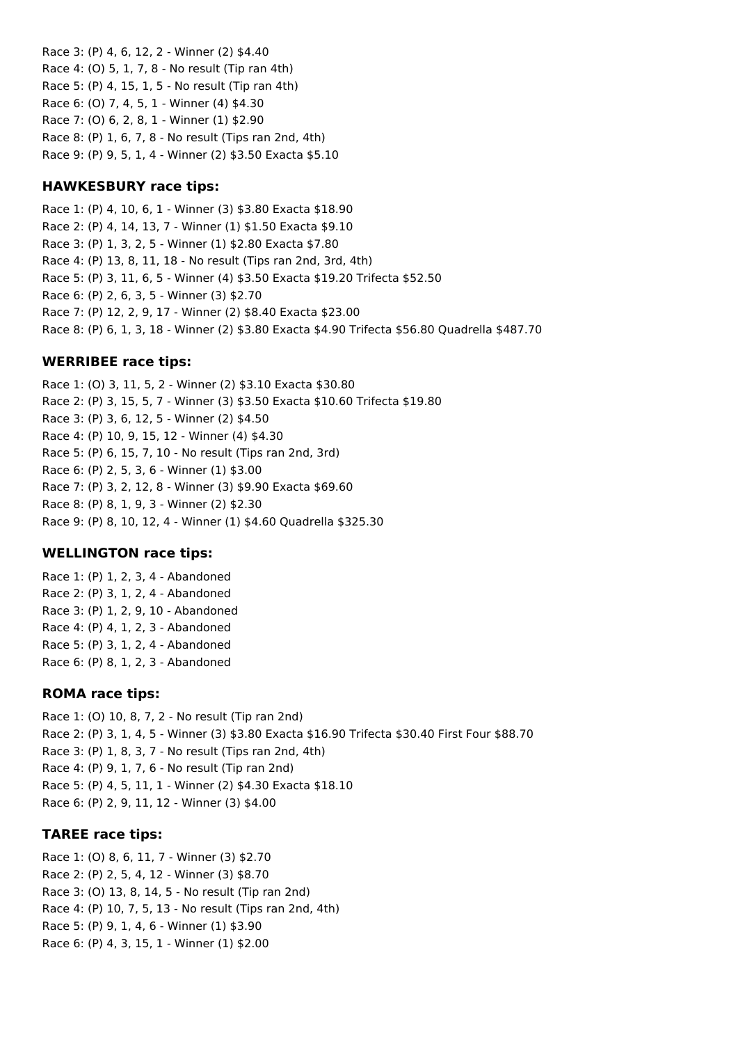Race 3: (P) 4, 6, 12, 2 - Winner (2) $4.40
Race 4: (O) 5, 1, 7, 8 - No result (Tip ran 4th)
Race 5: (P) 4, 15, 1, 5 - No result (Tip ran 4th)
Race 6: (O) 7, 4, 5, 1 - Winner (4) $4.30
Race 7: (O) 6, 2, 8, 1 - Winner (1) $2.90
Race 8: (P) 1, 6, 7, 8 - No result (Tips ran 2nd, 4th)
Race 9: (P) 9, 5, 1, 4 - Winner (2) $3.50 Exacta $5.10

### HAWKESBURY race tips:

Race 1: (P) 4, 10, 6, 1 - Winner (3) $3.80 Exacta $18.90
Race 2: (P) 4, 14, 13, 7 - Winner (1) $1.50 Exacta $9.10
Race 3: (P) 1, 3, 2, 5 - Winner (1) $2.80 Exacta $7.80
Race 4: (P) 13, 8, 11, 18 - No result (Tips ran 2nd, 3rd, 4th)
Race 5: (P) 3, 11, 6, 5 - Winner (4) $3.50 Exacta $19.20 Trifecta $52.50
Race 6: (P) 2, 6, 3, 5 - Winner (3) $2.70
Race 7: (P) 12, 2, 9, 17 - Winner (2) $8.40 Exacta $23.00
Race 8: (P) 6, 1, 3, 18 - Winner (2) $3.80 Exacta $4.90 Trifecta $56.80 Quadrella $487.70

### WERRIBEE race tips:

Race 1: (O) 3, 11, 5, 2 - Winner (2) $3.10 Exacta $30.80
Race 2: (P) 3, 15, 5, 7 - Winner (3) $3.50 Exacta $10.60 Trifecta $19.80
Race 3: (P) 3, 6, 12, 5 - Winner (2) $4.50
Race 4: (P) 10, 9, 15, 12 - Winner (4) $4.30
Race 5: (P) 6, 15, 7, 10 - No result (Tips ran 2nd, 3rd)
Race 6: (P) 2, 5, 3, 6 - Winner (1) $3.00
Race 7: (P) 3, 2, 12, 8 - Winner (3) $9.90 Exacta $69.60
Race 8: (P) 8, 1, 9, 3 - Winner (2) $2.30
Race 9: (P) 8, 10, 12, 4 - Winner (1) $4.60 Quadrella $325.30

### WELLINGTON race tips:

Race 1: (P) 1, 2, 3, 4 - Abandoned
Race 2: (P) 3, 1, 2, 4 - Abandoned
Race 3: (P) 1, 2, 9, 10 - Abandoned
Race 4: (P) 4, 1, 2, 3 - Abandoned
Race 5: (P) 3, 1, 2, 4 - Abandoned
Race 6: (P) 8, 1, 2, 3 - Abandoned

### ROMA race tips:

Race 1: (O) 10, 8, 7, 2 - No result (Tip ran 2nd)
Race 2: (P) 3, 1, 4, 5 - Winner (3) $3.80 Exacta $16.90 Trifecta $30.40 First Four $88.70
Race 3: (P) 1, 8, 3, 7 - No result (Tips ran 2nd, 4th)
Race 4: (P) 9, 1, 7, 6 - No result (Tip ran 2nd)
Race 5: (P) 4, 5, 11, 1 - Winner (2) $4.30 Exacta $18.10
Race 6: (P) 2, 9, 11, 12 - Winner (3) $4.00

### TAREE race tips:

Race 1: (O) 8, 6, 11, 7 - Winner (3) $2.70
Race 2: (P) 2, 5, 4, 12 - Winner (3) $8.70
Race 3: (O) 13, 8, 14, 5 - No result (Tip ran 2nd)
Race 4: (P) 10, 7, 5, 13 - No result (Tips ran 2nd, 4th)
Race 5: (P) 9, 1, 4, 6 - Winner (1) $3.90
Race 6: (P) 4, 3, 15, 1 - Winner (1) $2.00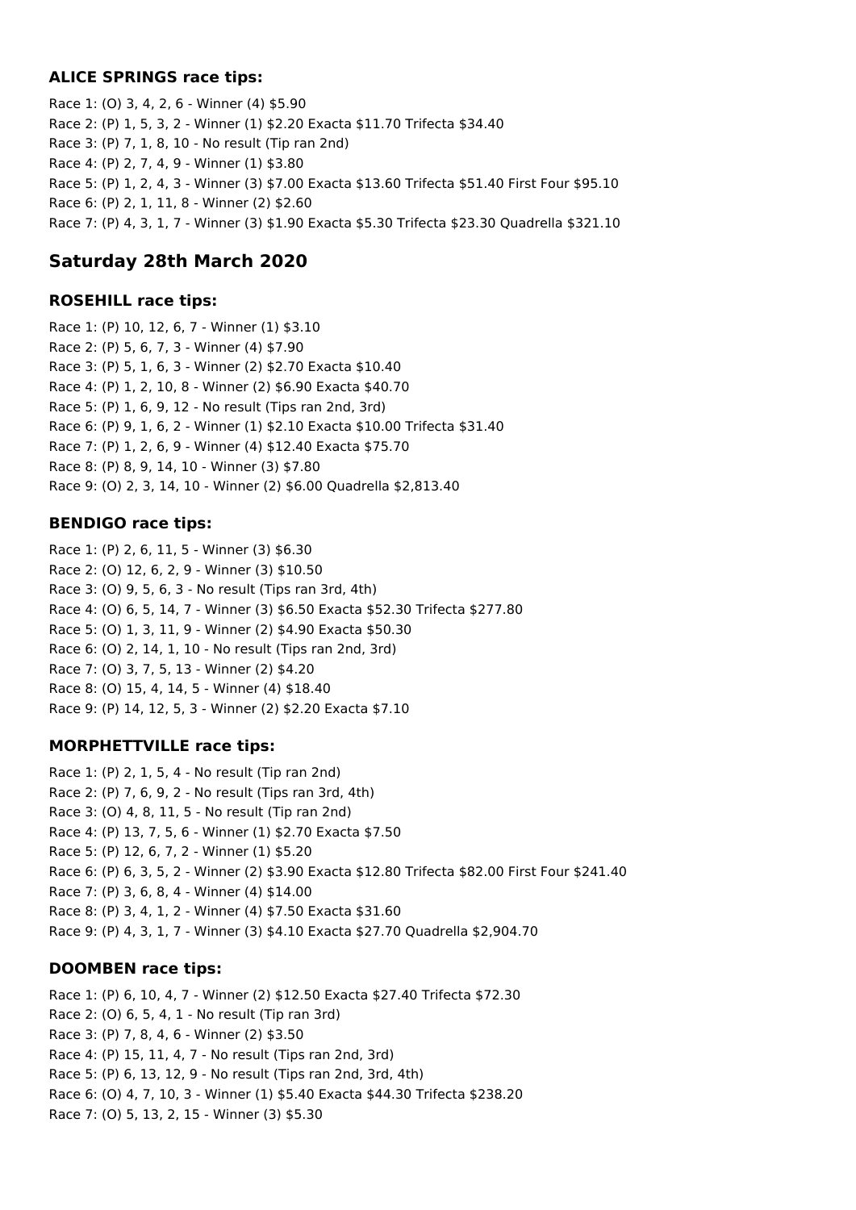### ALICE SPRINGS race tips:

Race 1: (O) 3, 4, 2, 6 - Winner (4) $5.90
Race 2: (P) 1, 5, 3, 2 - Winner (1) $2.20 Exacta $11.70 Trifecta $34.40
Race 3: (P) 7, 1, 8, 10 - No result (Tip ran 2nd)
Race 4: (P) 2, 7, 4, 9 - Winner (1) $3.80
Race 5: (P) 1, 2, 4, 3 - Winner (3) $7.00 Exacta $13.60 Trifecta $51.40 First Four $95.10
Race 6: (P) 2, 1, 11, 8 - Winner (2) $2.60
Race 7: (P) 4, 3, 1, 7 - Winner (3) $1.90 Exacta $5.30 Trifecta $23.30 Quadrella $321.10

## Saturday 28th March 2020

### ROSEHILL race tips:

Race 1: (P) 10, 12, 6, 7 - Winner (1) $3.10
Race 2: (P) 5, 6, 7, 3 - Winner (4) $7.90
Race 3: (P) 5, 1, 6, 3 - Winner (2) $2.70 Exacta $10.40
Race 4: (P) 1, 2, 10, 8 - Winner (2) $6.90 Exacta $40.70
Race 5: (P) 1, 6, 9, 12 - No result (Tips ran 2nd, 3rd)
Race 6: (P) 9, 1, 6, 2 - Winner (1) $2.10 Exacta $10.00 Trifecta $31.40
Race 7: (P) 1, 2, 6, 9 - Winner (4) $12.40 Exacta $75.70
Race 8: (P) 8, 9, 14, 10 - Winner (3) $7.80
Race 9: (O) 2, 3, 14, 10 - Winner (2) $6.00 Quadrella $2,813.40

### BENDIGO race tips:

Race 1: (P) 2, 6, 11, 5 - Winner (3) $6.30
Race 2: (O) 12, 6, 2, 9 - Winner (3) $10.50
Race 3: (O) 9, 5, 6, 3 - No result (Tips ran 3rd, 4th)
Race 4: (O) 6, 5, 14, 7 - Winner (3) $6.50 Exacta $52.30 Trifecta $277.80
Race 5: (O) 1, 3, 11, 9 - Winner (2) $4.90 Exacta $50.30
Race 6: (O) 2, 14, 1, 10 - No result (Tips ran 2nd, 3rd)
Race 7: (O) 3, 7, 5, 13 - Winner (2) $4.20
Race 8: (O) 15, 4, 14, 5 - Winner (4) $18.40
Race 9: (P) 14, 12, 5, 3 - Winner (2) $2.20 Exacta $7.10

### MORPHETTVILLE race tips:

Race 1: (P) 2, 1, 5, 4 - No result (Tip ran 2nd)
Race 2: (P) 7, 6, 9, 2 - No result (Tips ran 3rd, 4th)
Race 3: (O) 4, 8, 11, 5 - No result (Tip ran 2nd)
Race 4: (P) 13, 7, 5, 6 - Winner (1) $2.70 Exacta $7.50
Race 5: (P) 12, 6, 7, 2 - Winner (1) $5.20
Race 6: (P) 6, 3, 5, 2 - Winner (2) $3.90 Exacta $12.80 Trifecta $82.00 First Four $241.40
Race 7: (P) 3, 6, 8, 4 - Winner (4) $14.00
Race 8: (P) 3, 4, 1, 2 - Winner (4) $7.50 Exacta $31.60
Race 9: (P) 4, 3, 1, 7 - Winner (3) $4.10 Exacta $27.70 Quadrella $2,904.70

### DOOMBEN race tips:

Race 1: (P) 6, 10, 4, 7 - Winner (2) $12.50 Exacta $27.40 Trifecta $72.30
Race 2: (O) 6, 5, 4, 1 - No result (Tip ran 3rd)
Race 3: (P) 7, 8, 4, 6 - Winner (2) $3.50
Race 4: (P) 15, 11, 4, 7 - No result (Tips ran 2nd, 3rd)
Race 5: (P) 6, 13, 12, 9 - No result (Tips ran 2nd, 3rd, 4th)
Race 6: (O) 4, 7, 10, 3 - Winner (1) $5.40 Exacta $44.30 Trifecta $238.20
Race 7: (O) 5, 13, 2, 15 - Winner (3) $5.30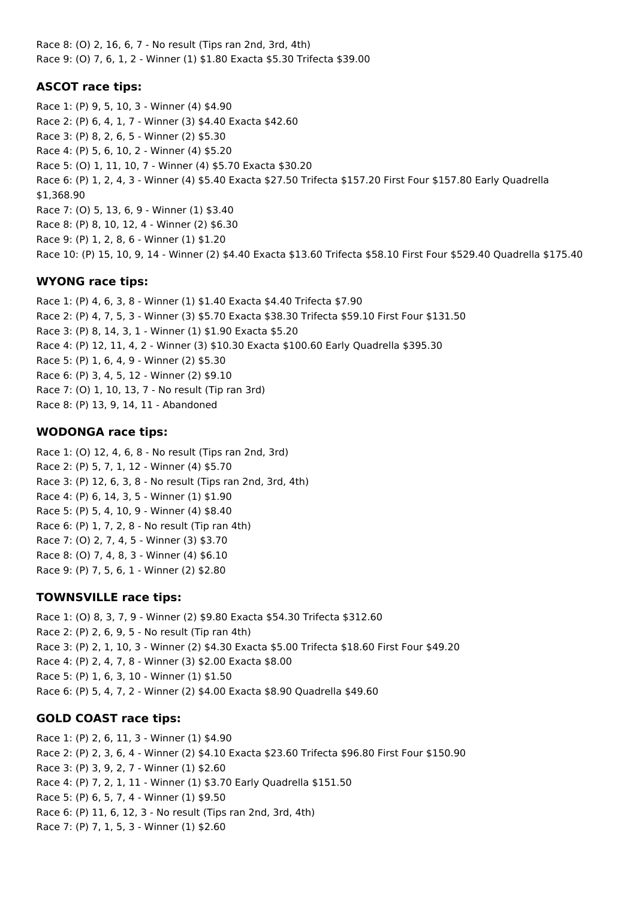Race 8: (O) 2, 16, 6, 7 - No result (Tips ran 2nd, 3rd, 4th)
Race 9: (O) 7, 6, 1, 2 - Winner (1) $1.80 Exacta $5.30 Trifecta $39.00

### ASCOT race tips:

Race 1: (P) 9, 5, 10, 3 - Winner (4) $4.90
Race 2: (P) 6, 4, 1, 7 - Winner (3) $4.40 Exacta $42.60
Race 3: (P) 8, 2, 6, 5 - Winner (2) $5.30
Race 4: (P) 5, 6, 10, 2 - Winner (4) $5.20
Race 5: (O) 1, 11, 10, 7 - Winner (4) $5.70 Exacta $30.20
Race 6: (P) 1, 2, 4, 3 - Winner (4) $5.40 Exacta $27.50 Trifecta $157.20 First Four $157.80 Early Quadrella $1,368.90
Race 7: (O) 5, 13, 6, 9 - Winner (1) $3.40
Race 8: (P) 8, 10, 12, 4 - Winner (2) $6.30
Race 9: (P) 1, 2, 8, 6 - Winner (1) $1.20
Race 10: (P) 15, 10, 9, 14 - Winner (2) $4.40 Exacta $13.60 Trifecta $58.10 First Four $529.40 Quadrella $175.40

### WYONG race tips:

Race 1: (P) 4, 6, 3, 8 - Winner (1) $1.40 Exacta $4.40 Trifecta $7.90
Race 2: (P) 4, 7, 5, 3 - Winner (3) $5.70 Exacta $38.30 Trifecta $59.10 First Four $131.50
Race 3: (P) 8, 14, 3, 1 - Winner (1) $1.90 Exacta $5.20
Race 4: (P) 12, 11, 4, 2 - Winner (3) $10.30 Exacta $100.60 Early Quadrella $395.30
Race 5: (P) 1, 6, 4, 9 - Winner (2) $5.30
Race 6: (P) 3, 4, 5, 12 - Winner (2) $9.10
Race 7: (O) 1, 10, 13, 7 - No result (Tip ran 3rd)
Race 8: (P) 13, 9, 14, 11 - Abandoned

### WODONGA race tips:

Race 1: (O) 12, 4, 6, 8 - No result (Tips ran 2nd, 3rd)
Race 2: (P) 5, 7, 1, 12 - Winner (4) $5.70
Race 3: (P) 12, 6, 3, 8 - No result (Tips ran 2nd, 3rd, 4th)
Race 4: (P) 6, 14, 3, 5 - Winner (1) $1.90
Race 5: (P) 5, 4, 10, 9 - Winner (4) $8.40
Race 6: (P) 1, 7, 2, 8 - No result (Tip ran 4th)
Race 7: (O) 2, 7, 4, 5 - Winner (3) $3.70
Race 8: (O) 7, 4, 8, 3 - Winner (4) $6.10
Race 9: (P) 7, 5, 6, 1 - Winner (2) $2.80

### TOWNSVILLE race tips:

Race 1: (O) 8, 3, 7, 9 - Winner (2) $9.80 Exacta $54.30 Trifecta $312.60
Race 2: (P) 2, 6, 9, 5 - No result (Tip ran 4th)
Race 3: (P) 2, 1, 10, 3 - Winner (2) $4.30 Exacta $5.00 Trifecta $18.60 First Four $49.20
Race 4: (P) 2, 4, 7, 8 - Winner (3) $2.00 Exacta $8.00
Race 5: (P) 1, 6, 3, 10 - Winner (1) $1.50
Race 6: (P) 5, 4, 7, 2 - Winner (2) $4.00 Exacta $8.90 Quadrella $49.60

### GOLD COAST race tips:

Race 1: (P) 2, 6, 11, 3 - Winner (1) $4.90
Race 2: (P) 2, 3, 6, 4 - Winner (2) $4.10 Exacta $23.60 Trifecta $96.80 First Four $150.90
Race 3: (P) 3, 9, 2, 7 - Winner (1) $2.60
Race 4: (P) 7, 2, 1, 11 - Winner (1) $3.70 Early Quadrella $151.50
Race 5: (P) 6, 5, 7, 4 - Winner (1) $9.50
Race 6: (P) 11, 6, 12, 3 - No result (Tips ran 2nd, 3rd, 4th)
Race 7: (P) 7, 1, 5, 3 - Winner (1) $2.60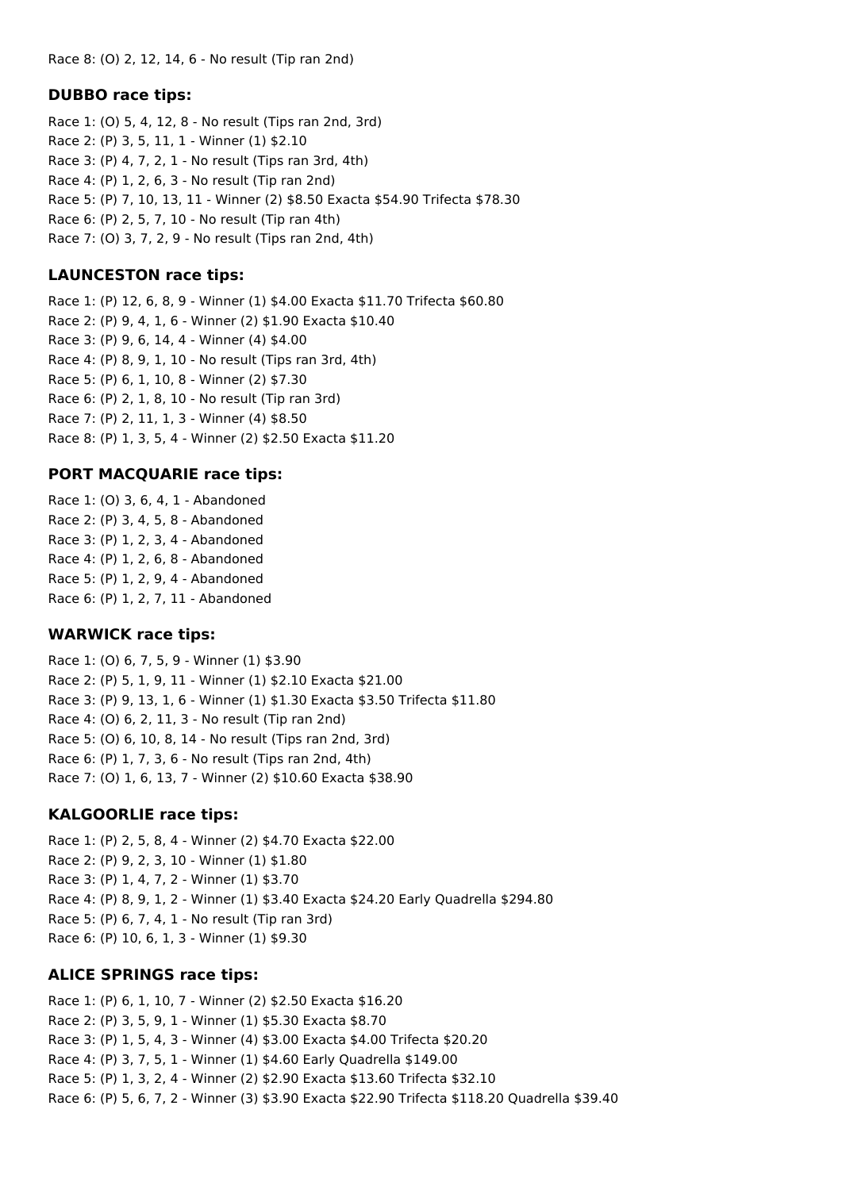Race 8: (O) 2, 12, 14, 6 - No result (Tip ran 2nd)

### DUBBO race tips:

Race 1: (O) 5, 4, 12, 8 - No result (Tips ran 2nd, 3rd)
Race 2: (P) 3, 5, 11, 1 - Winner (1) $2.10
Race 3: (P) 4, 7, 2, 1 - No result (Tips ran 3rd, 4th)
Race 4: (P) 1, 2, 6, 3 - No result (Tip ran 2nd)
Race 5: (P) 7, 10, 13, 11 - Winner (2) $8.50 Exacta $54.90 Trifecta $78.30
Race 6: (P) 2, 5, 7, 10 - No result (Tip ran 4th)
Race 7: (O) 3, 7, 2, 9 - No result (Tips ran 2nd, 4th)

### LAUNCESTON race tips:

Race 1: (P) 12, 6, 8, 9 - Winner (1) $4.00 Exacta $11.70 Trifecta $60.80
Race 2: (P) 9, 4, 1, 6 - Winner (2) $1.90 Exacta $10.40
Race 3: (P) 9, 6, 14, 4 - Winner (4) $4.00
Race 4: (P) 8, 9, 1, 10 - No result (Tips ran 3rd, 4th)
Race 5: (P) 6, 1, 10, 8 - Winner (2) $7.30
Race 6: (P) 2, 1, 8, 10 - No result (Tip ran 3rd)
Race 7: (P) 2, 11, 1, 3 - Winner (4) $8.50
Race 8: (P) 1, 3, 5, 4 - Winner (2) $2.50 Exacta $11.20

### PORT MACQUARIE race tips:

Race 1: (O) 3, 6, 4, 1 - Abandoned
Race 2: (P) 3, 4, 5, 8 - Abandoned
Race 3: (P) 1, 2, 3, 4 - Abandoned
Race 4: (P) 1, 2, 6, 8 - Abandoned
Race 5: (P) 1, 2, 9, 4 - Abandoned
Race 6: (P) 1, 2, 7, 11 - Abandoned

### WARWICK race tips:

Race 1: (O) 6, 7, 5, 9 - Winner (1) $3.90
Race 2: (P) 5, 1, 9, 11 - Winner (1) $2.10 Exacta $21.00
Race 3: (P) 9, 13, 1, 6 - Winner (1) $1.30 Exacta $3.50 Trifecta $11.80
Race 4: (O) 6, 2, 11, 3 - No result (Tip ran 2nd)
Race 5: (O) 6, 10, 8, 14 - No result (Tips ran 2nd, 3rd)
Race 6: (P) 1, 7, 3, 6 - No result (Tips ran 2nd, 4th)
Race 7: (O) 1, 6, 13, 7 - Winner (2) $10.60 Exacta $38.90

### KALGOORLIE race tips:

Race 1: (P) 2, 5, 8, 4 - Winner (2) $4.70 Exacta $22.00
Race 2: (P) 9, 2, 3, 10 - Winner (1) $1.80
Race 3: (P) 1, 4, 7, 2 - Winner (1) $3.70
Race 4: (P) 8, 9, 1, 2 - Winner (1) $3.40 Exacta $24.20 Early Quadrella $294.80
Race 5: (P) 6, 7, 4, 1 - No result (Tip ran 3rd)
Race 6: (P) 10, 6, 1, 3 - Winner (1) $9.30

### ALICE SPRINGS race tips:

Race 1: (P) 6, 1, 10, 7 - Winner (2) $2.50 Exacta $16.20
Race 2: (P) 3, 5, 9, 1 - Winner (1) $5.30 Exacta $8.70
Race 3: (P) 1, 5, 4, 3 - Winner (4) $3.00 Exacta $4.00 Trifecta $20.20
Race 4: (P) 3, 7, 5, 1 - Winner (1) $4.60 Early Quadrella $149.00
Race 5: (P) 1, 3, 2, 4 - Winner (2) $2.90 Exacta $13.60 Trifecta $32.10
Race 6: (P) 5, 6, 7, 2 - Winner (3) $3.90 Exacta $22.90 Trifecta $118.20 Quadrella $39.40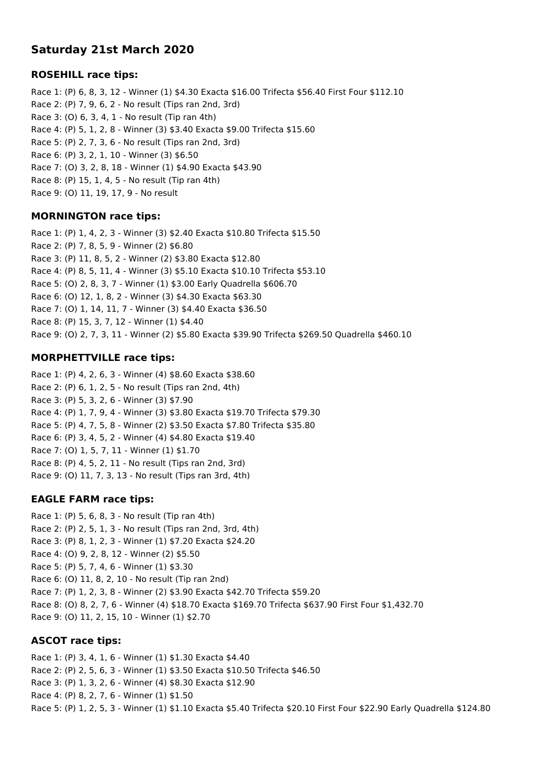## Saturday 21st March 2020

### ROSEHILL race tips:

Race 1: (P) 6, 8, 3, 12 - Winner (1) $4.30 Exacta $16.00 Trifecta $56.40 First Four $112.10
Race 2: (P) 7, 9, 6, 2 - No result (Tips ran 2nd, 3rd)
Race 3: (O) 6, 3, 4, 1 - No result (Tip ran 4th)
Race 4: (P) 5, 1, 2, 8 - Winner (3) $3.40 Exacta $9.00 Trifecta $15.60
Race 5: (P) 2, 7, 3, 6 - No result (Tips ran 2nd, 3rd)
Race 6: (P) 3, 2, 1, 10 - Winner (3) $6.50
Race 7: (O) 3, 2, 8, 18 - Winner (1) $4.90 Exacta $43.90
Race 8: (P) 15, 1, 4, 5 - No result (Tip ran 4th)
Race 9: (O) 11, 19, 17, 9 - No result

### MORNINGTON race tips:

Race 1: (P) 1, 4, 2, 3 - Winner (3) $2.40 Exacta $10.80 Trifecta $15.50
Race 2: (P) 7, 8, 5, 9 - Winner (2) $6.80
Race 3: (P) 11, 8, 5, 2 - Winner (2) $3.80 Exacta $12.80
Race 4: (P) 8, 5, 11, 4 - Winner (3) $5.10 Exacta $10.10 Trifecta $53.10
Race 5: (O) 2, 8, 3, 7 - Winner (1) $3.00 Early Quadrella $606.70
Race 6: (O) 12, 1, 8, 2 - Winner (3) $4.30 Exacta $63.30
Race 7: (O) 1, 14, 11, 7 - Winner (3) $4.40 Exacta $36.50
Race 8: (P) 15, 3, 7, 12 - Winner (1) $4.40
Race 9: (O) 2, 7, 3, 11 - Winner (2) $5.80 Exacta $39.90 Trifecta $269.50 Quadrella $460.10

### MORPHETTVILLE race tips:

Race 1: (P) 4, 2, 6, 3 - Winner (4) $8.60 Exacta $38.60
Race 2: (P) 6, 1, 2, 5 - No result (Tips ran 2nd, 4th)
Race 3: (P) 5, 3, 2, 6 - Winner (3) $7.90
Race 4: (P) 1, 7, 9, 4 - Winner (3) $3.80 Exacta $19.70 Trifecta $79.30
Race 5: (P) 4, 7, 5, 8 - Winner (2) $3.50 Exacta $7.80 Trifecta $35.80
Race 6: (P) 3, 4, 5, 2 - Winner (4) $4.80 Exacta $19.40
Race 7: (O) 1, 5, 7, 11 - Winner (1) $1.70
Race 8: (P) 4, 5, 2, 11 - No result (Tips ran 2nd, 3rd)
Race 9: (O) 11, 7, 3, 13 - No result (Tips ran 3rd, 4th)

### EAGLE FARM race tips:

Race 1: (P) 5, 6, 8, 3 - No result (Tip ran 4th)
Race 2: (P) 2, 5, 1, 3 - No result (Tips ran 2nd, 3rd, 4th)
Race 3: (P) 8, 1, 2, 3 - Winner (1) $7.20 Exacta $24.20
Race 4: (O) 9, 2, 8, 12 - Winner (2) $5.50
Race 5: (P) 5, 7, 4, 6 - Winner (1) $3.30
Race 6: (O) 11, 8, 2, 10 - No result (Tip ran 2nd)
Race 7: (P) 1, 2, 3, 8 - Winner (2) $3.90 Exacta $42.70 Trifecta $59.20
Race 8: (O) 8, 2, 7, 6 - Winner (4) $18.70 Exacta $169.70 Trifecta $637.90 First Four $1,432.70
Race 9: (O) 11, 2, 15, 10 - Winner (1) $2.70

### ASCOT race tips:

Race 1: (P) 3, 4, 1, 6 - Winner (1) $1.30 Exacta $4.40
Race 2: (P) 2, 5, 6, 3 - Winner (1) $3.50 Exacta $10.50 Trifecta $46.50
Race 3: (P) 1, 3, 2, 6 - Winner (4) $8.30 Exacta $12.90
Race 4: (P) 8, 2, 7, 6 - Winner (1) $1.50
Race 5: (P) 1, 2, 5, 3 - Winner (1) $1.10 Exacta $5.40 Trifecta $20.10 First Four $22.90 Early Quadrella $124.80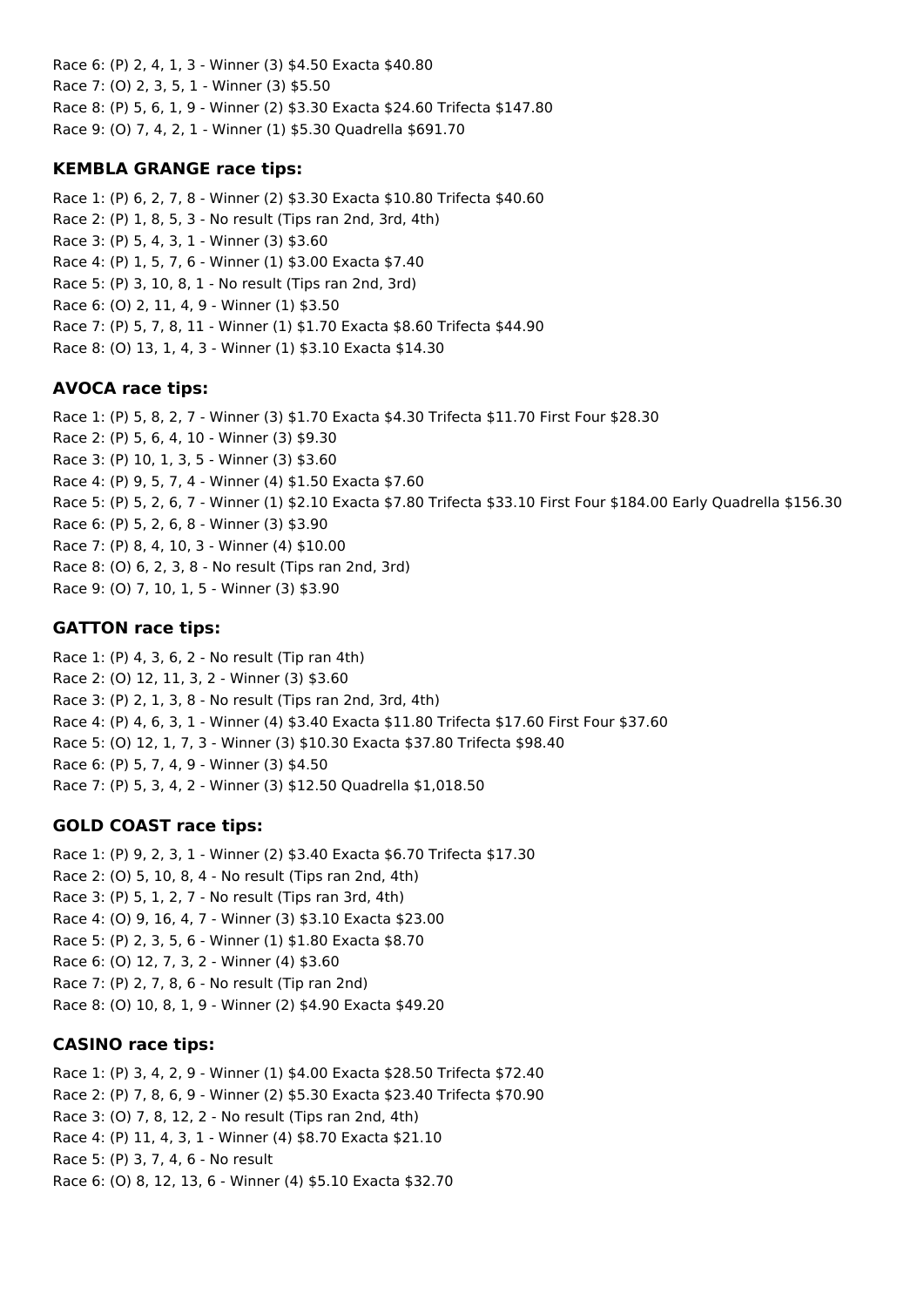Race 6: (P) 2, 4, 1, 3 - Winner (3) $4.50 Exacta $40.80
Race 7: (O) 2, 3, 5, 1 - Winner (3) $5.50
Race 8: (P) 5, 6, 1, 9 - Winner (2) $3.30 Exacta $24.60 Trifecta $147.80
Race 9: (O) 7, 4, 2, 1 - Winner (1) $5.30 Quadrella $691.70

### KEMBLA GRANGE race tips:

Race 1: (P) 6, 2, 7, 8 - Winner (2) $3.30 Exacta $10.80 Trifecta $40.60
Race 2: (P) 1, 8, 5, 3 - No result (Tips ran 2nd, 3rd, 4th)
Race 3: (P) 5, 4, 3, 1 - Winner (3) $3.60
Race 4: (P) 1, 5, 7, 6 - Winner (1) $3.00 Exacta $7.40
Race 5: (P) 3, 10, 8, 1 - No result (Tips ran 2nd, 3rd)
Race 6: (O) 2, 11, 4, 9 - Winner (1) $3.50
Race 7: (P) 5, 7, 8, 11 - Winner (1) $1.70 Exacta $8.60 Trifecta $44.90
Race 8: (O) 13, 1, 4, 3 - Winner (1) $3.10 Exacta $14.30

### AVOCA race tips:

Race 1: (P) 5, 8, 2, 7 - Winner (3) $1.70 Exacta $4.30 Trifecta $11.70 First Four $28.30
Race 2: (P) 5, 6, 4, 10 - Winner (3) $9.30
Race 3: (P) 10, 1, 3, 5 - Winner (3) $3.60
Race 4: (P) 9, 5, 7, 4 - Winner (4) $1.50 Exacta $7.60
Race 5: (P) 5, 2, 6, 7 - Winner (1) $2.10 Exacta $7.80 Trifecta $33.10 First Four $184.00 Early Quadrella $156.30
Race 6: (P) 5, 2, 6, 8 - Winner (3) $3.90
Race 7: (P) 8, 4, 10, 3 - Winner (4) $10.00
Race 8: (O) 6, 2, 3, 8 - No result (Tips ran 2nd, 3rd)
Race 9: (O) 7, 10, 1, 5 - Winner (3) $3.90

### GATTON race tips:

Race 1: (P) 4, 3, 6, 2 - No result (Tip ran 4th)
Race 2: (O) 12, 11, 3, 2 - Winner (3) $3.60
Race 3: (P) 2, 1, 3, 8 - No result (Tips ran 2nd, 3rd, 4th)
Race 4: (P) 4, 6, 3, 1 - Winner (4) $3.40 Exacta $11.80 Trifecta $17.60 First Four $37.60
Race 5: (O) 12, 1, 7, 3 - Winner (3) $10.30 Exacta $37.80 Trifecta $98.40
Race 6: (P) 5, 7, 4, 9 - Winner (3) $4.50
Race 7: (P) 5, 3, 4, 2 - Winner (3) $12.50 Quadrella $1,018.50

### GOLD COAST race tips:

Race 1: (P) 9, 2, 3, 1 - Winner (2) $3.40 Exacta $6.70 Trifecta $17.30
Race 2: (O) 5, 10, 8, 4 - No result (Tips ran 2nd, 4th)
Race 3: (P) 5, 1, 2, 7 - No result (Tips ran 3rd, 4th)
Race 4: (O) 9, 16, 4, 7 - Winner (3) $3.10 Exacta $23.00
Race 5: (P) 2, 3, 5, 6 - Winner (1) $1.80 Exacta $8.70
Race 6: (O) 12, 7, 3, 2 - Winner (4) $3.60
Race 7: (P) 2, 7, 8, 6 - No result (Tip ran 2nd)
Race 8: (O) 10, 8, 1, 9 - Winner (2) $4.90 Exacta $49.20

### CASINO race tips:

Race 1: (P) 3, 4, 2, 9 - Winner (1) $4.00 Exacta $28.50 Trifecta $72.40
Race 2: (P) 7, 8, 6, 9 - Winner (2) $5.30 Exacta $23.40 Trifecta $70.90
Race 3: (O) 7, 8, 12, 2 - No result (Tips ran 2nd, 4th)
Race 4: (P) 11, 4, 3, 1 - Winner (4) $8.70 Exacta $21.10
Race 5: (P) 3, 7, 4, 6 - No result
Race 6: (O) 8, 12, 13, 6 - Winner (4) $5.10 Exacta $32.70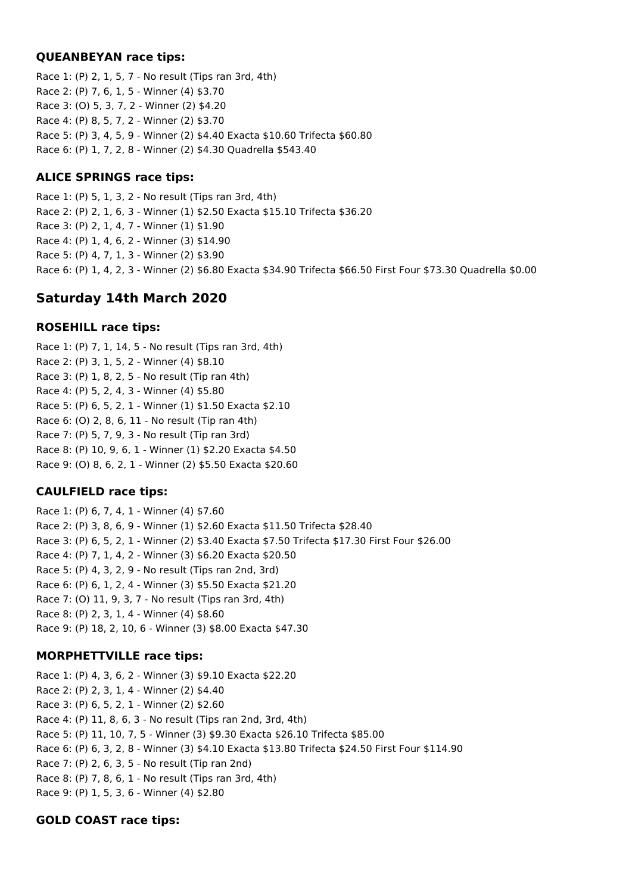### QUEANBEYAN race tips:

Race 1: (P) 2, 1, 5, 7 - No result (Tips ran 3rd, 4th)
Race 2: (P) 7, 6, 1, 5 - Winner (4) $3.70
Race 3: (O) 5, 3, 7, 2 - Winner (2) $4.20
Race 4: (P) 8, 5, 7, 2 - Winner (2) $3.70
Race 5: (P) 3, 4, 5, 9 - Winner (2) $4.40 Exacta $10.60 Trifecta $60.80
Race 6: (P) 1, 7, 2, 8 - Winner (2) $4.30 Quadrella $543.40

### ALICE SPRINGS race tips:

Race 1: (P) 5, 1, 3, 2 - No result (Tips ran 3rd, 4th)
Race 2: (P) 2, 1, 6, 3 - Winner (1) $2.50 Exacta $15.10 Trifecta $36.20
Race 3: (P) 2, 1, 4, 7 - Winner (1) $1.90
Race 4: (P) 1, 4, 6, 2 - Winner (3) $14.90
Race 5: (P) 4, 7, 1, 3 - Winner (2) $3.90
Race 6: (P) 1, 4, 2, 3 - Winner (2) $6.80 Exacta $34.90 Trifecta $66.50 First Four $73.30 Quadrella $0.00

## Saturday 14th March 2020

### ROSEHILL race tips:

Race 1: (P) 7, 1, 14, 5 - No result (Tips ran 3rd, 4th)
Race 2: (P) 3, 1, 5, 2 - Winner (4) $8.10
Race 3: (P) 1, 8, 2, 5 - No result (Tip ran 4th)
Race 4: (P) 5, 2, 4, 3 - Winner (4) $5.80
Race 5: (P) 6, 5, 2, 1 - Winner (1) $1.50 Exacta $2.10
Race 6: (O) 2, 8, 6, 11 - No result (Tip ran 4th)
Race 7: (P) 5, 7, 9, 3 - No result (Tip ran 3rd)
Race 8: (P) 10, 9, 6, 1 - Winner (1) $2.20 Exacta $4.50
Race 9: (O) 8, 6, 2, 1 - Winner (2) $5.50 Exacta $20.60

### CAULFIELD race tips:

Race 1: (P) 6, 7, 4, 1 - Winner (4) $7.60
Race 2: (P) 3, 8, 6, 9 - Winner (1) $2.60 Exacta $11.50 Trifecta $28.40
Race 3: (P) 6, 5, 2, 1 - Winner (2) $3.40 Exacta $7.50 Trifecta $17.30 First Four $26.00
Race 4: (P) 7, 1, 4, 2 - Winner (3) $6.20 Exacta $20.50
Race 5: (P) 4, 3, 2, 9 - No result (Tips ran 2nd, 3rd)
Race 6: (P) 6, 1, 2, 4 - Winner (3) $5.50 Exacta $21.20
Race 7: (O) 11, 9, 3, 7 - No result (Tips ran 3rd, 4th)
Race 8: (P) 2, 3, 1, 4 - Winner (4) $8.60
Race 9: (P) 18, 2, 10, 6 - Winner (3) $8.00 Exacta $47.30

### MORPHETTVILLE race tips:

Race 1: (P) 4, 3, 6, 2 - Winner (3) $9.10 Exacta $22.20
Race 2: (P) 2, 3, 1, 4 - Winner (2) $4.40
Race 3: (P) 6, 5, 2, 1 - Winner (2) $2.60
Race 4: (P) 11, 8, 6, 3 - No result (Tips ran 2nd, 3rd, 4th)
Race 5: (P) 11, 10, 7, 5 - Winner (3) $9.30 Exacta $26.10 Trifecta $85.00
Race 6: (P) 6, 3, 2, 8 - Winner (3) $4.10 Exacta $13.80 Trifecta $24.50 First Four $114.90
Race 7: (P) 2, 6, 3, 5 - No result (Tip ran 2nd)
Race 8: (P) 7, 8, 6, 1 - No result (Tips ran 3rd, 4th)
Race 9: (P) 1, 5, 3, 6 - Winner (4) $2.80

### GOLD COAST race tips: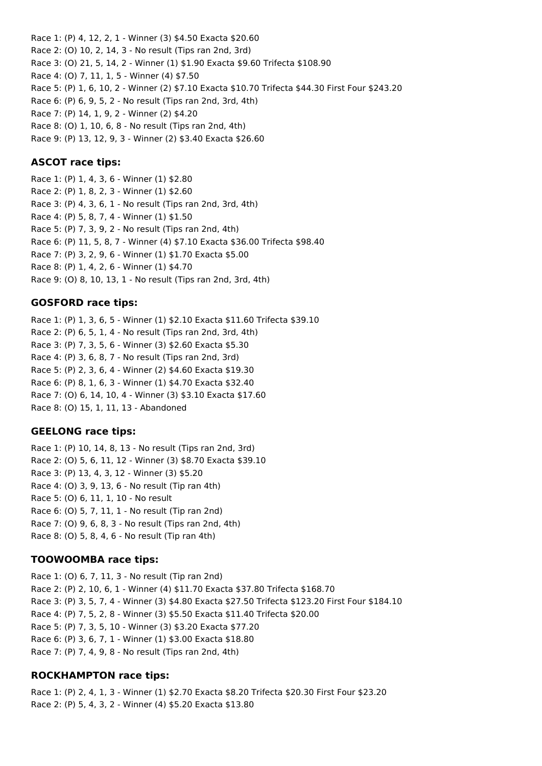Race 1: (P) 4, 12, 2, 1 - Winner (3) $4.50 Exacta $20.60
Race 2: (O) 10, 2, 14, 3 - No result (Tips ran 2nd, 3rd)
Race 3: (O) 21, 5, 14, 2 - Winner (1) $1.90 Exacta $9.60 Trifecta $108.90
Race 4: (O) 7, 11, 1, 5 - Winner (4) $7.50
Race 5: (P) 1, 6, 10, 2 - Winner (2) $7.10 Exacta $10.70 Trifecta $44.30 First Four $243.20
Race 6: (P) 6, 9, 5, 2 - No result (Tips ran 2nd, 3rd, 4th)
Race 7: (P) 14, 1, 9, 2 - Winner (2) $4.20
Race 8: (O) 1, 10, 6, 8 - No result (Tips ran 2nd, 4th)
Race 9: (P) 13, 12, 9, 3 - Winner (2) $3.40 Exacta $26.60

### ASCOT race tips:

Race 1: (P) 1, 4, 3, 6 - Winner (1) $2.80
Race 2: (P) 1, 8, 2, 3 - Winner (1) $2.60
Race 3: (P) 4, 3, 6, 1 - No result (Tips ran 2nd, 3rd, 4th)
Race 4: (P) 5, 8, 7, 4 - Winner (1) $1.50
Race 5: (P) 7, 3, 9, 2 - No result (Tips ran 2nd, 4th)
Race 6: (P) 11, 5, 8, 7 - Winner (4) $7.10 Exacta $36.00 Trifecta $98.40
Race 7: (P) 3, 2, 9, 6 - Winner (1) $1.70 Exacta $5.00
Race 8: (P) 1, 4, 2, 6 - Winner (1) $4.70
Race 9: (O) 8, 10, 13, 1 - No result (Tips ran 2nd, 3rd, 4th)

### GOSFORD race tips:

Race 1: (P) 1, 3, 6, 5 - Winner (1) $2.10 Exacta $11.60 Trifecta $39.10
Race 2: (P) 6, 5, 1, 4 - No result (Tips ran 2nd, 3rd, 4th)
Race 3: (P) 7, 3, 5, 6 - Winner (3) $2.60 Exacta $5.30
Race 4: (P) 3, 6, 8, 7 - No result (Tips ran 2nd, 3rd)
Race 5: (P) 2, 3, 6, 4 - Winner (2) $4.60 Exacta $19.30
Race 6: (P) 8, 1, 6, 3 - Winner (1) $4.70 Exacta $32.40
Race 7: (O) 6, 14, 10, 4 - Winner (3) $3.10 Exacta $17.60
Race 8: (O) 15, 1, 11, 13 - Abandoned

### GEELONG race tips:

Race 1: (P) 10, 14, 8, 13 - No result (Tips ran 2nd, 3rd)
Race 2: (O) 5, 6, 11, 12 - Winner (3) $8.70 Exacta $39.10
Race 3: (P) 13, 4, 3, 12 - Winner (3) $5.20
Race 4: (O) 3, 9, 13, 6 - No result (Tip ran 4th)
Race 5: (O) 6, 11, 1, 10 - No result
Race 6: (O) 5, 7, 11, 1 - No result (Tip ran 2nd)
Race 7: (O) 9, 6, 8, 3 - No result (Tips ran 2nd, 4th)
Race 8: (O) 5, 8, 4, 6 - No result (Tip ran 4th)

### TOOWOOMBA race tips:

Race 1: (O) 6, 7, 11, 3 - No result (Tip ran 2nd)
Race 2: (P) 2, 10, 6, 1 - Winner (4) $11.70 Exacta $37.80 Trifecta $168.70
Race 3: (P) 3, 5, 7, 4 - Winner (3) $4.80 Exacta $27.50 Trifecta $123.20 First Four $184.10
Race 4: (P) 7, 5, 2, 8 - Winner (3) $5.50 Exacta $11.40 Trifecta $20.00
Race 5: (P) 7, 3, 5, 10 - Winner (3) $3.20 Exacta $77.20
Race 6: (P) 3, 6, 7, 1 - Winner (1) $3.00 Exacta $18.80
Race 7: (P) 7, 4, 9, 8 - No result (Tips ran 2nd, 4th)

### ROCKHAMPTON race tips:

Race 1: (P) 2, 4, 1, 3 - Winner (1) $2.70 Exacta $8.20 Trifecta $20.30 First Four $23.20
Race 2: (P) 5, 4, 3, 2 - Winner (4) $5.20 Exacta $13.80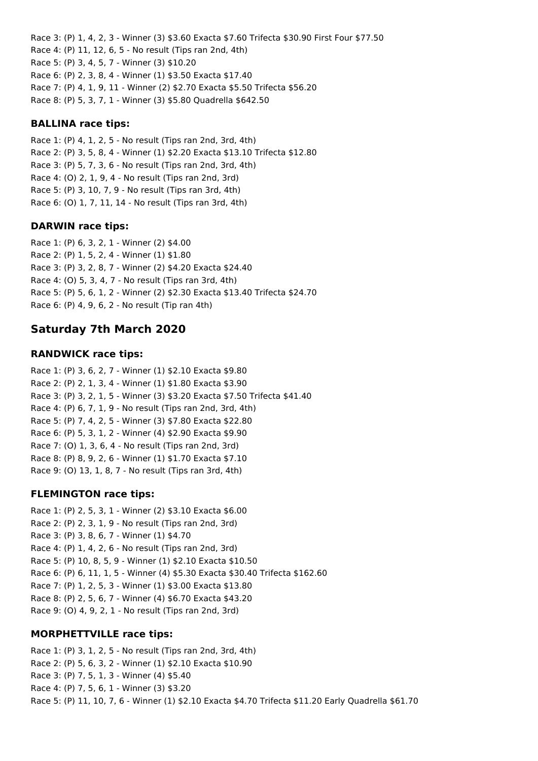Race 3: (P) 1, 4, 2, 3 - Winner (3) $3.60 Exacta $7.60 Trifecta $30.90 First Four $77.50
Race 4: (P) 11, 12, 6, 5 - No result (Tips ran 2nd, 4th)
Race 5: (P) 3, 4, 5, 7 - Winner (3) $10.20
Race 6: (P) 2, 3, 8, 4 - Winner (1) $3.50 Exacta $17.40
Race 7: (P) 4, 1, 9, 11 - Winner (2) $2.70 Exacta $5.50 Trifecta $56.20
Race 8: (P) 5, 3, 7, 1 - Winner (3) $5.80 Quadrella $642.50

### BALLINA race tips:

Race 1: (P) 4, 1, 2, 5 - No result (Tips ran 2nd, 3rd, 4th)
Race 2: (P) 3, 5, 8, 4 - Winner (1) $2.20 Exacta $13.10 Trifecta $12.80
Race 3: (P) 5, 7, 3, 6 - No result (Tips ran 2nd, 3rd, 4th)
Race 4: (O) 2, 1, 9, 4 - No result (Tips ran 2nd, 3rd)
Race 5: (P) 3, 10, 7, 9 - No result (Tips ran 3rd, 4th)
Race 6: (O) 1, 7, 11, 14 - No result (Tips ran 3rd, 4th)

### DARWIN race tips:

Race 1: (P) 6, 3, 2, 1 - Winner (2) $4.00
Race 2: (P) 1, 5, 2, 4 - Winner (1) $1.80
Race 3: (P) 3, 2, 8, 7 - Winner (2) $4.20 Exacta $24.40
Race 4: (O) 5, 3, 4, 7 - No result (Tips ran 3rd, 4th)
Race 5: (P) 5, 6, 1, 2 - Winner (2) $2.30 Exacta $13.40 Trifecta $24.70
Race 6: (P) 4, 9, 6, 2 - No result (Tip ran 4th)

## Saturday 7th March 2020

### RANDWICK race tips:

Race 1: (P) 3, 6, 2, 7 - Winner (1) $2.10 Exacta $9.80
Race 2: (P) 2, 1, 3, 4 - Winner (1) $1.80 Exacta $3.90
Race 3: (P) 3, 2, 1, 5 - Winner (3) $3.20 Exacta $7.50 Trifecta $41.40
Race 4: (P) 6, 7, 1, 9 - No result (Tips ran 2nd, 3rd, 4th)
Race 5: (P) 7, 4, 2, 5 - Winner (3) $7.80 Exacta $22.80
Race 6: (P) 5, 3, 1, 2 - Winner (4) $2.90 Exacta $9.90
Race 7: (O) 1, 3, 6, 4 - No result (Tips ran 2nd, 3rd)
Race 8: (P) 8, 9, 2, 6 - Winner (1) $1.70 Exacta $7.10
Race 9: (O) 13, 1, 8, 7 - No result (Tips ran 3rd, 4th)

### FLEMINGTON race tips:

Race 1: (P) 2, 5, 3, 1 - Winner (2) $3.10 Exacta $6.00
Race 2: (P) 2, 3, 1, 9 - No result (Tips ran 2nd, 3rd)
Race 3: (P) 3, 8, 6, 7 - Winner (1) $4.70
Race 4: (P) 1, 4, 2, 6 - No result (Tips ran 2nd, 3rd)
Race 5: (P) 10, 8, 5, 9 - Winner (1) $2.10 Exacta $10.50
Race 6: (P) 6, 11, 1, 5 - Winner (4) $5.30 Exacta $30.40 Trifecta $162.60
Race 7: (P) 1, 2, 5, 3 - Winner (1) $3.00 Exacta $13.80
Race 8: (P) 2, 5, 6, 7 - Winner (4) $6.70 Exacta $43.20
Race 9: (O) 4, 9, 2, 1 - No result (Tips ran 2nd, 3rd)

### MORPHETTVILLE race tips:

Race 1: (P) 3, 1, 2, 5 - No result (Tips ran 2nd, 3rd, 4th)
Race 2: (P) 5, 6, 3, 2 - Winner (1) $2.10 Exacta $10.90
Race 3: (P) 7, 5, 1, 3 - Winner (4) $5.40
Race 4: (P) 7, 5, 6, 1 - Winner (3) $3.20
Race 5: (P) 11, 10, 7, 6 - Winner (1) $2.10 Exacta $4.70 Trifecta $11.20 Early Quadrella $61.70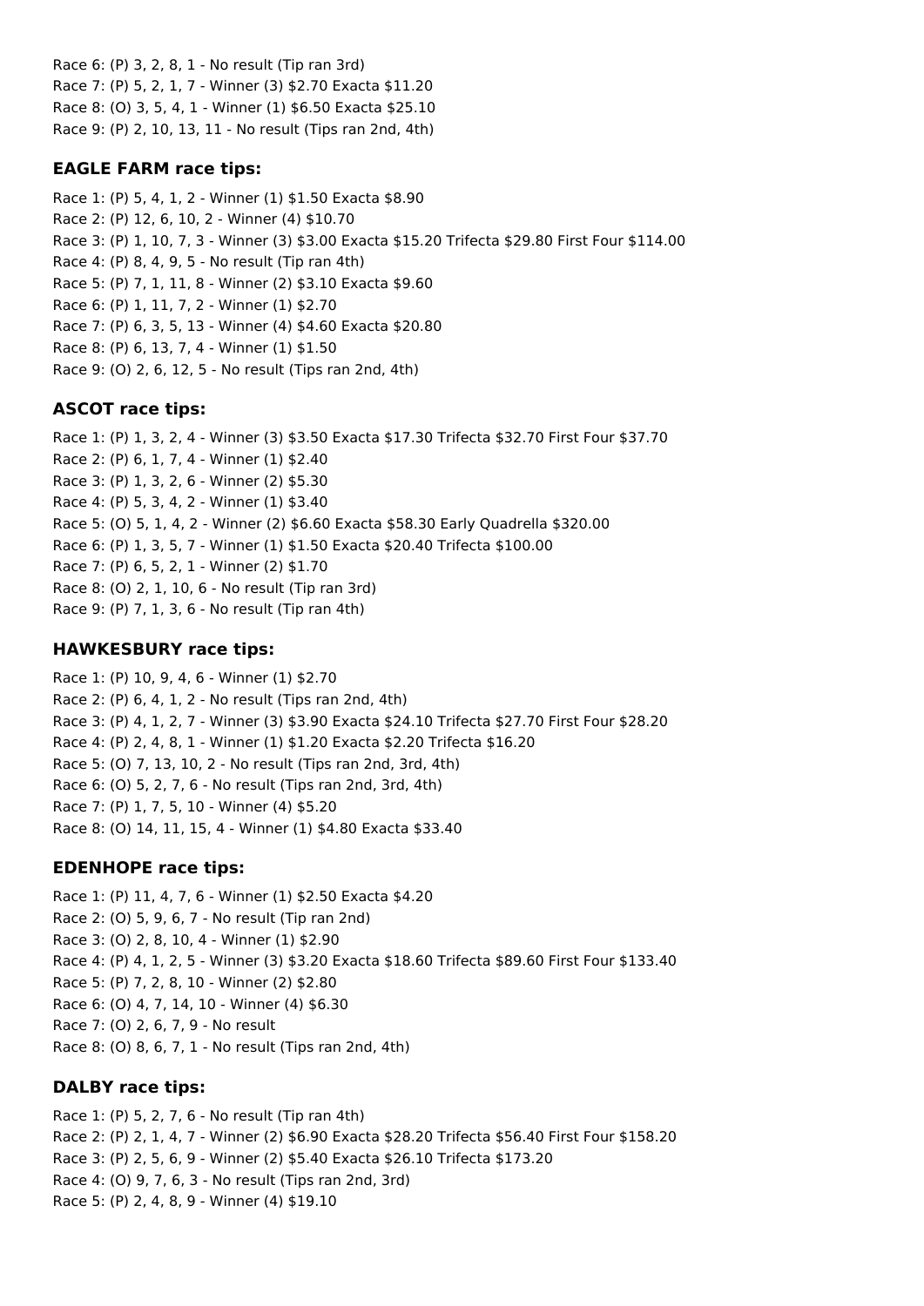Race 6: (P) 3, 2, 8, 1 - No result (Tip ran 3rd)
Race 7: (P) 5, 2, 1, 7 - Winner (3) $2.70 Exacta $11.20
Race 8: (O) 3, 5, 4, 1 - Winner (1) $6.50 Exacta $25.10
Race 9: (P) 2, 10, 13, 11 - No result (Tips ran 2nd, 4th)

### EAGLE FARM race tips:

Race 1: (P) 5, 4, 1, 2 - Winner (1) $1.50 Exacta $8.90
Race 2: (P) 12, 6, 10, 2 - Winner (4) $10.70
Race 3: (P) 1, 10, 7, 3 - Winner (3) $3.00 Exacta $15.20 Trifecta $29.80 First Four $114.00
Race 4: (P) 8, 4, 9, 5 - No result (Tip ran 4th)
Race 5: (P) 7, 1, 11, 8 - Winner (2) $3.10 Exacta $9.60
Race 6: (P) 1, 11, 7, 2 - Winner (1) $2.70
Race 7: (P) 6, 3, 5, 13 - Winner (4) $4.60 Exacta $20.80
Race 8: (P) 6, 13, 7, 4 - Winner (1) $1.50
Race 9: (O) 2, 6, 12, 5 - No result (Tips ran 2nd, 4th)

### ASCOT race tips:

Race 1: (P) 1, 3, 2, 4 - Winner (3) $3.50 Exacta $17.30 Trifecta $32.70 First Four $37.70
Race 2: (P) 6, 1, 7, 4 - Winner (1) $2.40
Race 3: (P) 1, 3, 2, 6 - Winner (2) $5.30
Race 4: (P) 5, 3, 4, 2 - Winner (1) $3.40
Race 5: (O) 5, 1, 4, 2 - Winner (2) $6.60 Exacta $58.30 Early Quadrella $320.00
Race 6: (P) 1, 3, 5, 7 - Winner (1) $1.50 Exacta $20.40 Trifecta $100.00
Race 7: (P) 6, 5, 2, 1 - Winner (2) $1.70
Race 8: (O) 2, 1, 10, 6 - No result (Tip ran 3rd)
Race 9: (P) 7, 1, 3, 6 - No result (Tip ran 4th)

### HAWKESBURY race tips:

Race 1: (P) 10, 9, 4, 6 - Winner (1) $2.70
Race 2: (P) 6, 4, 1, 2 - No result (Tips ran 2nd, 4th)
Race 3: (P) 4, 1, 2, 7 - Winner (3) $3.90 Exacta $24.10 Trifecta $27.70 First Four $28.20
Race 4: (P) 2, 4, 8, 1 - Winner (1) $1.20 Exacta $2.20 Trifecta $16.20
Race 5: (O) 7, 13, 10, 2 - No result (Tips ran 2nd, 3rd, 4th)
Race 6: (O) 5, 2, 7, 6 - No result (Tips ran 2nd, 3rd, 4th)
Race 7: (P) 1, 7, 5, 10 - Winner (4) $5.20
Race 8: (O) 14, 11, 15, 4 - Winner (1) $4.80 Exacta $33.40

### EDENHOPE race tips:

Race 1: (P) 11, 4, 7, 6 - Winner (1) $2.50 Exacta $4.20
Race 2: (O) 5, 9, 6, 7 - No result (Tip ran 2nd)
Race 3: (O) 2, 8, 10, 4 - Winner (1) $2.90
Race 4: (P) 4, 1, 2, 5 - Winner (3) $3.20 Exacta $18.60 Trifecta $89.60 First Four $133.40
Race 5: (P) 7, 2, 8, 10 - Winner (2) $2.80
Race 6: (O) 4, 7, 14, 10 - Winner (4) $6.30
Race 7: (O) 2, 6, 7, 9 - No result
Race 8: (O) 8, 6, 7, 1 - No result (Tips ran 2nd, 4th)

### DALBY race tips:

Race 1: (P) 5, 2, 7, 6 - No result (Tip ran 4th)
Race 2: (P) 2, 1, 4, 7 - Winner (2) $6.90 Exacta $28.20 Trifecta $56.40 First Four $158.20
Race 3: (P) 2, 5, 6, 9 - Winner (2) $5.40 Exacta $26.10 Trifecta $173.20
Race 4: (O) 9, 7, 6, 3 - No result (Tips ran 2nd, 3rd)
Race 5: (P) 2, 4, 8, 9 - Winner (4) $19.10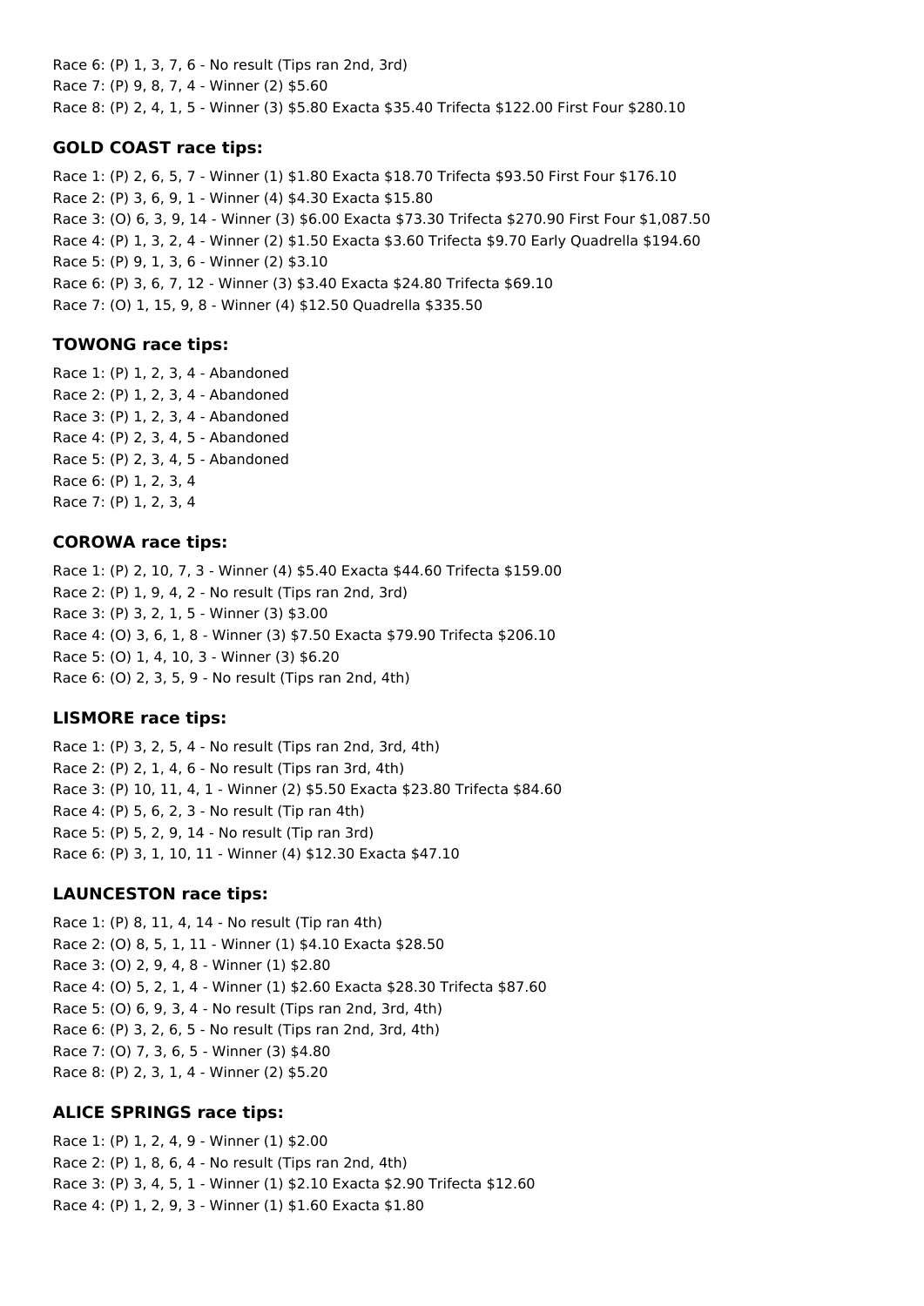Race 6: (P) 1, 3, 7, 6 - No result (Tips ran 2nd, 3rd)
Race 7: (P) 9, 8, 7, 4 - Winner (2) $5.60
Race 8: (P) 2, 4, 1, 5 - Winner (3) $5.80 Exacta $35.40 Trifecta $122.00 First Four $280.10

### GOLD COAST race tips:

Race 1: (P) 2, 6, 5, 7 - Winner (1) $1.80 Exacta $18.70 Trifecta $93.50 First Four $176.10
Race 2: (P) 3, 6, 9, 1 - Winner (4) $4.30 Exacta $15.80
Race 3: (O) 6, 3, 9, 14 - Winner (3) $6.00 Exacta $73.30 Trifecta $270.90 First Four $1,087.50
Race 4: (P) 1, 3, 2, 4 - Winner (2) $1.50 Exacta $3.60 Trifecta $9.70 Early Quadrella $194.60
Race 5: (P) 9, 1, 3, 6 - Winner (2) $3.10
Race 6: (P) 3, 6, 7, 12 - Winner (3) $3.40 Exacta $24.80 Trifecta $69.10
Race 7: (O) 1, 15, 9, 8 - Winner (4) $12.50 Quadrella $335.50

### TOWONG race tips:

Race 1: (P) 1, 2, 3, 4 - Abandoned
Race 2: (P) 1, 2, 3, 4 - Abandoned
Race 3: (P) 1, 2, 3, 4 - Abandoned
Race 4: (P) 2, 3, 4, 5 - Abandoned
Race 5: (P) 2, 3, 4, 5 - Abandoned
Race 6: (P) 1, 2, 3, 4
Race 7: (P) 1, 2, 3, 4

### COROWA race tips:

Race 1: (P) 2, 10, 7, 3 - Winner (4) $5.40 Exacta $44.60 Trifecta $159.00
Race 2: (P) 1, 9, 4, 2 - No result (Tips ran 2nd, 3rd)
Race 3: (P) 3, 2, 1, 5 - Winner (3) $3.00
Race 4: (O) 3, 6, 1, 8 - Winner (3) $7.50 Exacta $79.90 Trifecta $206.10
Race 5: (O) 1, 4, 10, 3 - Winner (3) $6.20
Race 6: (O) 2, 3, 5, 9 - No result (Tips ran 2nd, 4th)

### LISMORE race tips:

Race 1: (P) 3, 2, 5, 4 - No result (Tips ran 2nd, 3rd, 4th)
Race 2: (P) 2, 1, 4, 6 - No result (Tips ran 3rd, 4th)
Race 3: (P) 10, 11, 4, 1 - Winner (2) $5.50 Exacta $23.80 Trifecta $84.60
Race 4: (P) 5, 6, 2, 3 - No result (Tip ran 4th)
Race 5: (P) 5, 2, 9, 14 - No result (Tip ran 3rd)
Race 6: (P) 3, 1, 10, 11 - Winner (4) $12.30 Exacta $47.10

### LAUNCESTON race tips:

Race 1: (P) 8, 11, 4, 14 - No result (Tip ran 4th)
Race 2: (O) 8, 5, 1, 11 - Winner (1) $4.10 Exacta $28.50
Race 3: (O) 2, 9, 4, 8 - Winner (1) $2.80
Race 4: (O) 5, 2, 1, 4 - Winner (1) $2.60 Exacta $28.30 Trifecta $87.60
Race 5: (O) 6, 9, 3, 4 - No result (Tips ran 2nd, 3rd, 4th)
Race 6: (P) 3, 2, 6, 5 - No result (Tips ran 2nd, 3rd, 4th)
Race 7: (O) 7, 3, 6, 5 - Winner (3) $4.80
Race 8: (P) 2, 3, 1, 4 - Winner (2) $5.20

### ALICE SPRINGS race tips:

Race 1: (P) 1, 2, 4, 9 - Winner (1) $2.00
Race 2: (P) 1, 8, 6, 4 - No result (Tips ran 2nd, 4th)
Race 3: (P) 3, 4, 5, 1 - Winner (1) $2.10 Exacta $2.90 Trifecta $12.60
Race 4: (P) 1, 2, 9, 3 - Winner (1) $1.60 Exacta $1.80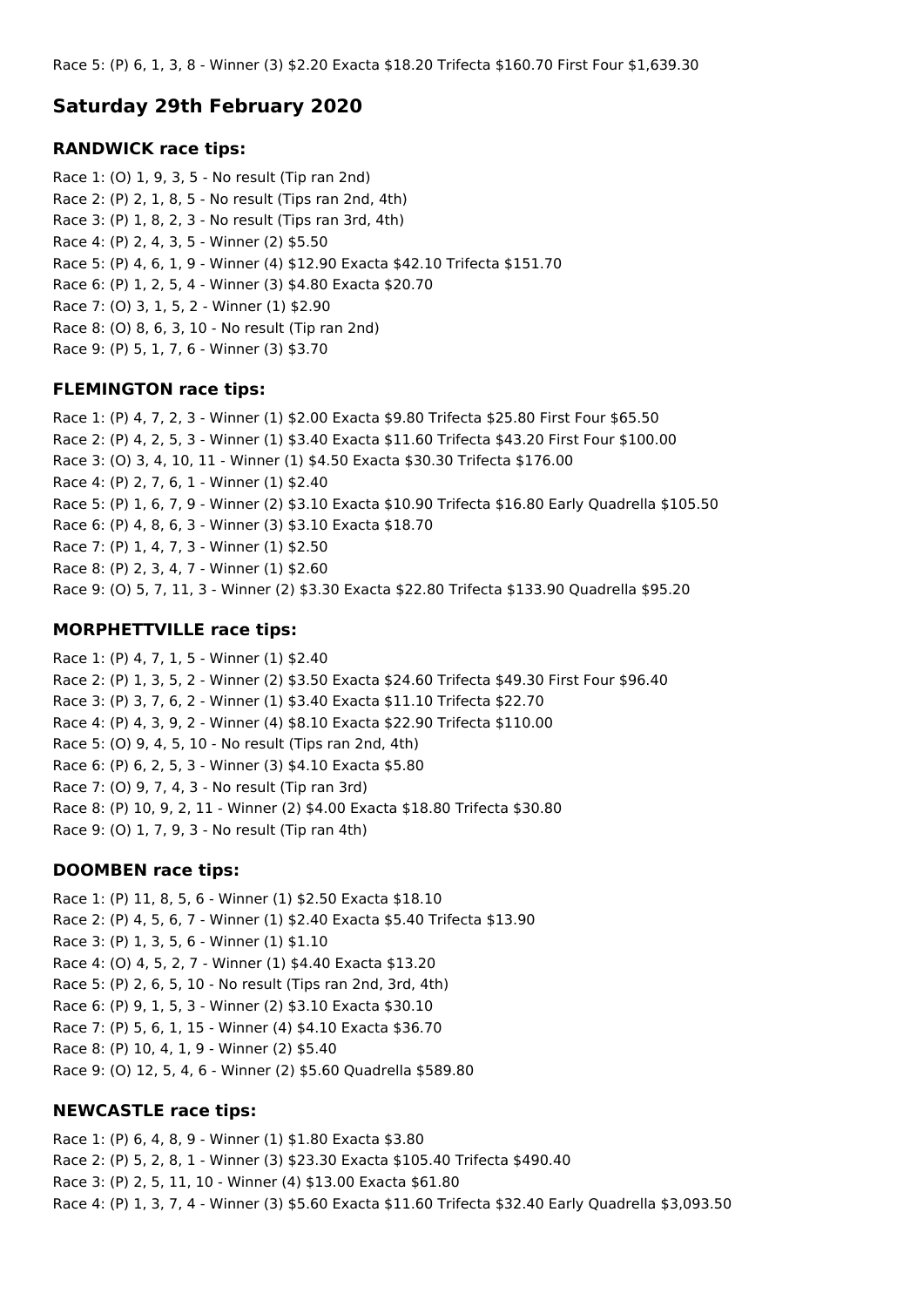Race 5: (P) 6, 1, 3, 8 - Winner (3) $2.20 Exacta $18.20 Trifecta $160.70 First Four $1,639.30

## Saturday 29th February 2020

### RANDWICK race tips:

Race 1: (O) 1, 9, 3, 5 - No result (Tip ran 2nd)
Race 2: (P) 2, 1, 8, 5 - No result (Tips ran 2nd, 4th)
Race 3: (P) 1, 8, 2, 3 - No result (Tips ran 3rd, 4th)
Race 4: (P) 2, 4, 3, 5 - Winner (2) $5.50
Race 5: (P) 4, 6, 1, 9 - Winner (4) $12.90 Exacta $42.10 Trifecta $151.70
Race 6: (P) 1, 2, 5, 4 - Winner (3) $4.80 Exacta $20.70
Race 7: (O) 3, 1, 5, 2 - Winner (1) $2.90
Race 8: (O) 8, 6, 3, 10 - No result (Tip ran 2nd)
Race 9: (P) 5, 1, 7, 6 - Winner (3) $3.70

### FLEMINGTON race tips:

Race 1: (P) 4, 7, 2, 3 - Winner (1) $2.00 Exacta $9.80 Trifecta $25.80 First Four $65.50
Race 2: (P) 4, 2, 5, 3 - Winner (1) $3.40 Exacta $11.60 Trifecta $43.20 First Four $100.00
Race 3: (O) 3, 4, 10, 11 - Winner (1) $4.50 Exacta $30.30 Trifecta $176.00
Race 4: (P) 2, 7, 6, 1 - Winner (1) $2.40
Race 5: (P) 1, 6, 7, 9 - Winner (2) $3.10 Exacta $10.90 Trifecta $16.80 Early Quadrella $105.50
Race 6: (P) 4, 8, 6, 3 - Winner (3) $3.10 Exacta $18.70
Race 7: (P) 1, 4, 7, 3 - Winner (1) $2.50
Race 8: (P) 2, 3, 4, 7 - Winner (1) $2.60
Race 9: (O) 5, 7, 11, 3 - Winner (2) $3.30 Exacta $22.80 Trifecta $133.90 Quadrella $95.20

### MORPHETTVILLE race tips:

Race 1: (P) 4, 7, 1, 5 - Winner (1) $2.40
Race 2: (P) 1, 3, 5, 2 - Winner (2) $3.50 Exacta $24.60 Trifecta $49.30 First Four $96.40
Race 3: (P) 3, 7, 6, 2 - Winner (1) $3.40 Exacta $11.10 Trifecta $22.70
Race 4: (P) 4, 3, 9, 2 - Winner (4) $8.10 Exacta $22.90 Trifecta $110.00
Race 5: (O) 9, 4, 5, 10 - No result (Tips ran 2nd, 4th)
Race 6: (P) 6, 2, 5, 3 - Winner (3) $4.10 Exacta $5.80
Race 7: (O) 9, 7, 4, 3 - No result (Tip ran 3rd)
Race 8: (P) 10, 9, 2, 11 - Winner (2) $4.00 Exacta $18.80 Trifecta $30.80
Race 9: (O) 1, 7, 9, 3 - No result (Tip ran 4th)

### DOOMBEN race tips:

Race 1: (P) 11, 8, 5, 6 - Winner (1) $2.50 Exacta $18.10
Race 2: (P) 4, 5, 6, 7 - Winner (1) $2.40 Exacta $5.40 Trifecta $13.90
Race 3: (P) 1, 3, 5, 6 - Winner (1) $1.10
Race 4: (O) 4, 5, 2, 7 - Winner (1) $4.40 Exacta $13.20
Race 5: (P) 2, 6, 5, 10 - No result (Tips ran 2nd, 3rd, 4th)
Race 6: (P) 9, 1, 5, 3 - Winner (2) $3.10 Exacta $30.10
Race 7: (P) 5, 6, 1, 15 - Winner (4) $4.10 Exacta $36.70
Race 8: (P) 10, 4, 1, 9 - Winner (2) $5.40
Race 9: (O) 12, 5, 4, 6 - Winner (2) $5.60 Quadrella $589.80

### NEWCASTLE race tips:

Race 1: (P) 6, 4, 8, 9 - Winner (1) $1.80 Exacta $3.80
Race 2: (P) 5, 2, 8, 1 - Winner (3) $23.30 Exacta $105.40 Trifecta $490.40
Race 3: (P) 2, 5, 11, 10 - Winner (4) $13.00 Exacta $61.80
Race 4: (P) 1, 3, 7, 4 - Winner (3) $5.60 Exacta $11.60 Trifecta $32.40 Early Quadrella $3,093.50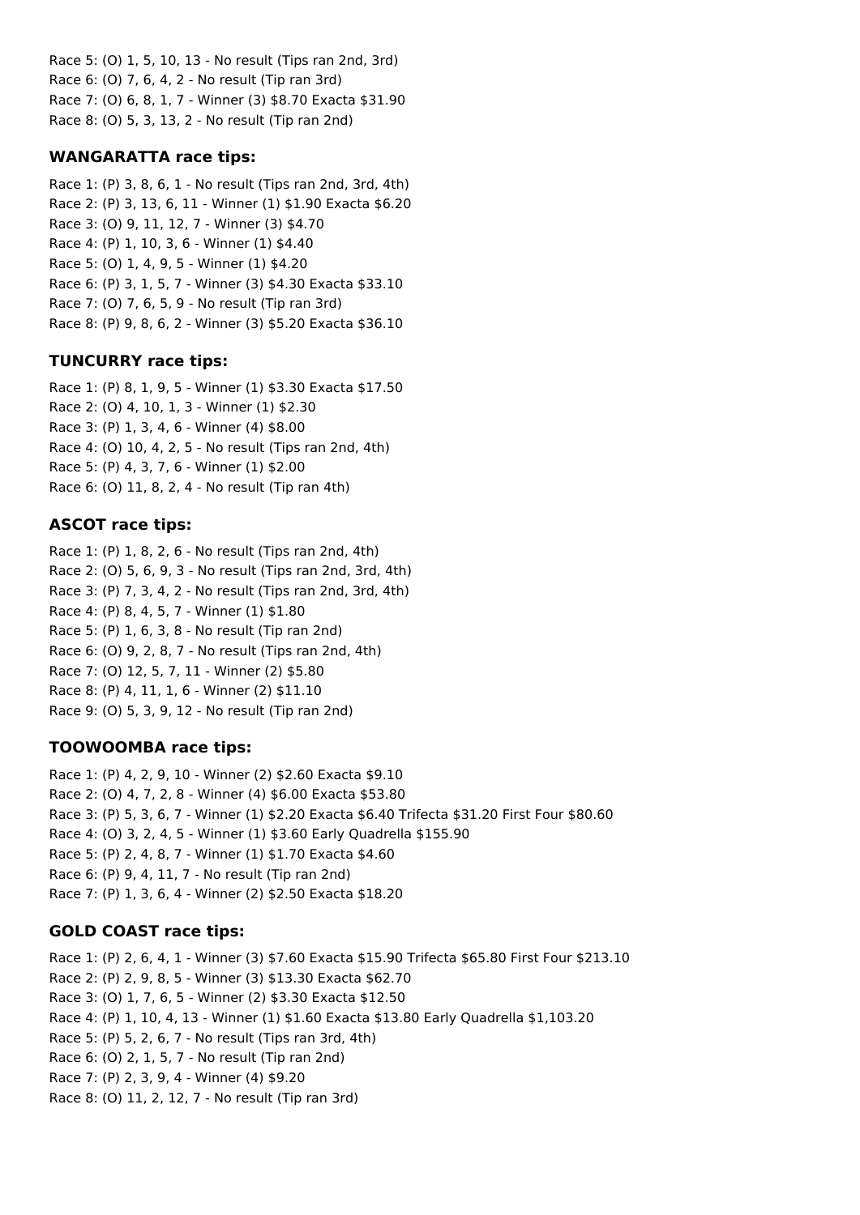Race 5: (O) 1, 5, 10, 13 - No result (Tips ran 2nd, 3rd)
Race 6: (O) 7, 6, 4, 2 - No result (Tip ran 3rd)
Race 7: (O) 6, 8, 1, 7 - Winner (3) $8.70 Exacta $31.90
Race 8: (O) 5, 3, 13, 2 - No result (Tip ran 2nd)

### WANGARATTA race tips:

Race 1: (P) 3, 8, 6, 1 - No result (Tips ran 2nd, 3rd, 4th)
Race 2: (P) 3, 13, 6, 11 - Winner (1) $1.90 Exacta $6.20
Race 3: (O) 9, 11, 12, 7 - Winner (3) $4.70
Race 4: (P) 1, 10, 3, 6 - Winner (1) $4.40
Race 5: (O) 1, 4, 9, 5 - Winner (1) $4.20
Race 6: (P) 3, 1, 5, 7 - Winner (3) $4.30 Exacta $33.10
Race 7: (O) 7, 6, 5, 9 - No result (Tip ran 3rd)
Race 8: (P) 9, 8, 6, 2 - Winner (3) $5.20 Exacta $36.10

### TUNCURRY race tips:

Race 1: (P) 8, 1, 9, 5 - Winner (1) $3.30 Exacta $17.50
Race 2: (O) 4, 10, 1, 3 - Winner (1) $2.30
Race 3: (P) 1, 3, 4, 6 - Winner (4) $8.00
Race 4: (O) 10, 4, 2, 5 - No result (Tips ran 2nd, 4th)
Race 5: (P) 4, 3, 7, 6 - Winner (1) $2.00
Race 6: (O) 11, 8, 2, 4 - No result (Tip ran 4th)

### ASCOT race tips:

Race 1: (P) 1, 8, 2, 6 - No result (Tips ran 2nd, 4th)
Race 2: (O) 5, 6, 9, 3 - No result (Tips ran 2nd, 3rd, 4th)
Race 3: (P) 7, 3, 4, 2 - No result (Tips ran 2nd, 3rd, 4th)
Race 4: (P) 8, 4, 5, 7 - Winner (1) $1.80
Race 5: (P) 1, 6, 3, 8 - No result (Tip ran 2nd)
Race 6: (O) 9, 2, 8, 7 - No result (Tips ran 2nd, 4th)
Race 7: (O) 12, 5, 7, 11 - Winner (2) $5.80
Race 8: (P) 4, 11, 1, 6 - Winner (2) $11.10
Race 9: (O) 5, 3, 9, 12 - No result (Tip ran 2nd)

### TOOWOOMBA race tips:

Race 1: (P) 4, 2, 9, 10 - Winner (2) $2.60 Exacta $9.10
Race 2: (O) 4, 7, 2, 8 - Winner (4) $6.00 Exacta $53.80
Race 3: (P) 5, 3, 6, 7 - Winner (1) $2.20 Exacta $6.40 Trifecta $31.20 First Four $80.60
Race 4: (O) 3, 2, 4, 5 - Winner (1) $3.60 Early Quadrella $155.90
Race 5: (P) 2, 4, 8, 7 - Winner (1) $1.70 Exacta $4.60
Race 6: (P) 9, 4, 11, 7 - No result (Tip ran 2nd)
Race 7: (P) 1, 3, 6, 4 - Winner (2) $2.50 Exacta $18.20

### GOLD COAST race tips:

Race 1: (P) 2, 6, 4, 1 - Winner (3) $7.60 Exacta $15.90 Trifecta $65.80 First Four $213.10
Race 2: (P) 2, 9, 8, 5 - Winner (3) $13.30 Exacta $62.70
Race 3: (O) 1, 7, 6, 5 - Winner (2) $3.30 Exacta $12.50
Race 4: (P) 1, 10, 4, 13 - Winner (1) $1.60 Exacta $13.80 Early Quadrella $1,103.20
Race 5: (P) 5, 2, 6, 7 - No result (Tips ran 3rd, 4th)
Race 6: (O) 2, 1, 5, 7 - No result (Tip ran 2nd)
Race 7: (P) 2, 3, 9, 4 - Winner (4) $9.20
Race 8: (O) 11, 2, 12, 7 - No result (Tip ran 3rd)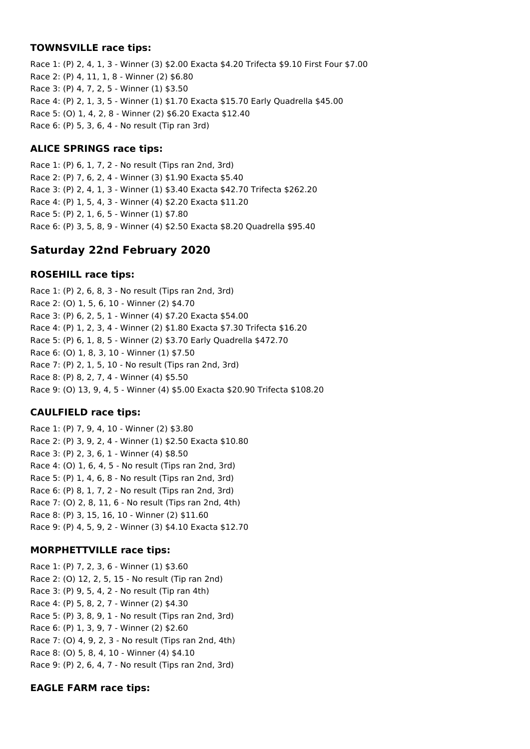### TOWNSVILLE race tips:

Race 1: (P) 2, 4, 1, 3 - Winner (3) $2.00 Exacta $4.20 Trifecta $9.10 First Four $7.00
Race 2: (P) 4, 11, 1, 8 - Winner (2) $6.80
Race 3: (P) 4, 7, 2, 5 - Winner (1) $3.50
Race 4: (P) 2, 1, 3, 5 - Winner (1) $1.70 Exacta $15.70 Early Quadrella $45.00
Race 5: (O) 1, 4, 2, 8 - Winner (2) $6.20 Exacta $12.40
Race 6: (P) 5, 3, 6, 4 - No result (Tip ran 3rd)

### ALICE SPRINGS race tips:

Race 1: (P) 6, 1, 7, 2 - No result (Tips ran 2nd, 3rd)
Race 2: (P) 7, 6, 2, 4 - Winner (3) $1.90 Exacta $5.40
Race 3: (P) 2, 4, 1, 3 - Winner (1) $3.40 Exacta $42.70 Trifecta $262.20
Race 4: (P) 1, 5, 4, 3 - Winner (4) $2.20 Exacta $11.20
Race 5: (P) 2, 1, 6, 5 - Winner (1) $7.80
Race 6: (P) 3, 5, 8, 9 - Winner (4) $2.50 Exacta $8.20 Quadrella $95.40

## Saturday 22nd February 2020

### ROSEHILL race tips:

Race 1: (P) 2, 6, 8, 3 - No result (Tips ran 2nd, 3rd)
Race 2: (O) 1, 5, 6, 10 - Winner (2) $4.70
Race 3: (P) 6, 2, 5, 1 - Winner (4) $7.20 Exacta $54.00
Race 4: (P) 1, 2, 3, 4 - Winner (2) $1.80 Exacta $7.30 Trifecta $16.20
Race 5: (P) 6, 1, 8, 5 - Winner (2) $3.70 Early Quadrella $472.70
Race 6: (O) 1, 8, 3, 10 - Winner (1) $7.50
Race 7: (P) 2, 1, 5, 10 - No result (Tips ran 2nd, 3rd)
Race 8: (P) 8, 2, 7, 4 - Winner (4) $5.50
Race 9: (O) 13, 9, 4, 5 - Winner (4) $5.00 Exacta $20.90 Trifecta $108.20

### CAULFIELD race tips:

Race 1: (P) 7, 9, 4, 10 - Winner (2) $3.80
Race 2: (P) 3, 9, 2, 4 - Winner (1) $2.50 Exacta $10.80
Race 3: (P) 2, 3, 6, 1 - Winner (4) $8.50
Race 4: (O) 1, 6, 4, 5 - No result (Tips ran 2nd, 3rd)
Race 5: (P) 1, 4, 6, 8 - No result (Tips ran 2nd, 3rd)
Race 6: (P) 8, 1, 7, 2 - No result (Tips ran 2nd, 3rd)
Race 7: (O) 2, 8, 11, 6 - No result (Tips ran 2nd, 4th)
Race 8: (P) 3, 15, 16, 10 - Winner (2) $11.60
Race 9: (P) 4, 5, 9, 2 - Winner (3) $4.10 Exacta $12.70

### MORPHETTVILLE race tips:

Race 1: (P) 7, 2, 3, 6 - Winner (1) $3.60
Race 2: (O) 12, 2, 5, 15 - No result (Tip ran 2nd)
Race 3: (P) 9, 5, 4, 2 - No result (Tip ran 4th)
Race 4: (P) 5, 8, 2, 7 - Winner (2) $4.30
Race 5: (P) 3, 8, 9, 1 - No result (Tips ran 2nd, 3rd)
Race 6: (P) 1, 3, 9, 7 - Winner (2) $2.60
Race 7: (O) 4, 9, 2, 3 - No result (Tips ran 2nd, 4th)
Race 8: (O) 5, 8, 4, 10 - Winner (4) $4.10
Race 9: (P) 2, 6, 4, 7 - No result (Tips ran 2nd, 3rd)

### EAGLE FARM race tips: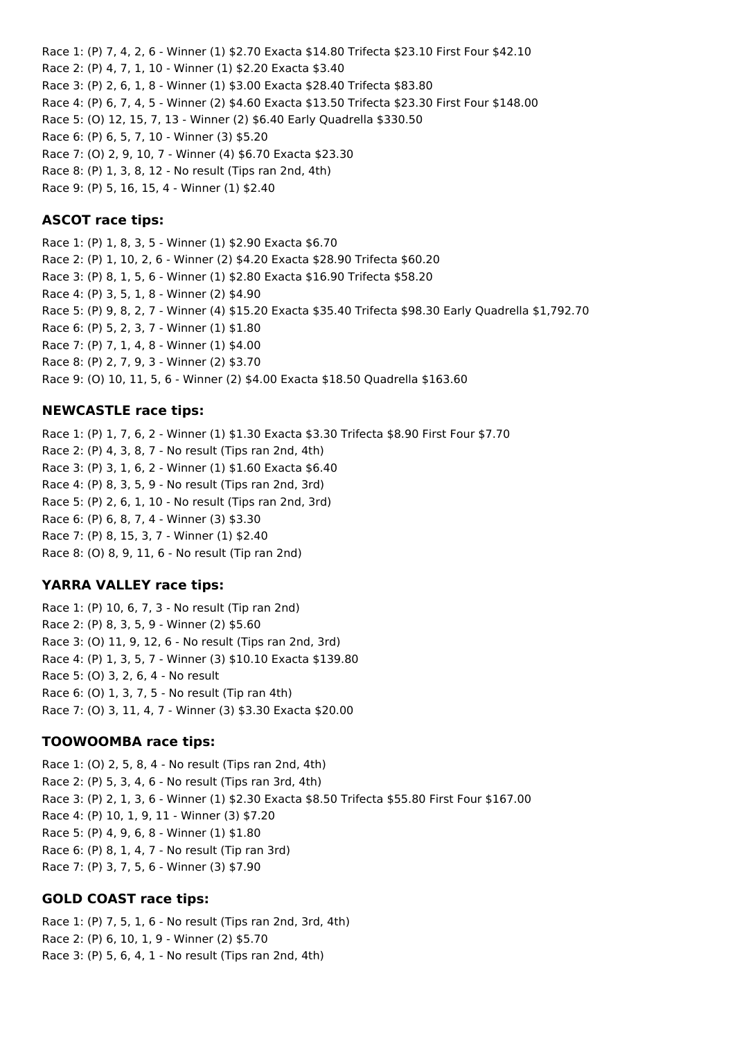Race 1: (P) 7, 4, 2, 6 - Winner (1) $2.70 Exacta $14.80 Trifecta $23.10 First Four $42.10
Race 2: (P) 4, 7, 1, 10 - Winner (1) $2.20 Exacta $3.40
Race 3: (P) 2, 6, 1, 8 - Winner (1) $3.00 Exacta $28.40 Trifecta $83.80
Race 4: (P) 6, 7, 4, 5 - Winner (2) $4.60 Exacta $13.50 Trifecta $23.30 First Four $148.00
Race 5: (O) 12, 15, 7, 13 - Winner (2) $6.40 Early Quadrella $330.50
Race 6: (P) 6, 5, 7, 10 - Winner (3) $5.20
Race 7: (O) 2, 9, 10, 7 - Winner (4) $6.70 Exacta $23.30
Race 8: (P) 1, 3, 8, 12 - No result (Tips ran 2nd, 4th)
Race 9: (P) 5, 16, 15, 4 - Winner (1) $2.40

### ASCOT race tips:

Race 1: (P) 1, 8, 3, 5 - Winner (1) $2.90 Exacta $6.70
Race 2: (P) 1, 10, 2, 6 - Winner (2) $4.20 Exacta $28.90 Trifecta $60.20
Race 3: (P) 8, 1, 5, 6 - Winner (1) $2.80 Exacta $16.90 Trifecta $58.20
Race 4: (P) 3, 5, 1, 8 - Winner (2) $4.90
Race 5: (P) 9, 8, 2, 7 - Winner (4) $15.20 Exacta $35.40 Trifecta $98.30 Early Quadrella $1,792.70
Race 6: (P) 5, 2, 3, 7 - Winner (1) $1.80
Race 7: (P) 7, 1, 4, 8 - Winner (1) $4.00
Race 8: (P) 2, 7, 9, 3 - Winner (2) $3.70
Race 9: (O) 10, 11, 5, 6 - Winner (2) $4.00 Exacta $18.50 Quadrella $163.60

### NEWCASTLE race tips:

Race 1: (P) 1, 7, 6, 2 - Winner (1) $1.30 Exacta $3.30 Trifecta $8.90 First Four $7.70
Race 2: (P) 4, 3, 8, 7 - No result (Tips ran 2nd, 4th)
Race 3: (P) 3, 1, 6, 2 - Winner (1) $1.60 Exacta $6.40
Race 4: (P) 8, 3, 5, 9 - No result (Tips ran 2nd, 3rd)
Race 5: (P) 2, 6, 1, 10 - No result (Tips ran 2nd, 3rd)
Race 6: (P) 6, 8, 7, 4 - Winner (3) $3.30
Race 7: (P) 8, 15, 3, 7 - Winner (1) $2.40
Race 8: (O) 8, 9, 11, 6 - No result (Tip ran 2nd)

### YARRA VALLEY race tips:

Race 1: (P) 10, 6, 7, 3 - No result (Tip ran 2nd)
Race 2: (P) 8, 3, 5, 9 - Winner (2) $5.60
Race 3: (O) 11, 9, 12, 6 - No result (Tips ran 2nd, 3rd)
Race 4: (P) 1, 3, 5, 7 - Winner (3) $10.10 Exacta $139.80
Race 5: (O) 3, 2, 6, 4 - No result
Race 6: (O) 1, 3, 7, 5 - No result (Tip ran 4th)
Race 7: (O) 3, 11, 4, 7 - Winner (3) $3.30 Exacta $20.00

### TOOWOOMBA race tips:

Race 1: (O) 2, 5, 8, 4 - No result (Tips ran 2nd, 4th)
Race 2: (P) 5, 3, 4, 6 - No result (Tips ran 3rd, 4th)
Race 3: (P) 2, 1, 3, 6 - Winner (1) $2.30 Exacta $8.50 Trifecta $55.80 First Four $167.00
Race 4: (P) 10, 1, 9, 11 - Winner (3) $7.20
Race 5: (P) 4, 9, 6, 8 - Winner (1) $1.80
Race 6: (P) 8, 1, 4, 7 - No result (Tip ran 3rd)
Race 7: (P) 3, 7, 5, 6 - Winner (3) $7.90

### GOLD COAST race tips:

Race 1: (P) 7, 5, 1, 6 - No result (Tips ran 2nd, 3rd, 4th)
Race 2: (P) 6, 10, 1, 9 - Winner (2) $5.70
Race 3: (P) 5, 6, 4, 1 - No result (Tips ran 2nd, 4th)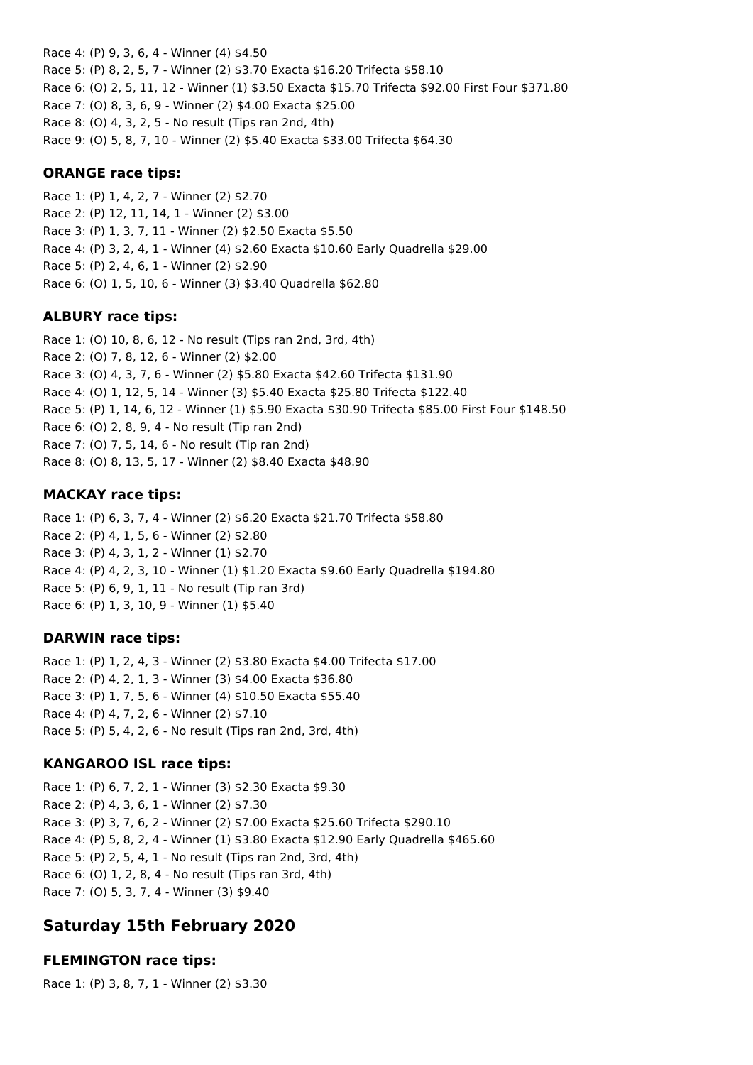Race 4: (P) 9, 3, 6, 4 - Winner (4) $4.50
Race 5: (P) 8, 2, 5, 7 - Winner (2) $3.70 Exacta $16.20 Trifecta $58.10
Race 6: (O) 2, 5, 11, 12 - Winner (1) $3.50 Exacta $15.70 Trifecta $92.00 First Four $371.80
Race 7: (O) 8, 3, 6, 9 - Winner (2) $4.00 Exacta $25.00
Race 8: (O) 4, 3, 2, 5 - No result (Tips ran 2nd, 4th)
Race 9: (O) 5, 8, 7, 10 - Winner (2) $5.40 Exacta $33.00 Trifecta $64.30

### ORANGE race tips:

Race 1: (P) 1, 4, 2, 7 - Winner (2) $2.70
Race 2: (P) 12, 11, 14, 1 - Winner (2) $3.00
Race 3: (P) 1, 3, 7, 11 - Winner (2) $2.50 Exacta $5.50
Race 4: (P) 3, 2, 4, 1 - Winner (4) $2.60 Exacta $10.60 Early Quadrella $29.00
Race 5: (P) 2, 4, 6, 1 - Winner (2) $2.90
Race 6: (O) 1, 5, 10, 6 - Winner (3) $3.40 Quadrella $62.80

### ALBURY race tips:

Race 1: (O) 10, 8, 6, 12 - No result (Tips ran 2nd, 3rd, 4th)
Race 2: (O) 7, 8, 12, 6 - Winner (2) $2.00
Race 3: (O) 4, 3, 7, 6 - Winner (2) $5.80 Exacta $42.60 Trifecta $131.90
Race 4: (O) 1, 12, 5, 14 - Winner (3) $5.40 Exacta $25.80 Trifecta $122.40
Race 5: (P) 1, 14, 6, 12 - Winner (1) $5.90 Exacta $30.90 Trifecta $85.00 First Four $148.50
Race 6: (O) 2, 8, 9, 4 - No result (Tip ran 2nd)
Race 7: (O) 7, 5, 14, 6 - No result (Tip ran 2nd)
Race 8: (O) 8, 13, 5, 17 - Winner (2) $8.40 Exacta $48.90

### MACKAY race tips:

Race 1: (P) 6, 3, 7, 4 - Winner (2) $6.20 Exacta $21.70 Trifecta $58.80
Race 2: (P) 4, 1, 5, 6 - Winner (2) $2.80
Race 3: (P) 4, 3, 1, 2 - Winner (1) $2.70
Race 4: (P) 4, 2, 3, 10 - Winner (1) $1.20 Exacta $9.60 Early Quadrella $194.80
Race 5: (P) 6, 9, 1, 11 - No result (Tip ran 3rd)
Race 6: (P) 1, 3, 10, 9 - Winner (1) $5.40

### DARWIN race tips:

Race 1: (P) 1, 2, 4, 3 - Winner (2) $3.80 Exacta $4.00 Trifecta $17.00
Race 2: (P) 4, 2, 1, 3 - Winner (3) $4.00 Exacta $36.80
Race 3: (P) 1, 7, 5, 6 - Winner (4) $10.50 Exacta $55.40
Race 4: (P) 4, 7, 2, 6 - Winner (2) $7.10
Race 5: (P) 5, 4, 2, 6 - No result (Tips ran 2nd, 3rd, 4th)

### KANGAROO ISL race tips:

Race 1: (P) 6, 7, 2, 1 - Winner (3) $2.30 Exacta $9.30
Race 2: (P) 4, 3, 6, 1 - Winner (2) $7.30
Race 3: (P) 3, 7, 6, 2 - Winner (2) $7.00 Exacta $25.60 Trifecta $290.10
Race 4: (P) 5, 8, 2, 4 - Winner (1) $3.80 Exacta $12.90 Early Quadrella $465.60
Race 5: (P) 2, 5, 4, 1 - No result (Tips ran 2nd, 3rd, 4th)
Race 6: (O) 1, 2, 8, 4 - No result (Tips ran 3rd, 4th)
Race 7: (O) 5, 3, 7, 4 - Winner (3) $9.40

## Saturday 15th February 2020

### FLEMINGTON race tips:

Race 1: (P) 3, 8, 7, 1 - Winner (2) $3.30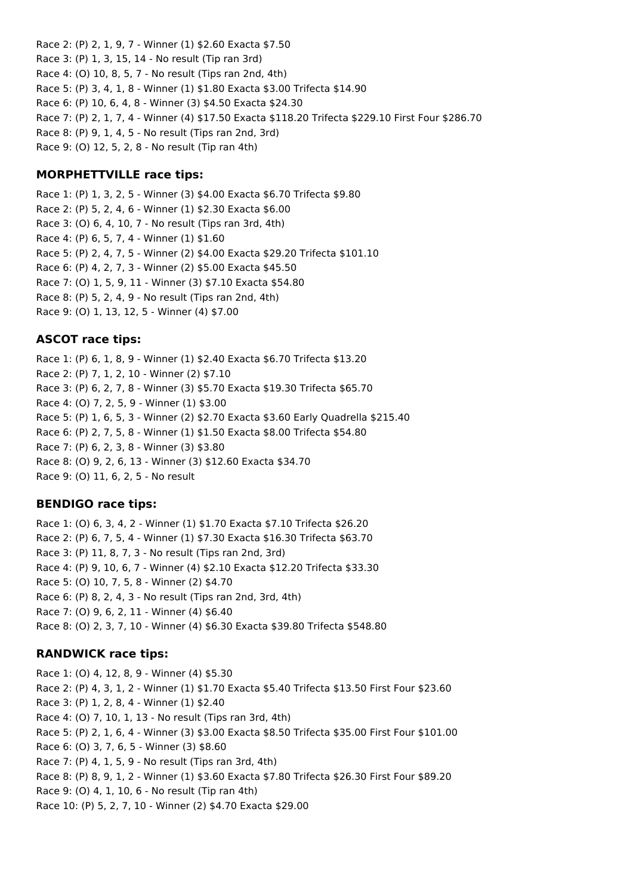Race 2: (P) 2, 1, 9, 7 - Winner (1) $2.60 Exacta $7.50
Race 3: (P) 1, 3, 15, 14 - No result (Tip ran 3rd)
Race 4: (O) 10, 8, 5, 7 - No result (Tips ran 2nd, 4th)
Race 5: (P) 3, 4, 1, 8 - Winner (1) $1.80 Exacta $3.00 Trifecta $14.90
Race 6: (P) 10, 6, 4, 8 - Winner (3) $4.50 Exacta $24.30
Race 7: (P) 2, 1, 7, 4 - Winner (4) $17.50 Exacta $118.20 Trifecta $229.10 First Four $286.70
Race 8: (P) 9, 1, 4, 5 - No result (Tips ran 2nd, 3rd)
Race 9: (O) 12, 5, 2, 8 - No result (Tip ran 4th)

### MORPHETTVILLE race tips:

Race 1: (P) 1, 3, 2, 5 - Winner (3) $4.00 Exacta $6.70 Trifecta $9.80
Race 2: (P) 5, 2, 4, 6 - Winner (1) $2.30 Exacta $6.00
Race 3: (O) 6, 4, 10, 7 - No result (Tips ran 3rd, 4th)
Race 4: (P) 6, 5, 7, 4 - Winner (1) $1.60
Race 5: (P) 2, 4, 7, 5 - Winner (2) $4.00 Exacta $29.20 Trifecta $101.10
Race 6: (P) 4, 2, 7, 3 - Winner (2) $5.00 Exacta $45.50
Race 7: (O) 1, 5, 9, 11 - Winner (3) $7.10 Exacta $54.80
Race 8: (P) 5, 2, 4, 9 - No result (Tips ran 2nd, 4th)
Race 9: (O) 1, 13, 12, 5 - Winner (4) $7.00

### ASCOT race tips:

Race 1: (P) 6, 1, 8, 9 - Winner (1) $2.40 Exacta $6.70 Trifecta $13.20
Race 2: (P) 7, 1, 2, 10 - Winner (2) $7.10
Race 3: (P) 6, 2, 7, 8 - Winner (3) $5.70 Exacta $19.30 Trifecta $65.70
Race 4: (O) 7, 2, 5, 9 - Winner (1) $3.00
Race 5: (P) 1, 6, 5, 3 - Winner (2) $2.70 Exacta $3.60 Early Quadrella $215.40
Race 6: (P) 2, 7, 5, 8 - Winner (1) $1.50 Exacta $8.00 Trifecta $54.80
Race 7: (P) 6, 2, 3, 8 - Winner (3) $3.80
Race 8: (O) 9, 2, 6, 13 - Winner (3) $12.60 Exacta $34.70
Race 9: (O) 11, 6, 2, 5 - No result

### BENDIGO race tips:

Race 1: (O) 6, 3, 4, 2 - Winner (1) $1.70 Exacta $7.10 Trifecta $26.20
Race 2: (P) 6, 7, 5, 4 - Winner (1) $7.30 Exacta $16.30 Trifecta $63.70
Race 3: (P) 11, 8, 7, 3 - No result (Tips ran 2nd, 3rd)
Race 4: (P) 9, 10, 6, 7 - Winner (4) $2.10 Exacta $12.20 Trifecta $33.30
Race 5: (O) 10, 7, 5, 8 - Winner (2) $4.70
Race 6: (P) 8, 2, 4, 3 - No result (Tips ran 2nd, 3rd, 4th)
Race 7: (O) 9, 6, 2, 11 - Winner (4) $6.40
Race 8: (O) 2, 3, 7, 10 - Winner (4) $6.30 Exacta $39.80 Trifecta $548.80

### RANDWICK race tips:

Race 1: (O) 4, 12, 8, 9 - Winner (4) $5.30
Race 2: (P) 4, 3, 1, 2 - Winner (1) $1.70 Exacta $5.40 Trifecta $13.50 First Four $23.60
Race 3: (P) 1, 2, 8, 4 - Winner (1) $2.40
Race 4: (O) 7, 10, 1, 13 - No result (Tips ran 3rd, 4th)
Race 5: (P) 2, 1, 6, 4 - Winner (3) $3.00 Exacta $8.50 Trifecta $35.00 First Four $101.00
Race 6: (O) 3, 7, 6, 5 - Winner (3) $8.60
Race 7: (P) 4, 1, 5, 9 - No result (Tips ran 3rd, 4th)
Race 8: (P) 8, 9, 1, 2 - Winner (1) $3.60 Exacta $7.80 Trifecta $26.30 First Four $89.20
Race 9: (O) 4, 1, 10, 6 - No result (Tip ran 4th)
Race 10: (P) 5, 2, 7, 10 - Winner (2) $4.70 Exacta $29.00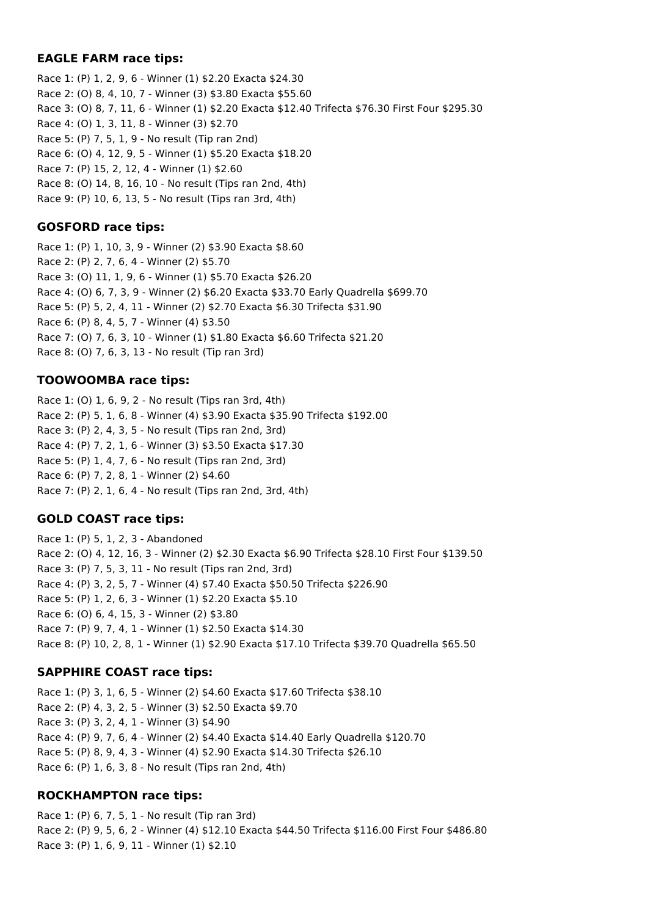**EAGLE FARM race tips:**

Race 1: (P) 1, 2, 9, 6 - Winner (1) $2.20 Exacta $24.30
Race 2: (O) 8, 4, 10, 7 - Winner (3) $3.80 Exacta $55.60
Race 3: (O) 8, 7, 11, 6 - Winner (1) $2.20 Exacta $12.40 Trifecta $76.30 First Four $295.30
Race 4: (O) 1, 3, 11, 8 - Winner (3) $2.70
Race 5: (P) 7, 5, 1, 9 - No result (Tip ran 2nd)
Race 6: (O) 4, 12, 9, 5 - Winner (1) $5.20 Exacta $18.20
Race 7: (P) 15, 2, 12, 4 - Winner (1) $2.60
Race 8: (O) 14, 8, 16, 10 - No result (Tips ran 2nd, 4th)
Race 9: (P) 10, 6, 13, 5 - No result (Tips ran 3rd, 4th)

**GOSFORD race tips:**

Race 1: (P) 1, 10, 3, 9 - Winner (2) $3.90 Exacta $8.60
Race 2: (P) 2, 7, 6, 4 - Winner (2) $5.70
Race 3: (O) 11, 1, 9, 6 - Winner (1) $5.70 Exacta $26.20
Race 4: (O) 6, 7, 3, 9 - Winner (2) $6.20 Exacta $33.70 Early Quadrella $699.70
Race 5: (P) 5, 2, 4, 11 - Winner (2) $2.70 Exacta $6.30 Trifecta $31.90
Race 6: (P) 8, 4, 5, 7 - Winner (4) $3.50
Race 7: (O) 7, 6, 3, 10 - Winner (1) $1.80 Exacta $6.60 Trifecta $21.20
Race 8: (O) 7, 6, 3, 13 - No result (Tip ran 3rd)

**TOOWOOMBA race tips:**

Race 1: (O) 1, 6, 9, 2 - No result (Tips ran 3rd, 4th)
Race 2: (P) 5, 1, 6, 8 - Winner (4) $3.90 Exacta $35.90 Trifecta $192.00
Race 3: (P) 2, 4, 3, 5 - No result (Tips ran 2nd, 3rd)
Race 4: (P) 7, 2, 1, 6 - Winner (3) $3.50 Exacta $17.30
Race 5: (P) 1, 4, 7, 6 - No result (Tips ran 2nd, 3rd)
Race 6: (P) 7, 2, 8, 1 - Winner (2) $4.60
Race 7: (P) 2, 1, 6, 4 - No result (Tips ran 2nd, 3rd, 4th)

**GOLD COAST race tips:**

Race 1: (P) 5, 1, 2, 3 - Abandoned
Race 2: (O) 4, 12, 16, 3 - Winner (2) $2.30 Exacta $6.90 Trifecta $28.10 First Four $139.50
Race 3: (P) 7, 5, 3, 11 - No result (Tips ran 2nd, 3rd)
Race 4: (P) 3, 2, 5, 7 - Winner (4) $7.40 Exacta $50.50 Trifecta $226.90
Race 5: (P) 1, 2, 6, 3 - Winner (1) $2.20 Exacta $5.10
Race 6: (O) 6, 4, 15, 3 - Winner (2) $3.80
Race 7: (P) 9, 7, 4, 1 - Winner (1) $2.50 Exacta $14.30
Race 8: (P) 10, 2, 8, 1 - Winner (1) $2.90 Exacta $17.10 Trifecta $39.70 Quadrella $65.50

**SAPPHIRE COAST race tips:**

Race 1: (P) 3, 1, 6, 5 - Winner (2) $4.60 Exacta $17.60 Trifecta $38.10
Race 2: (P) 4, 3, 2, 5 - Winner (3) $2.50 Exacta $9.70
Race 3: (P) 3, 2, 4, 1 - Winner (3) $4.90
Race 4: (P) 9, 7, 6, 4 - Winner (2) $4.40 Exacta $14.40 Early Quadrella $120.70
Race 5: (P) 8, 9, 4, 3 - Winner (4) $2.90 Exacta $14.30 Trifecta $26.10
Race 6: (P) 1, 6, 3, 8 - No result (Tips ran 2nd, 4th)

**ROCKHAMPTON race tips:**

Race 1: (P) 6, 7, 5, 1 - No result (Tip ran 3rd)
Race 2: (P) 9, 5, 6, 2 - Winner (4) $12.10 Exacta $44.50 Trifecta $116.00 First Four $486.80
Race 3: (P) 1, 6, 9, 11 - Winner (1) $2.10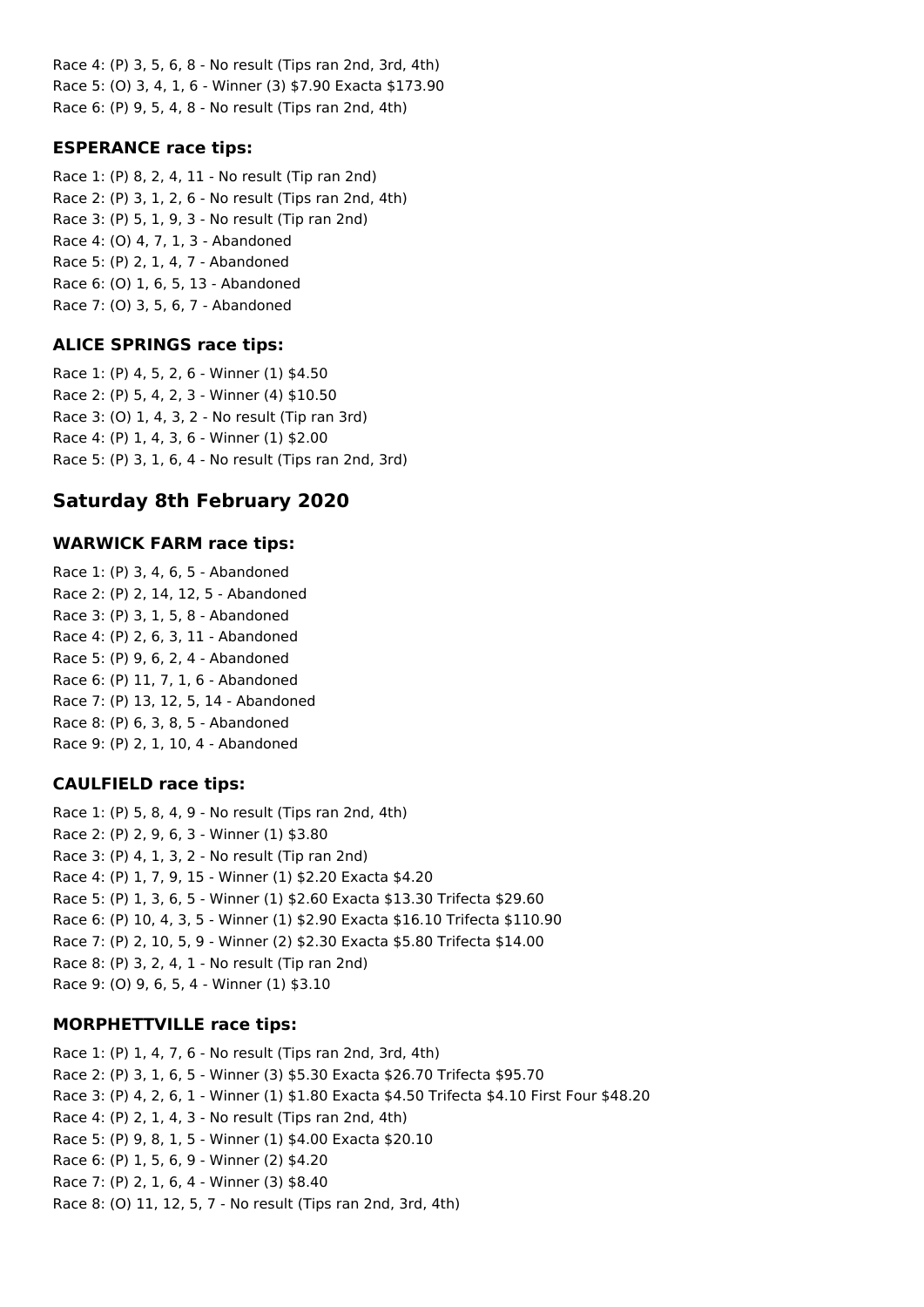Race 4: (P) 3, 5, 6, 8 - No result (Tips ran 2nd, 3rd, 4th)
Race 5: (O) 3, 4, 1, 6 - Winner (3) $7.90 Exacta $173.90
Race 6: (P) 9, 5, 4, 8 - No result (Tips ran 2nd, 4th)

### ESPERANCE race tips:

Race 1: (P) 8, 2, 4, 11 - No result (Tip ran 2nd)
Race 2: (P) 3, 1, 2, 6 - No result (Tips ran 2nd, 4th)
Race 3: (P) 5, 1, 9, 3 - No result (Tip ran 2nd)
Race 4: (O) 4, 7, 1, 3 - Abandoned
Race 5: (P) 2, 1, 4, 7 - Abandoned
Race 6: (O) 1, 6, 5, 13 - Abandoned
Race 7: (O) 3, 5, 6, 7 - Abandoned

### ALICE SPRINGS race tips:

Race 1: (P) 4, 5, 2, 6 - Winner (1) $4.50
Race 2: (P) 5, 4, 2, 3 - Winner (4) $10.50
Race 3: (O) 1, 4, 3, 2 - No result (Tip ran 3rd)
Race 4: (P) 1, 4, 3, 6 - Winner (1) $2.00
Race 5: (P) 3, 1, 6, 4 - No result (Tips ran 2nd, 3rd)

## Saturday 8th February 2020

### WARWICK FARM race tips:

Race 1: (P) 3, 4, 6, 5 - Abandoned
Race 2: (P) 2, 14, 12, 5 - Abandoned
Race 3: (P) 3, 1, 5, 8 - Abandoned
Race 4: (P) 2, 6, 3, 11 - Abandoned
Race 5: (P) 9, 6, 2, 4 - Abandoned
Race 6: (P) 11, 7, 1, 6 - Abandoned
Race 7: (P) 13, 12, 5, 14 - Abandoned
Race 8: (P) 6, 3, 8, 5 - Abandoned
Race 9: (P) 2, 1, 10, 4 - Abandoned

### CAULFIELD race tips:

Race 1: (P) 5, 8, 4, 9 - No result (Tips ran 2nd, 4th)
Race 2: (P) 2, 9, 6, 3 - Winner (1) $3.80
Race 3: (P) 4, 1, 3, 2 - No result (Tip ran 2nd)
Race 4: (P) 1, 7, 9, 15 - Winner (1) $2.20 Exacta $4.20
Race 5: (P) 1, 3, 6, 5 - Winner (1) $2.60 Exacta $13.30 Trifecta $29.60
Race 6: (P) 10, 4, 3, 5 - Winner (1) $2.90 Exacta $16.10 Trifecta $110.90
Race 7: (P) 2, 10, 5, 9 - Winner (2) $2.30 Exacta $5.80 Trifecta $14.00
Race 8: (P) 3, 2, 4, 1 - No result (Tip ran 2nd)
Race 9: (O) 9, 6, 5, 4 - Winner (1) $3.10

### MORPHETTVILLE race tips:

Race 1: (P) 1, 4, 7, 6 - No result (Tips ran 2nd, 3rd, 4th)
Race 2: (P) 3, 1, 6, 5 - Winner (3) $5.30 Exacta $26.70 Trifecta $95.70
Race 3: (P) 4, 2, 6, 1 - Winner (1) $1.80 Exacta $4.50 Trifecta $4.10 First Four $48.20
Race 4: (P) 2, 1, 4, 3 - No result (Tips ran 2nd, 4th)
Race 5: (P) 9, 8, 1, 5 - Winner (1) $4.00 Exacta $20.10
Race 6: (P) 1, 5, 6, 9 - Winner (2) $4.20
Race 7: (P) 2, 1, 6, 4 - Winner (3) $8.40
Race 8: (O) 11, 12, 5, 7 - No result (Tips ran 2nd, 3rd, 4th)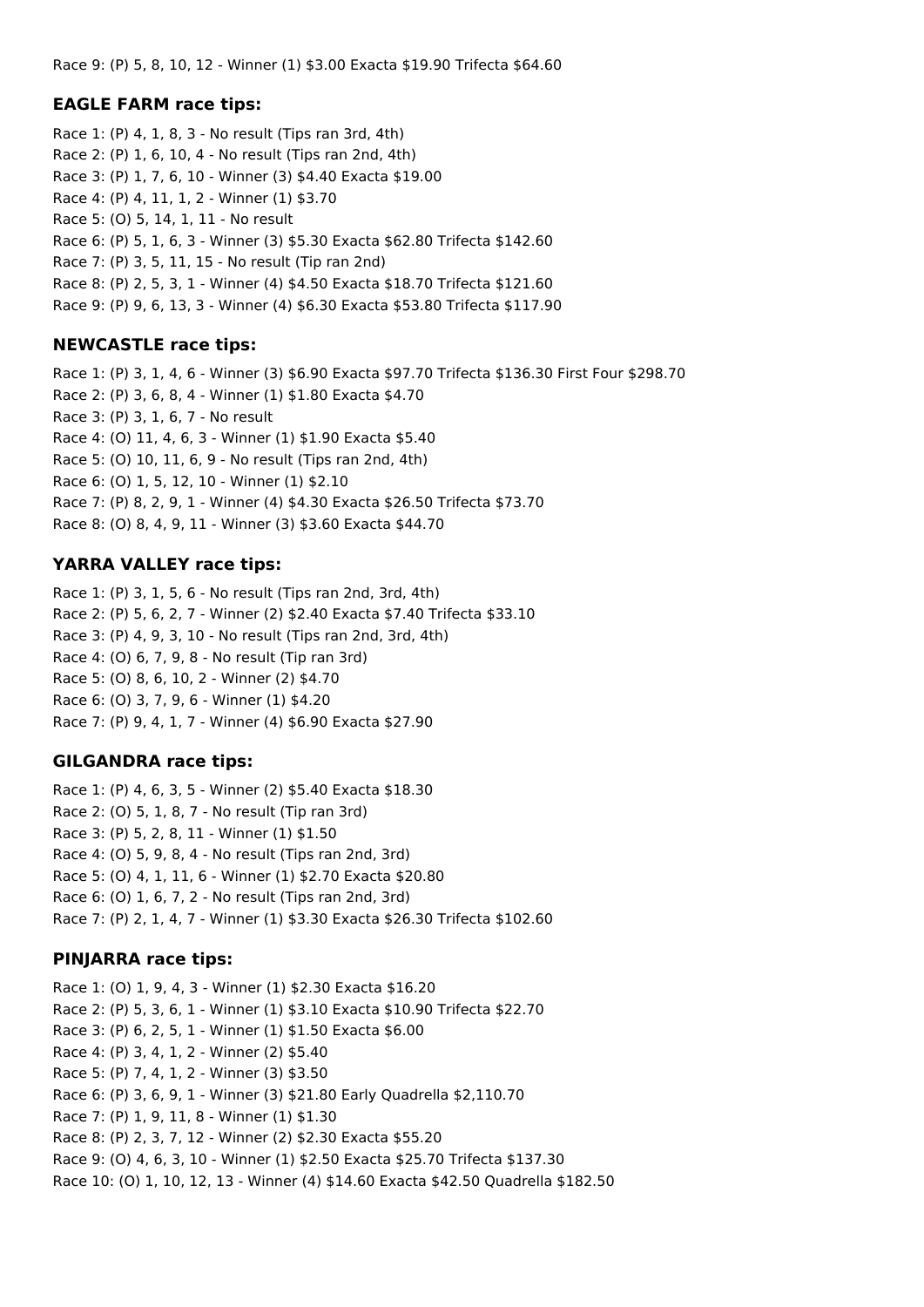Race 9: (P) 5, 8, 10, 12 - Winner (1) $3.00 Exacta $19.90 Trifecta $64.60

### EAGLE FARM race tips:

Race 1: (P) 4, 1, 8, 3 - No result (Tips ran 3rd, 4th)
Race 2: (P) 1, 6, 10, 4 - No result (Tips ran 2nd, 4th)
Race 3: (P) 1, 7, 6, 10 - Winner (3) $4.40 Exacta $19.00
Race 4: (P) 4, 11, 1, 2 - Winner (1) $3.70
Race 5: (O) 5, 14, 1, 11 - No result
Race 6: (P) 5, 1, 6, 3 - Winner (3) $5.30 Exacta $62.80 Trifecta $142.60
Race 7: (P) 3, 5, 11, 15 - No result (Tip ran 2nd)
Race 8: (P) 2, 5, 3, 1 - Winner (4) $4.50 Exacta $18.70 Trifecta $121.60
Race 9: (P) 9, 6, 13, 3 - Winner (4) $6.30 Exacta $53.80 Trifecta $117.90

### NEWCASTLE race tips:

Race 1: (P) 3, 1, 4, 6 - Winner (3) $6.90 Exacta $97.70 Trifecta $136.30 First Four $298.70
Race 2: (P) 3, 6, 8, 4 - Winner (1) $1.80 Exacta $4.70
Race 3: (P) 3, 1, 6, 7 - No result
Race 4: (O) 11, 4, 6, 3 - Winner (1) $1.90 Exacta $5.40
Race 5: (O) 10, 11, 6, 9 - No result (Tips ran 2nd, 4th)
Race 6: (O) 1, 5, 12, 10 - Winner (1) $2.10
Race 7: (P) 8, 2, 9, 1 - Winner (4) $4.30 Exacta $26.50 Trifecta $73.70
Race 8: (O) 8, 4, 9, 11 - Winner (3) $3.60 Exacta $44.70

### YARRA VALLEY race tips:

Race 1: (P) 3, 1, 5, 6 - No result (Tips ran 2nd, 3rd, 4th)
Race 2: (P) 5, 6, 2, 7 - Winner (2) $2.40 Exacta $7.40 Trifecta $33.10
Race 3: (P) 4, 9, 3, 10 - No result (Tips ran 2nd, 3rd, 4th)
Race 4: (O) 6, 7, 9, 8 - No result (Tip ran 3rd)
Race 5: (O) 8, 6, 10, 2 - Winner (2) $4.70
Race 6: (O) 3, 7, 9, 6 - Winner (1) $4.20
Race 7: (P) 9, 4, 1, 7 - Winner (4) $6.90 Exacta $27.90

### GILGANDRA race tips:

Race 1: (P) 4, 6, 3, 5 - Winner (2) $5.40 Exacta $18.30
Race 2: (O) 5, 1, 8, 7 - No result (Tip ran 3rd)
Race 3: (P) 5, 2, 8, 11 - Winner (1) $1.50
Race 4: (O) 5, 9, 8, 4 - No result (Tips ran 2nd, 3rd)
Race 5: (O) 4, 1, 11, 6 - Winner (1) $2.70 Exacta $20.80
Race 6: (O) 1, 6, 7, 2 - No result (Tips ran 2nd, 3rd)
Race 7: (P) 2, 1, 4, 7 - Winner (1) $3.30 Exacta $26.30 Trifecta $102.60

### PINJARRA race tips:

Race 1: (O) 1, 9, 4, 3 - Winner (1) $2.30 Exacta $16.20
Race 2: (P) 5, 3, 6, 1 - Winner (1) $3.10 Exacta $10.90 Trifecta $22.70
Race 3: (P) 6, 2, 5, 1 - Winner (1) $1.50 Exacta $6.00
Race 4: (P) 3, 4, 1, 2 - Winner (2) $5.40
Race 5: (P) 7, 4, 1, 2 - Winner (3) $3.50
Race 6: (P) 3, 6, 9, 1 - Winner (3) $21.80 Early Quadrella $2,110.70
Race 7: (P) 1, 9, 11, 8 - Winner (1) $1.30
Race 8: (P) 2, 3, 7, 12 - Winner (2) $2.30 Exacta $55.20
Race 9: (O) 4, 6, 3, 10 - Winner (1) $2.50 Exacta $25.70 Trifecta $137.30
Race 10: (O) 1, 10, 12, 13 - Winner (4) $14.60 Exacta $42.50 Quadrella $182.50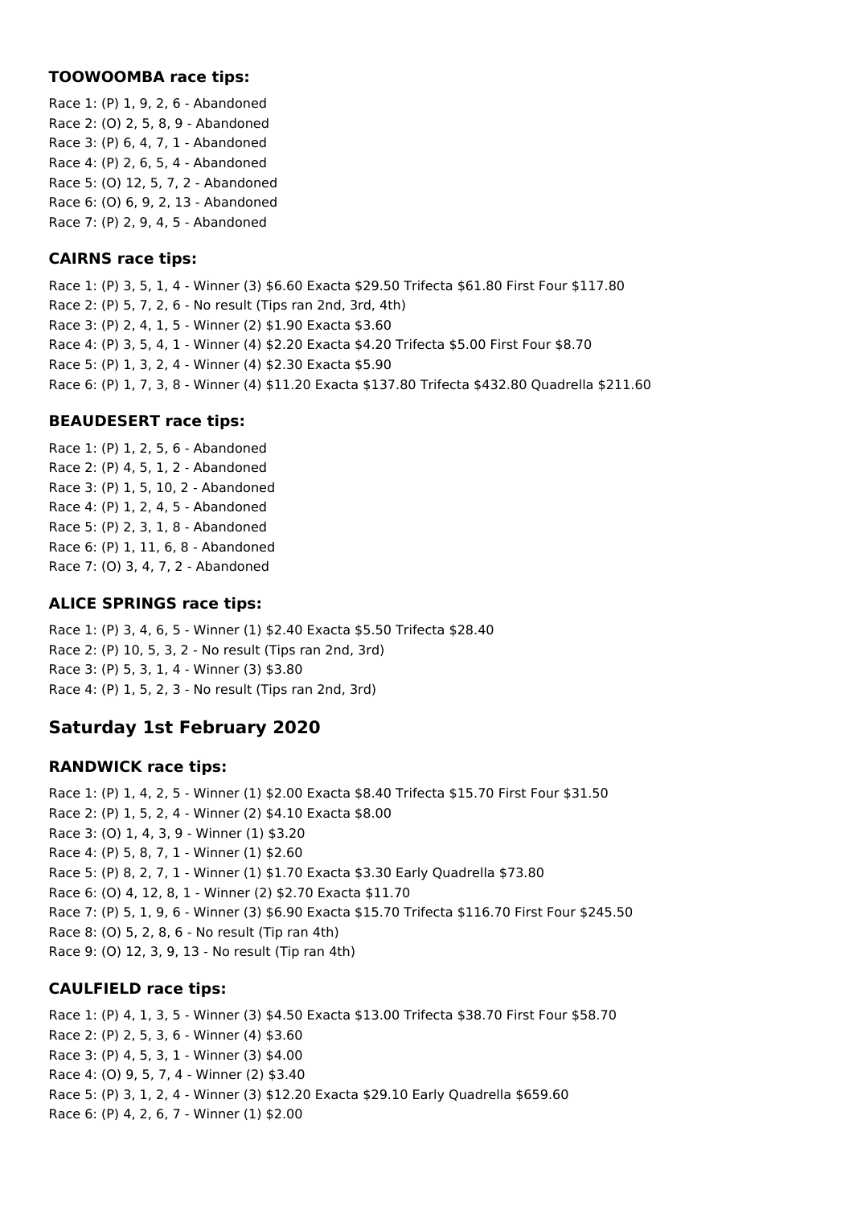### TOOWOOMBA race tips:

Race 1: (P) 1, 9, 2, 6 - Abandoned
Race 2: (O) 2, 5, 8, 9 - Abandoned
Race 3: (P) 6, 4, 7, 1 - Abandoned
Race 4: (P) 2, 6, 5, 4 - Abandoned
Race 5: (O) 12, 5, 7, 2 - Abandoned
Race 6: (O) 6, 9, 2, 13 - Abandoned
Race 7: (P) 2, 9, 4, 5 - Abandoned

### CAIRNS race tips:

Race 1: (P) 3, 5, 1, 4 - Winner (3) $6.60 Exacta $29.50 Trifecta $61.80 First Four $117.80
Race 2: (P) 5, 7, 2, 6 - No result (Tips ran 2nd, 3rd, 4th)
Race 3: (P) 2, 4, 1, 5 - Winner (2) $1.90 Exacta $3.60
Race 4: (P) 3, 5, 4, 1 - Winner (4) $2.20 Exacta $4.20 Trifecta $5.00 First Four $8.70
Race 5: (P) 1, 3, 2, 4 - Winner (4) $2.30 Exacta $5.90
Race 6: (P) 1, 7, 3, 8 - Winner (4) $11.20 Exacta $137.80 Trifecta $432.80 Quadrella $211.60

### BEAUDESERT race tips:

Race 1: (P) 1, 2, 5, 6 - Abandoned
Race 2: (P) 4, 5, 1, 2 - Abandoned
Race 3: (P) 1, 5, 10, 2 - Abandoned
Race 4: (P) 1, 2, 4, 5 - Abandoned
Race 5: (P) 2, 3, 1, 8 - Abandoned
Race 6: (P) 1, 11, 6, 8 - Abandoned
Race 7: (O) 3, 4, 7, 2 - Abandoned

### ALICE SPRINGS race tips:

Race 1: (P) 3, 4, 6, 5 - Winner (1) $2.40 Exacta $5.50 Trifecta $28.40
Race 2: (P) 10, 5, 3, 2 - No result (Tips ran 2nd, 3rd)
Race 3: (P) 5, 3, 1, 4 - Winner (3) $3.80
Race 4: (P) 1, 5, 2, 3 - No result (Tips ran 2nd, 3rd)

## Saturday 1st February 2020

### RANDWICK race tips:

Race 1: (P) 1, 4, 2, 5 - Winner (1) $2.00 Exacta $8.40 Trifecta $15.70 First Four $31.50
Race 2: (P) 1, 5, 2, 4 - Winner (2) $4.10 Exacta $8.00
Race 3: (O) 1, 4, 3, 9 - Winner (1) $3.20
Race 4: (P) 5, 8, 7, 1 - Winner (1) $2.60
Race 5: (P) 8, 2, 7, 1 - Winner (1) $1.70 Exacta $3.30 Early Quadrella $73.80
Race 6: (O) 4, 12, 8, 1 - Winner (2) $2.70 Exacta $11.70
Race 7: (P) 5, 1, 9, 6 - Winner (3) $6.90 Exacta $15.70 Trifecta $116.70 First Four $245.50
Race 8: (O) 5, 2, 8, 6 - No result (Tip ran 4th)
Race 9: (O) 12, 3, 9, 13 - No result (Tip ran 4th)

### CAULFIELD race tips:

Race 1: (P) 4, 1, 3, 5 - Winner (3) $4.50 Exacta $13.00 Trifecta $38.70 First Four $58.70
Race 2: (P) 2, 5, 3, 6 - Winner (4) $3.60
Race 3: (P) 4, 5, 3, 1 - Winner (3) $4.00
Race 4: (O) 9, 5, 7, 4 - Winner (2) $3.40
Race 5: (P) 3, 1, 2, 4 - Winner (3) $12.20 Exacta $29.10 Early Quadrella $659.60
Race 6: (P) 4, 2, 6, 7 - Winner (1) $2.00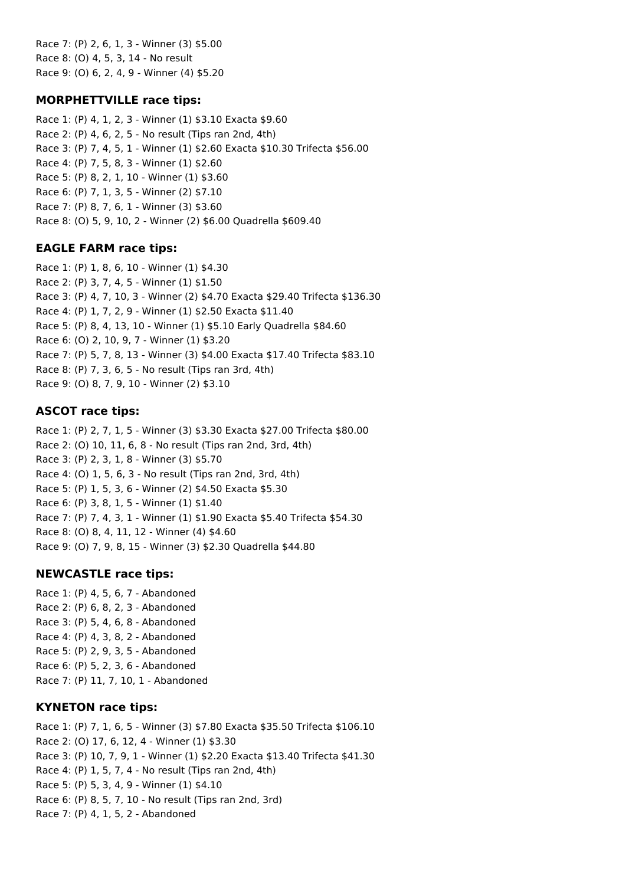Race 7: (P) 2, 6, 1, 3 - Winner (3) $5.00
Race 8: (O) 4, 5, 3, 14 - No result
Race 9: (O) 6, 2, 4, 9 - Winner (4) $5.20

### MORPHETTVILLE race tips:

Race 1: (P) 4, 1, 2, 3 - Winner (1) $3.10 Exacta $9.60
Race 2: (P) 4, 6, 2, 5 - No result (Tips ran 2nd, 4th)
Race 3: (P) 7, 4, 5, 1 - Winner (1) $2.60 Exacta $10.30 Trifecta $56.00
Race 4: (P) 7, 5, 8, 3 - Winner (1) $2.60
Race 5: (P) 8, 2, 1, 10 - Winner (1) $3.60
Race 6: (P) 7, 1, 3, 5 - Winner (2) $7.10
Race 7: (P) 8, 7, 6, 1 - Winner (3) $3.60
Race 8: (O) 5, 9, 10, 2 - Winner (2) $6.00 Quadrella $609.40

### EAGLE FARM race tips:

Race 1: (P) 1, 8, 6, 10 - Winner (1) $4.30
Race 2: (P) 3, 7, 4, 5 - Winner (1) $1.50
Race 3: (P) 4, 7, 10, 3 - Winner (2) $4.70 Exacta $29.40 Trifecta $136.30
Race 4: (P) 1, 7, 2, 9 - Winner (1) $2.50 Exacta $11.40
Race 5: (P) 8, 4, 13, 10 - Winner (1) $5.10 Early Quadrella $84.60
Race 6: (O) 2, 10, 9, 7 - Winner (1) $3.20
Race 7: (P) 5, 7, 8, 13 - Winner (3) $4.00 Exacta $17.40 Trifecta $83.10
Race 8: (P) 7, 3, 6, 5 - No result (Tips ran 3rd, 4th)
Race 9: (O) 8, 7, 9, 10 - Winner (2) $3.10

### ASCOT race tips:

Race 1: (P) 2, 7, 1, 5 - Winner (3) $3.30 Exacta $27.00 Trifecta $80.00
Race 2: (O) 10, 11, 6, 8 - No result (Tips ran 2nd, 3rd, 4th)
Race 3: (P) 2, 3, 1, 8 - Winner (3) $5.70
Race 4: (O) 1, 5, 6, 3 - No result (Tips ran 2nd, 3rd, 4th)
Race 5: (P) 1, 5, 3, 6 - Winner (2) $4.50 Exacta $5.30
Race 6: (P) 3, 8, 1, 5 - Winner (1) $1.40
Race 7: (P) 7, 4, 3, 1 - Winner (1) $1.90 Exacta $5.40 Trifecta $54.30
Race 8: (O) 8, 4, 11, 12 - Winner (4) $4.60
Race 9: (O) 7, 9, 8, 15 - Winner (3) $2.30 Quadrella $44.80

### NEWCASTLE race tips:

Race 1: (P) 4, 5, 6, 7 - Abandoned
Race 2: (P) 6, 8, 2, 3 - Abandoned
Race 3: (P) 5, 4, 6, 8 - Abandoned
Race 4: (P) 4, 3, 8, 2 - Abandoned
Race 5: (P) 2, 9, 3, 5 - Abandoned
Race 6: (P) 5, 2, 3, 6 - Abandoned
Race 7: (P) 11, 7, 10, 1 - Abandoned

### KYNETON race tips:

Race 1: (P) 7, 1, 6, 5 - Winner (3) $7.80 Exacta $35.50 Trifecta $106.10
Race 2: (O) 17, 6, 12, 4 - Winner (1) $3.30
Race 3: (P) 10, 7, 9, 1 - Winner (1) $2.20 Exacta $13.40 Trifecta $41.30
Race 4: (P) 1, 5, 7, 4 - No result (Tips ran 2nd, 4th)
Race 5: (P) 5, 3, 4, 9 - Winner (1) $4.10
Race 6: (P) 8, 5, 7, 10 - No result (Tips ran 2nd, 3rd)
Race 7: (P) 4, 1, 5, 2 - Abandoned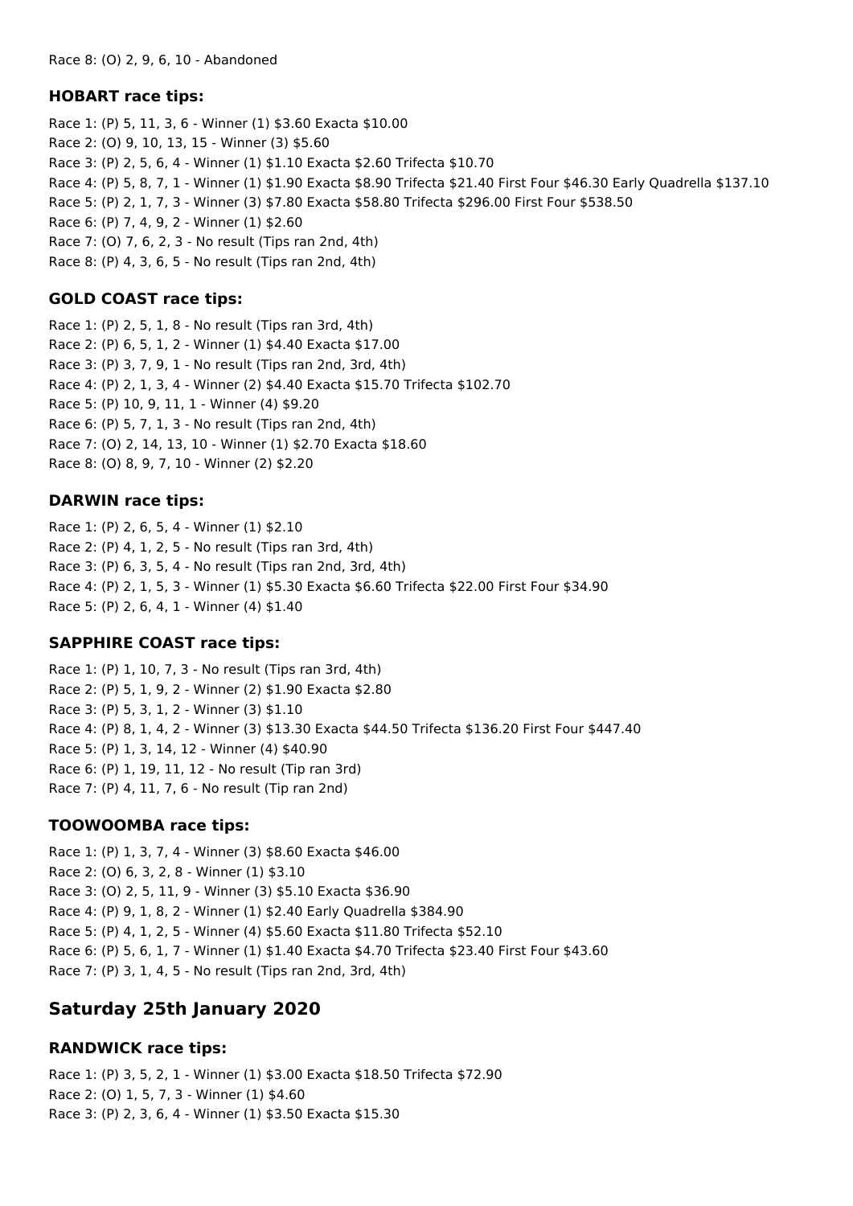Race 8: (O) 2, 9, 6, 10 - Abandoned

### HOBART race tips:

Race 1: (P) 5, 11, 3, 6 - Winner (1) $3.60 Exacta $10.00
Race 2: (O) 9, 10, 13, 15 - Winner (3) $5.60
Race 3: (P) 2, 5, 6, 4 - Winner (1) $1.10 Exacta $2.60 Trifecta $10.70
Race 4: (P) 5, 8, 7, 1 - Winner (1) $1.90 Exacta $8.90 Trifecta $21.40 First Four $46.30 Early Quadrella $137.10
Race 5: (P) 2, 1, 7, 3 - Winner (3) $7.80 Exacta $58.80 Trifecta $296.00 First Four $538.50
Race 6: (P) 7, 4, 9, 2 - Winner (1) $2.60
Race 7: (O) 7, 6, 2, 3 - No result (Tips ran 2nd, 4th)
Race 8: (P) 4, 3, 6, 5 - No result (Tips ran 2nd, 4th)

### GOLD COAST race tips:

Race 1: (P) 2, 5, 1, 8 - No result (Tips ran 3rd, 4th)
Race 2: (P) 6, 5, 1, 2 - Winner (1) $4.40 Exacta $17.00
Race 3: (P) 3, 7, 9, 1 - No result (Tips ran 2nd, 3rd, 4th)
Race 4: (P) 2, 1, 3, 4 - Winner (2) $4.40 Exacta $15.70 Trifecta $102.70
Race 5: (P) 10, 9, 11, 1 - Winner (4) $9.20
Race 6: (P) 5, 7, 1, 3 - No result (Tips ran 2nd, 4th)
Race 7: (O) 2, 14, 13, 10 - Winner (1) $2.70 Exacta $18.60
Race 8: (O) 8, 9, 7, 10 - Winner (2) $2.20

### DARWIN race tips:

Race 1: (P) 2, 6, 5, 4 - Winner (1) $2.10
Race 2: (P) 4, 1, 2, 5 - No result (Tips ran 3rd, 4th)
Race 3: (P) 6, 3, 5, 4 - No result (Tips ran 2nd, 3rd, 4th)
Race 4: (P) 2, 1, 5, 3 - Winner (1) $5.30 Exacta $6.60 Trifecta $22.00 First Four $34.90
Race 5: (P) 2, 6, 4, 1 - Winner (4) $1.40

### SAPPHIRE COAST race tips:

Race 1: (P) 1, 10, 7, 3 - No result (Tips ran 3rd, 4th)
Race 2: (P) 5, 1, 9, 2 - Winner (2) $1.90 Exacta $2.80
Race 3: (P) 5, 3, 1, 2 - Winner (3) $1.10
Race 4: (P) 8, 1, 4, 2 - Winner (3) $13.30 Exacta $44.50 Trifecta $136.20 First Four $447.40
Race 5: (P) 1, 3, 14, 12 - Winner (4) $40.90
Race 6: (P) 1, 19, 11, 12 - No result (Tip ran 3rd)
Race 7: (P) 4, 11, 7, 6 - No result (Tip ran 2nd)

### TOOWOOMBA race tips:

Race 1: (P) 1, 3, 7, 4 - Winner (3) $8.60 Exacta $46.00
Race 2: (O) 6, 3, 2, 8 - Winner (1) $3.10
Race 3: (O) 2, 5, 11, 9 - Winner (3) $5.10 Exacta $36.90
Race 4: (P) 9, 1, 8, 2 - Winner (1) $2.40 Early Quadrella $384.90
Race 5: (P) 4, 1, 2, 5 - Winner (4) $5.60 Exacta $11.80 Trifecta $52.10
Race 6: (P) 5, 6, 1, 7 - Winner (1) $1.40 Exacta $4.70 Trifecta $23.40 First Four $43.60
Race 7: (P) 3, 1, 4, 5 - No result (Tips ran 2nd, 3rd, 4th)

## Saturday 25th January 2020

### RANDWICK race tips:

Race 1: (P) 3, 5, 2, 1 - Winner (1) $3.00 Exacta $18.50 Trifecta $72.90
Race 2: (O) 1, 5, 7, 3 - Winner (1) $4.60
Race 3: (P) 2, 3, 6, 4 - Winner (1) $3.50 Exacta $15.30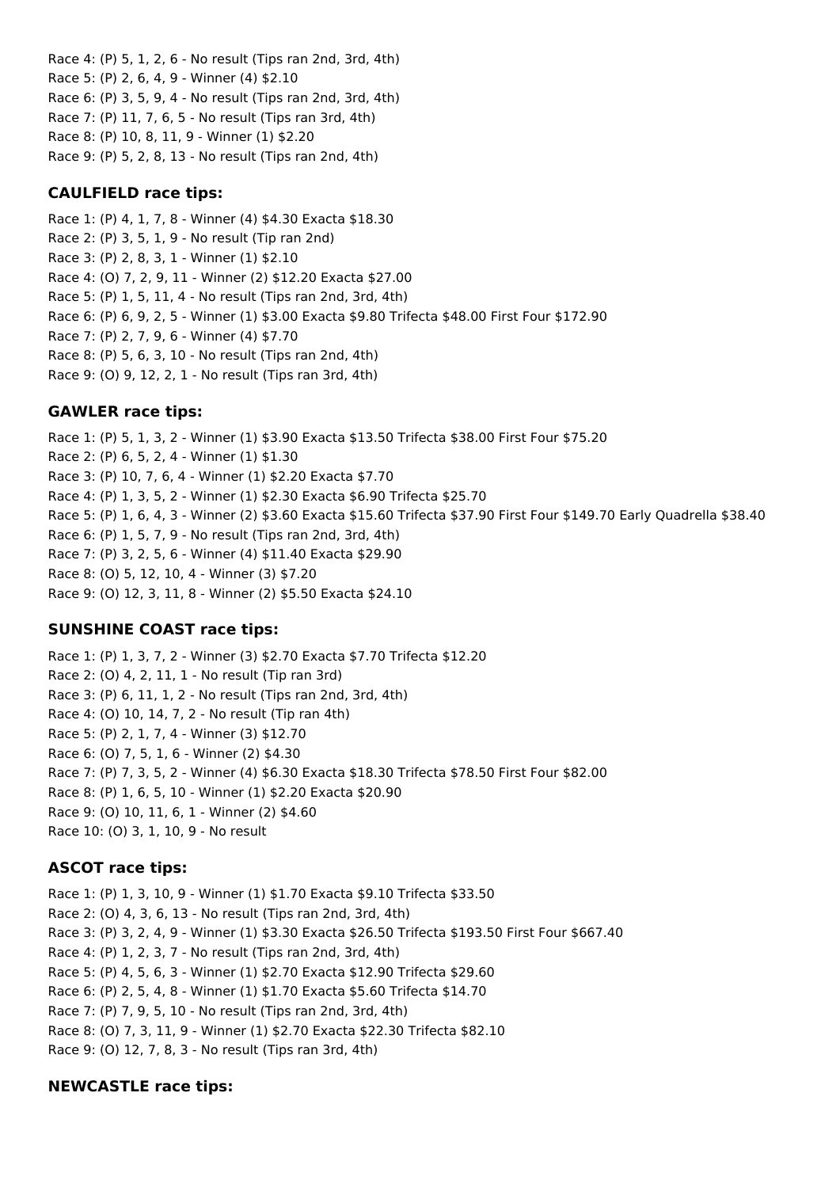Race 4: (P) 5, 1, 2, 6 - No result (Tips ran 2nd, 3rd, 4th)
Race 5: (P) 2, 6, 4, 9 - Winner (4) $2.10
Race 6: (P) 3, 5, 9, 4 - No result (Tips ran 2nd, 3rd, 4th)
Race 7: (P) 11, 7, 6, 5 - No result (Tips ran 3rd, 4th)
Race 8: (P) 10, 8, 11, 9 - Winner (1) $2.20
Race 9: (P) 5, 2, 8, 13 - No result (Tips ran 2nd, 4th)

### CAULFIELD race tips:

Race 1: (P) 4, 1, 7, 8 - Winner (4) $4.30 Exacta $18.30
Race 2: (P) 3, 5, 1, 9 - No result (Tip ran 2nd)
Race 3: (P) 2, 8, 3, 1 - Winner (1) $2.10
Race 4: (O) 7, 2, 9, 11 - Winner (2) $12.20 Exacta $27.00
Race 5: (P) 1, 5, 11, 4 - No result (Tips ran 2nd, 3rd, 4th)
Race 6: (P) 6, 9, 2, 5 - Winner (1) $3.00 Exacta $9.80 Trifecta $48.00 First Four $172.90
Race 7: (P) 2, 7, 9, 6 - Winner (4) $7.70
Race 8: (P) 5, 6, 3, 10 - No result (Tips ran 2nd, 4th)
Race 9: (O) 9, 12, 2, 1 - No result (Tips ran 3rd, 4th)

### GAWLER race tips:

Race 1: (P) 5, 1, 3, 2 - Winner (1) $3.90 Exacta $13.50 Trifecta $38.00 First Four $75.20
Race 2: (P) 6, 5, 2, 4 - Winner (1) $1.30
Race 3: (P) 10, 7, 6, 4 - Winner (1) $2.20 Exacta $7.70
Race 4: (P) 1, 3, 5, 2 - Winner (1) $2.30 Exacta $6.90 Trifecta $25.70
Race 5: (P) 1, 6, 4, 3 - Winner (2) $3.60 Exacta $15.60 Trifecta $37.90 First Four $149.70 Early Quadrella $38.40
Race 6: (P) 1, 5, 7, 9 - No result (Tips ran 2nd, 3rd, 4th)
Race 7: (P) 3, 2, 5, 6 - Winner (4) $11.40 Exacta $29.90
Race 8: (O) 5, 12, 10, 4 - Winner (3) $7.20
Race 9: (O) 12, 3, 11, 8 - Winner (2) $5.50 Exacta $24.10

### SUNSHINE COAST race tips:

Race 1: (P) 1, 3, 7, 2 - Winner (3) $2.70 Exacta $7.70 Trifecta $12.20
Race 2: (O) 4, 2, 11, 1 - No result (Tip ran 3rd)
Race 3: (P) 6, 11, 1, 2 - No result (Tips ran 2nd, 3rd, 4th)
Race 4: (O) 10, 14, 7, 2 - No result (Tip ran 4th)
Race 5: (P) 2, 1, 7, 4 - Winner (3) $12.70
Race 6: (O) 7, 5, 1, 6 - Winner (2) $4.30
Race 7: (P) 7, 3, 5, 2 - Winner (4) $6.30 Exacta $18.30 Trifecta $78.50 First Four $82.00
Race 8: (P) 1, 6, 5, 10 - Winner (1) $2.20 Exacta $20.90
Race 9: (O) 10, 11, 6, 1 - Winner (2) $4.60
Race 10: (O) 3, 1, 10, 9 - No result

### ASCOT race tips:

Race 1: (P) 1, 3, 10, 9 - Winner (1) $1.70 Exacta $9.10 Trifecta $33.50
Race 2: (O) 4, 3, 6, 13 - No result (Tips ran 2nd, 4th)
Race 3: (P) 3, 2, 4, 9 - Winner (1) $3.30 Exacta $26.50 Trifecta $193.50 First Four $667.40
Race 4: (P) 1, 2, 3, 7 - No result (Tips ran 2nd, 3rd, 4th)
Race 5: (P) 4, 5, 6, 3 - Winner (1) $2.70 Exacta $12.90 Trifecta $29.60
Race 6: (P) 2, 5, 4, 8 - Winner (1) $1.70 Exacta $5.60 Trifecta $14.70
Race 7: (P) 7, 9, 5, 10 - No result (Tips ran 2nd, 3rd, 4th)
Race 8: (O) 7, 3, 11, 9 - Winner (1) $2.70 Exacta $22.30 Trifecta $82.10
Race 9: (O) 12, 7, 8, 3 - No result (Tips ran 3rd, 4th)

### NEWCASTLE race tips: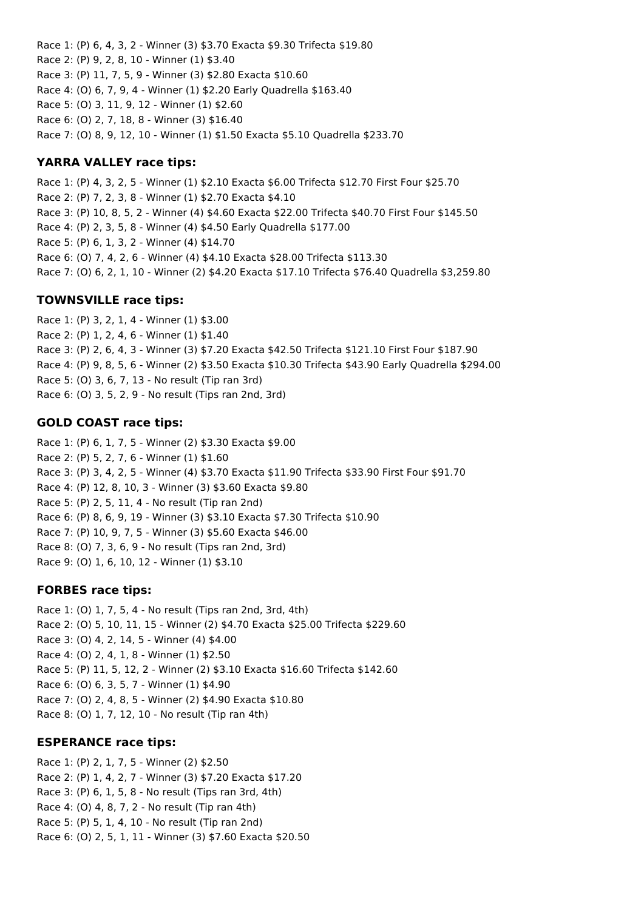Race 1: (P) 6, 4, 3, 2 - Winner (3) $3.70 Exacta $9.30 Trifecta $19.80
Race 2: (P) 9, 2, 8, 10 - Winner (1) $3.40
Race 3: (P) 11, 7, 5, 9 - Winner (3) $2.80 Exacta $10.60
Race 4: (O) 6, 7, 9, 4 - Winner (1) $2.20 Early Quadrella $163.40
Race 5: (O) 3, 11, 9, 12 - Winner (1) $2.60
Race 6: (O) 2, 7, 18, 8 - Winner (3) $16.40
Race 7: (O) 8, 9, 12, 10 - Winner (1) $1.50 Exacta $5.10 Quadrella $233.70

### YARRA VALLEY race tips:

Race 1: (P) 4, 3, 2, 5 - Winner (1) $2.10 Exacta $6.00 Trifecta $12.70 First Four $25.70
Race 2: (P) 7, 2, 3, 8 - Winner (1) $2.70 Exacta $4.10
Race 3: (P) 10, 8, 5, 2 - Winner (4) $4.60 Exacta $22.00 Trifecta $40.70 First Four $145.50
Race 4: (P) 2, 3, 5, 8 - Winner (4) $4.50 Early Quadrella $177.00
Race 5: (P) 6, 1, 3, 2 - Winner (4) $14.70
Race 6: (O) 7, 4, 2, 6 - Winner (4) $4.10 Exacta $28.00 Trifecta $113.30
Race 7: (O) 6, 2, 1, 10 - Winner (2) $4.20 Exacta $17.10 Trifecta $76.40 Quadrella $3,259.80

### TOWNSVILLE race tips:

Race 1: (P) 3, 2, 1, 4 - Winner (1) $3.00
Race 2: (P) 1, 2, 4, 6 - Winner (1) $1.40
Race 3: (P) 2, 6, 4, 3 - Winner (3) $7.20 Exacta $42.50 Trifecta $121.10 First Four $187.90
Race 4: (P) 9, 8, 5, 6 - Winner (2) $3.50 Exacta $10.30 Trifecta $43.90 Early Quadrella $294.00
Race 5: (O) 3, 6, 7, 13 - No result (Tip ran 3rd)
Race 6: (O) 3, 5, 2, 9 - No result (Tips ran 2nd, 3rd)

### GOLD COAST race tips:

Race 1: (P) 6, 1, 7, 5 - Winner (2) $3.30 Exacta $9.00
Race 2: (P) 5, 2, 7, 6 - Winner (1) $1.60
Race 3: (P) 3, 4, 2, 5 - Winner (4) $3.70 Exacta $11.90 Trifecta $33.90 First Four $91.70
Race 4: (P) 12, 8, 10, 3 - Winner (3) $3.60 Exacta $9.80
Race 5: (P) 2, 5, 11, 4 - No result (Tip ran 2nd)
Race 6: (P) 8, 6, 9, 19 - Winner (3) $3.10 Exacta $7.30 Trifecta $10.90
Race 7: (P) 10, 9, 7, 5 - Winner (3) $5.60 Exacta $46.00
Race 8: (O) 7, 3, 6, 9 - No result (Tips ran 2nd, 3rd)
Race 9: (O) 1, 6, 10, 12 - Winner (1) $3.10

### FORBES race tips:

Race 1: (O) 1, 7, 5, 4 - No result (Tips ran 2nd, 3rd, 4th)
Race 2: (O) 5, 10, 11, 15 - Winner (2) $4.70 Exacta $25.00 Trifecta $229.60
Race 3: (O) 4, 2, 14, 5 - Winner (4) $4.00
Race 4: (O) 2, 4, 1, 8 - Winner (1) $2.50
Race 5: (P) 11, 5, 12, 2 - Winner (2) $3.10 Exacta $16.60 Trifecta $142.60
Race 6: (O) 6, 3, 5, 7 - Winner (1) $4.90
Race 7: (O) 2, 4, 8, 5 - Winner (2) $4.90 Exacta $10.80
Race 8: (O) 1, 7, 12, 10 - No result (Tip ran 4th)

### ESPERANCE race tips:

Race 1: (P) 2, 1, 7, 5 - Winner (2) $2.50
Race 2: (P) 1, 4, 2, 7 - Winner (3) $7.20 Exacta $17.20
Race 3: (P) 6, 1, 5, 8 - No result (Tips ran 3rd, 4th)
Race 4: (O) 4, 8, 7, 2 - No result (Tip ran 4th)
Race 5: (P) 5, 1, 4, 10 - No result (Tip ran 2nd)
Race 6: (O) 2, 5, 1, 11 - Winner (3) $7.60 Exacta $20.50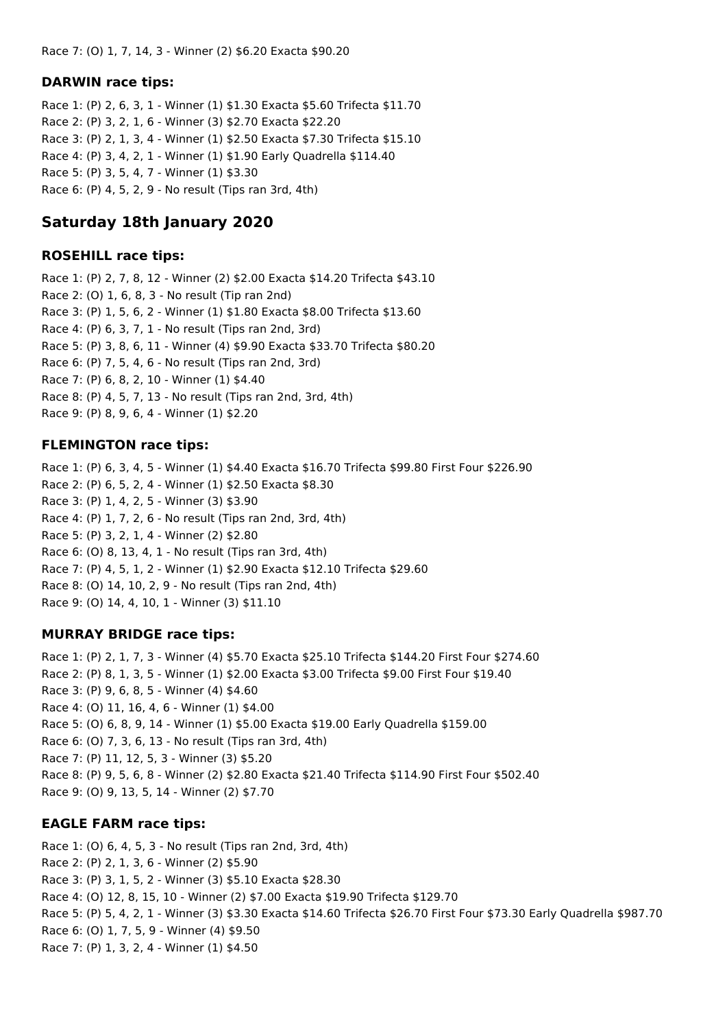Race 7: (O) 1, 7, 14, 3 - Winner (2) $6.20 Exacta $90.20

### DARWIN race tips:

Race 1: (P) 2, 6, 3, 1 - Winner (1) $1.30 Exacta $5.60 Trifecta $11.70
Race 2: (P) 3, 2, 1, 6 - Winner (3) $2.70 Exacta $22.20
Race 3: (P) 2, 1, 3, 4 - Winner (1) $2.50 Exacta $7.30 Trifecta $15.10
Race 4: (P) 3, 4, 2, 1 - Winner (1) $1.90 Early Quadrella $114.40
Race 5: (P) 3, 5, 4, 7 - Winner (1) $3.30
Race 6: (P) 4, 5, 2, 9 - No result (Tips ran 3rd, 4th)

## Saturday 18th January 2020

### ROSEHILL race tips:

Race 1: (P) 2, 7, 8, 12 - Winner (2) $2.00 Exacta $14.20 Trifecta $43.10
Race 2: (O) 1, 6, 8, 3 - No result (Tip ran 2nd)
Race 3: (P) 1, 5, 6, 2 - Winner (1) $1.80 Exacta $8.00 Trifecta $13.60
Race 4: (P) 6, 3, 7, 1 - No result (Tips ran 2nd, 3rd)
Race 5: (P) 3, 8, 6, 11 - Winner (4) $9.90 Exacta $33.70 Trifecta $80.20
Race 6: (P) 7, 5, 4, 6 - No result (Tips ran 2nd, 3rd)
Race 7: (P) 6, 8, 2, 10 - Winner (1) $4.40
Race 8: (P) 4, 5, 7, 13 - No result (Tips ran 2nd, 3rd, 4th)
Race 9: (P) 8, 9, 6, 4 - Winner (1) $2.20

### FLEMINGTON race tips:

Race 1: (P) 6, 3, 4, 5 - Winner (1) $4.40 Exacta $16.70 Trifecta $99.80 First Four $226.90
Race 2: (P) 6, 5, 2, 4 - Winner (1) $2.50 Exacta $8.30
Race 3: (P) 1, 4, 2, 5 - Winner (3) $3.90
Race 4: (P) 1, 7, 2, 6 - No result (Tips ran 2nd, 3rd, 4th)
Race 5: (P) 3, 2, 1, 4 - Winner (2) $2.80
Race 6: (O) 8, 13, 4, 1 - No result (Tips ran 3rd, 4th)
Race 7: (P) 4, 5, 1, 2 - Winner (1) $2.90 Exacta $12.10 Trifecta $29.60
Race 8: (O) 14, 10, 2, 9 - No result (Tips ran 2nd, 4th)
Race 9: (O) 14, 4, 10, 1 - Winner (3) $11.10

### MURRAY BRIDGE race tips:

Race 1: (P) 2, 1, 7, 3 - Winner (4) $5.70 Exacta $25.10 Trifecta $144.20 First Four $274.60
Race 2: (P) 8, 1, 3, 5 - Winner (1) $2.00 Exacta $3.00 Trifecta $9.00 First Four $19.40
Race 3: (P) 9, 6, 8, 5 - Winner (4) $4.60
Race 4: (O) 11, 16, 4, 6 - Winner (1) $4.00
Race 5: (O) 6, 8, 9, 14 - Winner (1) $5.00 Exacta $19.00 Early Quadrella $159.00
Race 6: (O) 7, 3, 6, 13 - No result (Tips ran 3rd, 4th)
Race 7: (P) 11, 12, 5, 3 - Winner (3) $5.20
Race 8: (P) 9, 5, 6, 8 - Winner (2) $2.80 Exacta $21.40 Trifecta $114.90 First Four $502.40
Race 9: (O) 9, 13, 5, 14 - Winner (2) $7.70

### EAGLE FARM race tips:

Race 1: (O) 6, 4, 5, 3 - No result (Tips ran 2nd, 3rd, 4th)
Race 2: (P) 2, 1, 3, 6 - Winner (2) $5.90
Race 3: (P) 3, 1, 5, 2 - Winner (3) $5.10 Exacta $28.30
Race 4: (O) 12, 8, 15, 10 - Winner (2) $7.00 Exacta $19.90 Trifecta $129.70
Race 5: (P) 5, 4, 2, 1 - Winner (3) $3.30 Exacta $14.60 Trifecta $26.70 First Four $73.30 Early Quadrella $987.70
Race 6: (O) 1, 7, 5, 9 - Winner (4) $9.50
Race 7: (P) 1, 3, 2, 4 - Winner (1) $4.50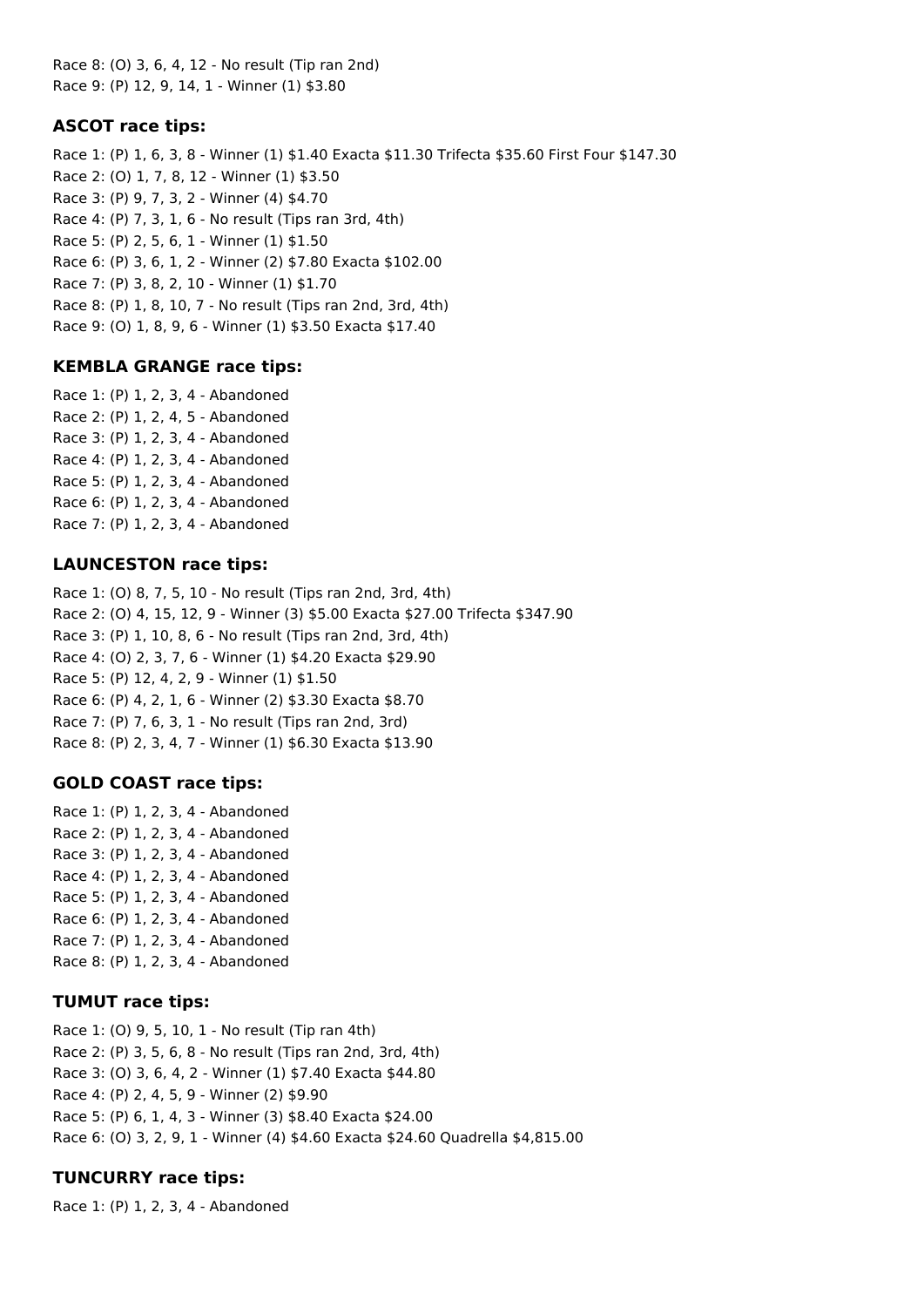Race 8: (O) 3, 6, 4, 12 - No result (Tip ran 2nd)
Race 9: (P) 12, 9, 14, 1 - Winner (1) $3.80

### ASCOT race tips:

Race 1: (P) 1, 6, 3, 8 - Winner (1) $1.40 Exacta $11.30 Trifecta $35.60 First Four $147.30
Race 2: (O) 1, 7, 8, 12 - Winner (1) $3.50
Race 3: (P) 9, 7, 3, 2 - Winner (4) $4.70
Race 4: (P) 7, 3, 1, 6 - No result (Tips ran 3rd, 4th)
Race 5: (P) 2, 5, 6, 1 - Winner (1) $1.50
Race 6: (P) 3, 6, 1, 2 - Winner (2) $7.80 Exacta $102.00
Race 7: (P) 3, 8, 2, 10 - Winner (1) $1.70
Race 8: (P) 1, 8, 10, 7 - No result (Tips ran 2nd, 3rd, 4th)
Race 9: (O) 1, 8, 9, 6 - Winner (1) $3.50 Exacta $17.40

### KEMBLA GRANGE race tips:

Race 1: (P) 1, 2, 3, 4 - Abandoned
Race 2: (P) 1, 2, 4, 5 - Abandoned
Race 3: (P) 1, 2, 3, 4 - Abandoned
Race 4: (P) 1, 2, 3, 4 - Abandoned
Race 5: (P) 1, 2, 3, 4 - Abandoned
Race 6: (P) 1, 2, 3, 4 - Abandoned
Race 7: (P) 1, 2, 3, 4 - Abandoned

### LAUNCESTON race tips:

Race 1: (O) 8, 7, 5, 10 - No result (Tips ran 2nd, 3rd, 4th)
Race 2: (O) 4, 15, 12, 9 - Winner (3) $5.00 Exacta $27.00 Trifecta $347.90
Race 3: (P) 1, 10, 8, 6 - No result (Tips ran 2nd, 3rd, 4th)
Race 4: (O) 2, 3, 7, 6 - Winner (1) $4.20 Exacta $29.90
Race 5: (P) 12, 4, 2, 9 - Winner (1) $1.50
Race 6: (P) 4, 2, 1, 6 - Winner (2) $3.30 Exacta $8.70
Race 7: (P) 7, 6, 3, 1 - No result (Tips ran 2nd, 3rd)
Race 8: (P) 2, 3, 4, 7 - Winner (1) $6.30 Exacta $13.90

### GOLD COAST race tips:

Race 1: (P) 1, 2, 3, 4 - Abandoned
Race 2: (P) 1, 2, 3, 4 - Abandoned
Race 3: (P) 1, 2, 3, 4 - Abandoned
Race 4: (P) 1, 2, 3, 4 - Abandoned
Race 5: (P) 1, 2, 3, 4 - Abandoned
Race 6: (P) 1, 2, 3, 4 - Abandoned
Race 7: (P) 1, 2, 3, 4 - Abandoned
Race 8: (P) 1, 2, 3, 4 - Abandoned

### TUMUT race tips:

Race 1: (O) 9, 5, 10, 1 - No result (Tip ran 4th)
Race 2: (P) 3, 5, 6, 8 - No result (Tips ran 2nd, 3rd, 4th)
Race 3: (O) 3, 6, 4, 2 - Winner (1) $7.40 Exacta $44.80
Race 4: (P) 2, 4, 5, 9 - Winner (2) $9.90
Race 5: (P) 6, 1, 4, 3 - Winner (3) $8.40 Exacta $24.00
Race 6: (O) 3, 2, 9, 1 - Winner (4) $4.60 Exacta $24.60 Quadrella $4,815.00

### TUNCURRY race tips:

Race 1: (P) 1, 2, 3, 4 - Abandoned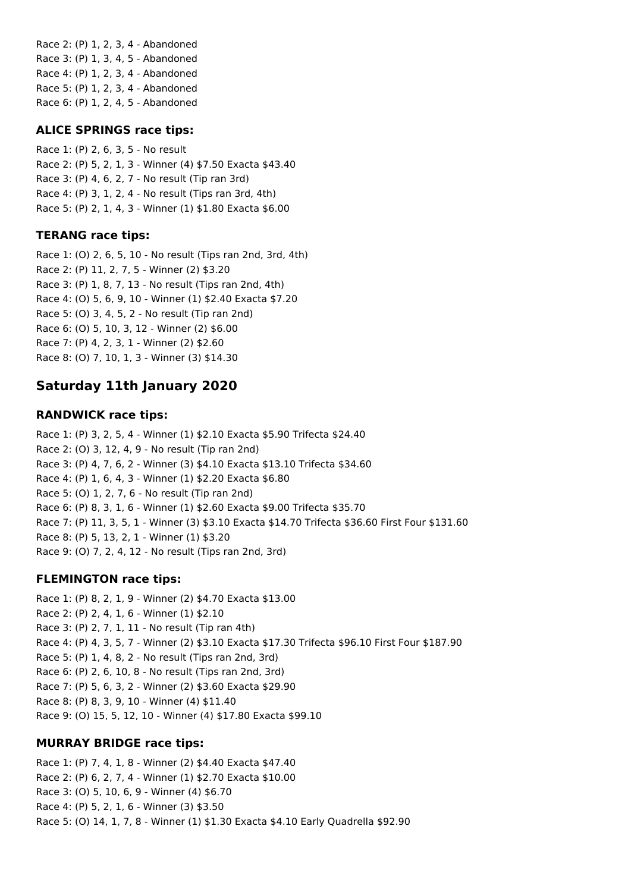Race 2: (P) 1, 2, 3, 4 - Abandoned
Race 3: (P) 1, 3, 4, 5 - Abandoned
Race 4: (P) 1, 2, 3, 4 - Abandoned
Race 5: (P) 1, 2, 3, 4 - Abandoned
Race 6: (P) 1, 2, 4, 5 - Abandoned

### ALICE SPRINGS race tips:

Race 1: (P) 2, 6, 3, 5 - No result
Race 2: (P) 5, 2, 1, 3 - Winner (4) $7.50 Exacta $43.40
Race 3: (P) 4, 6, 2, 7 - No result (Tip ran 3rd)
Race 4: (P) 3, 1, 2, 4 - No result (Tips ran 3rd, 4th)
Race 5: (P) 2, 1, 4, 3 - Winner (1) $1.80 Exacta $6.00

### TERANG race tips:

Race 1: (O) 2, 6, 5, 10 - No result (Tips ran 2nd, 3rd, 4th)
Race 2: (P) 11, 2, 7, 5 - Winner (2) $3.20
Race 3: (P) 1, 8, 7, 13 - No result (Tips ran 2nd, 4th)
Race 4: (O) 5, 6, 9, 10 - Winner (1) $2.40 Exacta $7.20
Race 5: (O) 3, 4, 5, 2 - No result (Tip ran 2nd)
Race 6: (O) 5, 10, 3, 12 - Winner (2) $6.00
Race 7: (P) 4, 2, 3, 1 - Winner (2) $2.60
Race 8: (O) 7, 10, 1, 3 - Winner (3) $14.30

## Saturday 11th January 2020

### RANDWICK race tips:

Race 1: (P) 3, 2, 5, 4 - Winner (1) $2.10 Exacta $5.90 Trifecta $24.40
Race 2: (O) 3, 12, 4, 9 - No result (Tip ran 2nd)
Race 3: (P) 4, 7, 6, 2 - Winner (3) $4.10 Exacta $13.10 Trifecta $34.60
Race 4: (P) 1, 6, 4, 3 - Winner (1) $2.20 Exacta $6.80
Race 5: (O) 1, 2, 7, 6 - No result (Tip ran 2nd)
Race 6: (P) 8, 3, 1, 6 - Winner (1) $2.60 Exacta $9.00 Trifecta $35.70
Race 7: (P) 11, 3, 5, 1 - Winner (3) $3.10 Exacta $14.70 Trifecta $36.60 First Four $131.60
Race 8: (P) 5, 13, 2, 1 - Winner (1) $3.20
Race 9: (O) 7, 2, 4, 12 - No result (Tips ran 2nd, 3rd)

### FLEMINGTON race tips:

Race 1: (P) 8, 2, 1, 9 - Winner (2) $4.70 Exacta $13.00
Race 2: (P) 2, 4, 1, 6 - Winner (1) $2.10
Race 3: (P) 2, 7, 1, 11 - No result (Tip ran 4th)
Race 4: (P) 4, 3, 5, 7 - Winner (2) $3.10 Exacta $17.30 Trifecta $96.10 First Four $187.90
Race 5: (P) 1, 4, 8, 2 - No result (Tips ran 2nd, 3rd)
Race 6: (P) 2, 6, 10, 8 - No result (Tips ran 2nd, 3rd)
Race 7: (P) 5, 6, 3, 2 - Winner (2) $3.60 Exacta $29.90
Race 8: (P) 8, 3, 9, 10 - Winner (4) $11.40
Race 9: (O) 15, 5, 12, 10 - Winner (4) $17.80 Exacta $99.10

### MURRAY BRIDGE race tips:

Race 1: (P) 7, 4, 1, 8 - Winner (2) $4.40 Exacta $47.40
Race 2: (P) 6, 2, 7, 4 - Winner (1) $2.70 Exacta $10.00
Race 3: (O) 5, 10, 6, 9 - Winner (4) $6.70
Race 4: (P) 5, 2, 1, 6 - Winner (3) $3.50
Race 5: (O) 14, 1, 7, 8 - Winner (1) $1.30 Exacta $4.10 Early Quadrella $92.90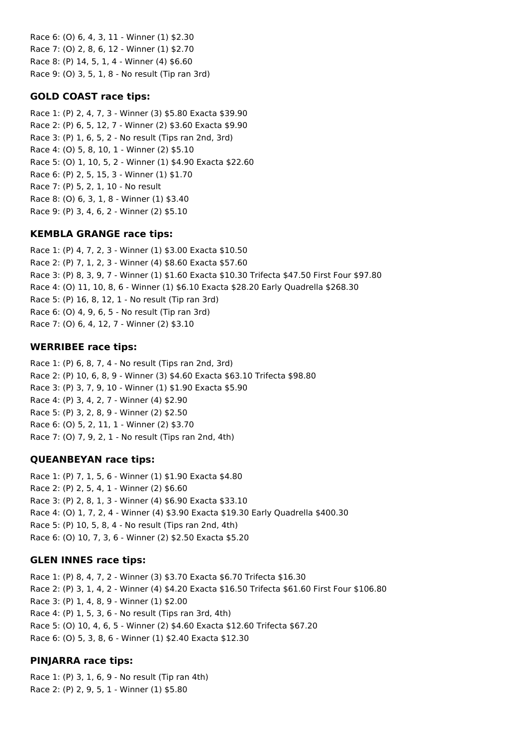Race 6: (O) 6, 4, 3, 11 - Winner (1) $2.30
Race 7: (O) 2, 8, 6, 12 - Winner (1) $2.70
Race 8: (P) 14, 5, 1, 4 - Winner (4) $6.60
Race 9: (O) 3, 5, 1, 8 - No result (Tip ran 3rd)

### GOLD COAST race tips:

Race 1: (P) 2, 4, 7, 3 - Winner (3) $5.80 Exacta $39.90
Race 2: (P) 6, 5, 12, 7 - Winner (2) $3.60 Exacta $9.90
Race 3: (P) 1, 6, 5, 2 - No result (Tips ran 2nd, 3rd)
Race 4: (O) 5, 8, 10, 1 - Winner (2) $5.10
Race 5: (O) 1, 10, 5, 2 - Winner (1) $4.90 Exacta $22.60
Race 6: (P) 2, 5, 15, 3 - Winner (1) $1.70
Race 7: (P) 5, 2, 1, 10 - No result
Race 8: (O) 6, 3, 1, 8 - Winner (1) $3.40
Race 9: (P) 3, 4, 6, 2 - Winner (2) $5.10

### KEMBLA GRANGE race tips:

Race 1: (P) 4, 7, 2, 3 - Winner (1) $3.00 Exacta $10.50
Race 2: (P) 7, 1, 2, 3 - Winner (4) $8.60 Exacta $57.60
Race 3: (P) 8, 3, 9, 7 - Winner (1) $1.60 Exacta $10.30 Trifecta $47.50 First Four $97.80
Race 4: (O) 11, 10, 8, 6 - Winner (1) $6.10 Exacta $28.20 Early Quadrella $268.30
Race 5: (P) 16, 8, 12, 1 - No result (Tip ran 3rd)
Race 6: (O) 4, 9, 6, 5 - No result (Tip ran 3rd)
Race 7: (O) 6, 4, 12, 7 - Winner (2) $3.10

### WERRIBEE race tips:

Race 1: (P) 6, 8, 7, 4 - No result (Tips ran 2nd, 3rd)
Race 2: (P) 10, 6, 8, 9 - Winner (3) $4.60 Exacta $63.10 Trifecta $98.80
Race 3: (P) 3, 7, 9, 10 - Winner (1) $1.90 Exacta $5.90
Race 4: (P) 3, 4, 2, 7 - Winner (4) $2.90
Race 5: (P) 3, 2, 8, 9 - Winner (2) $2.50
Race 6: (O) 5, 2, 11, 1 - Winner (2) $3.70
Race 7: (O) 7, 9, 2, 1 - No result (Tips ran 2nd, 4th)

### QUEANBEYAN race tips:

Race 1: (P) 7, 1, 5, 6 - Winner (1) $1.90 Exacta $4.80
Race 2: (P) 2, 5, 4, 1 - Winner (2) $6.60
Race 3: (P) 2, 8, 1, 3 - Winner (4) $6.90 Exacta $33.10
Race 4: (O) 1, 7, 2, 4 - Winner (4) $3.90 Exacta $19.30 Early Quadrella $400.30
Race 5: (P) 10, 5, 8, 4 - No result (Tips ran 2nd, 4th)
Race 6: (O) 10, 7, 3, 6 - Winner (2) $2.50 Exacta $5.20

### GLEN INNES race tips:

Race 1: (P) 8, 4, 7, 2 - Winner (3) $3.70 Exacta $6.70 Trifecta $16.30
Race 2: (P) 3, 1, 4, 2 - Winner (4) $4.20 Exacta $16.50 Trifecta $61.60 First Four $106.80
Race 3: (P) 1, 4, 8, 9 - Winner (1) $2.00
Race 4: (P) 1, 5, 3, 6 - No result (Tips ran 3rd, 4th)
Race 5: (O) 10, 4, 6, 5 - Winner (2) $4.60 Exacta $12.60 Trifecta $67.20
Race 6: (O) 5, 3, 8, 6 - Winner (1) $2.40 Exacta $12.30

### PINJARRA race tips:

Race 1: (P) 3, 1, 6, 9 - No result (Tip ran 4th)
Race 2: (P) 2, 9, 5, 1 - Winner (1) $5.80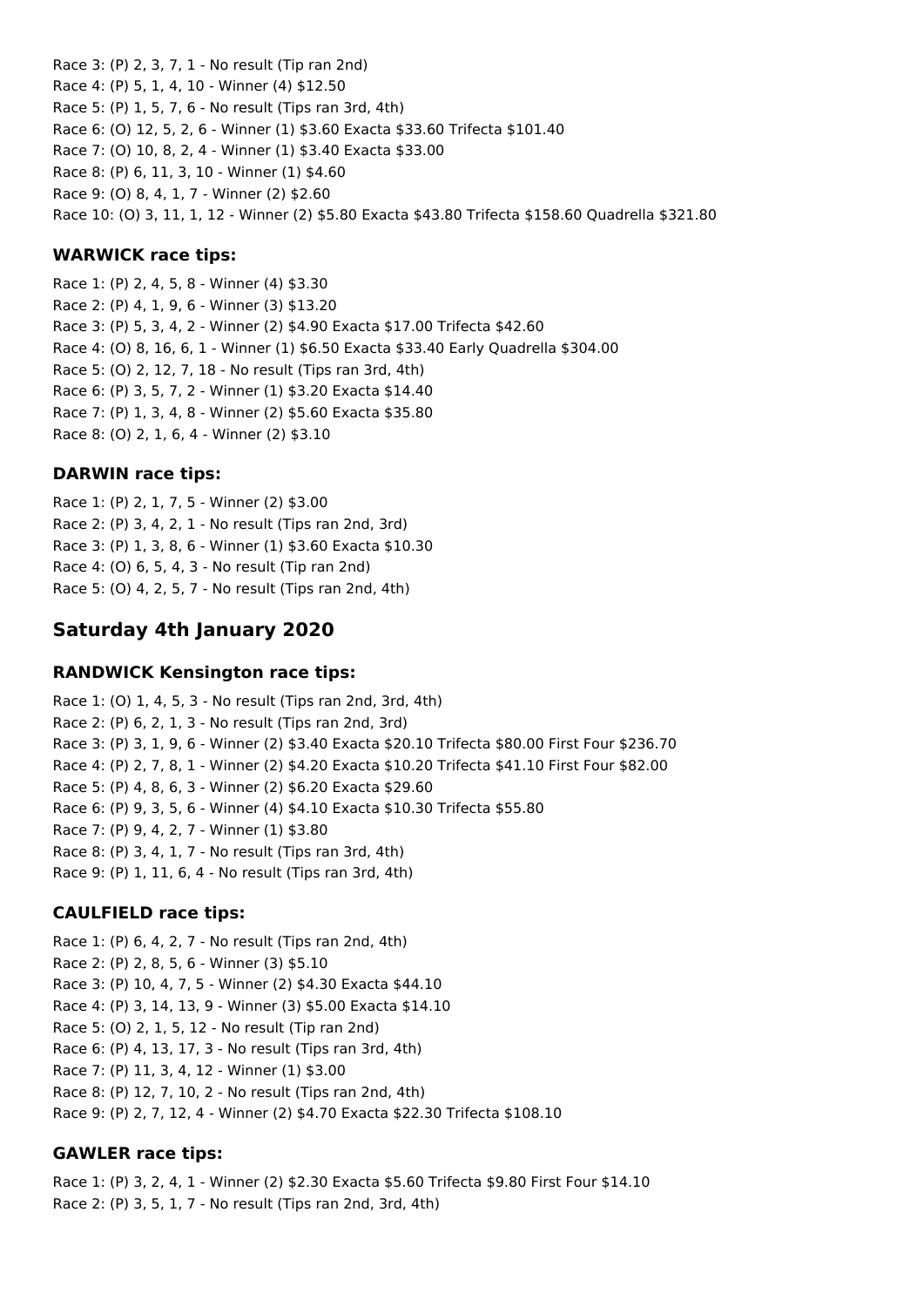Race 3: (P) 2, 3, 7, 1 - No result (Tip ran 2nd)
Race 4: (P) 5, 1, 4, 10 - Winner (4) $12.50
Race 5: (P) 1, 5, 7, 6 - No result (Tips ran 3rd, 4th)
Race 6: (O) 12, 5, 2, 6 - Winner (1) $3.60 Exacta $33.60 Trifecta $101.40
Race 7: (O) 10, 8, 2, 4 - Winner (1) $3.40 Exacta $33.00
Race 8: (P) 6, 11, 3, 10 - Winner (1) $4.60
Race 9: (O) 8, 4, 1, 7 - Winner (2) $2.60
Race 10: (O) 3, 11, 1, 12 - Winner (2) $5.80 Exacta $43.80 Trifecta $158.60 Quadrella $321.80

### WARWICK race tips:

Race 1: (P) 2, 4, 5, 8 - Winner (4) $3.30
Race 2: (P) 4, 1, 9, 6 - Winner (3) $13.20
Race 3: (P) 5, 3, 4, 2 - Winner (2) $4.90 Exacta $17.00 Trifecta $42.60
Race 4: (O) 8, 16, 6, 1 - Winner (1) $6.50 Exacta $33.40 Early Quadrella $304.00
Race 5: (O) 2, 12, 7, 18 - No result (Tips ran 3rd, 4th)
Race 6: (P) 3, 5, 7, 2 - Winner (1) $3.20 Exacta $14.40
Race 7: (P) 1, 3, 4, 8 - Winner (2) $5.60 Exacta $35.80
Race 8: (O) 2, 1, 6, 4 - Winner (2) $3.10

### DARWIN race tips:

Race 1: (P) 2, 1, 7, 5 - Winner (2) $3.00
Race 2: (P) 3, 4, 2, 1 - No result (Tips ran 2nd, 3rd)
Race 3: (P) 1, 3, 8, 6 - Winner (1) $3.60 Exacta $10.30
Race 4: (O) 6, 5, 4, 3 - No result (Tip ran 2nd)
Race 5: (O) 4, 2, 5, 7 - No result (Tips ran 2nd, 4th)

## Saturday 4th January 2020

### RANDWICK Kensington race tips:

Race 1: (O) 1, 4, 5, 3 - No result (Tips ran 2nd, 3rd, 4th)
Race 2: (P) 6, 2, 1, 3 - No result (Tips ran 2nd, 3rd)
Race 3: (P) 3, 1, 9, 6 - Winner (2) $3.40 Exacta $20.10 Trifecta $80.00 First Four $236.70
Race 4: (P) 2, 7, 8, 1 - Winner (2) $4.20 Exacta $10.20 Trifecta $41.10 First Four $82.00
Race 5: (P) 4, 8, 6, 3 - Winner (2) $6.20 Exacta $29.60
Race 6: (P) 9, 3, 5, 6 - Winner (4) $4.10 Exacta $10.30 Trifecta $55.80
Race 7: (P) 9, 4, 2, 7 - Winner (1) $3.80
Race 8: (P) 3, 4, 1, 7 - No result (Tips ran 3rd, 4th)
Race 9: (P) 1, 11, 6, 4 - No result (Tips ran 3rd, 4th)

### CAULFIELD race tips:

Race 1: (P) 6, 4, 2, 7 - No result (Tips ran 2nd, 4th)
Race 2: (P) 2, 8, 5, 6 - Winner (3) $5.10
Race 3: (P) 10, 4, 7, 5 - Winner (2) $4.30 Exacta $44.10
Race 4: (P) 3, 14, 13, 9 - Winner (3) $5.00 Exacta $14.10
Race 5: (O) 2, 1, 5, 12 - No result (Tip ran 2nd)
Race 6: (P) 4, 13, 17, 3 - No result (Tips ran 3rd, 4th)
Race 7: (P) 11, 3, 4, 12 - Winner (1) $3.00
Race 8: (P) 12, 7, 10, 2 - No result (Tips ran 2nd, 4th)
Race 9: (P) 2, 7, 12, 4 - Winner (2) $4.70 Exacta $22.30 Trifecta $108.10

### GAWLER race tips:

Race 1: (P) 3, 2, 4, 1 - Winner (2) $2.30 Exacta $5.60 Trifecta $9.80 First Four $14.10
Race 2: (P) 3, 5, 1, 7 - No result (Tips ran 2nd, 3rd, 4th)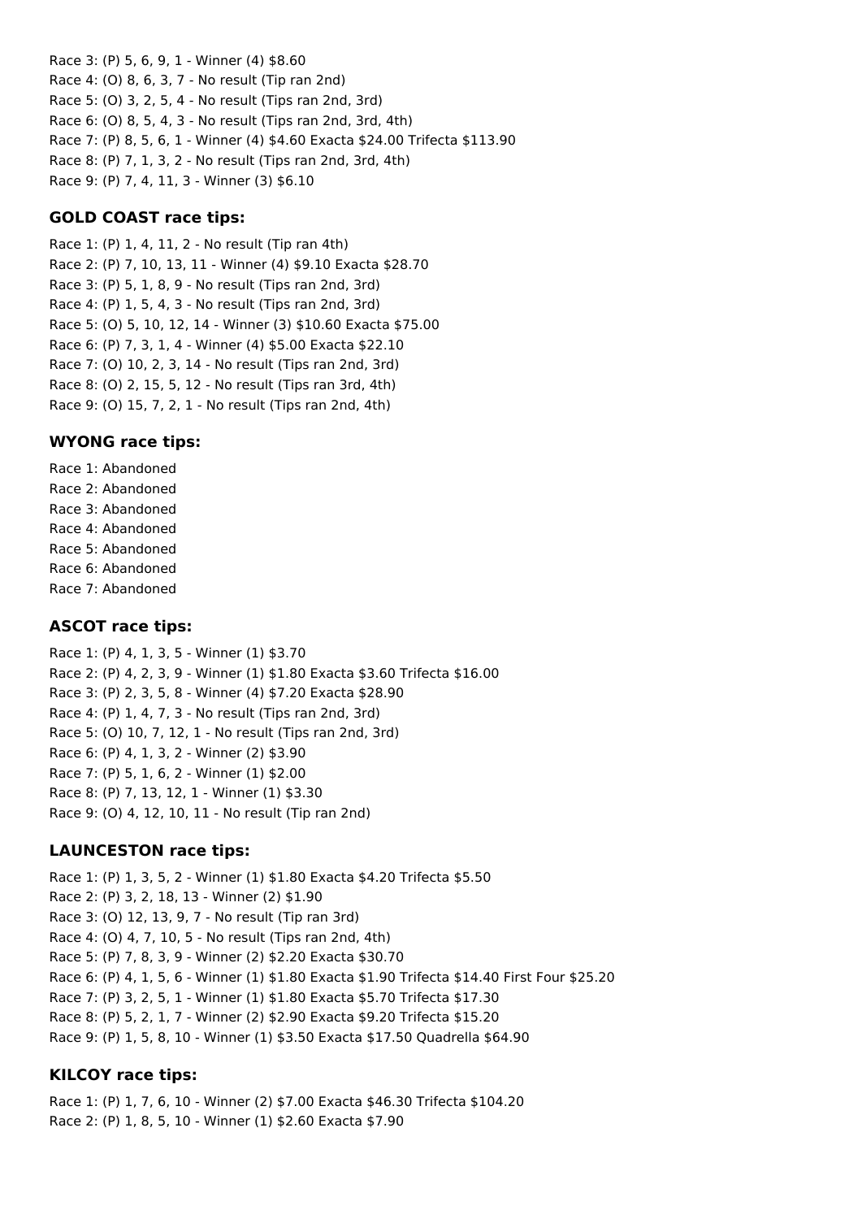Race 3: (P) 5, 6, 9, 1 - Winner (4) $8.60
Race 4: (O) 8, 6, 3, 7 - No result (Tip ran 2nd)
Race 5: (O) 3, 2, 5, 4 - No result (Tips ran 2nd, 3rd)
Race 6: (O) 8, 5, 4, 3 - No result (Tips ran 2nd, 3rd, 4th)
Race 7: (P) 8, 5, 6, 1 - Winner (4) $4.60 Exacta $24.00 Trifecta $113.90
Race 8: (P) 7, 1, 3, 2 - No result (Tips ran 2nd, 3rd, 4th)
Race 9: (P) 7, 4, 11, 3 - Winner (3) $6.10

### GOLD COAST race tips:

Race 1: (P) 1, 4, 11, 2 - No result (Tip ran 4th)
Race 2: (P) 7, 10, 13, 11 - Winner (4) $9.10 Exacta $28.70
Race 3: (P) 5, 1, 8, 9 - No result (Tips ran 2nd, 3rd)
Race 4: (P) 1, 5, 4, 3 - No result (Tips ran 2nd, 3rd)
Race 5: (O) 5, 10, 12, 14 - Winner (3) $10.60 Exacta $75.00
Race 6: (P) 7, 3, 1, 4 - Winner (4) $5.00 Exacta $22.10
Race 7: (O) 10, 2, 3, 14 - No result (Tips ran 2nd, 3rd)
Race 8: (O) 2, 15, 5, 12 - No result (Tips ran 3rd, 4th)
Race 9: (O) 15, 7, 2, 1 - No result (Tips ran 2nd, 4th)

### WYONG race tips:

Race 1: Abandoned
Race 2: Abandoned
Race 3: Abandoned
Race 4: Abandoned
Race 5: Abandoned
Race 6: Abandoned
Race 7: Abandoned

### ASCOT race tips:

Race 1: (P) 4, 1, 3, 5 - Winner (1) $3.70
Race 2: (P) 4, 2, 3, 9 - Winner (1) $1.80 Exacta $3.60 Trifecta $16.00
Race 3: (P) 2, 3, 5, 8 - Winner (4) $7.20 Exacta $28.90
Race 4: (P) 1, 4, 7, 3 - No result (Tips ran 2nd, 3rd)
Race 5: (O) 10, 7, 12, 1 - No result (Tips ran 2nd, 3rd)
Race 6: (P) 4, 1, 3, 2 - Winner (2) $3.90
Race 7: (P) 5, 1, 6, 2 - Winner (1) $2.00
Race 8: (P) 7, 13, 12, 1 - Winner (1) $3.30
Race 9: (O) 4, 12, 10, 11 - No result (Tip ran 2nd)

### LAUNCESTON race tips:

Race 1: (P) 1, 3, 5, 2 - Winner (1) $1.80 Exacta $4.20 Trifecta $5.50
Race 2: (P) 3, 2, 18, 13 - Winner (2) $1.90
Race 3: (O) 12, 13, 9, 7 - No result (Tip ran 3rd)
Race 4: (O) 4, 7, 10, 5 - No result (Tips ran 2nd, 4th)
Race 5: (P) 7, 8, 3, 9 - Winner (2) $2.20 Exacta $30.70
Race 6: (P) 4, 1, 5, 6 - Winner (1) $1.80 Exacta $1.90 Trifecta $14.40 First Four $25.20
Race 7: (P) 3, 2, 5, 1 - Winner (1) $1.80 Exacta $5.70 Trifecta $17.30
Race 8: (P) 5, 2, 1, 7 - Winner (2) $2.90 Exacta $9.20 Trifecta $15.20
Race 9: (P) 1, 5, 8, 10 - Winner (1) $3.50 Exacta $17.50 Quadrella $64.90

### KILCOY race tips:

Race 1: (P) 1, 7, 6, 10 - Winner (2) $7.00 Exacta $46.30 Trifecta $104.20
Race 2: (P) 1, 8, 5, 10 - Winner (1) $2.60 Exacta $7.90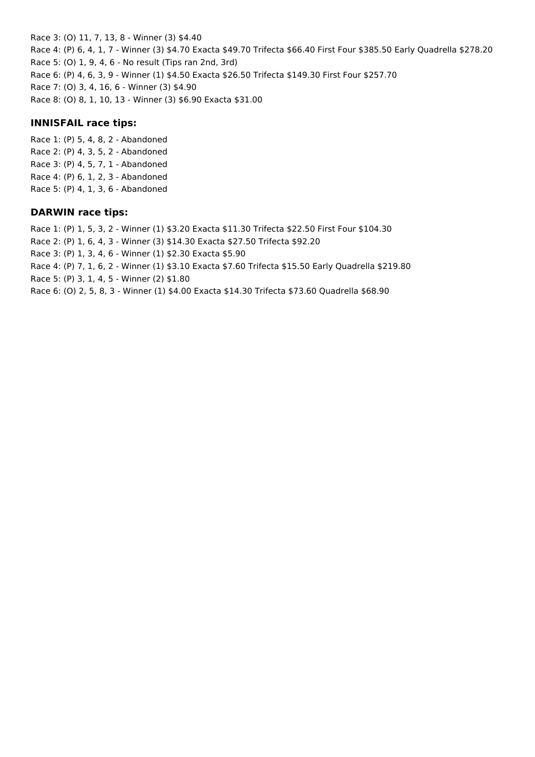Race 3: (O) 11, 7, 13, 8 - Winner (3) $4.40
Race 4: (P) 6, 4, 1, 7 - Winner (3) $4.70 Exacta $49.70 Trifecta $66.40 First Four $385.50 Early Quadrella $278.20
Race 5: (O) 1, 9, 4, 6 - No result (Tips ran 2nd, 3rd)
Race 6: (P) 4, 6, 3, 9 - Winner (1) $4.50 Exacta $26.50 Trifecta $149.30 First Four $257.70
Race 7: (O) 3, 4, 16, 6 - Winner (3) $4.90
Race 8: (O) 8, 1, 10, 13 - Winner (3) $6.90 Exacta $31.00

### INNISFAIL race tips:

Race 1: (P) 5, 4, 8, 2 - Abandoned
Race 2: (P) 4, 3, 5, 2 - Abandoned
Race 3: (P) 4, 5, 7, 1 - Abandoned
Race 4: (P) 6, 1, 2, 3 - Abandoned
Race 5: (P) 4, 1, 3, 6 - Abandoned

### DARWIN race tips:

Race 1: (P) 1, 5, 3, 2 - Winner (1) $3.20 Exacta $11.30 Trifecta $22.50 First Four $104.30
Race 2: (P) 1, 6, 4, 3 - Winner (3) $14.30 Exacta $27.50 Trifecta $92.20
Race 3: (P) 1, 3, 4, 6 - Winner (1) $2.30 Exacta $5.90
Race 4: (P) 7, 1, 6, 2 - Winner (1) $3.10 Exacta $7.60 Trifecta $15.50 Early Quadrella $219.80
Race 5: (P) 3, 1, 4, 5 - Winner (2) $1.80
Race 6: (O) 2, 5, 8, 3 - Winner (1) $4.00 Exacta $14.30 Trifecta $73.60 Quadrella $68.90